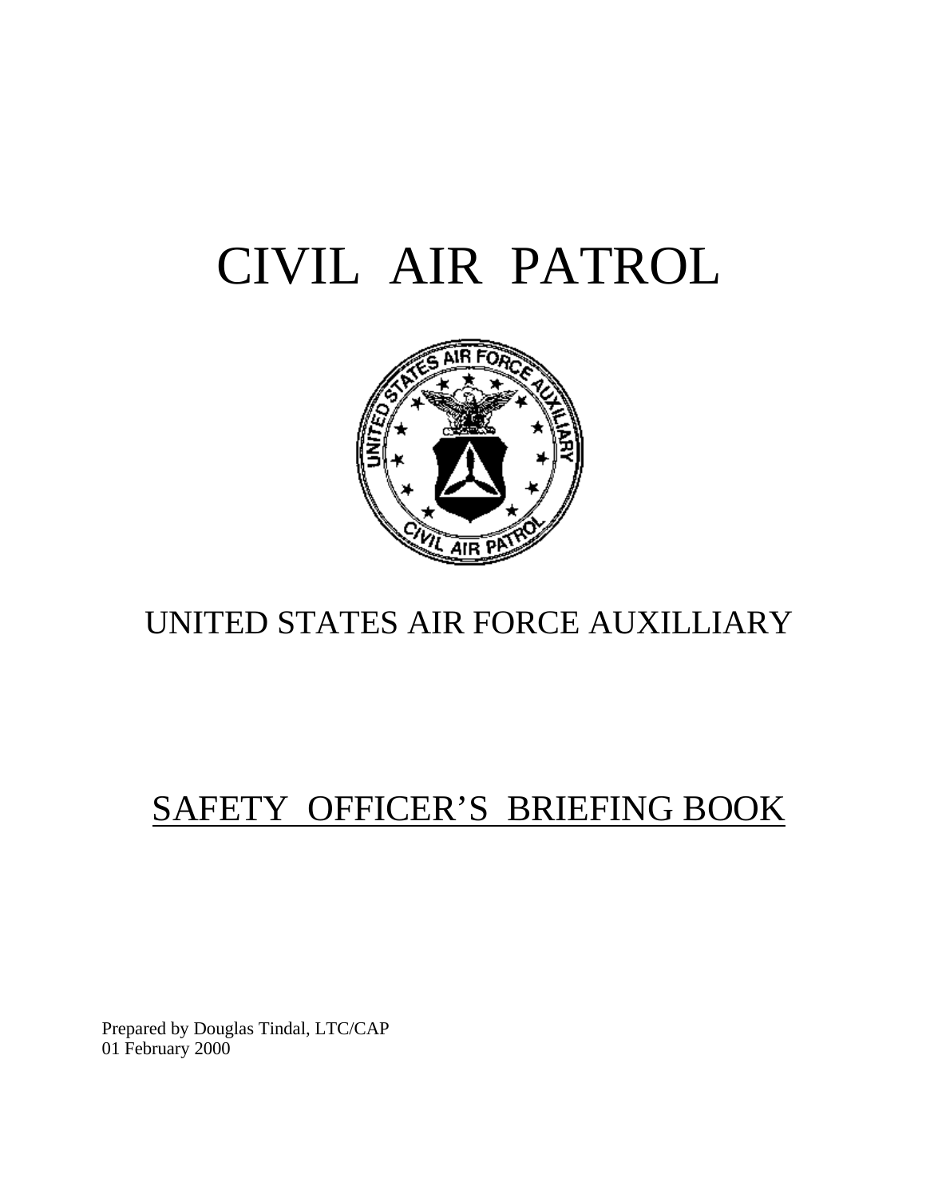# CIVIL AIR PATROL

## UNITED STATES AIR FORCE AUXILLIARY

## SAFETY OFFICER'S BRIEFING BOOK

Prepared by Douglas Tindal, LTC/CAP
01 February 2000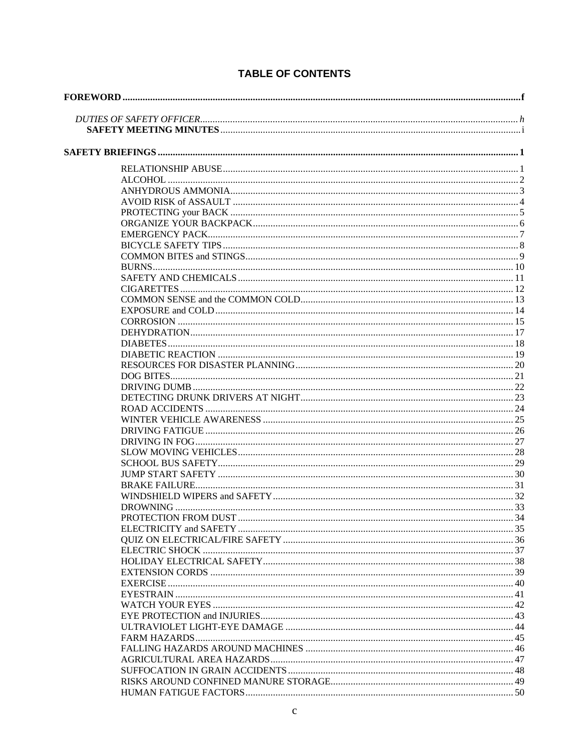# TABLE OF CONTENTS

**FOREWORD** ..... f

*DUTIES OF SAFETY OFFICER* ..... h

**SAFETY MEETING MINUTES** ..... i

**SAFETY BRIEFINGS** ..... 1

- RELATIONSHIP ABUSE ..... 1
- ALCOHOL ..... 2
- ANHYDROUS AMMONIA ..... 3
- AVOID RISK of ASSAULT ..... 4
- PROTECTING your BACK ..... 5
- ORGANIZE YOUR BACKPACK ..... 6
- EMERGENCY PACK ..... 7
- BICYCLE SAFETY TIPS ..... 8
- COMMON BITES and STINGS ..... 9
- BURNS ..... 10
- SAFETY AND CHEMICALS ..... 11
- CIGARETTES ..... 12
- COMMON SENSE and the COMMON COLD ..... 13
- EXPOSURE and COLD ..... 14
- CORROSION ..... 15
- DEHYDRATION ..... 17
- DIABETES ..... 18
- DIABETIC REACTION ..... 19
- RESOURCES FOR DISASTER PLANNING ..... 20
- DOG BITES ..... 21
- DRIVING DUMB ..... 22
- DETECTING DRUNK DRIVERS AT NIGHT ..... 23
- ROAD ACCIDENTS ..... 24
- WINTER VEHICLE AWARENESS ..... 25
- DRIVING FATIGUE ..... 26
- DRIVING IN FOG ..... 27
- SLOW MOVING VEHICLES ..... 28
- SCHOOL BUS SAFETY ..... 29
- JUMP START SAFETY ..... 30
- BRAKE FAILURE ..... 31
- WINDSHIELD WIPERS and SAFETY ..... 32
- DROWNING ..... 33
- PROTECTION FROM DUST ..... 34
- ELECTRICITY and SAFETY ..... 35
- QUIZ ON ELECTRICAL/FIRE SAFETY ..... 36
- ELECTRIC SHOCK ..... 37
- HOLIDAY ELECTRICAL SAFETY ..... 38
- EXTENSION CORDS ..... 39
- EXERCISE ..... 40
- EYESTRAIN ..... 41
- WATCH YOUR EYES ..... 42
- EYE PROTECTION and INJURIES ..... 43
- ULTRAVIOLET LIGHT-EYE DAMAGE ..... 44
- FARM HAZARDS ..... 45
- FALLING HAZARDS AROUND MACHINES ..... 46
- AGRICULTURAL AREA HAZARDS ..... 47
- SUFFOCATION IN GRAIN ACCIDENTS ..... 48
- RISKS AROUND CONFINED MANURE STORAGE ..... 49
- HUMAN FATIGUE FACTORS ..... 50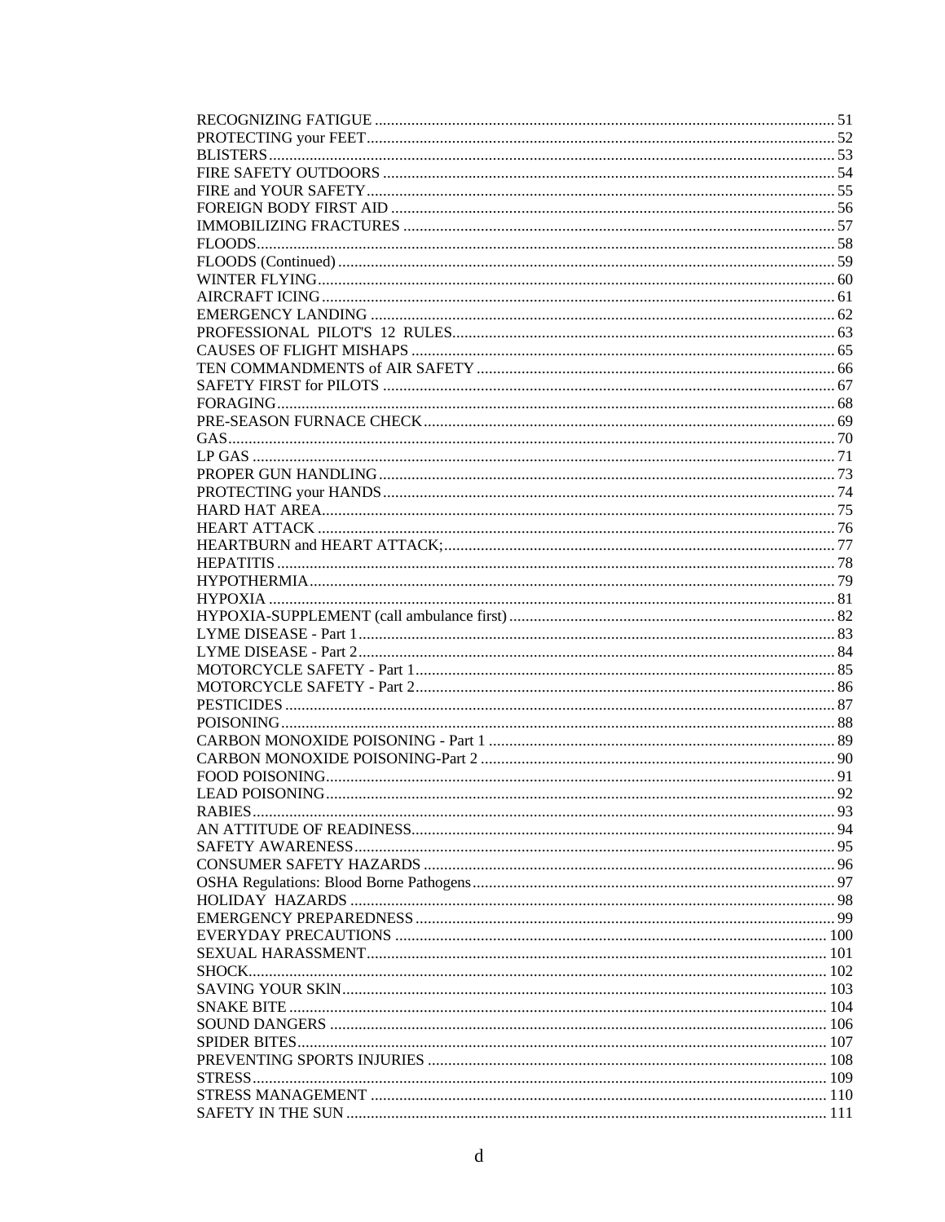RECOGNIZING FATIGUE ........................................................................................................... 51
PROTECTING your FEET......................................................................................................... 52
BLISTERS .................................................................................................................................. 53
FIRE SAFETY OUTDOORS ..................................................................................................... 54
FIRE and YOUR SAFETY......................................................................................................... 55
FOREIGN BODY FIRST AID .................................................................................................. 56
IMMOBILIZING FRACTURES ............................................................................................... 57
FLOODS..................................................................................................................................... 58
FLOODS (Continued) ................................................................................................................ 59
WINTER FLYING...................................................................................................................... 60
AIRCRAFT ICING ..................................................................................................................... 61
EMERGENCY LANDING ........................................................................................................ 62
PROFESSIONAL PILOT'S 12 RULES..................................................................................... 63
CAUSES OF FLIGHT MISHAPS .............................................................................................. 65
TEN COMMANDMENTS of AIR SAFETY .............................................................................. 66
SAFETY FIRST for PILOTS ..................................................................................................... 67
FORAGING................................................................................................................................ 68
PRE-SEASON FURNACE CHECK........................................................................................... 69
GAS............................................................................................................................................. 70
LP GAS ...................................................................................................................................... 71
PROPER GUN HANDLING ....................................................................................................... 73
PROTECTING your HANDS ..................................................................................................... 74
HARD HAT AREA...................................................................................................................... 75
HEART ATTACK ....................................................................................................................... 76
HEARTBURN and HEART ATTACK;....................................................................................... 77
HEPATITIS ................................................................................................................................. 78
HYPOTHERMIA......................................................................................................................... 79
HYPOXIA ................................................................................................................................... 81
HYPOXIA-SUPPLEMENT (call ambulance first) ..................................................................... 82
LYME DISEASE - Part 1............................................................................................................. 83
LYME DISEASE - Part 2............................................................................................................. 84
MOTORCYCLE SAFETY - Part 1 .............................................................................................. 85
MOTORCYCLE SAFETY - Part 2 .............................................................................................. 86
PESTICIDES ............................................................................................................................... 87
POISONING ................................................................................................................................ 88
CARBON MONOXIDE POISONING - Part 1 ............................................................................. 89
CARBON MONOXIDE POISONING-Part 2 ............................................................................... 90
FOOD POISONING..................................................................................................................... 91
LEAD POISONING ..................................................................................................................... 92
RABIES ....................................................................................................................................... 93
AN ATTITUDE OF READINESS................................................................................................ 94
SAFETY AWARENESS .............................................................................................................. 95
CONSUMER SAFETY HAZARDS ............................................................................................. 96
OSHA Regulations: Blood Borne Pathogens ................................................................................ 97
HOLIDAY HAZARDS ................................................................................................................. 98
EMERGENCY PREPAREDNESS ................................................................................................ 99
EVERYDAY PRECAUTIONS ..................................................................................................... 100
SEXUAL HARASSMENT............................................................................................................ 101
SHOCK........................................................................................................................................ 102
SAVING YOUR SKIN.................................................................................................................. 103
SNAKE BITE ............................................................................................................................... 104
SOUND DANGERS ..................................................................................................................... 106
SPIDER BITES............................................................................................................................. 107
PREVENTING SPORTS INJURIES ............................................................................................. 108
STRESS........................................................................................................................................ 109
STRESS MANAGEMENT ........................................................................................................... 110
SAFETY IN THE SUN ................................................................................................................. 111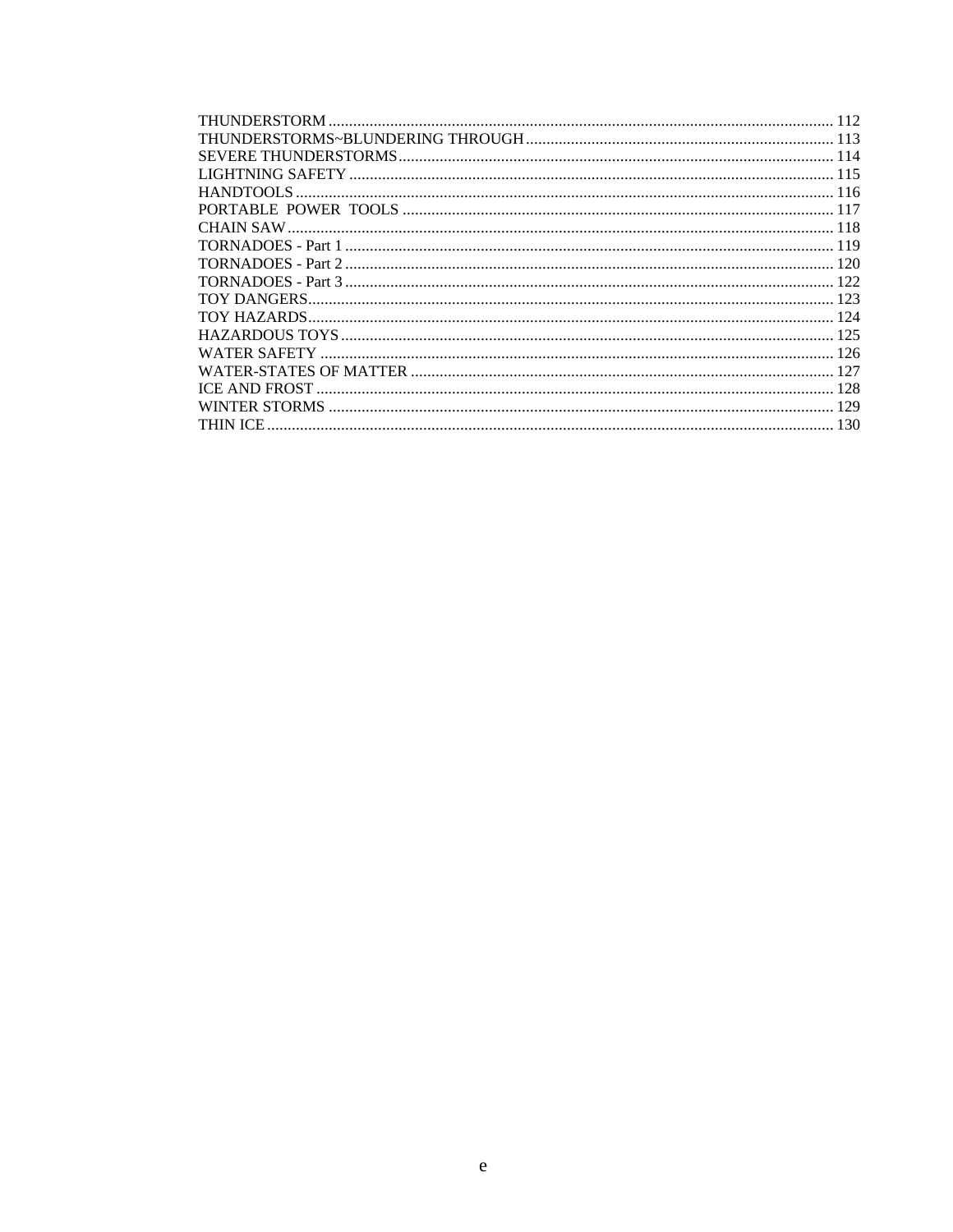THUNDERSTORM ........................................................................................................................ 112
THUNDERSTORMS~BLUNDERING THROUGH .......................................................................... 113
SEVERE THUNDERSTORMS ......................................................................................................... 114
LIGHTNING SAFETY ..................................................................................................................... 115
HANDTOOLS .................................................................................................................................. 116
PORTABLE POWER TOOLS ......................................................................................................... 117
CHAIN SAW .................................................................................................................................... 118
TORNADOES - Part 1 ...................................................................................................................... 119
TORNADOES - Part 2 ...................................................................................................................... 120
TORNADOES - Part 3 ...................................................................................................................... 122
TOY DANGERS ............................................................................................................................... 123
TOY HAZARDS ............................................................................................................................... 124
HAZARDOUS TOYS ....................................................................................................................... 125
WATER SAFETY ............................................................................................................................ 126
WATER-STATES OF MATTER ...................................................................................................... 127
ICE AND FROST ............................................................................................................................. 128
WINTER STORMS .......................................................................................................................... 129
THIN ICE ......................................................................................................................................... 130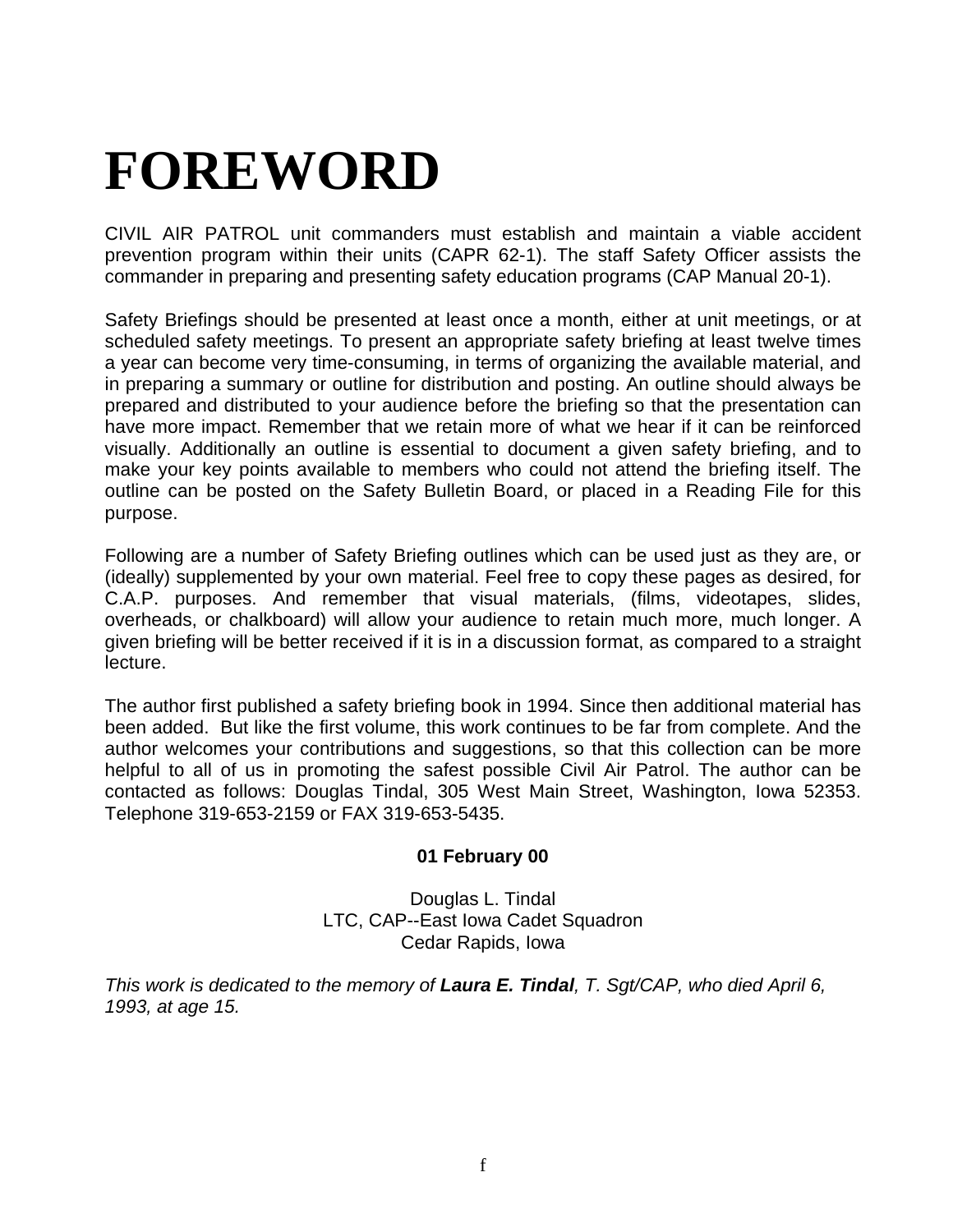# FOREWORD

CIVIL AIR PATROL unit commanders must establish and maintain a viable accident prevention program within their units (CAPR 62-1). The staff Safety Officer assists the commander in preparing and presenting safety education programs (CAP Manual 20-1).

Safety Briefings should be presented at least once a month, either at unit meetings, or at scheduled safety meetings. To present an appropriate safety briefing at least twelve times a year can become very time-consuming, in terms of organizing the available material, and in preparing a summary or outline for distribution and posting. An outline should always be prepared and distributed to your audience before the briefing so that the presentation can have more impact. Remember that we retain more of what we hear if it can be reinforced visually. Additionally an outline is essential to document a given safety briefing, and to make your key points available to members who could not attend the briefing itself. The outline can be posted on the Safety Bulletin Board, or placed in a Reading File for this purpose.

Following are a number of Safety Briefing outlines which can be used just as they are, or (ideally) supplemented by your own material. Feel free to copy these pages as desired, for C.A.P. purposes. And remember that visual materials, (films, videotapes, slides, overheads, or chalkboard) will allow your audience to retain much more, much longer. A given briefing will be better received if it is in a discussion format, as compared to a straight lecture.

The author first published a safety briefing book in 1994. Since then additional material has been added. But like the first volume, this work continues to be far from complete. And the author welcomes your contributions and suggestions, so that this collection can be more helpful to all of us in promoting the safest possible Civil Air Patrol. The author can be contacted as follows: Douglas Tindal, 305 West Main Street, Washington, Iowa 52353. Telephone 319-653-2159 or FAX 319-653-5435.

**01 February 00**

Douglas L. Tindal
LTC, CAP--East Iowa Cadet Squadron
Cedar Rapids, Iowa

*This work is dedicated to the memory of **Laura E. Tindal**, T. Sgt/CAP, who died April 6, 1993, at age 15.*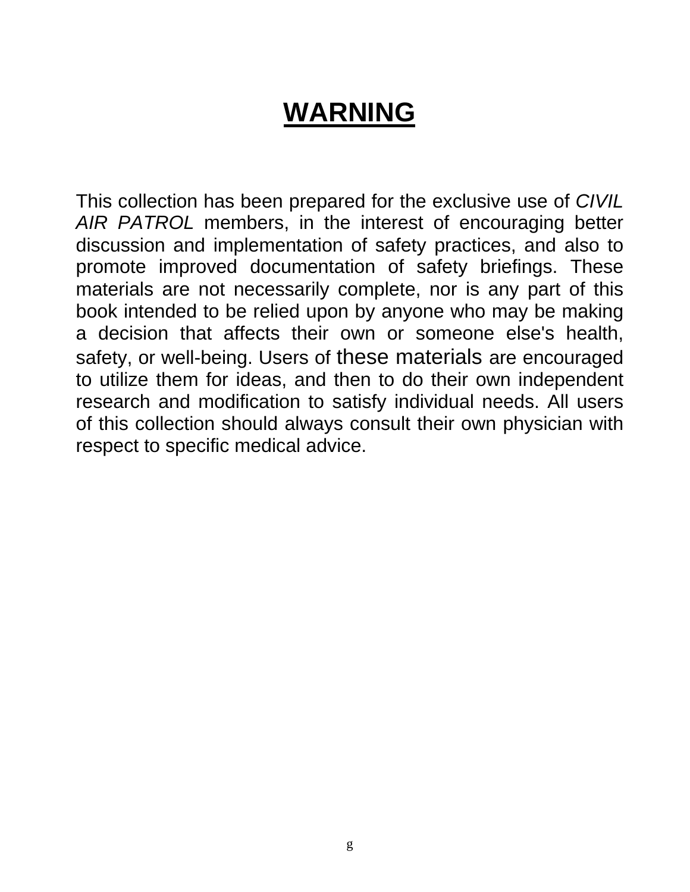# WARNING

This collection has been prepared for the exclusive use of *CIVIL AIR PATROL* members, in the interest of encouraging better discussion and implementation of safety practices, and also to promote improved documentation of safety briefings. These materials are not necessarily complete, nor is any part of this book intended to be relied upon by anyone who may be making a decision that affects their own or someone else's health, safety, or well-being. Users of these materials are encouraged to utilize them for ideas, and then to do their own independent research and modification to satisfy individual needs. All users of this collection should always consult their own physician with respect to specific medical advice.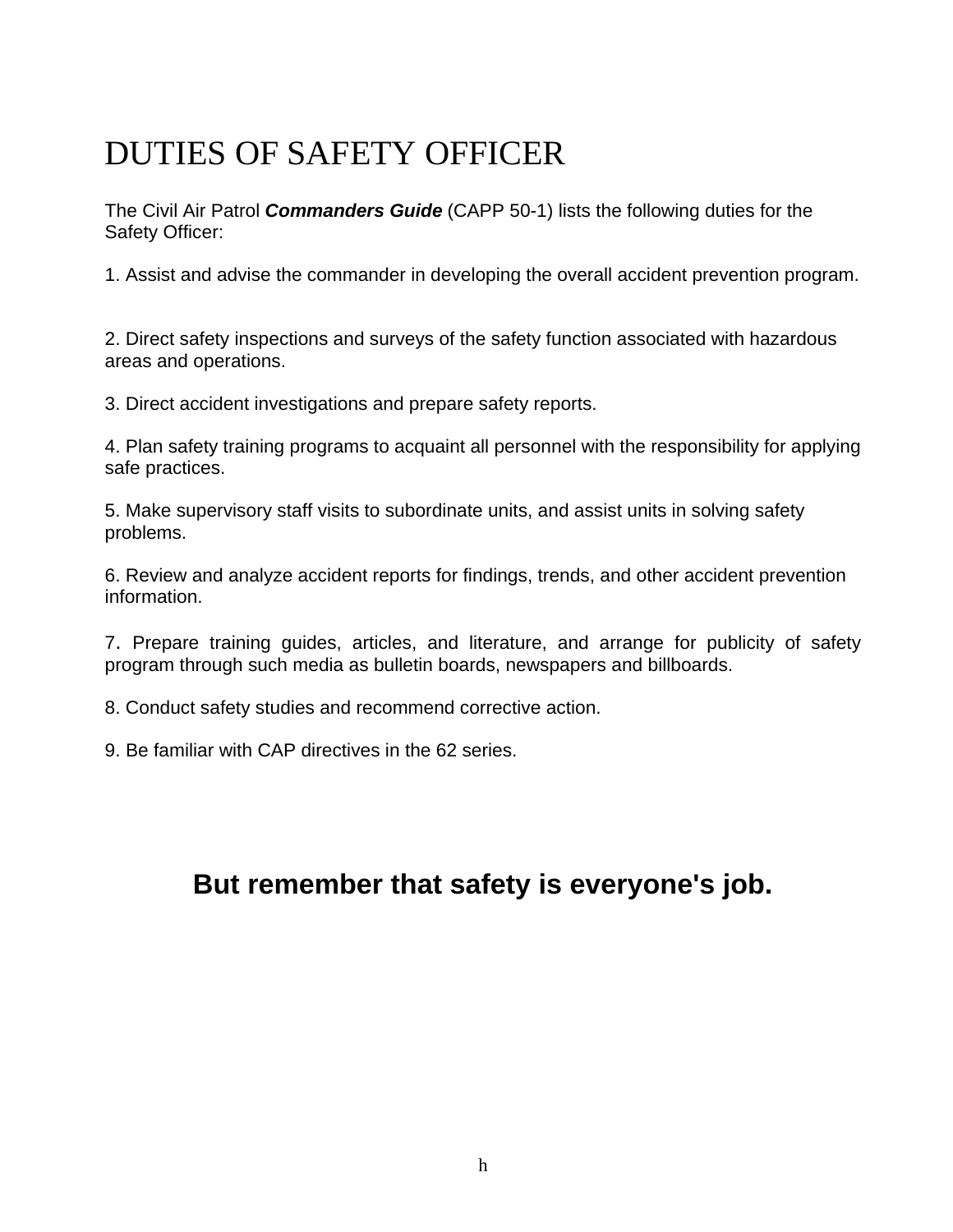# DUTIES OF SAFETY OFFICER

The Civil Air Patrol ***Commanders Guide*** (CAPP 50-1) lists the following duties for the Safety Officer:

1. Assist and advise the commander in developing the overall accident prevention program.

2. Direct safety inspections and surveys of the safety function associated with hazardous areas and operations.

3. Direct accident investigations and prepare safety reports.

4. Plan safety training programs to acquaint all personnel with the responsibility for applying safe practices.

5. Make supervisory staff visits to subordinate units, and assist units in solving safety problems.

6. Review and analyze accident reports for findings, trends, and other accident prevention information.

7. Prepare training guides, articles, and literature, and arrange for publicity of safety program through such media as bulletin boards, newspapers and billboards.

8. Conduct safety studies and recommend corrective action.

9. Be familiar with CAP directives in the 62 series.

**But remember that safety is everyone's job.**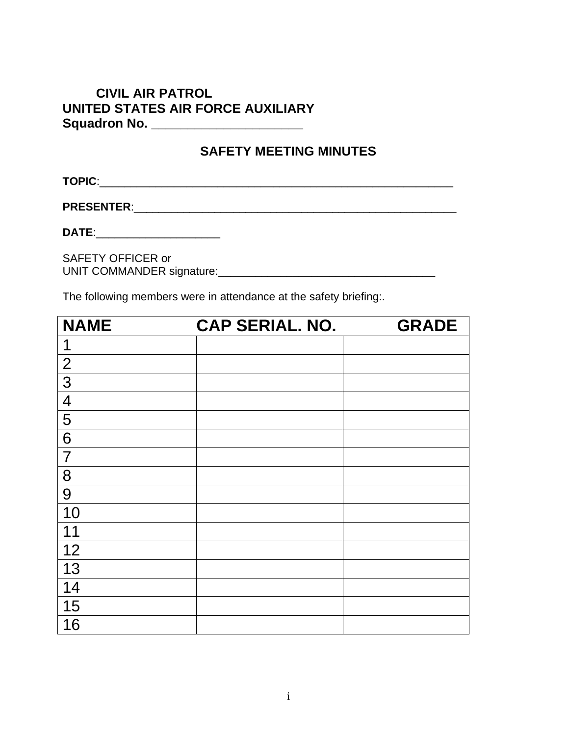**CIVIL AIR PATROL**
**UNITED STATES AIR FORCE AUXILIARY**
**Squadron No. ______________________**

## SAFETY MEETING MINUTES

**TOPIC**:___________________________________________________________

**PRESENTER**:_______________________________________________________

**DATE**:____________________

SAFETY OFFICER or
UNIT COMMANDER signature:___________________________________

The following members were in attendance at the safety briefing:.

| NAME | CAP SERIAL. NO. | GRADE |
|---|---|---|
| 1 | | |
| 2 | | |
| 3 | | |
| 4 | | |
| 5 | | |
| 6 | | |
| 7 | | |
| 8 | | |
| 9 | | |
| 10 | | |
| 11 | | |
| 12 | | |
| 13 | | |
| 14 | | |
| 15 | | |
| 16 | | |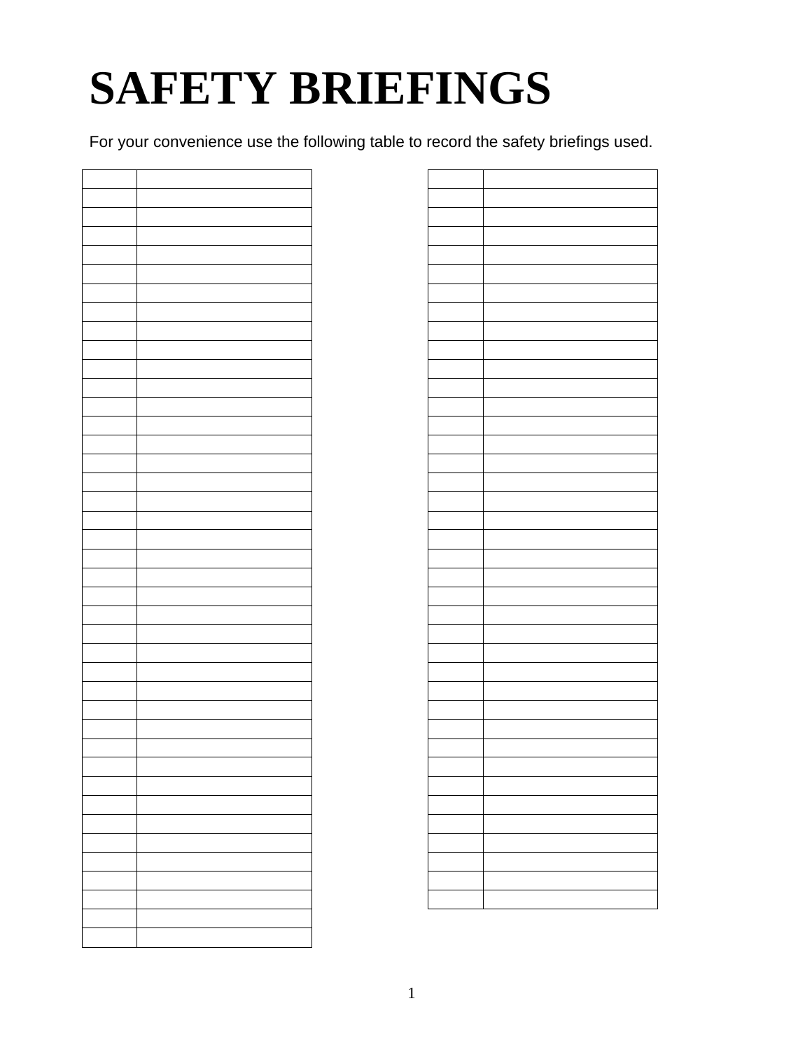# SAFETY BRIEFINGS

For your convenience use the following table to record the safety briefings used.

| | |
|---|---|
| | |
| | |
| | |
| | |
| | |
| | |
| | |
| | |
| | |
| | |
| | |
| | |
| | |
| | |
| | |
| | |
| | |
| | |
| | |
| | |
| | |
| | |
| | |
| | |
| | |
| | |
| | |
| | |
| | |
| | |
| | |
| | |
| | |
| | |
| | |
| | |
| | |
| | |
| | |
| | |

| | |
|---|---|
| | |
| | |
| | |
| | |
| | |
| | |
| | |
| | |
| | |
| | |
| | |
| | |
| | |
| | |
| | |
| | |
| | |
| | |
| | |
| | |
| | |
| | |
| | |
| | |
| | |
| | |
| | |
| | |
| | |
| | |
| | |
| | |
| | |
| | |
| | |
| | |
| | |
| | |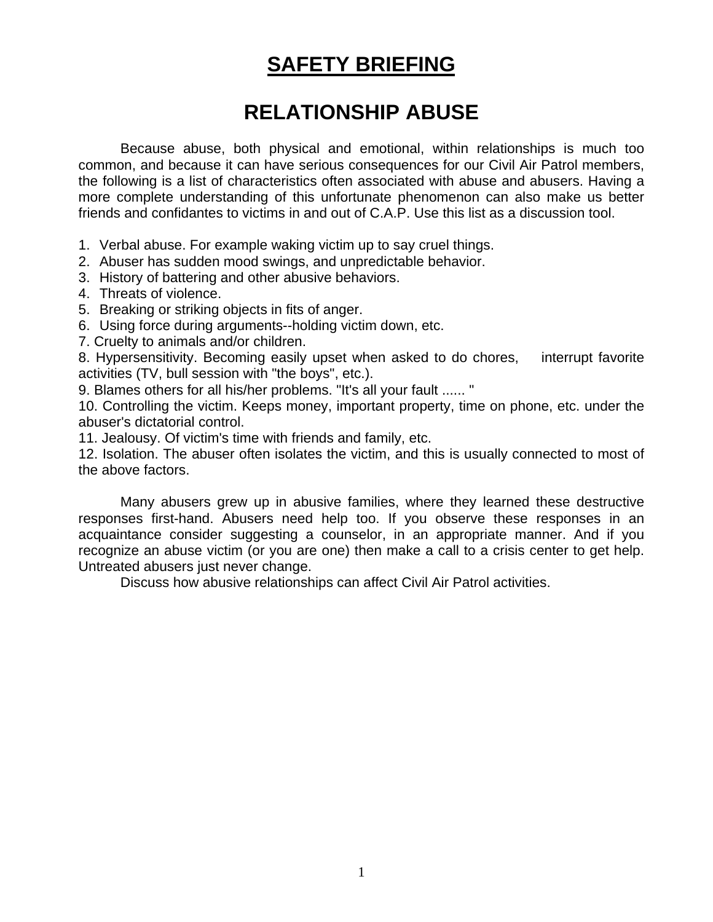# SAFETY BRIEFING

## RELATIONSHIP ABUSE

Because abuse, both physical and emotional, within relationships is much too common, and because it can have serious consequences for our Civil Air Patrol members, the following is a list of characteristics often associated with abuse and abusers. Having a more complete understanding of this unfortunate phenomenon can also make us better friends and confidantes to victims in and out of C.A.P. Use this list as a discussion tool.

1. Verbal abuse. For example waking victim up to say cruel things.
2. Abuser has sudden mood swings, and unpredictable behavior.
3. History of battering and other abusive behaviors.
4. Threats of violence.
5. Breaking or striking objects in fits of anger.
6. Using force during arguments--holding victim down, etc.
7. Cruelty to animals and/or children.
8. Hypersensitivity. Becoming easily upset when asked to do chores, interrupt favorite activities (TV, bull session with "the boys", etc.).
9. Blames others for all his/her problems. "It's all your fault ...... "
10. Controlling the victim. Keeps money, important property, time on phone, etc. under the abuser's dictatorial control.
11. Jealousy. Of victim's time with friends and family, etc.
12. Isolation. The abuser often isolates the victim, and this is usually connected to most of the above factors.

Many abusers grew up in abusive families, where they learned these destructive responses first-hand. Abusers need help too. If you observe these responses in an acquaintance consider suggesting a counselor, in an appropriate manner. And if you recognize an abuse victim (or you are one) then make a call to a crisis center to get help. Untreated abusers just never change.

Discuss how abusive relationships can affect Civil Air Patrol activities.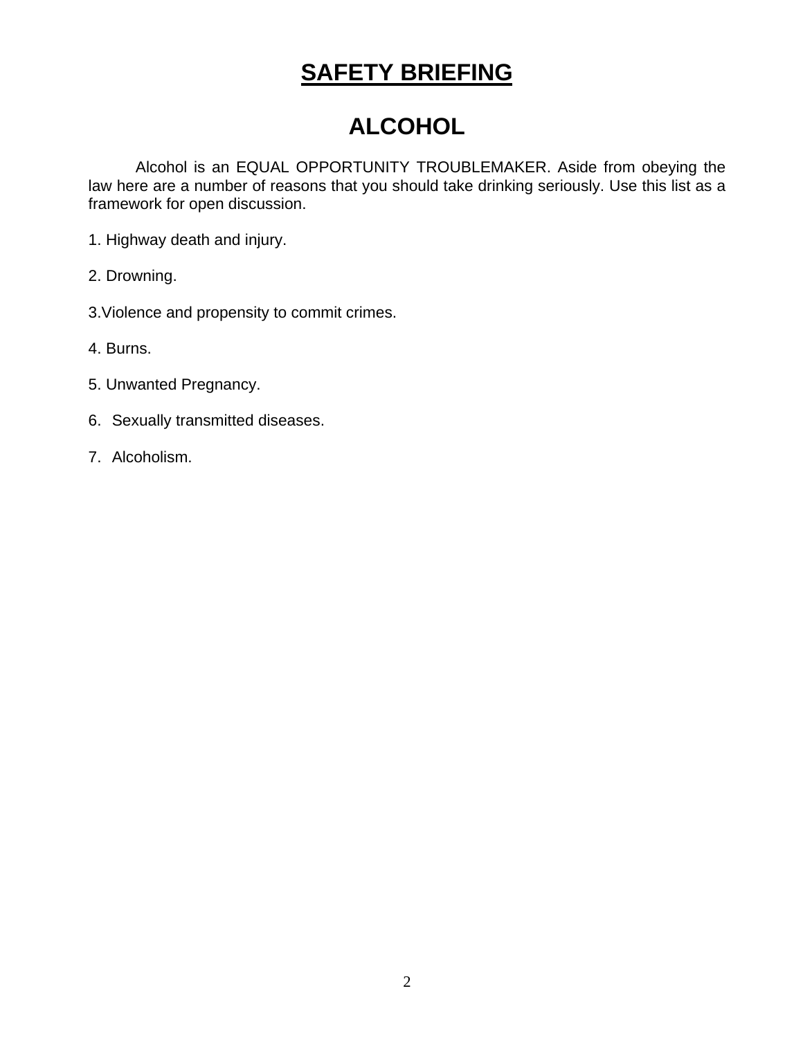# SAFETY BRIEFING

## ALCOHOL

Alcohol is an EQUAL OPPORTUNITY TROUBLEMAKER. Aside from obeying the law here are a number of reasons that you should take drinking seriously. Use this list as a framework for open discussion.

1. Highway death and injury.

2. Drowning.

3. Violence and propensity to commit crimes.

4. Burns.

5. Unwanted Pregnancy.

6. Sexually transmitted diseases.

7. Alcoholism.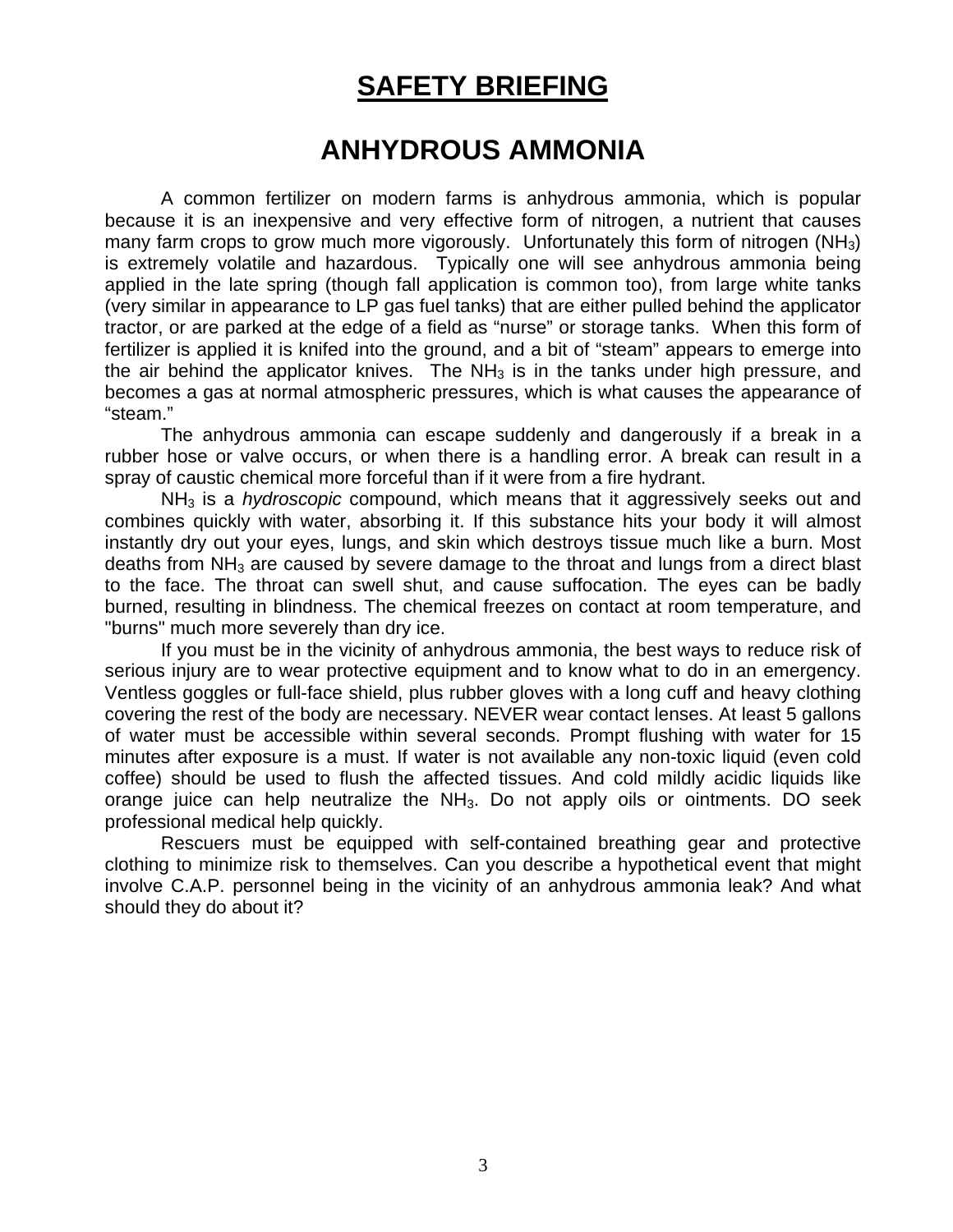# SAFETY BRIEFING

## ANHYDROUS AMMONIA

A common fertilizer on modern farms is anhydrous ammonia, which is popular because it is an inexpensive and very effective form of nitrogen, a nutrient that causes many farm crops to grow much more vigorously. Unfortunately this form of nitrogen ($NH_3$) is extremely volatile and hazardous. Typically one will see anhydrous ammonia being applied in the late spring (though fall application is common too), from large white tanks (very similar in appearance to LP gas fuel tanks) that are either pulled behind the applicator tractor, or are parked at the edge of a field as "nurse" or storage tanks. When this form of fertilizer is applied it is knifed into the ground, and a bit of "steam" appears to emerge into the air behind the applicator knives. The $NH_3$ is in the tanks under high pressure, and becomes a gas at normal atmospheric pressures, which is what causes the appearance of "steam."

The anhydrous ammonia can escape suddenly and dangerously if a break in a rubber hose or valve occurs, or when there is a handling error. A break can result in a spray of caustic chemical more forceful than if it were from a fire hydrant.

$NH_3$ is a *hydroscopic* compound, which means that it aggressively seeks out and combines quickly with water, absorbing it. If this substance hits your body it will almost instantly dry out your eyes, lungs, and skin which destroys tissue much like a burn. Most deaths from $NH_3$ are caused by severe damage to the throat and lungs from a direct blast to the face. The throat can swell shut, and cause suffocation. The eyes can be badly burned, resulting in blindness. The chemical freezes on contact at room temperature, and "burns" much more severely than dry ice.

If you must be in the vicinity of anhydrous ammonia, the best ways to reduce risk of serious injury are to wear protective equipment and to know what to do in an emergency. Ventless goggles or full-face shield, plus rubber gloves with a long cuff and heavy clothing covering the rest of the body are necessary. NEVER wear contact lenses. At least 5 gallons of water must be accessible within several seconds. Prompt flushing with water for 15 minutes after exposure is a must. If water is not available any non-toxic liquid (even cold coffee) should be used to flush the affected tissues. And cold mildly acidic liquids like orange juice can help neutralize the $NH_3$. Do not apply oils or ointments. DO seek professional medical help quickly.

Rescuers must be equipped with self-contained breathing gear and protective clothing to minimize risk to themselves. Can you describe a hypothetical event that might involve C.A.P. personnel being in the vicinity of an anhydrous ammonia leak? And what should they do about it?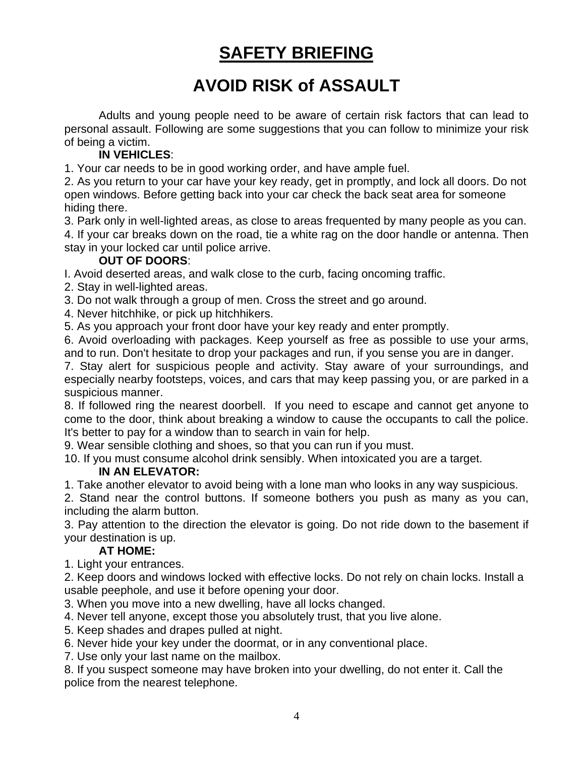# SAFETY BRIEFING

## AVOID RISK of ASSAULT

Adults and young people need to be aware of certain risk factors that can lead to personal assault. Following are some suggestions that you can follow to minimize your risk of being a victim.

**IN VEHICLES**:

1. Your car needs to be in good working order, and have ample fuel.
2. As you return to your car have your key ready, get in promptly, and lock all doors. Do not open windows. Before getting back into your car check the back seat area for someone hiding there.
3. Park only in well-lighted areas, as close to areas frequented by many people as you can.
4. If your car breaks down on the road, tie a white rag on the door handle or antenna. Then stay in your locked car until police arrive.

**OUT OF DOORS**:

I. Avoid deserted areas, and walk close to the curb, facing oncoming traffic.
2. Stay in well-lighted areas.
3. Do not walk through a group of men. Cross the street and go around.
4. Never hitchhike, or pick up hitchhikers.
5. As you approach your front door have your key ready and enter promptly.
6. Avoid overloading with packages. Keep yourself as free as possible to use your arms, and to run. Don't hesitate to drop your packages and run, if you sense you are in danger.
7. Stay alert for suspicious people and activity. Stay aware of your surroundings, and especially nearby footsteps, voices, and cars that may keep passing you, or are parked in a suspicious manner.
8. If followed ring the nearest doorbell. If you need to escape and cannot get anyone to come to the door, think about breaking a window to cause the occupants to call the police. It's better to pay for a window than to search in vain for help.
9. Wear sensible clothing and shoes, so that you can run if you must.
10. If you must consume alcohol drink sensibly. When intoxicated you are a target.

**IN AN ELEVATOR:**

1. Take another elevator to avoid being with a lone man who looks in any way suspicious.
2. Stand near the control buttons. If someone bothers you push as many as you can, including the alarm button.
3. Pay attention to the direction the elevator is going. Do not ride down to the basement if your destination is up.

**AT HOME:**

1. Light your entrances.
2. Keep doors and windows locked with effective locks. Do not rely on chain locks. Install a usable peephole, and use it before opening your door.
3. When you move into a new dwelling, have all locks changed.
4. Never tell anyone, except those you absolutely trust, that you live alone.
5. Keep shades and drapes pulled at night.
6. Never hide your key under the doormat, or in any conventional place.
7. Use only your last name on the mailbox.
8. If you suspect someone may have broken into your dwelling, do not enter it. Call the police from the nearest telephone.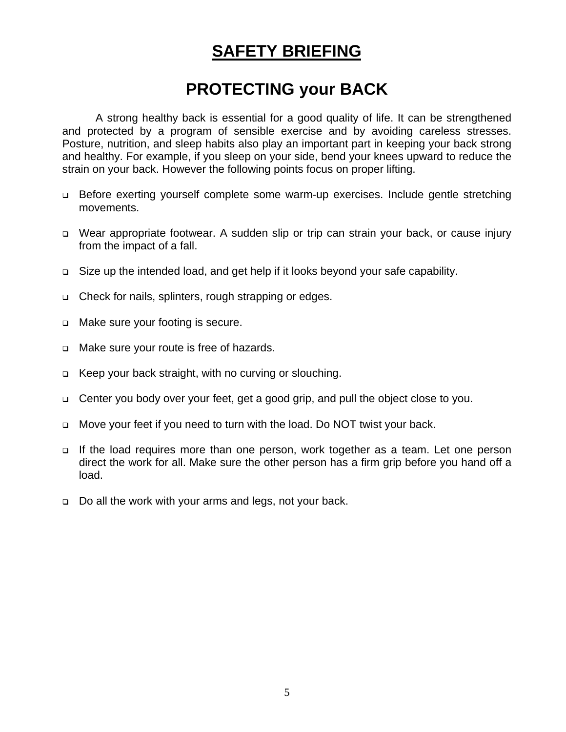# SAFETY BRIEFING

## PROTECTING your BACK

A strong healthy back is essential for a good quality of life. It can be strengthened and protected by a program of sensible exercise and by avoiding careless stresses. Posture, nutrition, and sleep habits also play an important part in keeping your back strong and healthy. For example, if you sleep on your side, bend your knees upward to reduce the strain on your back. However the following points focus on proper lifting.

- Before exerting yourself complete some warm-up exercises. Include gentle stretching movements.
- Wear appropriate footwear. A sudden slip or trip can strain your back, or cause injury from the impact of a fall.
- Size up the intended load, and get help if it looks beyond your safe capability.
- Check for nails, splinters, rough strapping or edges.
- Make sure your footing is secure.
- Make sure your route is free of hazards.
- Keep your back straight, with no curving or slouching.
- Center you body over your feet, get a good grip, and pull the object close to you.
- Move your feet if you need to turn with the load. Do NOT twist your back.
- If the load requires more than one person, work together as a team. Let one person direct the work for all. Make sure the other person has a firm grip before you hand off a load.
- Do all the work with your arms and legs, not your back.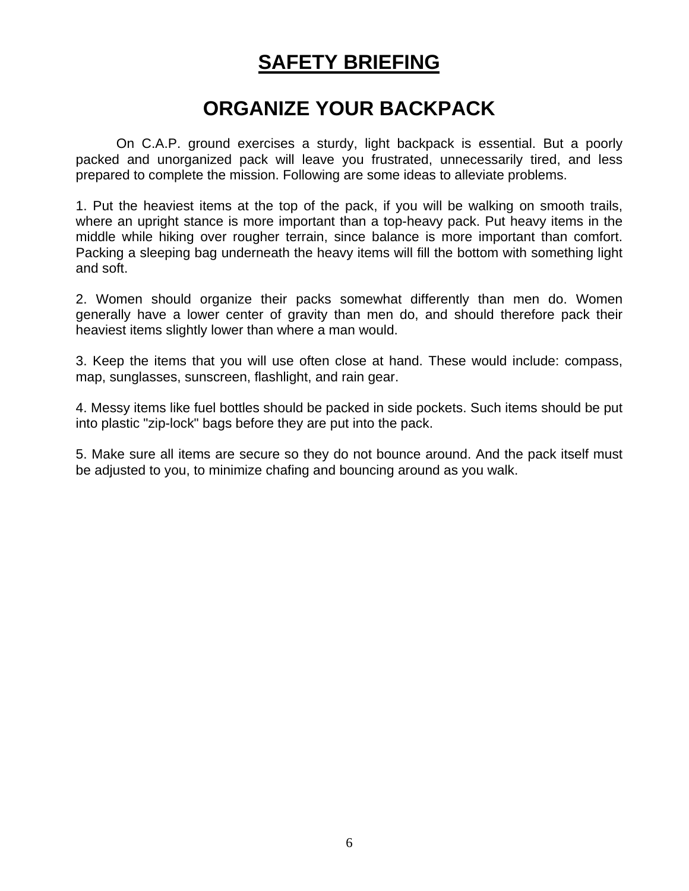# SAFETY BRIEFING

## ORGANIZE YOUR BACKPACK

On C.A.P. ground exercises a sturdy, light backpack is essential. But a poorly packed and unorganized pack will leave you frustrated, unnecessarily tired, and less prepared to complete the mission. Following are some ideas to alleviate problems.

1. Put the heaviest items at the top of the pack, if you will be walking on smooth trails, where an upright stance is more important than a top-heavy pack. Put heavy items in the middle while hiking over rougher terrain, since balance is more important than comfort. Packing a sleeping bag underneath the heavy items will fill the bottom with something light and soft.

2. Women should organize their packs somewhat differently than men do. Women generally have a lower center of gravity than men do, and should therefore pack their heaviest items slightly lower than where a man would.

3. Keep the items that you will use often close at hand. These would include: compass, map, sunglasses, sunscreen, flashlight, and rain gear.

4. Messy items like fuel bottles should be packed in side pockets. Such items should be put into plastic "zip-lock" bags before they are put into the pack.

5. Make sure all items are secure so they do not bounce around. And the pack itself must be adjusted to you, to minimize chafing and bouncing around as you walk.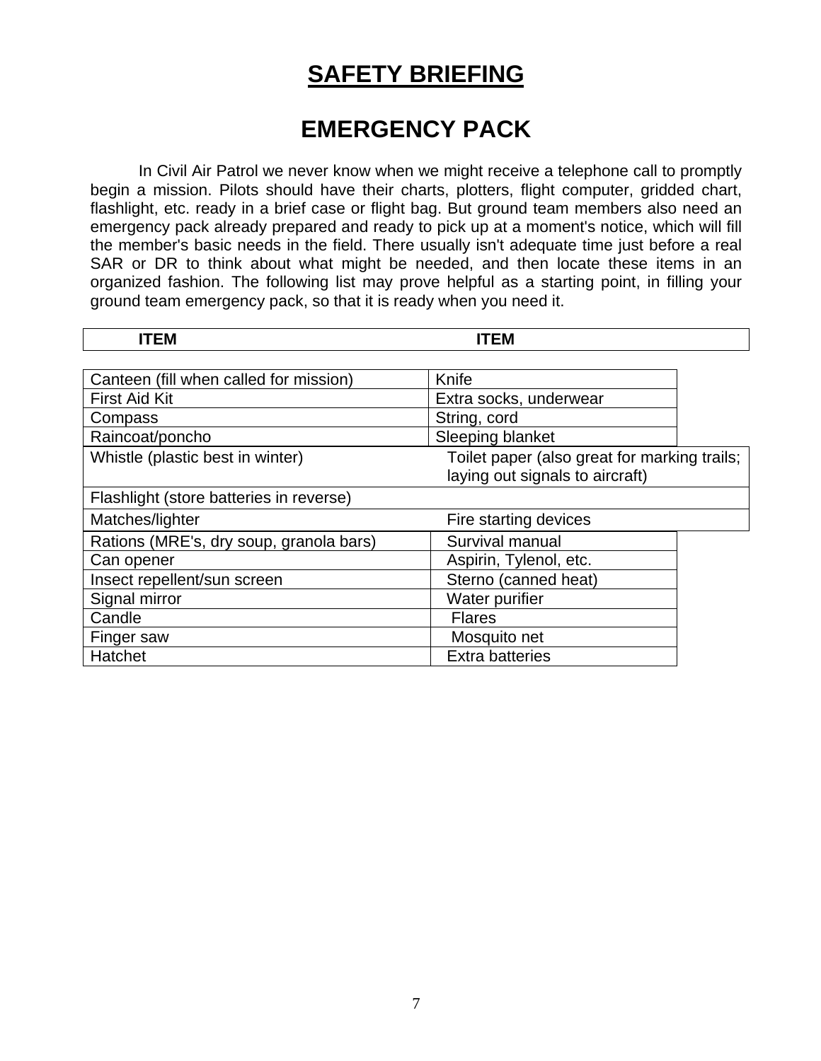# SAFETY BRIEFING

## EMERGENCY PACK

In Civil Air Patrol we never know when we might receive a telephone call to promptly begin a mission. Pilots should have their charts, plotters, flight computer, gridded chart, flashlight, etc. ready in a brief case or flight bag. But ground team members also need an emergency pack already prepared and ready to pick up at a moment's notice, which will fill the member's basic needs in the field. There usually isn't adequate time just before a real SAR or DR to think about what might be needed, and then locate these items in an organized fashion. The following list may prove helpful as a starting point, in filling your ground team emergency pack, so that it is ready when you need it.

| ITEM | ITEM |
|---|---|
| Canteen (fill when called for mission) | Knife |
| First Aid Kit | Extra socks, underwear |
| Compass | String, cord |
| Raincoat/poncho | Sleeping blanket |
| Whistle (plastic best in winter) | Toilet paper (also great for marking trails; laying out signals to aircraft) |
| Flashlight (store batteries in reverse) | |
| Matches/lighter | Fire starting devices |
| Rations (MRE's, dry soup, granola bars) | Survival manual |
| Can opener | Aspirin, Tylenol, etc. |
| Insect repellent/sun screen | Sterno (canned heat) |
| Signal mirror | Water purifier |
| Candle | Flares |
| Finger saw | Mosquito net |
| Hatchet | Extra batteries |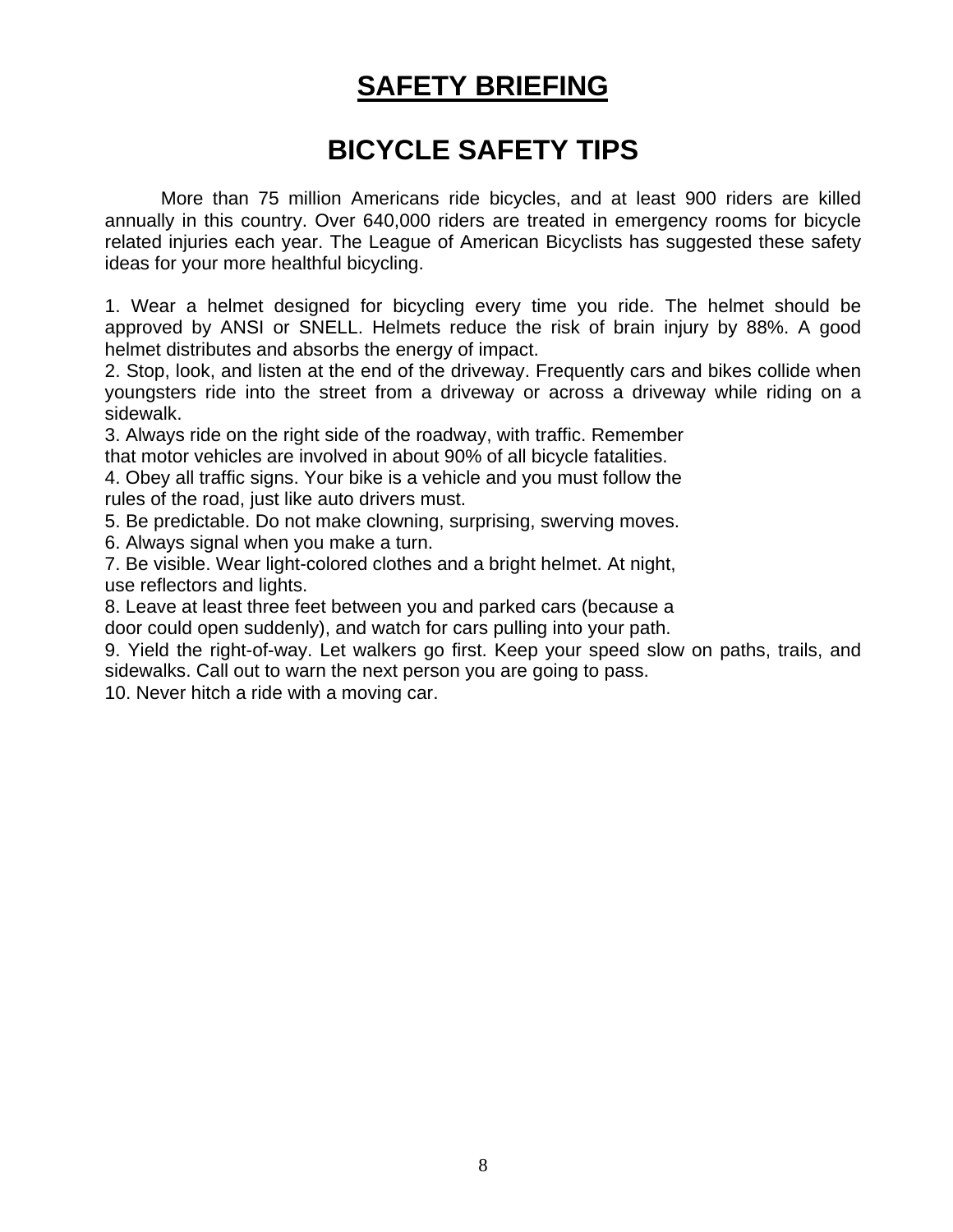# SAFETY BRIEFING

## BICYCLE SAFETY TIPS

More than 75 million Americans ride bicycles, and at least 900 riders are killed annually in this country. Over 640,000 riders are treated in emergency rooms for bicycle related injuries each year. The League of American Bicyclists has suggested these safety ideas for your more healthful bicycling.

1. Wear a helmet designed for bicycling every time you ride. The helmet should be approved by ANSI or SNELL. Helmets reduce the risk of brain injury by 88%. A good helmet distributes and absorbs the energy of impact.
2. Stop, look, and listen at the end of the driveway. Frequently cars and bikes collide when youngsters ride into the street from a driveway or across a driveway while riding on a sidewalk.
3. Always ride on the right side of the roadway, with traffic. Remember that motor vehicles are involved in about 90% of all bicycle fatalities.
4. Obey all traffic signs. Your bike is a vehicle and you must follow the rules of the road, just like auto drivers must.
5. Be predictable. Do not make clowning, surprising, swerving moves.
6. Always signal when you make a turn.
7. Be visible. Wear light-colored clothes and a bright helmet. At night, use reflectors and lights.
8. Leave at least three feet between you and parked cars (because a door could open suddenly), and watch for cars pulling into your path.
9. Yield the right-of-way. Let walkers go first. Keep your speed slow on paths, trails, and sidewalks. Call out to warn the next person you are going to pass.
10. Never hitch a ride with a moving car.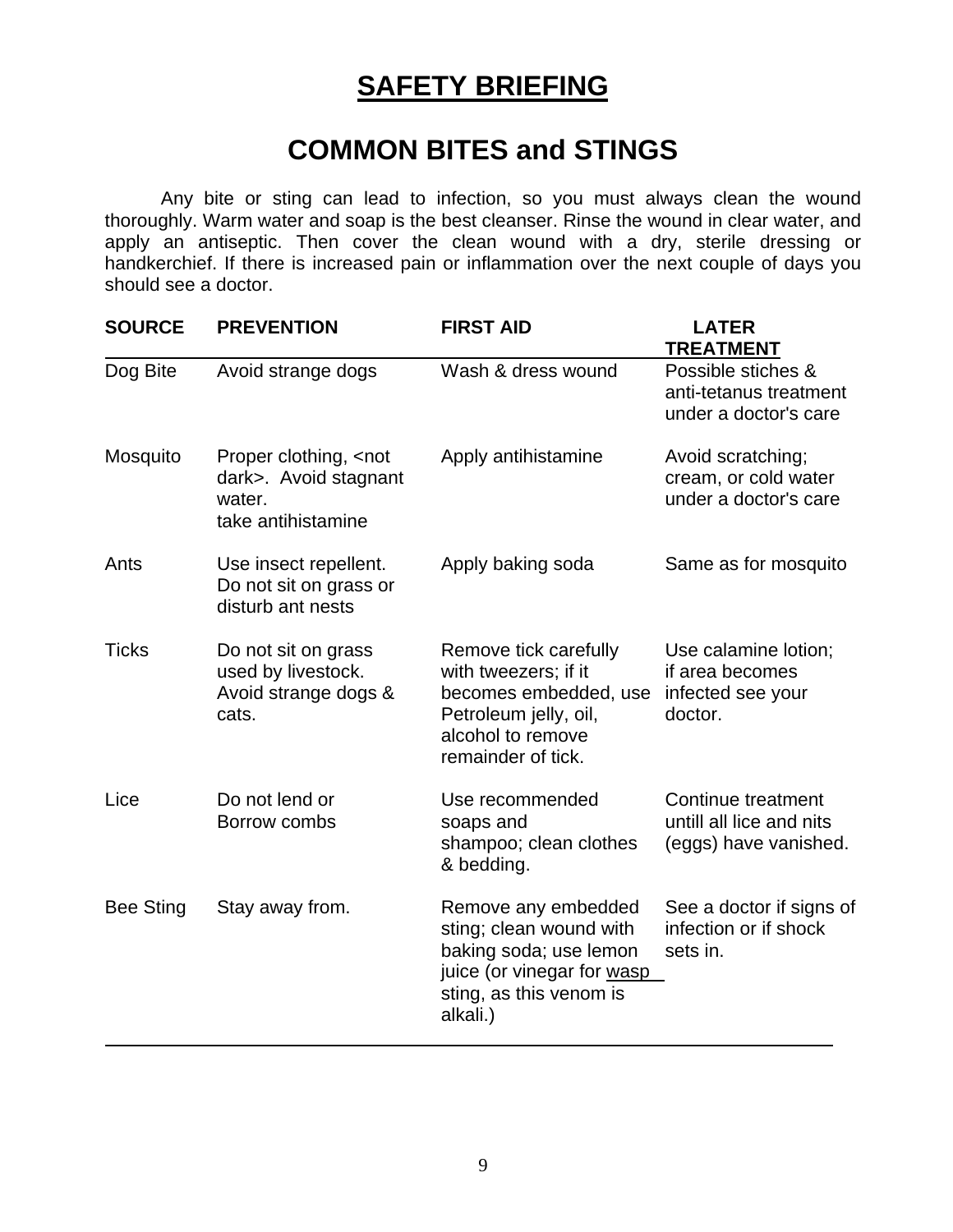# SAFETY BRIEFING

## COMMON BITES and STINGS

Any bite or sting can lead to infection, so you must always clean the wound thoroughly. Warm water and soap is the best cleanser. Rinse the wound in clear water, and apply an antiseptic. Then cover the clean wound with a dry, sterile dressing or handkerchief. If there is increased pain or inflammation over the next couple of days you should see a doctor.

| SOURCE | PREVENTION | FIRST AID | LATER TREATMENT |
|---|---|---|---|
| Dog Bite | Avoid strange dogs | Wash & dress wound | Possible stiches & anti-tetanus treatment under a doctor's care |
| Mosquito | Proper clothing, <not dark>. Avoid stagnant water. take antihistamine | Apply antihistamine | Avoid scratching; cream, or cold water under a doctor's care |
| Ants | Use insect repellent. Do not sit on grass or disturb ant nests | Apply baking soda | Same as for mosquito |
| Ticks | Do not sit on grass used by livestock. Avoid strange dogs & cats. | Remove tick carefully with tweezers; if it becomes embedded, use Petroleum jelly, oil, alcohol to remove remainder of tick. | Use calamine lotion; if area becomes infected see your doctor. |
| Lice | Do not lend or Borrow combs | Use recommended soaps and shampoo; clean clothes & bedding. | Continue treatment untill all lice and nits (eggs) have vanished. |
| Bee Sting | Stay away from. | Remove any embedded sting; clean wound with baking soda; use lemon juice (or vinegar for wasp sting, as this venom is alkali.) | See a doctor if signs of infection or if shock sets in. |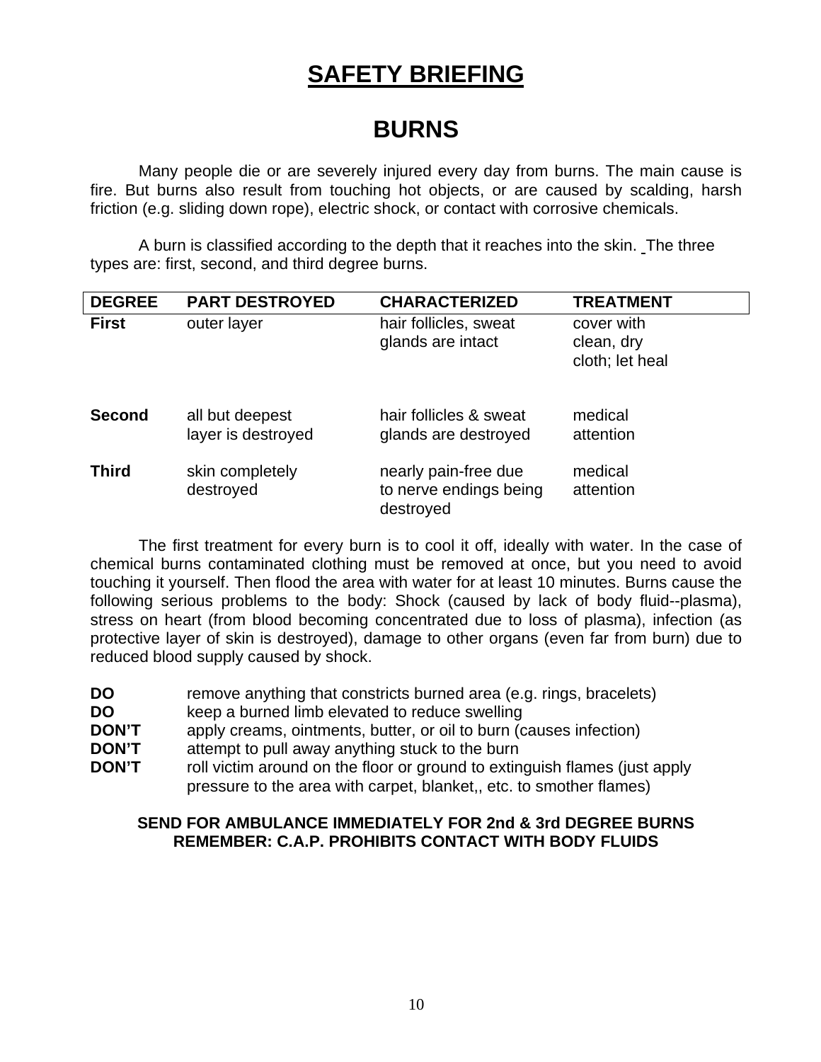# SAFETY BRIEFING

## BURNS

Many people die or are severely injured every day from burns. The main cause is fire. But burns also result from touching hot objects, or are caused by scalding, harsh friction (e.g. sliding down rope), electric shock, or contact with corrosive chemicals.

A burn is classified according to the depth that it reaches into the skin. The three types are: first, second, and third degree burns.

| DEGREE | PART DESTROYED | CHARACTERIZED | TREATMENT |
|---|---|---|---|
| **First** | outer layer | hair follicles, sweat glands are intact | cover with clean, dry cloth; let heal |
| **Second** | all but deepest layer is destroyed | hair follicles & sweat glands are destroyed | medical attention |
| **Third** | skin completely destroyed | nearly pain-free due to nerve endings being destroyed | medical attention |

The first treatment for every burn is to cool it off, ideally with water. In the case of chemical burns contaminated clothing must be removed at once, but you need to avoid touching it yourself. Then flood the area with water for at least 10 minutes. Burns cause the following serious problems to the body: Shock (caused by lack of body fluid--plasma), stress on heart (from blood becoming concentrated due to loss of plasma), infection (as protective layer of skin is destroyed), damage to other organs (even far from burn) due to reduced blood supply caused by shock.

**DO** remove anything that constricts burned area (e.g. rings, bracelets)
**DO** keep a burned limb elevated to reduce swelling
**DON'T** apply creams, ointments, butter, or oil to burn (causes infection)
**DON'T** attempt to pull away anything stuck to the burn
**DON'T** roll victim around on the floor or ground to extinguish flames (just apply pressure to the area with carpet, blanket,, etc. to smother flames)

**SEND FOR AMBULANCE IMMEDIATELY FOR 2nd & 3rd DEGREE BURNS**
**REMEMBER: C.A.P. PROHIBITS CONTACT WITH BODY FLUIDS**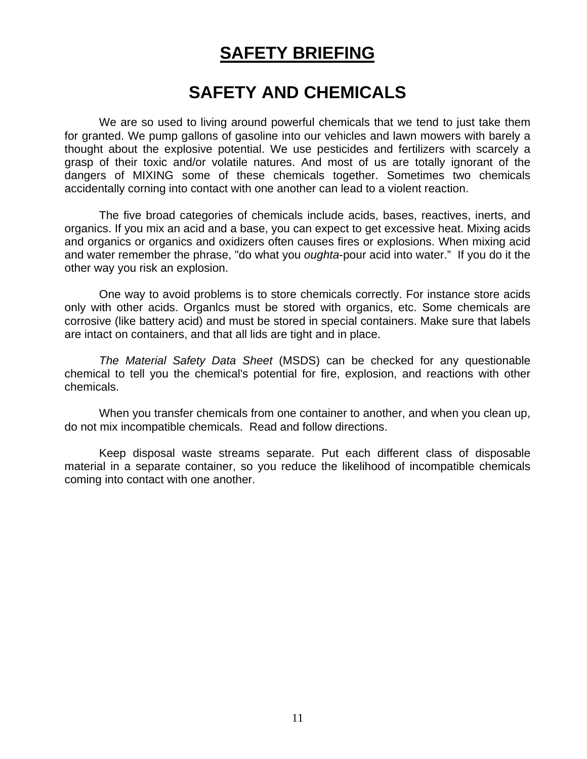# SAFETY BRIEFING

## SAFETY AND CHEMICALS

We are so used to living around powerful chemicals that we tend to just take them for granted. We pump gallons of gasoline into our vehicles and lawn mowers with barely a thought about the explosive potential. We use pesticides and fertilizers with scarcely a grasp of their toxic and/or volatile natures. And most of us are totally ignorant of the dangers of MIXING some of these chemicals together. Sometimes two chemicals accidentally corning into contact with one another can lead to a violent reaction.

The five broad categories of chemicals include acids, bases, reactives, inerts, and organics. If you mix an acid and a base, you can expect to get excessive heat. Mixing acids and organics or organics and oxidizers often causes fires or explosions. When mixing acid and water remember the phrase, "do what you *oughta*-pour acid into water." If you do it the other way you risk an explosion.

One way to avoid problems is to store chemicals correctly. For instance store acids only with other acids. Organlcs must be stored with organics, etc. Some chemicals are corrosive (like battery acid) and must be stored in special containers. Make sure that labels are intact on containers, and that all lids are tight and in place.

*The Material Safety Data Sheet* (MSDS) can be checked for any questionable chemical to tell you the chemical's potential for fire, explosion, and reactions with other chemicals.

When you transfer chemicals from one container to another, and when you clean up, do not mix incompatible chemicals. Read and follow directions.

Keep disposal waste streams separate. Put each different class of disposable material in a separate container, so you reduce the likelihood of incompatible chemicals coming into contact with one another.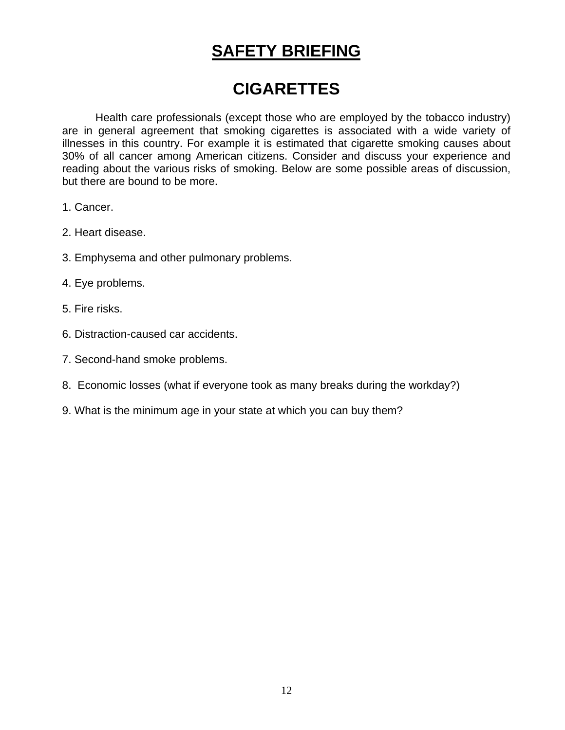# SAFETY BRIEFING

# CIGARETTES

Health care professionals (except those who are employed by the tobacco industry) are in general agreement that smoking cigarettes is associated with a wide variety of illnesses in this country. For example it is estimated that cigarette smoking causes about 30% of all cancer among American citizens. Consider and discuss your experience and reading about the various risks of smoking. Below are some possible areas of discussion, but there are bound to be more.

1. Cancer.

2. Heart disease.

3. Emphysema and other pulmonary problems.

4. Eye problems.

5. Fire risks.

6. Distraction-caused car accidents.

7. Second-hand smoke problems.

8. Economic losses (what if everyone took as many breaks during the workday?)

9. What is the minimum age in your state at which you can buy them?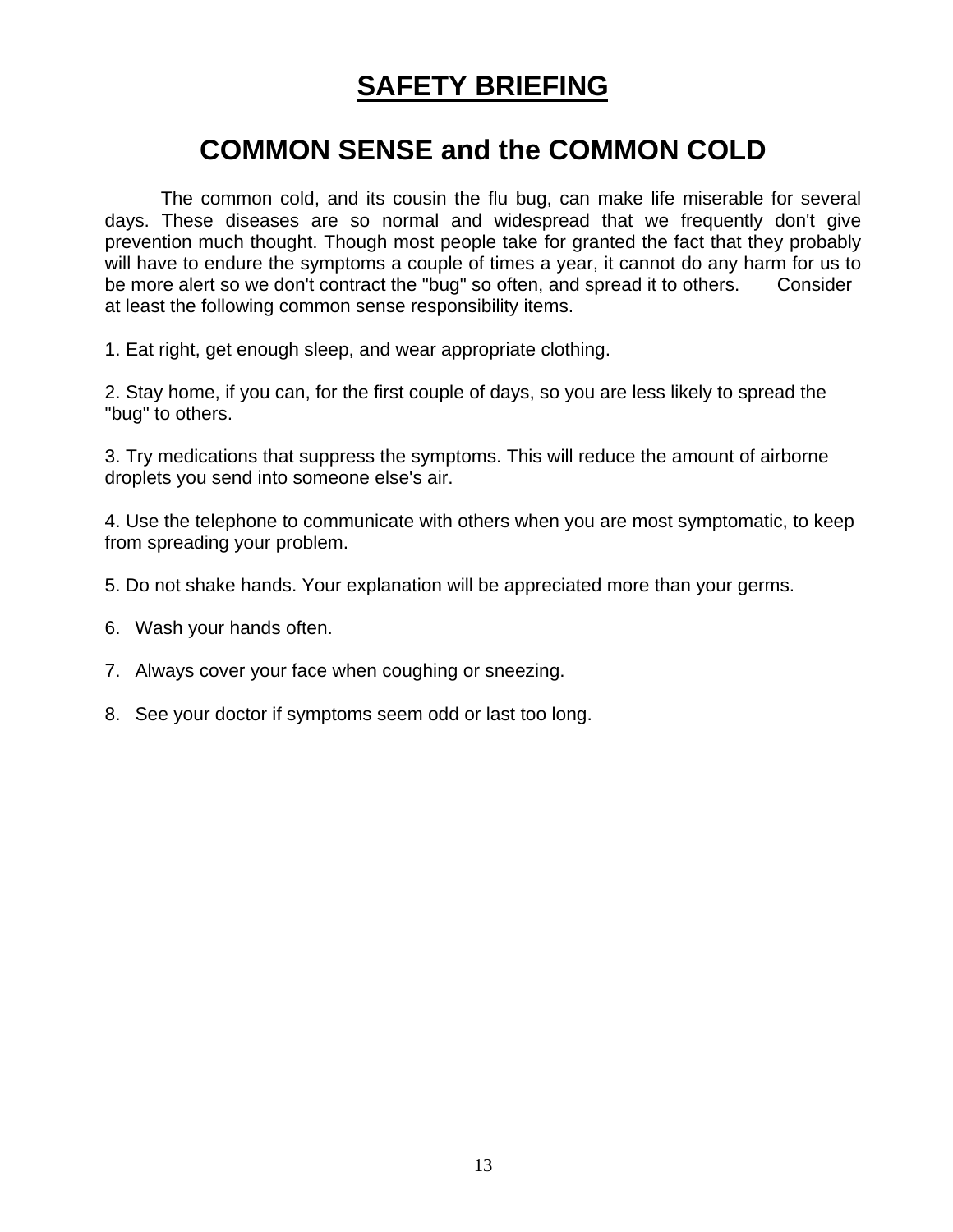# SAFETY BRIEFING

## COMMON SENSE and the COMMON COLD

The common cold, and its cousin the flu bug, can make life miserable for several days. These diseases are so normal and widespread that we frequently don't give prevention much thought. Though most people take for granted the fact that they probably will have to endure the symptoms a couple of times a year, it cannot do any harm for us to be more alert so we don't contract the "bug" so often, and spread it to others. Consider at least the following common sense responsibility items.

1. Eat right, get enough sleep, and wear appropriate clothing.

2. Stay home, if you can, for the first couple of days, so you are less likely to spread the "bug" to others.

3. Try medications that suppress the symptoms. This will reduce the amount of airborne droplets you send into someone else's air.

4. Use the telephone to communicate with others when you are most symptomatic, to keep from spreading your problem.

5. Do not shake hands. Your explanation will be appreciated more than your germs.

6. Wash your hands often.

7. Always cover your face when coughing or sneezing.

8. See your doctor if symptoms seem odd or last too long.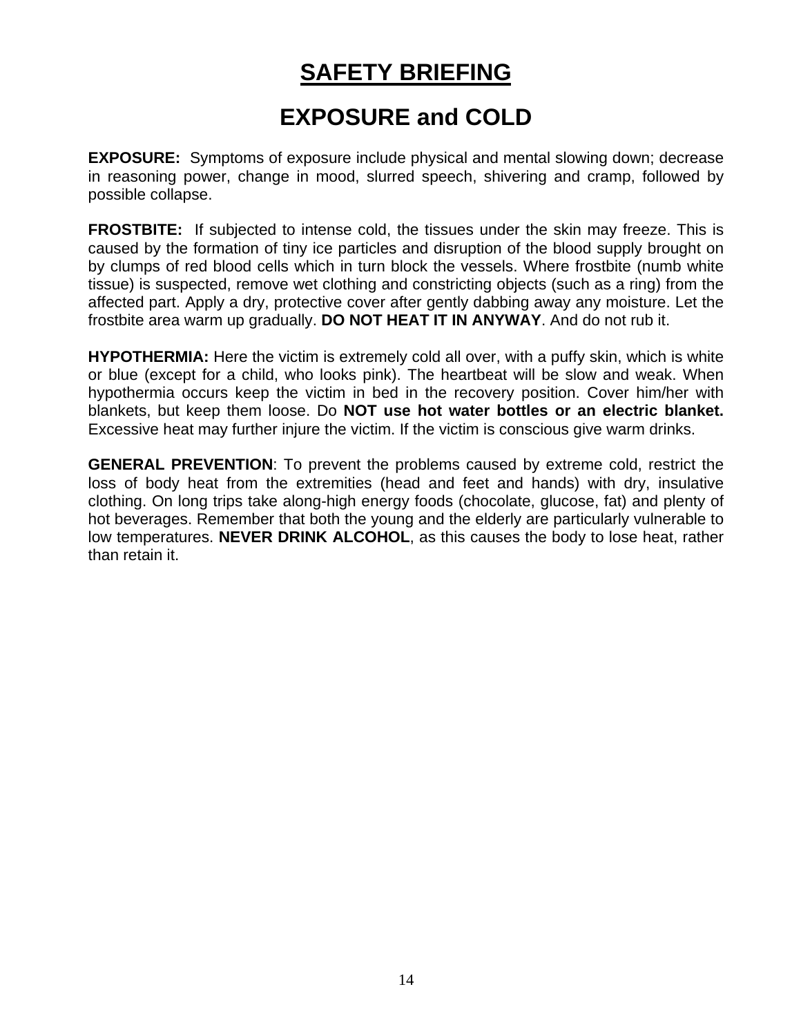# SAFETY BRIEFING

## EXPOSURE and COLD

**EXPOSURE:** Symptoms of exposure include physical and mental slowing down; decrease in reasoning power, change in mood, slurred speech, shivering and cramp, followed by possible collapse.

**FROSTBITE:** If subjected to intense cold, the tissues under the skin may freeze. This is caused by the formation of tiny ice particles and disruption of the blood supply brought on by clumps of red blood cells which in turn block the vessels. Where frostbite (numb white tissue) is suspected, remove wet clothing and constricting objects (such as a ring) from the affected part. Apply a dry, protective cover after gently dabbing away any moisture. Let the frostbite area warm up gradually. **DO NOT HEAT IT IN ANYWAY**. And do not rub it.

**HYPOTHERMIA:** Here the victim is extremely cold all over, with a puffy skin, which is white or blue (except for a child, who looks pink). The heartbeat will be slow and weak. When hypothermia occurs keep the victim in bed in the recovery position. Cover him/her with blankets, but keep them loose. Do **NOT use hot water bottles or an electric blanket.** Excessive heat may further injure the victim. If the victim is conscious give warm drinks.

**GENERAL PREVENTION**: To prevent the problems caused by extreme cold, restrict the loss of body heat from the extremities (head and feet and hands) with dry, insulative clothing. On long trips take along-high energy foods (chocolate, glucose, fat) and plenty of hot beverages. Remember that both the young and the elderly are particularly vulnerable to low temperatures. **NEVER DRINK ALCOHOL**, as this causes the body to lose heat, rather than retain it.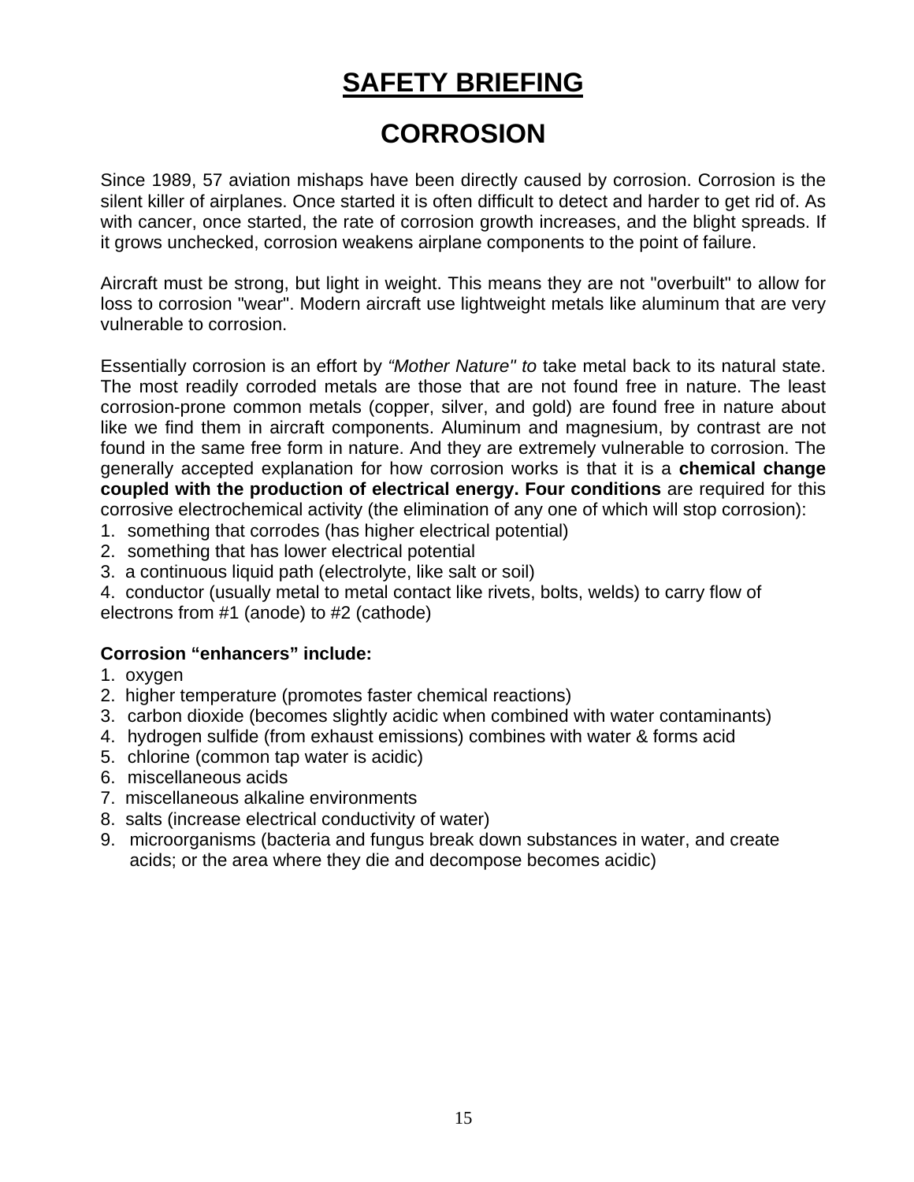# SAFETY BRIEFING

## CORROSION

Since 1989, 57 aviation mishaps have been directly caused by corrosion. Corrosion is the silent killer of airplanes. Once started it is often difficult to detect and harder to get rid of. As with cancer, once started, the rate of corrosion growth increases, and the blight spreads. If it grows unchecked, corrosion weakens airplane components to the point of failure.

Aircraft must be strong, but light in weight. This means they are not "overbuilt" to allow for loss to corrosion "wear". Modern aircraft use lightweight metals like aluminum that are very vulnerable to corrosion.

Essentially corrosion is an effort by *"Mother Nature" to* take metal back to its natural state. The most readily corroded metals are those that are not found free in nature. The least corrosion-prone common metals (copper, silver, and gold) are found free in nature about like we find them in aircraft components. Aluminum and magnesium, by contrast are not found in the same free form in nature. And they are extremely vulnerable to corrosion. The generally accepted explanation for how corrosion works is that it is a **chemical change coupled with the production of electrical energy. Four conditions** are required for this corrosive electrochemical activity (the elimination of any one of which will stop corrosion):

1. something that corrodes (has higher electrical potential)
2. something that has lower electrical potential
3. a continuous liquid path (electrolyte, like salt or soil)
4. conductor (usually metal to metal contact like rivets, bolts, welds) to carry flow of electrons from #1 (anode) to #2 (cathode)

**Corrosion "enhancers" include:**

1. oxygen
2. higher temperature (promotes faster chemical reactions)
3. carbon dioxide (becomes slightly acidic when combined with water contaminants)
4. hydrogen sulfide (from exhaust emissions) combines with water & forms acid
5. chlorine (common tap water is acidic)
6. miscellaneous acids
7. miscellaneous alkaline environments
8. salts (increase electrical conductivity of water)
9. microorganisms (bacteria and fungus break down substances in water, and create acids; or the area where they die and decompose becomes acidic)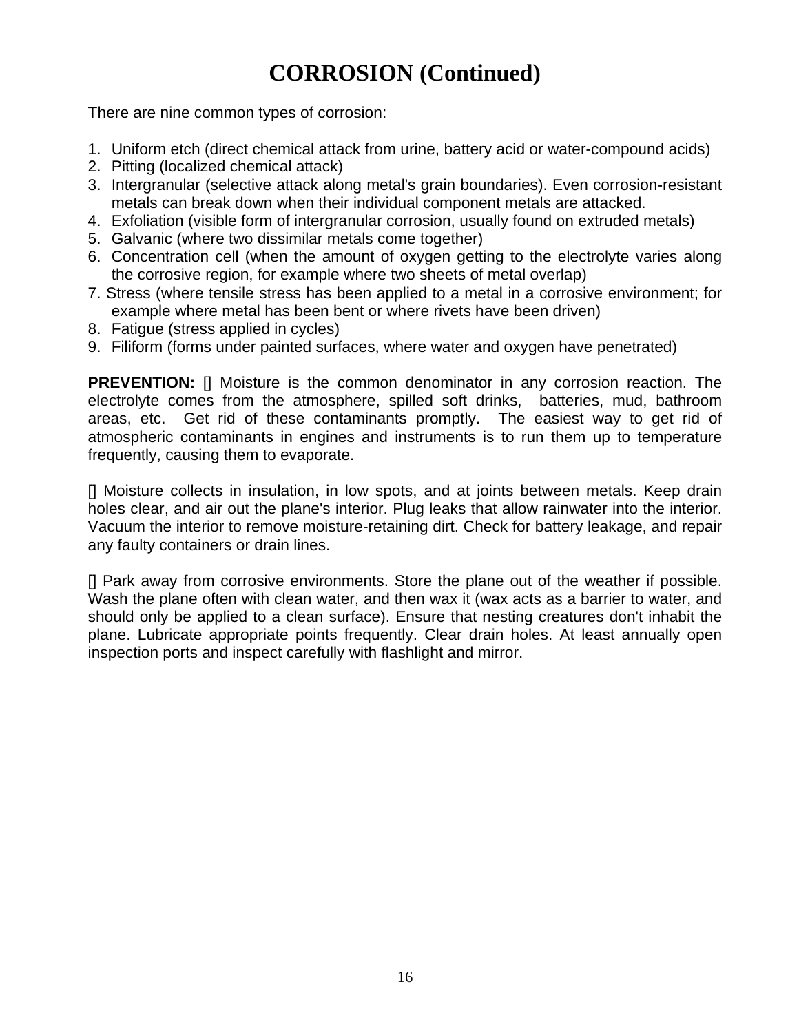# CORROSION (Continued)

There are nine common types of corrosion:

1. Uniform etch (direct chemical attack from urine, battery acid or water-compound acids)
2. Pitting (localized chemical attack)
3. Intergranular (selective attack along metal's grain boundaries). Even corrosion-resistant metals can break down when their individual component metals are attacked.
4. Exfoliation (visible form of intergranular corrosion, usually found on extruded metals)
5. Galvanic (where two dissimilar metals come together)
6. Concentration cell (when the amount of oxygen getting to the electrolyte varies along the corrosive region, for exaple where two sheets of metal overlap)
7. Stress (where tensile stress has been applied to a metal in a corrosive environment; for example where metal has been bent or where rivets have been driven)
8. Fatigue (stress applied in cycles)
9. Filiform (forms under painted surfaces, where water and oxygen have penetrated)

**PREVENTION:** [] Moisture is the common denominator in any corrosion reaction. The electrolyte comes from the atmosphere, spilled soft drinks, batteries, mud, bathroom areas, etc. Get rid of these contaminants promptly. The easiest way to get rid of atmospheric contaminants in engines and instruments is to run them up to temperature frequently, causing them to evaporate.

[] Moisture collects in insulation, in low spots, and at joints between metals. Keep drain holes clear, and air out the plane's interior. Plug leaks that allow rainwater into the interior. Vacuum the interior to remove moisture-retaining dirt. Check for battery leakage, and repair any faulty containers or drain lines.

[] Park away from corrosive environments. Store the plane out of the weather if possible. Wash the plane often with clean water, and then wax it (wax acts as a barrier to water, and should only be applied to a clean surface). Ensure that nesting creatures don't inhabit the plane. Lubricate appropriate points frequently. Clear drain holes. At least annually open inspection ports and inspect carefully with flashlight and mirror.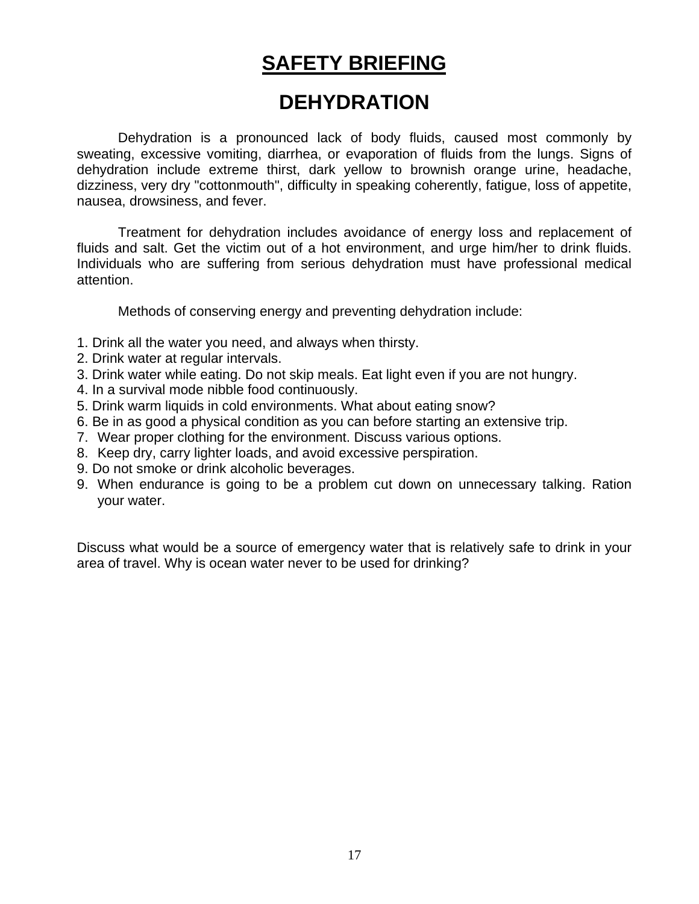# SAFETY BRIEFING

## DEHYDRATION

Dehydration is a pronounced lack of body fluids, caused most commonly by sweating, excessive vomiting, diarrhea, or evaporation of fluids from the lungs. Signs of dehydration include extreme thirst, dark yellow to brownish orange urine, headache, dizziness, very dry "cottonmouth", difficulty in speaking coherently, fatigue, loss of appetite, nausea, drowsiness, and fever.

Treatment for dehydration includes avoidance of energy loss and replacement of fluids and salt. Get the victim out of a hot environment, and urge him/her to drink fluids. Individuals who are suffering from serious dehydration must have professional medical attention.

Methods of conserving energy and preventing dehydration include:

1. Drink all the water you need, and always when thirsty.
2. Drink water at regular intervals.
3. Drink water while eating. Do not skip meals. Eat light even if you are not hungry.
4. In a survival mode nibble food continuously.
5. Drink warm liquids in cold environments. What about eating snow?
6. Be in as good a physical condition as you can before starting an extensive trip.
7. Wear proper clothing for the environment. Discuss various options.
8. Keep dry, carry lighter loads, and avoid excessive perspiration.
9. Do not smoke or drink alcoholic beverages.
9. When endurance is going to be a problem cut down on unnecessary talking. Ration your water.

Discuss what would be a source of emergency water that is relatively safe to drink in your area of travel. Why is ocean water never to be used for drinking?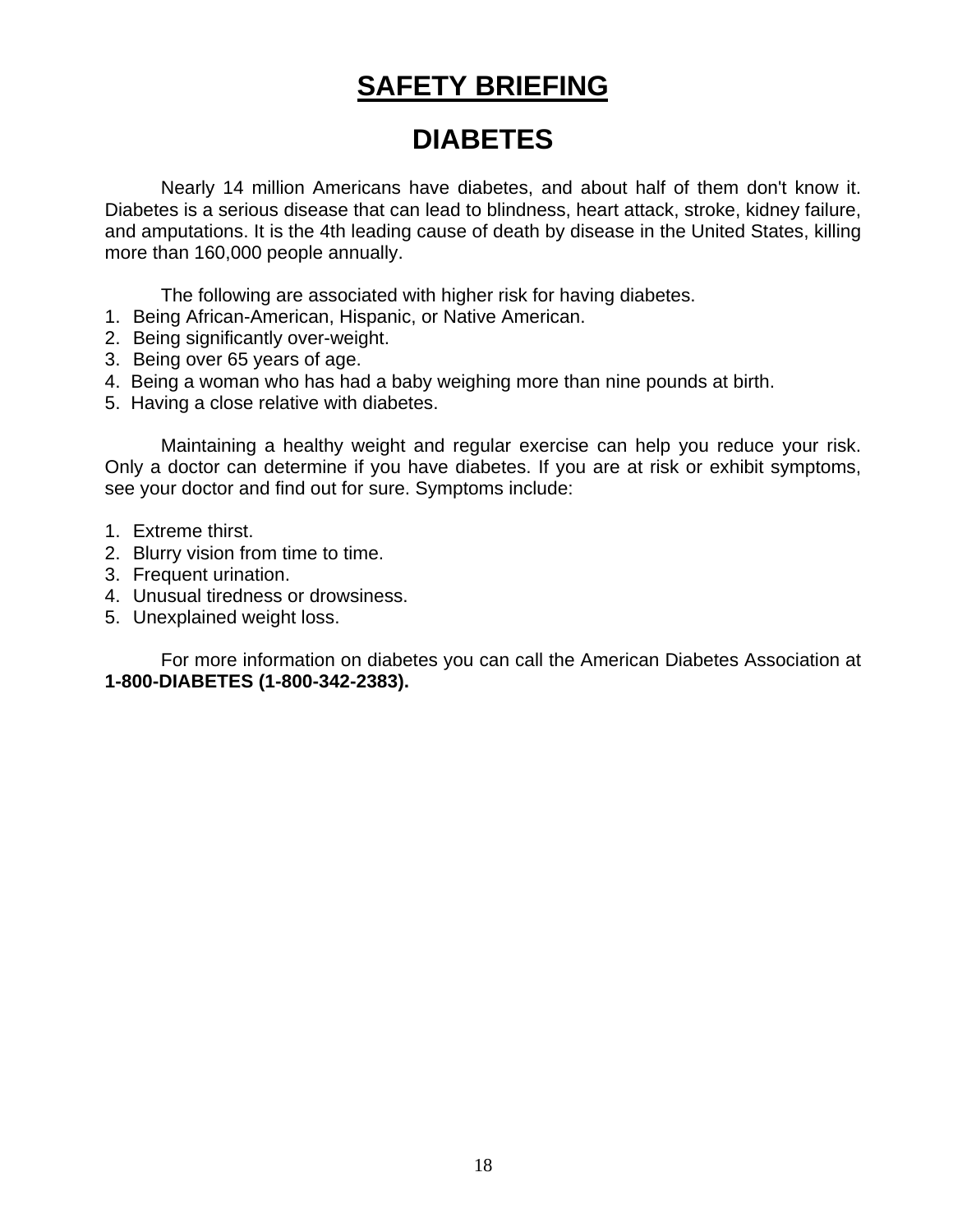# SAFETY BRIEFING

## DIABETES

Nearly 14 million Americans have diabetes, and about half of them don't know it. Diabetes is a serious disease that can lead to blindness, heart attack, stroke, kidney failure, and amputations. It is the 4th leading cause of death by disease in the United States, killing more than 160,000 people annually.

The following are associated with higher risk for having diabetes.

1. Being African-American, Hispanic, or Native American.
2. Being significantly over-weight.
3. Being over 65 years of age.
4. Being a woman who has had a baby weighing more than nine pounds at birth.
5. Having a close relative with diabetes.

Maintaining a healthy weight and regular exercise can help you reduce your risk. Only a doctor can determine if you have diabetes. If you are at risk or exhibit symptoms, see your doctor and find out for sure. Symptoms include:

1. Extreme thirst.
2. Blurry vision from time to time.
3. Frequent urination.
4. Unusual tiredness or drowsiness.
5. Unexplained weight loss.

For more information on diabetes you can call the American Diabetes Association at **1-800-DIABETES (1-800-342-2383).**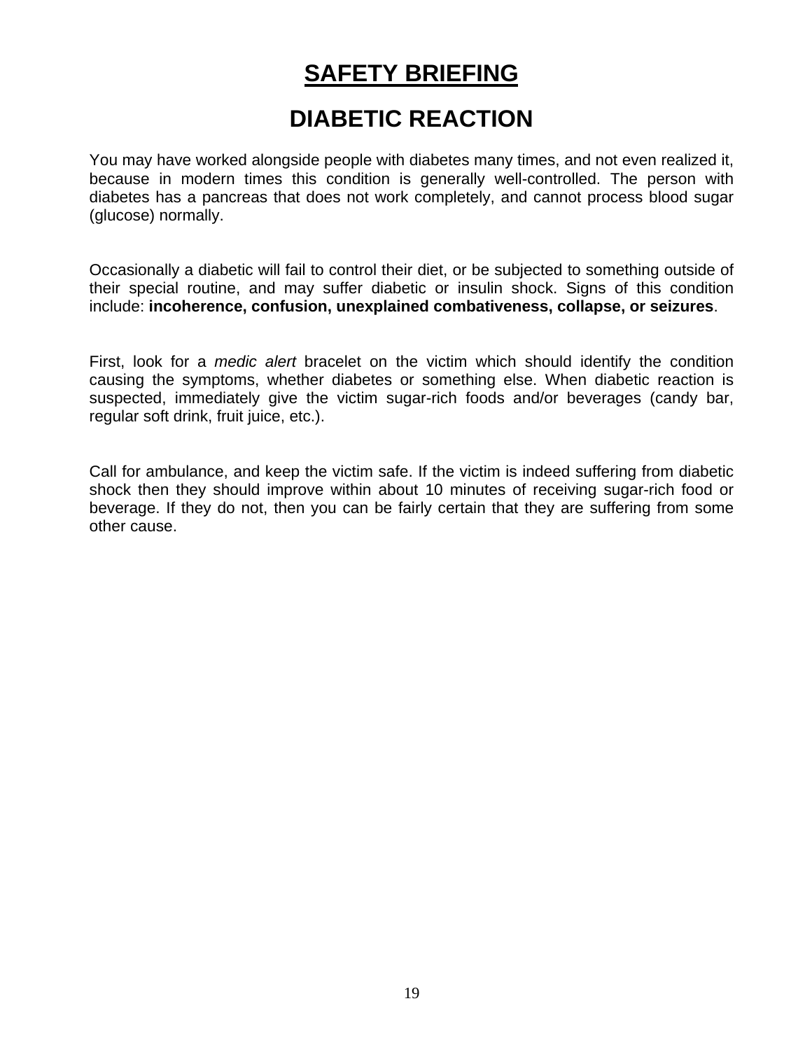# SAFETY BRIEFING

## DIABETIC REACTION

You may have worked alongside people with diabetes many times, and not even realized it, because in modern times this condition is generally well-controlled. The person with diabetes has a pancreas that does not work completely, and cannot process blood sugar (glucose) normally.

Occasionally a diabetic will fail to control their diet, or be subjected to something outside of their special routine, and may suffer diabetic or insulin shock. Signs of this condition include: **incoherence, confusion, unexplained combativeness, collapse, or seizures**.

First, look for a *medic alert* bracelet on the victim which should identify the condition causing the symptoms, whether diabetes or something else. When diabetic reaction is suspected, immediately give the victim sugar-rich foods and/or beverages (candy bar, regular soft drink, fruit juice, etc.).

Call for ambulance, and keep the victim safe. If the victim is indeed suffering from diabetic shock then they should improve within about 10 minutes of receiving sugar-rich food or beverage. If they do not, then you can be fairly certain that they are suffering from some other cause.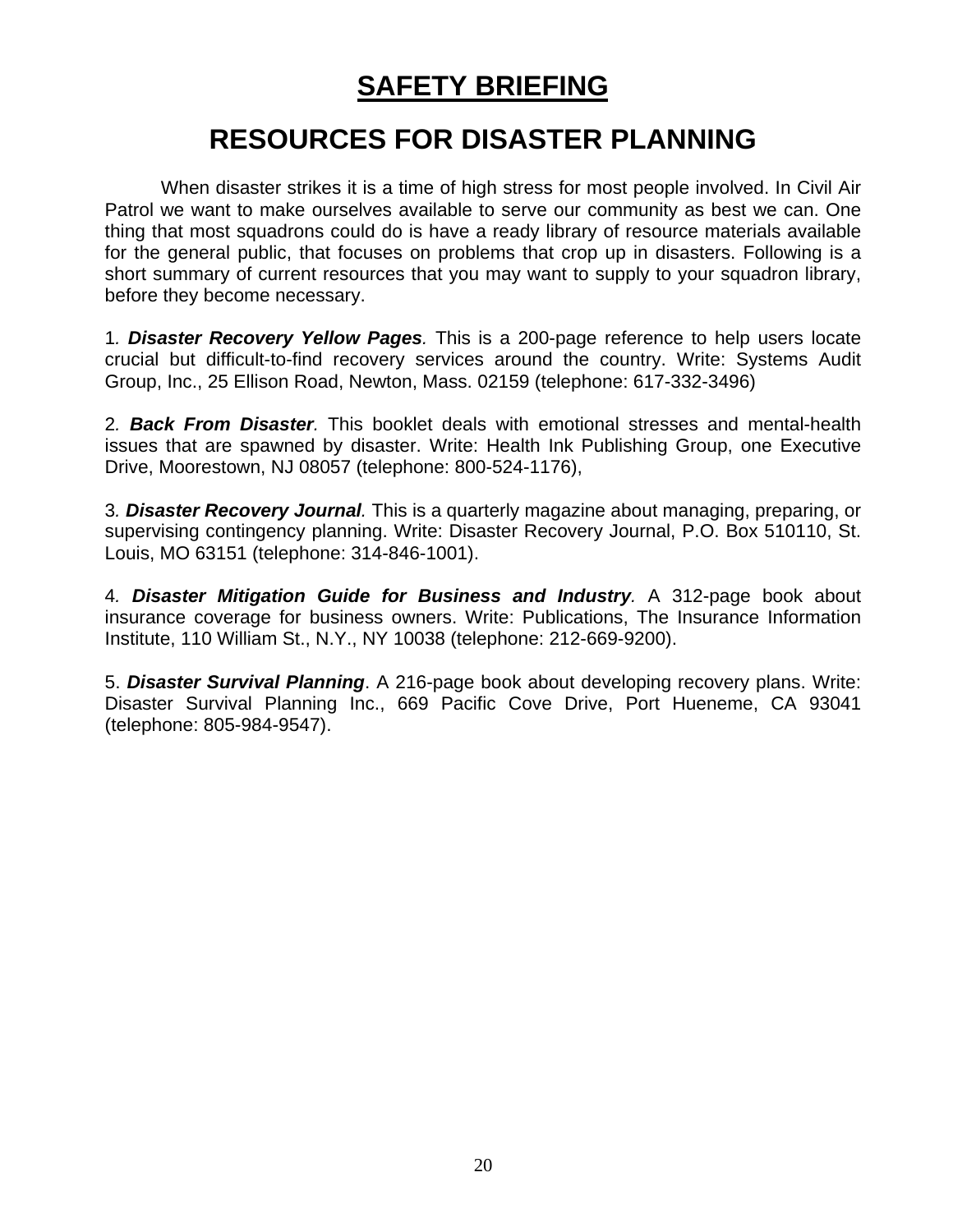# SAFETY BRIEFING

## RESOURCES FOR DISASTER PLANNING

When disaster strikes it is a time of high stress for most people involved. In Civil Air Patrol we want to make ourselves available to serve our community as best we can. One thing that most squadrons could do is have a ready library of resource materials available for the general public, that focuses on problems that crop up in disasters. Following is a short summary of current resources that you may want to supply to your squadron library, before they become necessary.

1. ***Disaster Recovery Yellow Pages***. This is a 200-page reference to help users locate crucial but difficult-to-find recovery services around the country. Write: Systems Audit Group, Inc., 25 Ellison Road, Newton, Mass. 02159 (telephone: 617-332-3496)

2. ***Back From Disaster***. This booklet deals with emotional stresses and mental-health issues that are spawned by disaster. Write: Health Ink Publishing Group, one Executive Drive, Moorestown, NJ 08057 (telephone: 800-524-1176),

3. ***Disaster Recovery Journal***. This is a quarterly magazine about managing, preparing, or supervising contingency planning. Write: Disaster Recovery Journal, P.O. Box 510110, St. Louis, MO 63151 (telephone: 314-846-1001).

4. ***Disaster Mitigation Guide for Business and Industry***. A 312-page book about insurance coverage for business owners. Write: Publications, The Insurance Information Institute, 110 William St., N.Y., NY 10038 (telephone: 212-669-9200).

5. ***Disaster Survival Planning***. A 216-page book about developing recovery plans. Write: Disaster Survival Planning Inc., 669 Pacific Cove Drive, Port Hueneme, CA 93041 (telephone: 805-984-9547).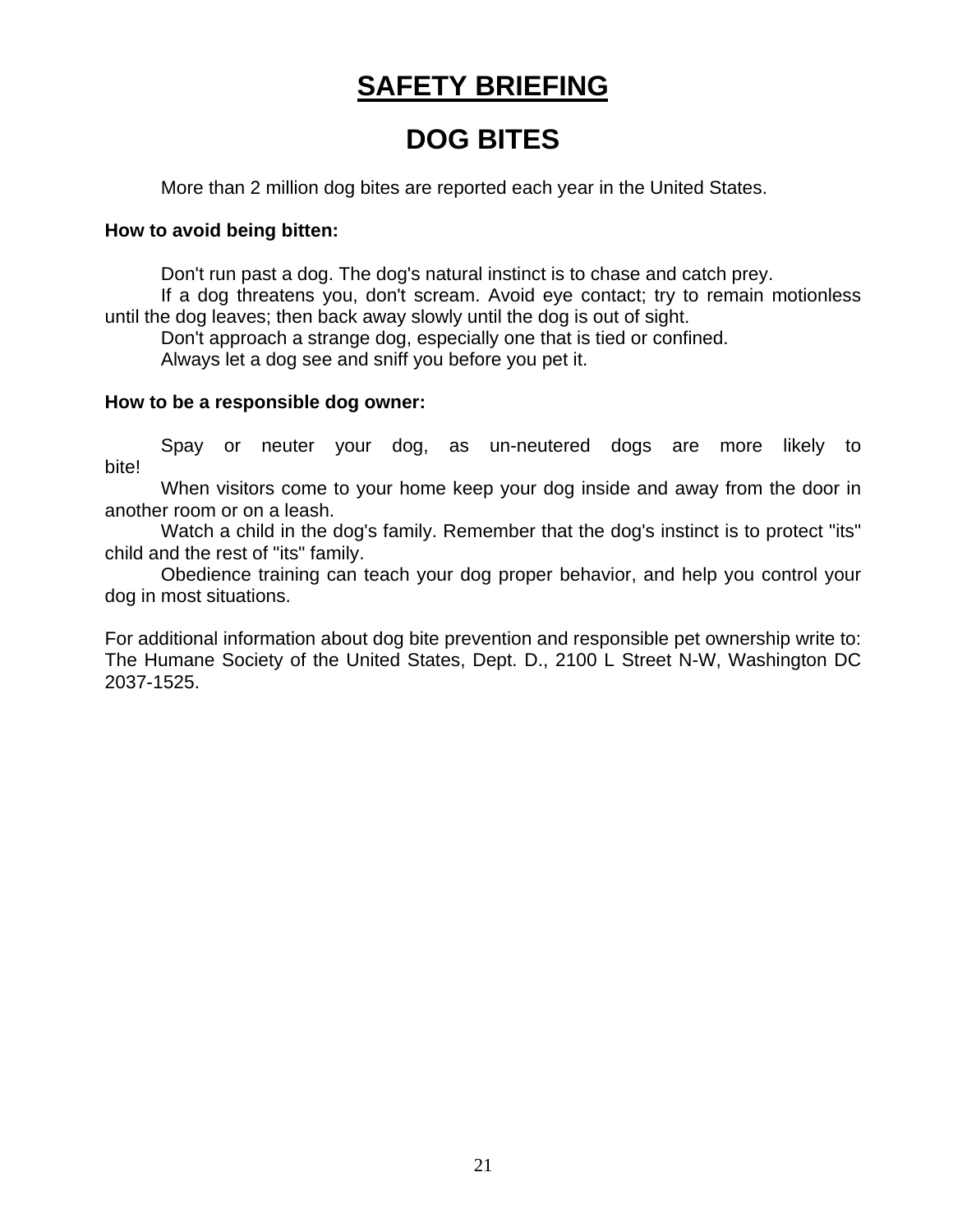# SAFETY BRIEFING

## DOG BITES

More than 2 million dog bites are reported each year in the United States.

**How to avoid being bitten:**

Don't run past a dog. The dog's natural instinct is to chase and catch prey.

If a dog threatens you, don't scream. Avoid eye contact; try to remain motionless until the dog leaves; then back away slowly until the dog is out of sight.

Don't approach a strange dog, especially one that is tied or confined.

Always let a dog see and sniff you before you pet it.

**How to be a responsible dog owner:**

Spay or neuter your dog, as un-neutered dogs are more likely to bite!

When visitors come to your home keep your dog inside and away from the door in another room or on a leash.

Watch a child in the dog's family. Remember that the dog's instinct is to protect "its" child and the rest of "its" family.

Obedience training can teach your dog proper behavior, and help you control your dog in most situations.

For additional information about dog bite prevention and responsible pet ownership write to: The Humane Society of the United States, Dept. D., 2100 L Street N-W, Washington DC 2037-1525.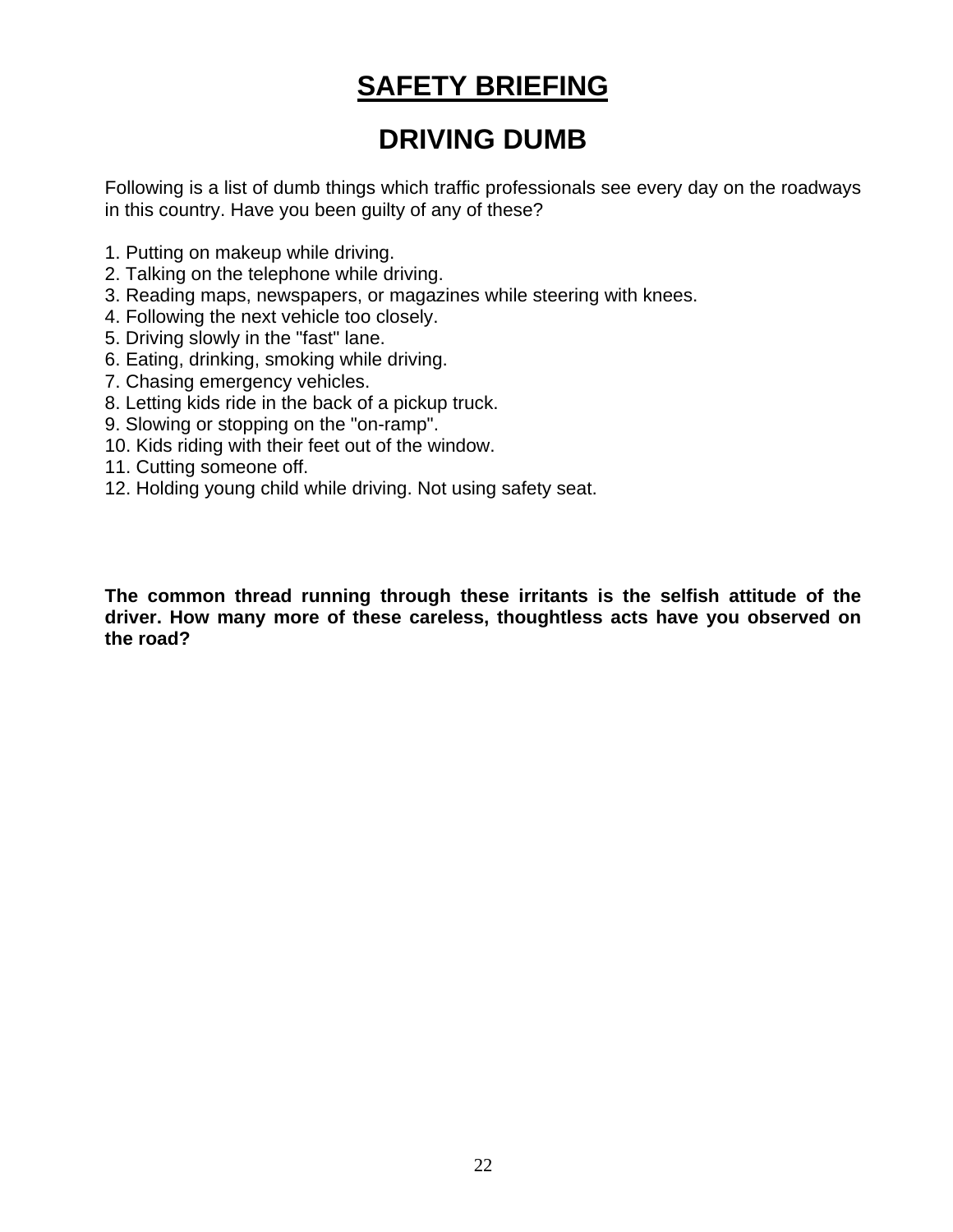# SAFETY BRIEFING

## DRIVING DUMB

Following is a list of dumb things which traffic professionals see every day on the roadways in this country. Have you been guilty of any of these?

1. Putting on makeup while driving.
2. Talking on the telephone while driving.
3. Reading maps, newspapers, or magazines while steering with knees.
4. Following the next vehicle too closely.
5. Driving slowly in the "fast" lane.
6. Eating, drinking, smoking while driving.
7. Chasing emergency vehicles.
8. Letting kids ride in the back of a pickup truck.
9. Slowing or stopping on the "on-ramp".
10. Kids riding with their feet out of the window.
11. Cutting someone off.
12. Holding young child while driving. Not using safety seat.

**The common thread running through these irritants is the selfish attitude of the driver. How many more of these careless, thoughtless acts have you observed on the road?**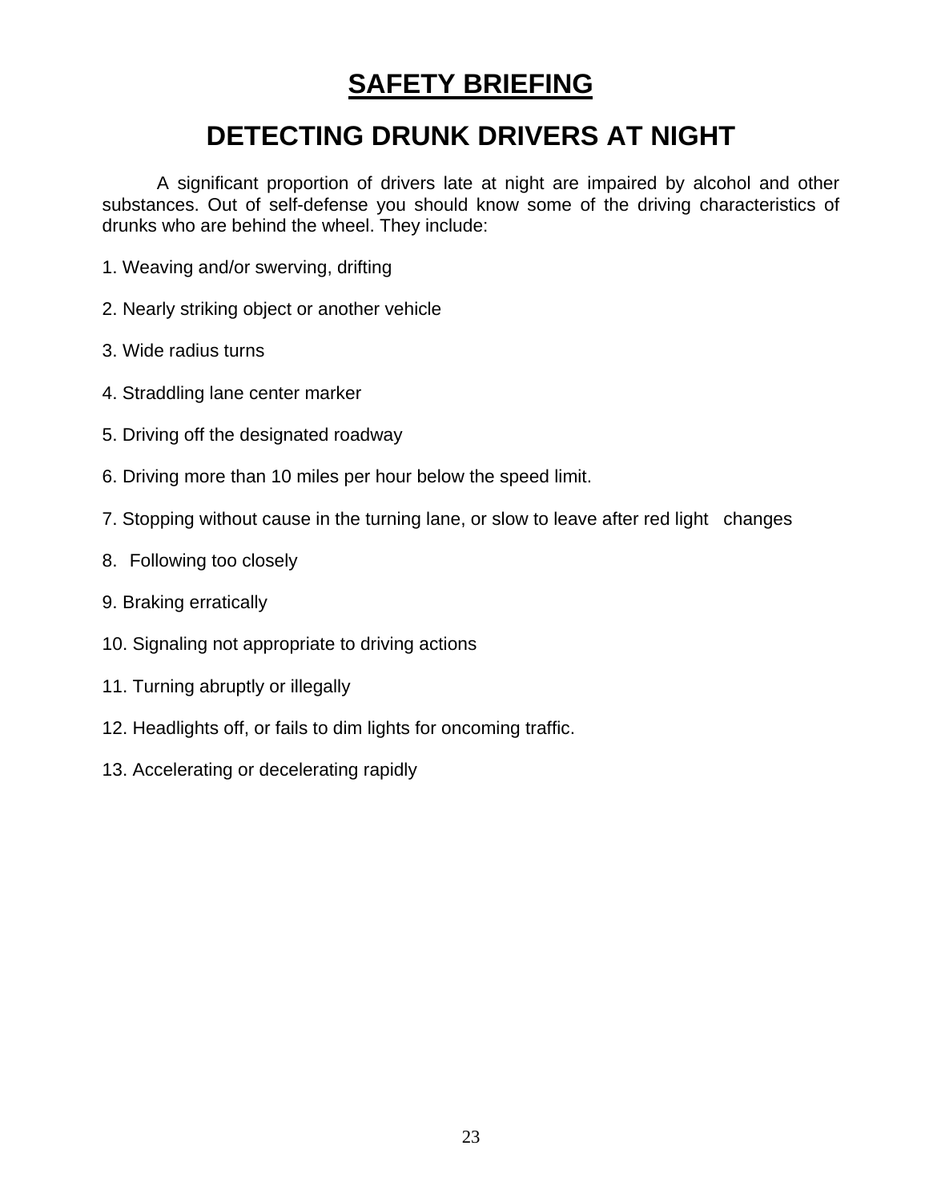# SAFETY BRIEFING

## DETECTING DRUNK DRIVERS AT NIGHT

A significant proportion of drivers late at night are impaired by alcohol and other substances. Out of self-defense you should know some of the driving characteristics of drunks who are behind the wheel. They include:

1. Weaving and/or swerving, drifting
2. Nearly striking object or another vehicle
3. Wide radius turns
4. Straddling lane center marker
5. Driving off the designated roadway
6. Driving more than 10 miles per hour below the speed limit.
7. Stopping without cause in the turning lane, or slow to leave after red light changes
8. Following too closely
9. Braking erratically
10. Signaling not appropriate to driving actions
11. Turning abruptly or illegally
12. Headlights off, or fails to dim lights for oncoming traffic.
13. Accelerating or decelerating rapidly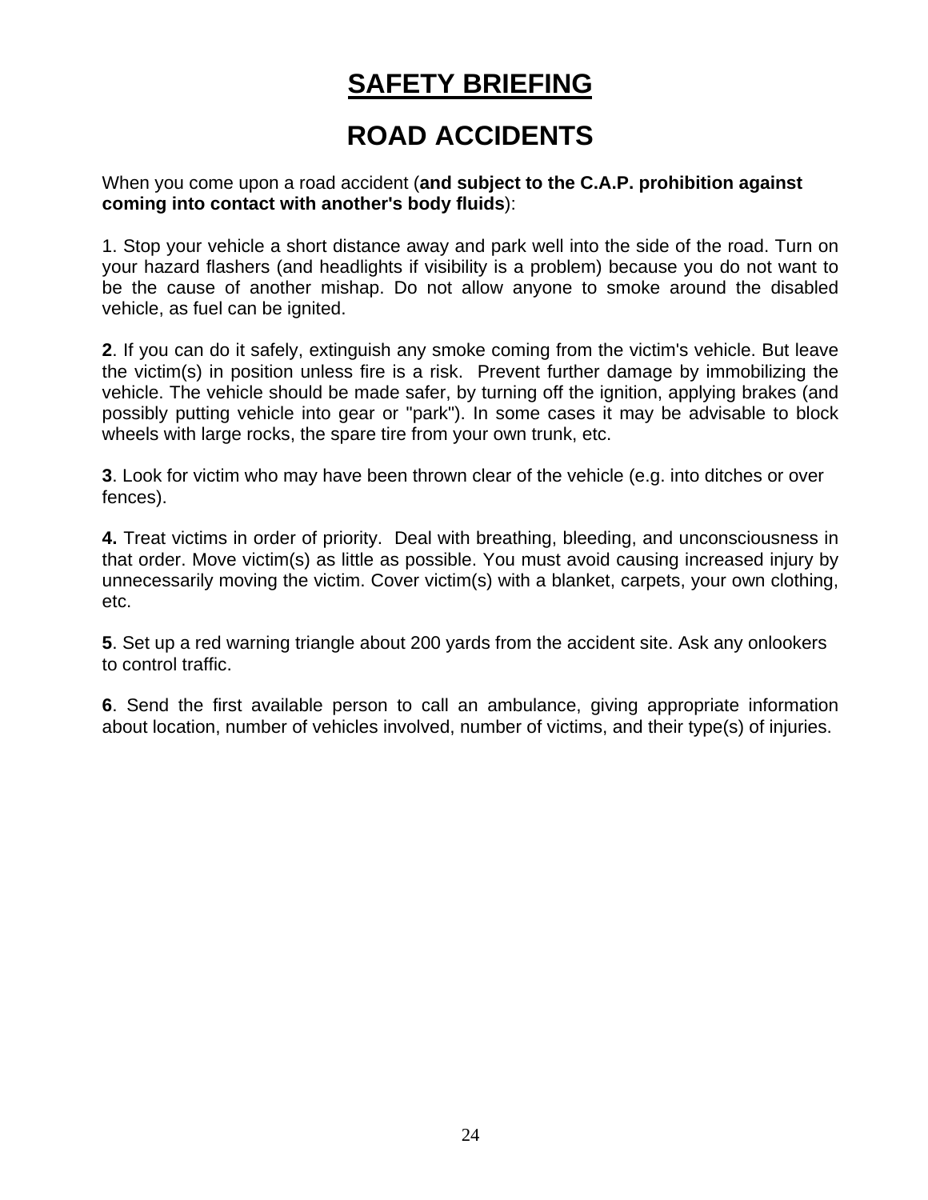# SAFETY BRIEFING

## ROAD ACCIDENTS

When you come upon a road accident (**and subject to the C.A.P. prohibition against coming into contact with another's body fluids**):

1. Stop your vehicle a short distance away and park well into the side of the road. Turn on your hazard flashers (and headlights if visibility is a problem) because you do not want to be the cause of another mishap. Do not allow anyone to smoke around the disabled vehicle, as fuel can be ignited.

**2**. If you can do it safely, extinguish any smoke coming from the victim's vehicle. But leave the victim(s) in position unless fire is a risk. Prevent further damage by immobilizing the vehicle. The vehicle should be made safer, by turning off the ignition, applying brakes (and possibly putting vehicle into gear or "park"). In some cases it may be advisable to block wheels with large rocks, the spare tire from your own trunk, etc.

**3**. Look for victim who may have been thrown clear of the vehicle (e.g. into ditches or over fences).

**4.** Treat victims in order of priority. Deal with breathing, bleeding, and unconsciousness in that order. Move victim(s) as little as possible. You must avoid causing increased injury by unnecessarily moving the victim. Cover victim(s) with a blanket, carpets, your own clothing, etc.

**5**. Set up a red warning triangle about 200 yards from the accident site. Ask any onlookers to control traffic.

**6**. Send the first available person to call an ambulance, giving appropriate information about location, number of vehicles involved, number of victims, and their type(s) of injuries.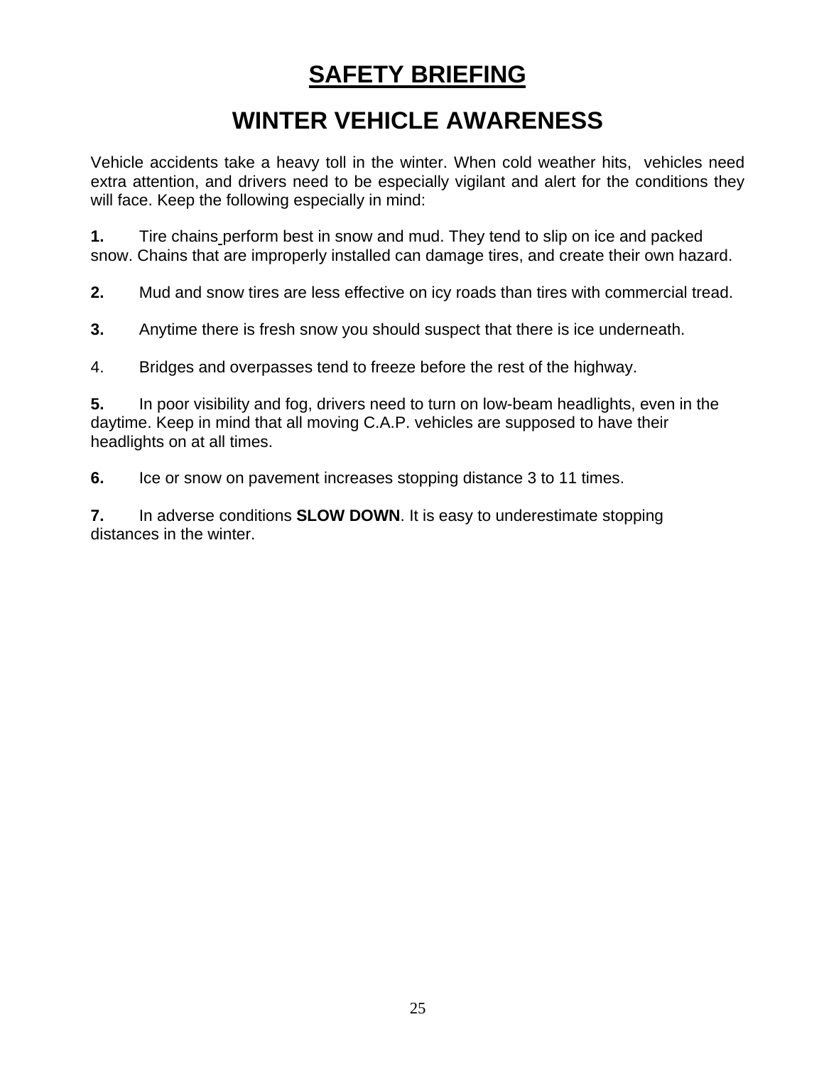# SAFETY BRIEFING

## WINTER VEHICLE AWARENESS

Vehicle accidents take a heavy toll in the winter. When cold weather hits, vehicles need extra attention, and drivers need to be especially vigilant and alert for the conditions they will face. Keep the following especially in mind:

**1.** Tire chains perform best in snow and mud. They tend to slip on ice and packed snow. Chains that are improperly installed can damage tires, and create their own hazard.

**2.** Mud and snow tires are less effective on icy roads than tires with commercial tread.

**3.** Anytime there is fresh snow you should suspect that there is ice underneath.

4. Bridges and overpasses tend to freeze before the rest of the highway.

**5.** In poor visibility and fog, drivers need to turn on low-beam headlights, even in the daytime. Keep in mind that all moving C.A.P. vehicles are supposed to have their headlights on at all times.

**6.** Ice or snow on pavement increases stopping distance 3 to 11 times.

**7.** In adverse conditions **SLOW DOWN**. It is easy to underestimate stopping distances in the winter.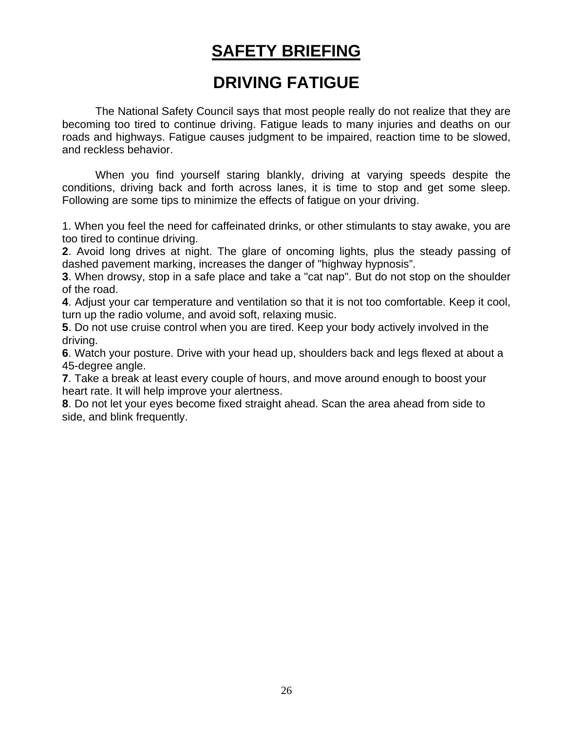# SAFETY BRIEFING

## DRIVING FATIGUE

The National Safety Council says that most people really do not realize that they are becoming too tired to continue driving. Fatigue leads to many injuries and deaths on our roads and highways. Fatigue causes judgment to be impaired, reaction time to be slowed, and reckless behavior.

When you find yourself staring blankly, driving at varying speeds despite the conditions, driving back and forth across lanes, it is time to stop and get some sleep. Following are some tips to minimize the effects of fatigue on your driving.

1. When you feel the need for caffeinated drinks, or other stimulants to stay awake, you are too tired to continue driving.
**2**. Avoid long drives at night. The glare of oncoming lights, plus the steady passing of dashed pavement marking, increases the danger of "highway hypnosis".
**3**. When drowsy, stop in a safe place and take a "cat nap". But do not stop on the shoulder of the road.
**4**. Adjust your car temperature and ventilation so that it is not too comfortable. Keep it cool, turn up the radio volume, and avoid soft, relaxing music.
**5**. Do not use cruise control when you are tired. Keep your body actively involved in the driving.
**6**. Watch your posture. Drive with your head up, shoulders back and legs flexed at about a 45-degree angle.
**7**. Take a break at least every couple of hours, and move around enough to boost your heart rate. It will help improve your alertness.
**8**. Do not let your eyes become fixed straight ahead. Scan the area ahead from side to side, and blink frequently.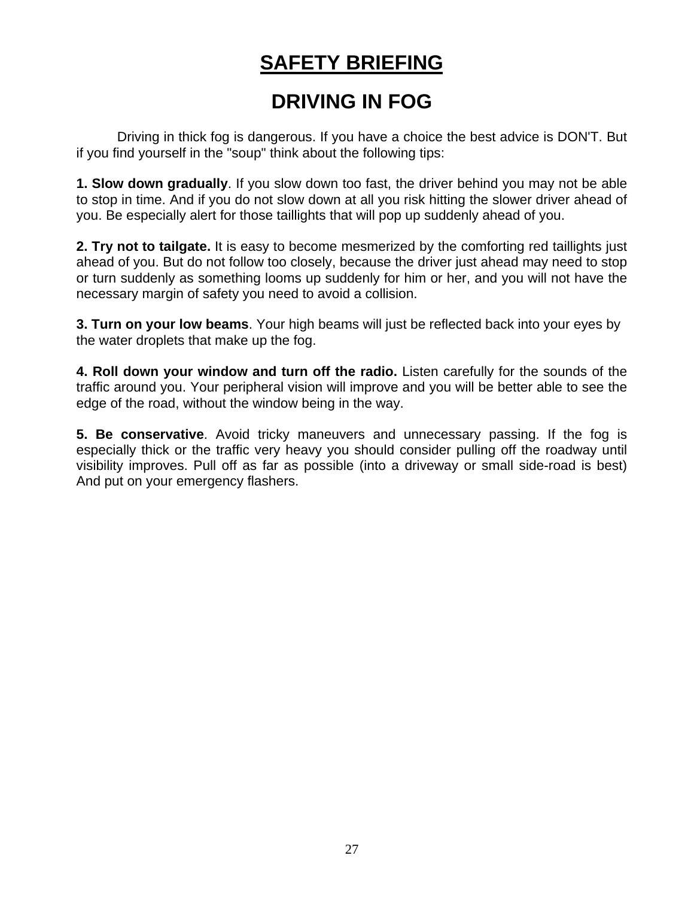# SAFETY BRIEFING

## DRIVING IN FOG

Driving in thick fog is dangerous. If you have a choice the best advice is DON'T. But if you find yourself in the "soup" think about the following tips:

**1. Slow down gradually**. If you slow down too fast, the driver behind you may not be able to stop in time. And if you do not slow down at all you risk hitting the slower driver ahead of you. Be especially alert for those taillights that will pop up suddenly ahead of you.

**2. Try not to tailgate.** It is easy to become mesmerized by the comforting red taillights just ahead of you. But do not follow too closely, because the driver just ahead may need to stop or turn suddenly as something looms up suddenly for him or her, and you will not have the necessary margin of safety you need to avoid a collision.

**3. Turn on your low beams**. Your high beams will just be reflected back into your eyes by the water droplets that make up the fog.

**4. Roll down your window and turn off the radio.** Listen carefully for the sounds of the traffic around you. Your peripheral vision will improve and you will be better able to see the edge of the road, without the window being in the way.

**5. Be conservative**. Avoid tricky maneuvers and unnecessary passing. If the fog is especially thick or the traffic very heavy you should consider pulling off the roadway until visibility improves. Pull off as far as possible (into a driveway or small side-road is best) And put on your emergency flashers.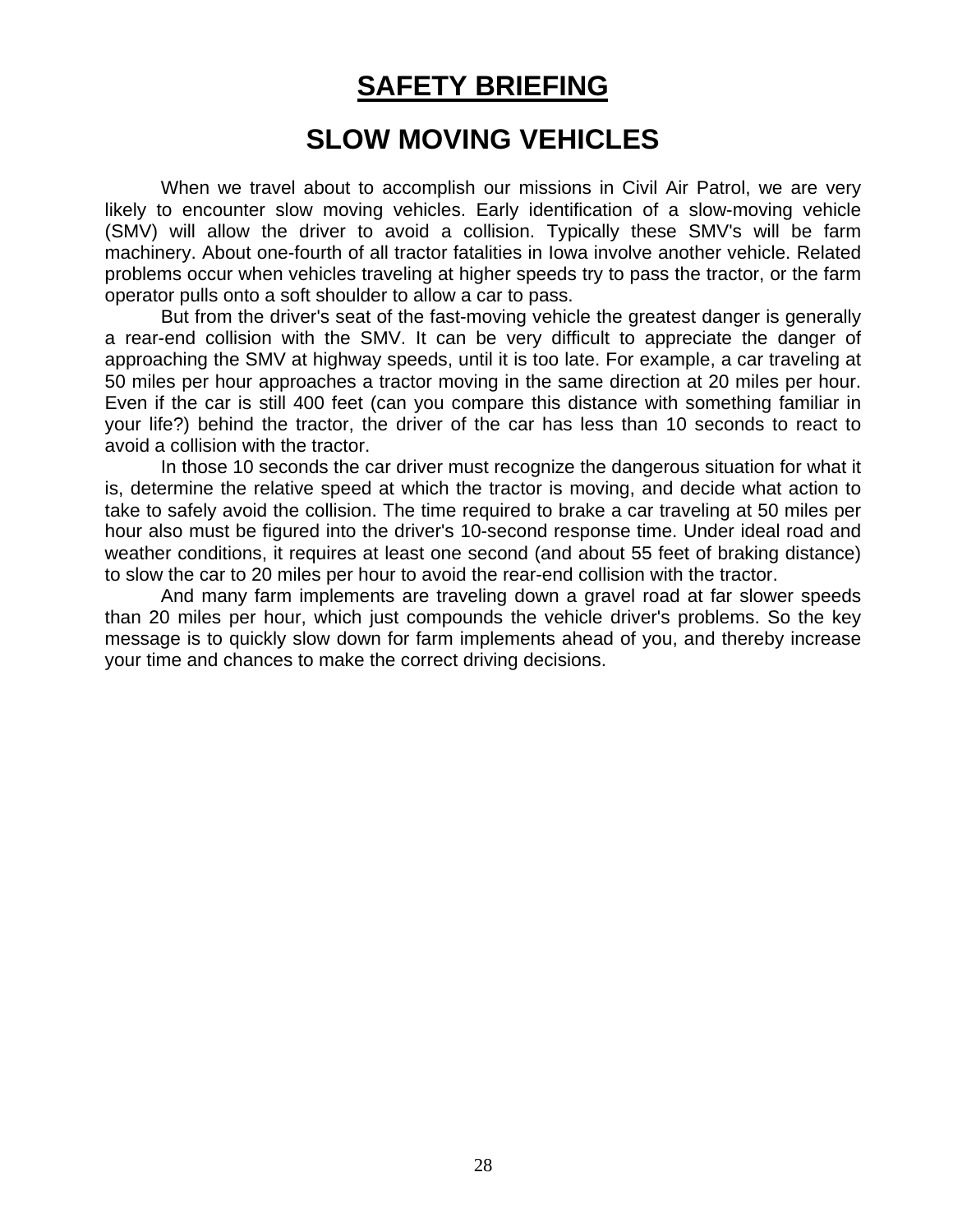# SAFETY BRIEFING

## SLOW MOVING VEHICLES

When we travel about to accomplish our missions in Civil Air Patrol, we are very likely to encounter slow moving vehicles. Early identification of a slow-moving vehicle (SMV) will allow the driver to avoid a collision. Typically these SMV's will be farm machinery. About one-fourth of all tractor fatalities in Iowa involve another vehicle. Related problems occur when vehicles traveling at higher speeds try to pass the tractor, or the farm operator pulls onto a soft shoulder to allow a car to pass.

But from the driver's seat of the fast-moving vehicle the greatest danger is generally a rear-end collision with the SMV. It can be very difficult to appreciate the danger of approaching the SMV at highway speeds, until it is too late. For example, a car traveling at 50 miles per hour approaches a tractor moving in the same direction at 20 miles per hour. Even if the car is still 400 feet (can you compare this distance with something familiar in your life?) behind the tractor, the driver of the car has less than 10 seconds to react to avoid a collision with the tractor.

In those 10 seconds the car driver must recognize the dangerous situation for what it is, determine the relative speed at which the tractor is moving, and decide what action to take to safely avoid the collision. The time required to brake a car traveling at 50 miles per hour also must be figured into the driver's 10-second response time. Under ideal road and weather conditions, it requires at least one second (and about 55 feet of braking distance) to slow the car to 20 miles per hour to avoid the rear-end collision with the tractor.

And many farm implements are traveling down a gravel road at far slower speeds than 20 miles per hour, which just compounds the vehicle driver's problems. So the key message is to quickly slow down for farm implements ahead of you, and thereby increase your time and chances to make the correct driving decisions.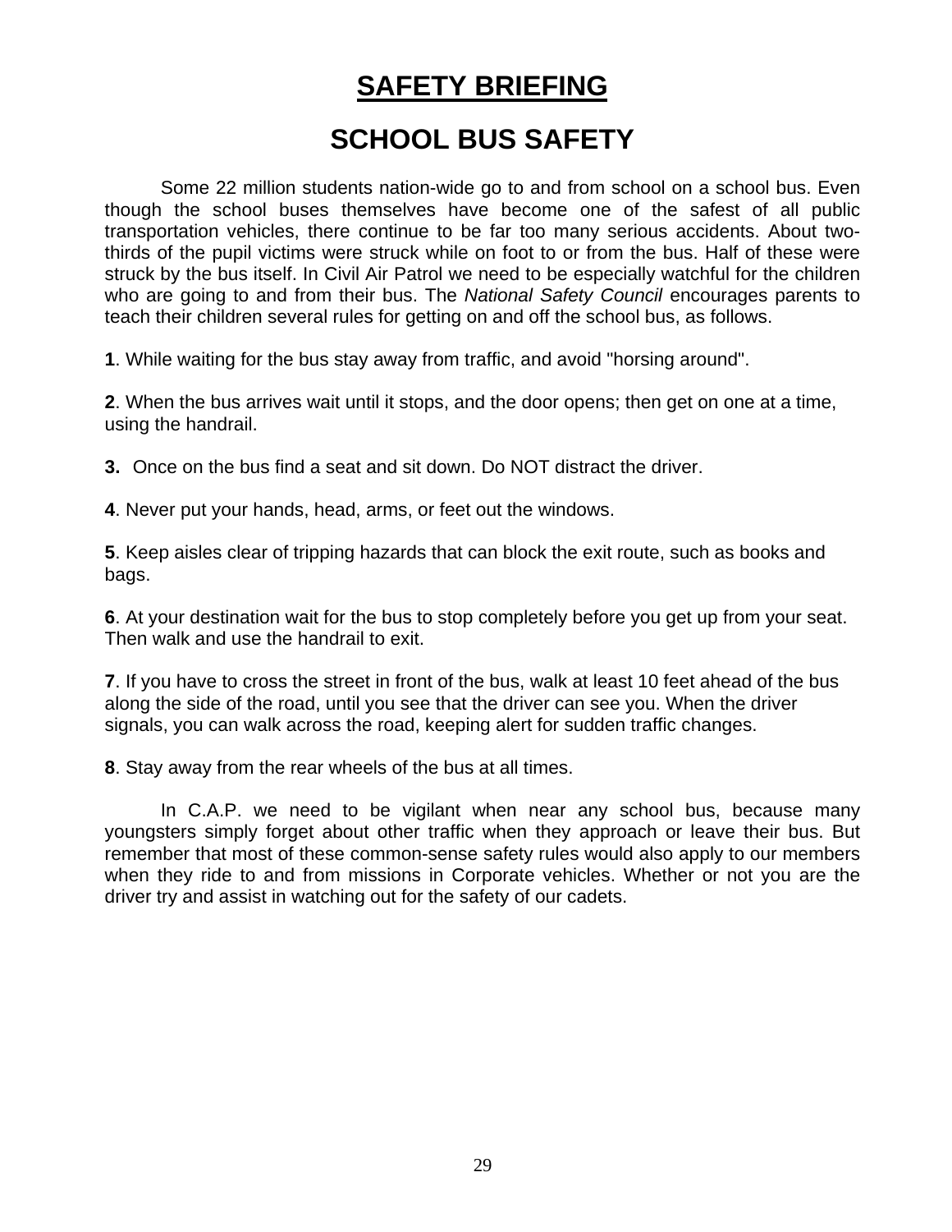# SAFETY BRIEFING

## SCHOOL BUS SAFETY

Some 22 million students nation-wide go to and from school on a school bus. Even though the school buses themselves have become one of the safest of all public transportation vehicles, there continue to be far too many serious accidents. About two-thirds of the pupil victims were struck while on foot to or from the bus. Half of these were struck by the bus itself. In Civil Air Patrol we need to be especially watchful for the children who are going to and from their bus. The *National Safety Council* encourages parents to teach their children several rules for getting on and off the school bus, as follows.

**1**. While waiting for the bus stay away from traffic, and avoid "horsing around".

**2**. When the bus arrives wait until it stops, and the door opens; then get on one at a time, using the handrail.

**3.** Once on the bus find a seat and sit down. Do NOT distract the driver.

**4**. Never put your hands, head, arms, or feet out the windows.

**5**. Keep aisles clear of tripping hazards that can block the exit route, such as books and bags.

**6**. At your destination wait for the bus to stop completely before you get up from your seat. Then walk and use the handrail to exit.

**7**. If you have to cross the street in front of the bus, walk at least 10 feet ahead of the bus along the side of the road, until you see that the driver can see you. When the driver signals, you can walk across the road, keeping alert for sudden traffic changes.

**8**. Stay away from the rear wheels of the bus at all times.

In C.A.P. we need to be vigilant when near any school bus, because many youngsters simply forget about other traffic when they approach or leave their bus. But remember that most of these common-sense safety rules would also apply to our members when they ride to and from missions in Corporate vehicles. Whether or not you are the driver try and assist in watching out for the safety of our cadets.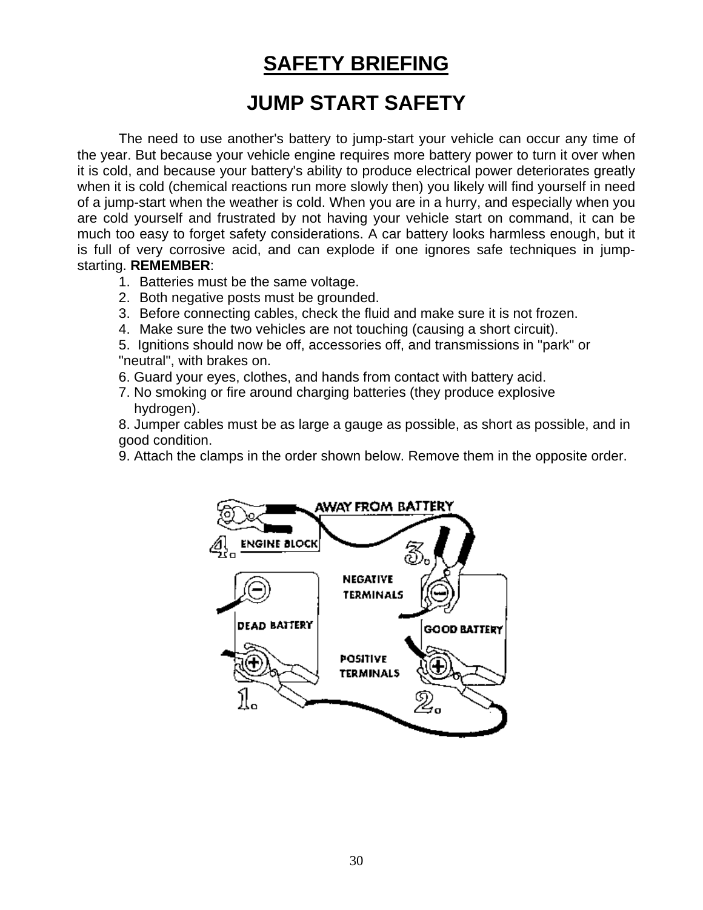# SAFETY BRIEFING

## JUMP START SAFETY

The need to use another's battery to jump-start your vehicle can occur any time of the year. But because your vehicle engine requires more battery power to turn it over when it is cold, and because your battery's ability to produce electrical power deteriorates greatly when it is cold (chemical reactions run more slowly then) you likely will find yourself in need of a jump-start when the weather is cold. When you are in a hurry, and especially when you are cold yourself and frustrated by not having your vehicle start on command, it can be much too easy to forget safety considerations. A car battery looks harmless enough, but it is full of very corrosive acid, and can explode if one ignores safe techniques in jump-starting. **REMEMBER**:

1. Batteries must be the same voltage.
2. Both negative posts must be grounded.
3. Before connecting cables, check the fluid and make sure it is not frozen.
4. Make sure the two vehicles are not touching (causing a short circuit).
5. Ignitions should now be off, accessories off, and transmissions in "park" or "neutral", with brakes on.
6. Guard your eyes, clothes, and hands from contact with battery acid.
7. No smoking or fire around charging batteries (they produce explosive hydrogen).
8. Jumper cables must be as large a gauge as possible, as short as possible, and in good condition.
9. Attach the clamps in the order shown below. Remove them in the opposite order.

AWAY FROM BATTERY

4. ENGINE BLOCK

3.

NEGATIVE TERMINALS

DEAD BATTERY

GOOD BATTERY

POSITIVE TERMINALS

1.

2.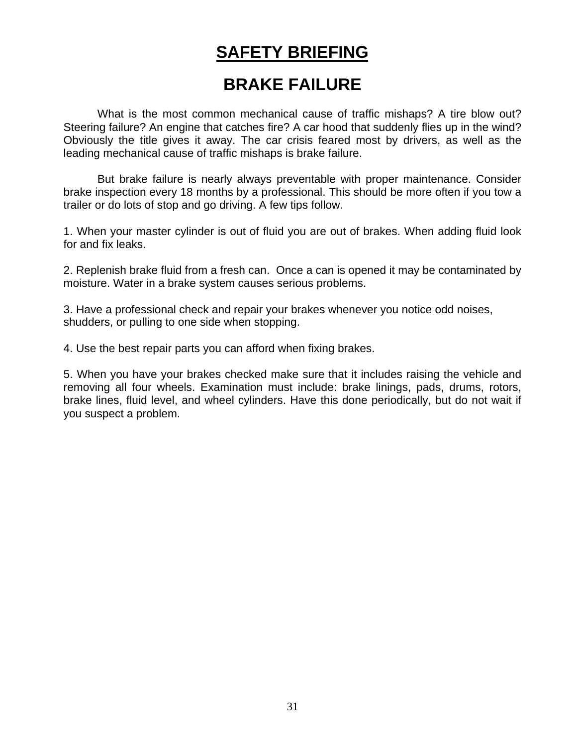# SAFETY BRIEFING

## BRAKE FAILURE

What is the most common mechanical cause of traffic mishaps? A tire blow out? Steering failure? An engine that catches fire? A car hood that suddenly flies up in the wind? Obviously the title gives it away. The car crisis feared most by drivers, as well as the leading mechanical cause of traffic mishaps is brake failure.

But brake failure is nearly always preventable with proper maintenance. Consider brake inspection every 18 months by a professional. This should be more often if you tow a trailer or do lots of stop and go driving. A few tips follow.

1. When your master cylinder is out of fluid you are out of brakes. When adding fluid look for and fix leaks.

2. Replenish brake fluid from a fresh can. Once a can is opened it may be contaminated by moisture. Water in a brake system causes serious problems.

3. Have a professional check and repair your brakes whenever you notice odd noises, shudders, or pulling to one side when stopping.

4. Use the best repair parts you can afford when fixing brakes.

5. When you have your brakes checked make sure that it includes raising the vehicle and removing all four wheels. Examination must include: brake linings, pads, drums, rotors, brake lines, fluid level, and wheel cylinders. Have this done periodically, but do not wait if you suspect a problem.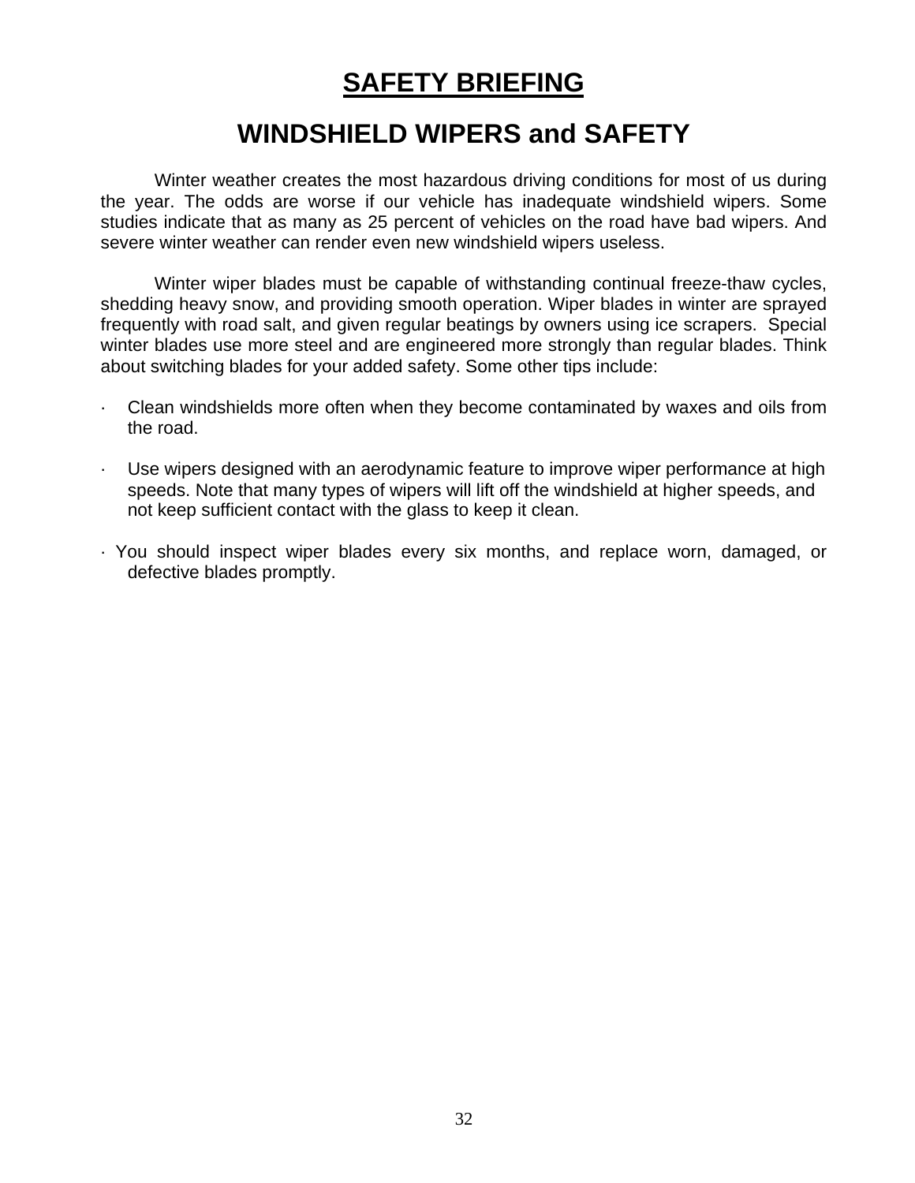# SAFETY BRIEFING

## WINDSHIELD WIPERS and SAFETY

Winter weather creates the most hazardous driving conditions for most of us during the year. The odds are worse if our vehicle has inadequate windshield wipers. Some studies indicate that as many as 25 percent of vehicles on the road have bad wipers. And severe winter weather can render even new windshield wipers useless.

Winter wiper blades must be capable of withstanding continual freeze-thaw cycles, shedding heavy snow, and providing smooth operation. Wiper blades in winter are sprayed frequently with road salt, and given regular beatings by owners using ice scrapers. Special winter blades use more steel and are engineered more strongly than regular blades. Think about switching blades for your added safety. Some other tips include:

- Clean windshields more often when they become contaminated by waxes and oils from the road.
- Use wipers designed with an aerodynamic feature to improve wiper performance at high speeds. Note that many types of wipers will lift off the windshield at higher speeds, and not keep sufficient contact with the glass to keep it clean.
- You should inspect wiper blades every six months, and replace worn, damaged, or defective blades promptly.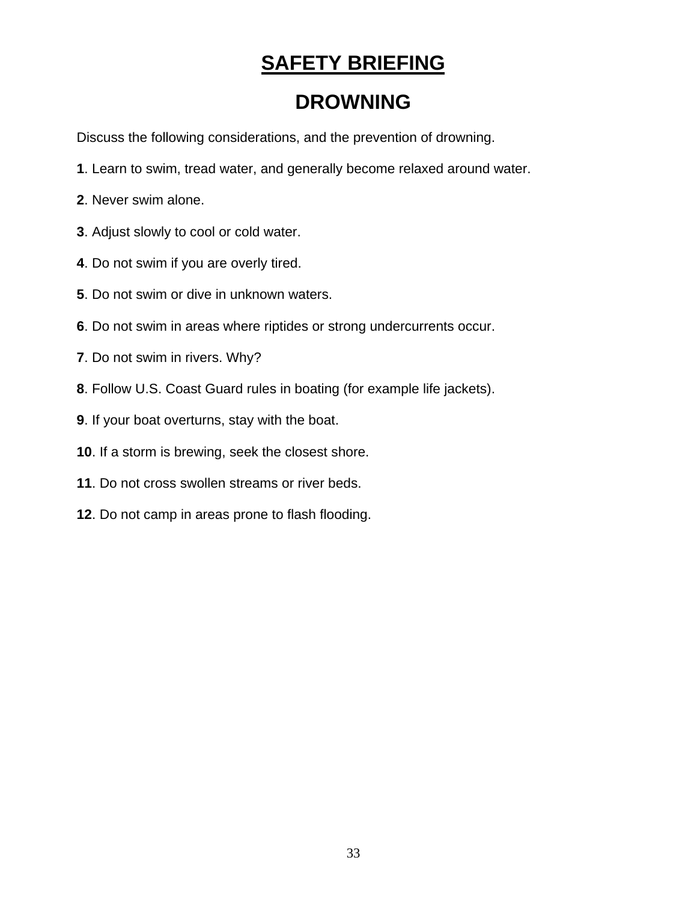# SAFETY BRIEFING

## DROWNING

Discuss the following considerations, and the prevention of drowning.

**1**. Learn to swim, tread water, and generally become relaxed around water.

**2**. Never swim alone.

**3**. Adjust slowly to cool or cold water.

**4**. Do not swim if you are overly tired.

**5**. Do not swim or dive in unknown waters.

**6**. Do not swim in areas where riptides or strong undercurrents occur.

**7**. Do not swim in rivers. Why?

**8**. Follow U.S. Coast Guard rules in boating (for example life jackets).

**9**. If your boat overturns, stay with the boat.

**10**. If a storm is brewing, seek the closest shore.

**11**. Do not cross swollen streams or river beds.

**12**. Do not camp in areas prone to flash flooding.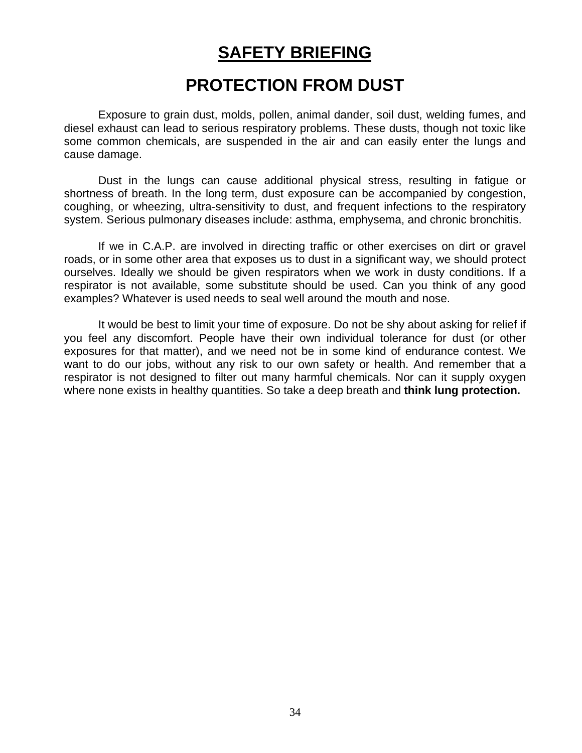# SAFETY BRIEFING

## PROTECTION FROM DUST

Exposure to grain dust, molds, pollen, animal dander, soil dust, welding fumes, and diesel exhaust can lead to serious respiratory problems. These dusts, though not toxic like some common chemicals, are suspended in the air and can easily enter the lungs and cause damage.

Dust in the lungs can cause additional physical stress, resulting in fatigue or shortness of breath. In the long term, dust exposure can be accompanied by congestion, coughing, or wheezing, ultra-sensitivity to dust, and frequent infections to the respiratory system. Serious pulmonary diseases include: asthma, emphysema, and chronic bronchitis.

If we in C.A.P. are involved in directing traffic or other exercises on dirt or gravel roads, or in some other area that exposes us to dust in a significant way, we should protect ourselves. Ideally we should be given respirators when we work in dusty conditions. If a respirator is not available, some substitute should be used. Can you think of any good examples? Whatever is used needs to seal well around the mouth and nose.

It would be best to limit your time of exposure. Do not be shy about asking for relief if you feel any discomfort. People have their own individual tolerance for dust (or other exposures for that matter), and we need not be in some kind of endurance contest. We want to do our jobs, without any risk to our own safety or health. And remember that a respirator is not designed to filter out many harmful chemicals. Nor can it supply oxygen where none exists in healthy quantities. So take a deep breath and **think lung protection.**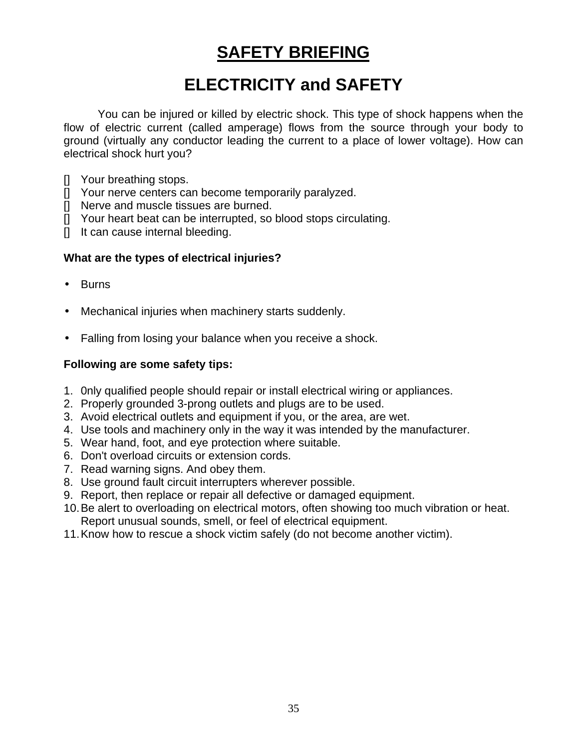# SAFETY BRIEFING

## ELECTRICITY and SAFETY

You can be injured or killed by electric shock. This type of shock happens when the flow of electric current (called amperage) flows from the source through your body to ground (virtually any conductor leading the current to a place of lower voltage). How can electrical shock hurt you?

- Your breathing stops.
- Your nerve centers can become temporarily paralyzed.
- Nerve and muscle tissues are burned.
- Your heart beat can be interrupted, so blood stops circulating.
- It can cause internal bleeding.

**What are the types of electrical injuries?**

- Burns
- Mechanical injuries when machinery starts suddenly.
- Falling from losing your balance when you receive a shock.

**Following are some safety tips:**

1. 0nly qualified people should repair or install electrical wiring or appliances.
2. Properly grounded 3-prong outlets and plugs are to be used.
3. Avoid electrical outlets and equipment if you, or the area, are wet.
4. Use tools and machinery only in the way it was intended by the manufacturer.
5. Wear hand, foot, and eye protection where suitable.
6. Don't overload circuits or extension cords.
7. Read warning signs. And obey them.
8. Use ground fault circuit interrupters wherever possible.
9. Report, then replace or repair all defective or damaged equipment.
10. Be alert to overloading on electrical motors, often showing too much vibration or heat. Report unusual sounds, smell, or feel of electrical equipment.
11. Know how to rescue a shock victim safely (do not become another victim).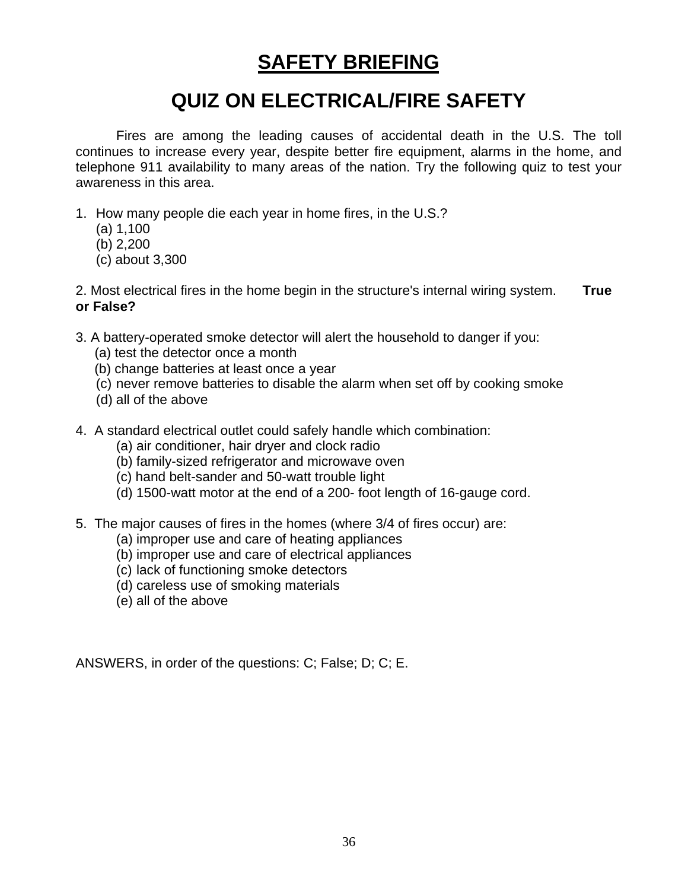# SAFETY BRIEFING

## QUIZ ON ELECTRICAL/FIRE SAFETY

Fires are among the leading causes of accidental death in the U.S. The toll continues to increase every year, despite better fire equipment, alarms in the home, and telephone 911 availability to many areas of the nation. Try the following quiz to test your awareness in this area.

1. How many people die each year in home fires, in the U.S.?
   (a) 1,100
   (b) 2,200
   (c) about 3,300

2. Most electrical fires in the home begin in the structure's internal wiring system. **True or False?**

3. A battery-operated smoke detector will alert the household to danger if you:
   (a) test the detector once a month
   (b) change batteries at least once a year
   (c) never remove batteries to disable the alarm when set off by cooking smoke
   (d) all of the above

4. A standard electrical outlet could safely handle which combination:
   (a) air conditioner, hair dryer and clock radio
   (b) family-sized refrigerator and microwave oven
   (c) hand belt-sander and 50-watt trouble light
   (d) 1500-watt motor at the end of a 200- foot length of 16-gauge cord.

5. The major causes of fires in the homes (where 3/4 of fires occur) are:
   (a) improper use and care of heating appliances
   (b) improper use and care of electrical appliances
   (c) lack of functioning smoke detectors
   (d) careless use of smoking materials
   (e) all of the above

ANSWERS, in order of the questions: C; False; D; C; E.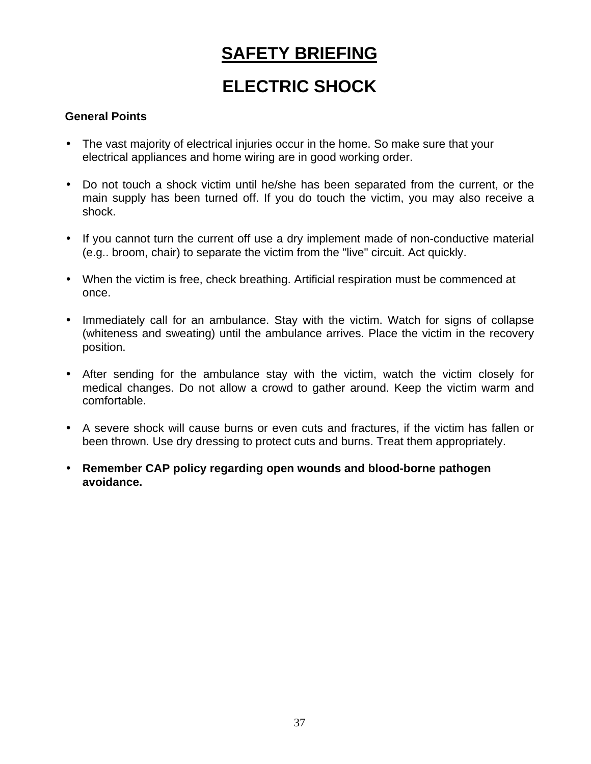# SAFETY BRIEFING

# ELECTRIC SHOCK

**General Points**

- The vast majority of electrical injuries occur in the home. So make sure that your electrical appliances and home wiring are in good working order.

- Do not touch a shock victim until he/she has been separated from the current, or the main supply has been turned off. If you do touch the victim, you may also receive a shock.

- If you cannot turn the current off use a dry implement made of non-conductive material (e.g.. broom, chair) to separate the victim from the "live" circuit. Act quickly.

- When the victim is free, check breathing. Artificial respiration must be commenced at once.

- Immediately call for an ambulance. Stay with the victim. Watch for signs of collapse (whiteness and sweating) until the ambulance arrives. Place the victim in the recovery position.

- After sending for the ambulance stay with the victim, watch the victim closely for medical changes. Do not allow a crowd to gather around. Keep the victim warm and comfortable.

- A severe shock will cause burns or even cuts and fractures, if the victim has fallen or been thrown. Use dry dressing to protect cuts and burns. Treat them appropriately.

- **Remember CAP policy regarding open wounds and blood-borne pathogen avoidance.**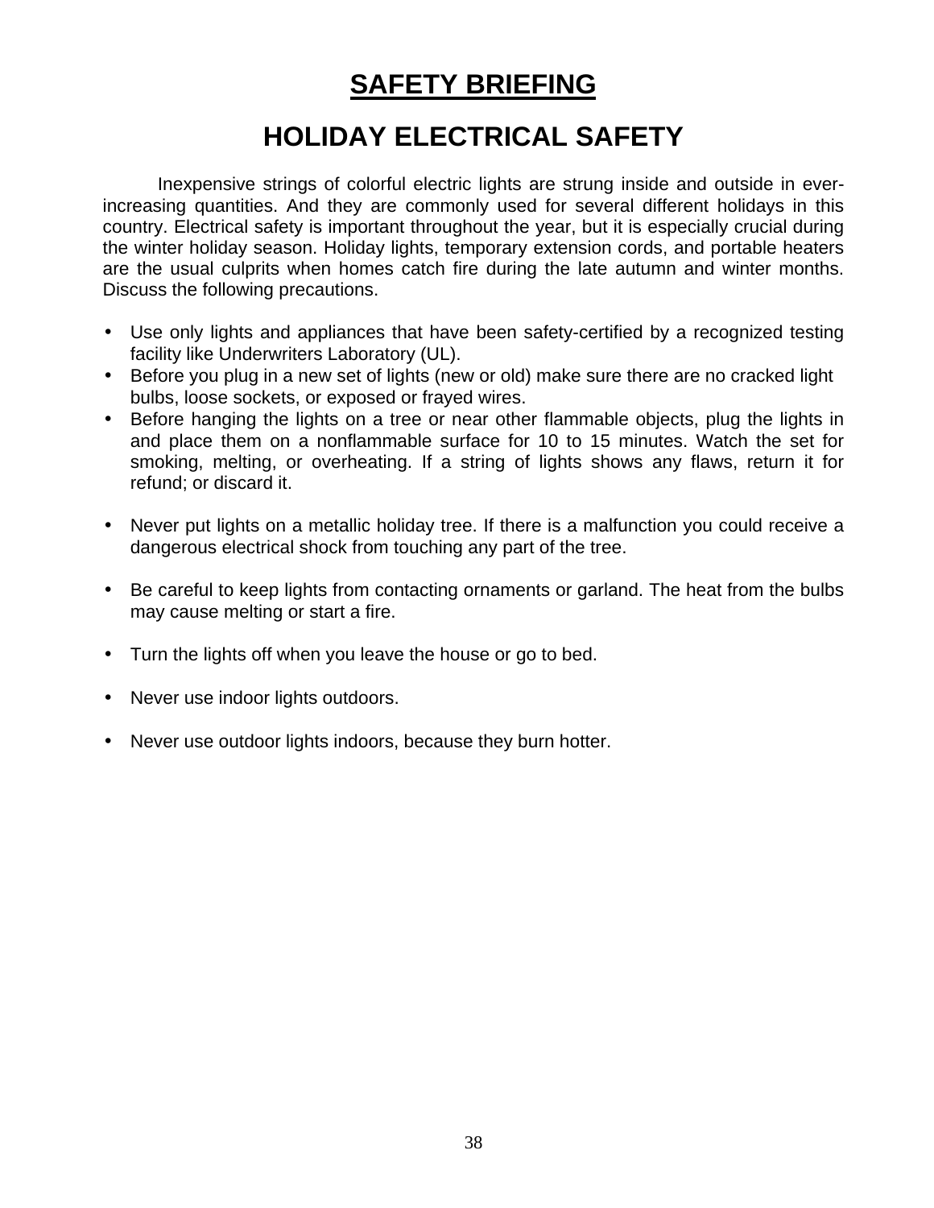# SAFETY BRIEFING

## HOLIDAY ELECTRICAL SAFETY

Inexpensive strings of colorful electric lights are strung inside and outside in ever-increasing quantities. And they are commonly used for several different holidays in this country. Electrical safety is important throughout the year, but it is especially crucial during the winter holiday season. Holiday lights, temporary extension cords, and portable heaters are the usual culprits when homes catch fire during the late autumn and winter months. Discuss the following precautions.

- Use only lights and appliances that have been safety-certified by a recognized testing facility like Underwriters Laboratory (UL).
- Before you plug in a new set of lights (new or old) make sure there are no cracked light bulbs, loose sockets, or exposed or frayed wires.
- Before hanging the lights on a tree or near other flammable objects, plug the lights in and place them on a nonflammable surface for 10 to 15 minutes. Watch the set for smoking, melting, or overheating. If a string of lights shows any flaws, return it for refund; or discard it.
- Never put lights on a metallic holiday tree. If there is a malfunction you could receive a dangerous electrical shock from touching any part of the tree.
- Be careful to keep lights from contacting ornaments or garland. The heat from the bulbs may cause melting or start a fire.
- Turn the lights off when you leave the house or go to bed.
- Never use indoor lights outdoors.
- Never use outdoor lights indoors, because they burn hotter.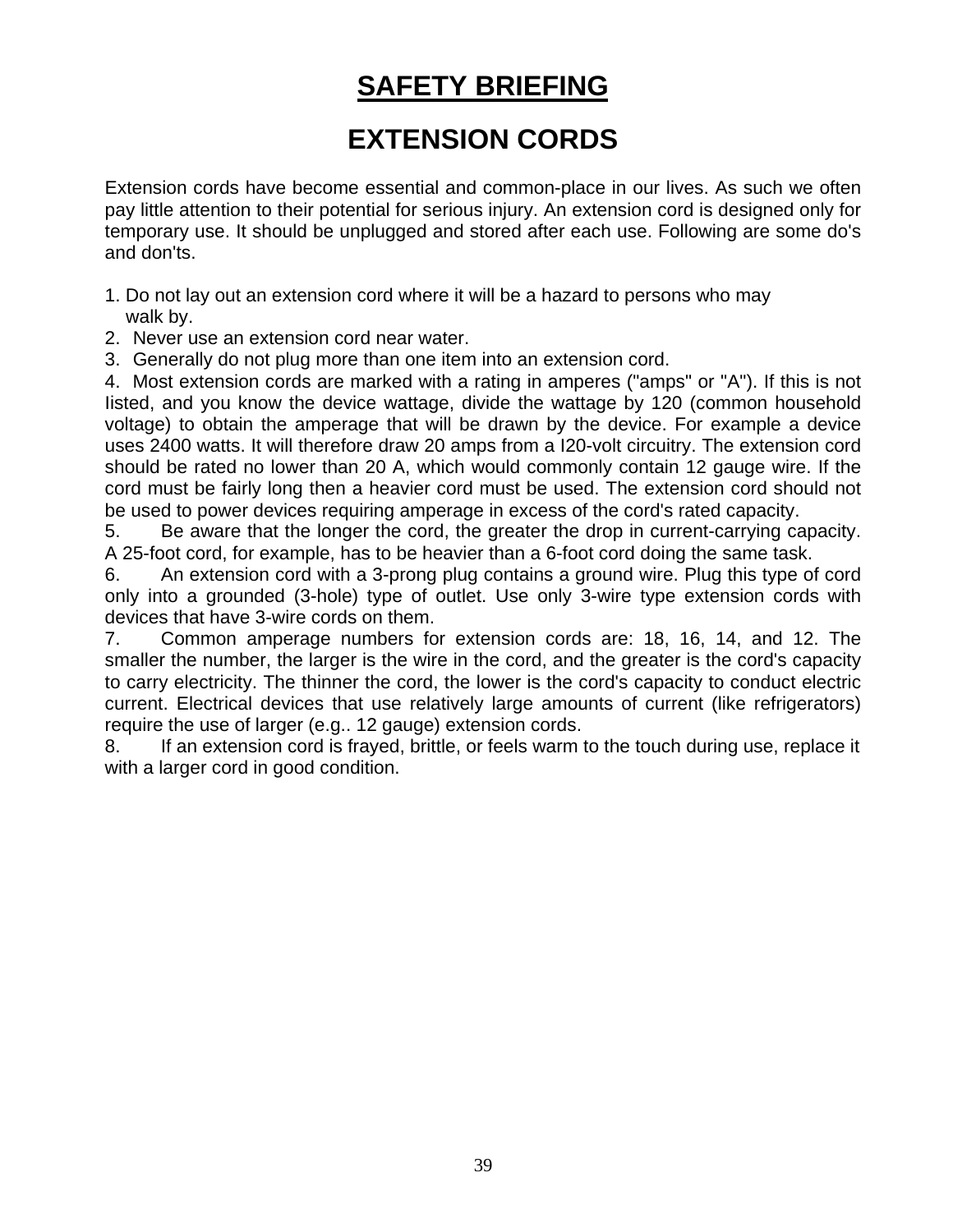# SAFETY BRIEFING

## EXTENSION CORDS

Extension cords have become essential and common-place in our lives. As such we often pay little attention to their potential for serious injury. An extension cord is designed only for temporary use. It should be unplugged and stored after each use. Following are some do's and don'ts.

1. Do not lay out an extension cord where it will be a hazard to persons who may walk by.
2. Never use an extension cord near water.
3. Generally do not plug more than one item into an extension cord.
4. Most extension cords are marked with a rating in amperes ("amps" or "A"). If this is not listed, and you know the device wattage, divide the wattage by 120 (common household voltage) to obtain the amperage that will be drawn by the device. For example a device uses 2400 watts. It will therefore draw 20 amps from a I20-volt circuitry. The extension cord should be rated no lower than 20 A, which would commonly contain 12 gauge wire. If the cord must be fairly long then a heavier cord must be used. The extension cord should not be used to power devices requiring amperage in excess of the cord's rated capacity.
5. Be aware that the longer the cord, the greater the drop in current-carrying capacity. A 25-foot cord, for example, has to be heavier than a 6-foot cord doing the same task.
6. An extension cord with a 3-prong plug contains a ground wire. Plug this type of cord only into a grounded (3-hole) type of outlet. Use only 3-wire type extension cords with devices that have 3-wire cords on them.
7. Common amperage numbers for extension cords are: 18, 16, 14, and 12. The smaller the number, the larger is the wire in the cord, and the greater is the cord's capacity to carry electricity. The thinner the cord, the lower is the cord's capacity to conduct electric current. Electrical devices that use relatively large amounts of current (like refrigerators) require the use of larger (e.g.. 12 gauge) extension cords.
8. If an extension cord is frayed, brittle, or feels warm to the touch during use, replace it with a larger cord in good condition.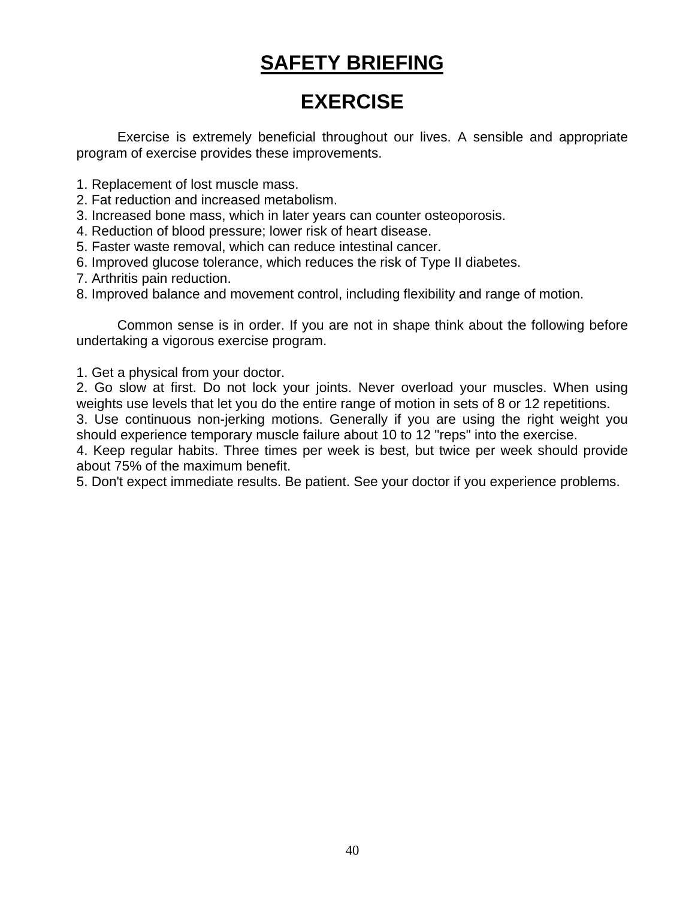# SAFETY BRIEFING

## EXERCISE

Exercise is extremely beneficial throughout our lives. A sensible and appropriate program of exercise provides these improvements.

1. Replacement of lost muscle mass.
2. Fat reduction and increased metabolism.
3. Increased bone mass, which in later years can counter osteoporosis.
4. Reduction of blood pressure; lower risk of heart disease.
5. Faster waste removal, which can reduce intestinal cancer.
6. Improved glucose tolerance, which reduces the risk of Type II diabetes.
7. Arthritis pain reduction.
8. Improved balance and movement control, including flexibility and range of motion.

Common sense is in order. If you are not in shape think about the following before undertaking a vigorous exercise program.

1. Get a physical from your doctor.
2. Go slow at first. Do not lock your joints. Never overload your muscles. When using weights use levels that let you do the entire range of motion in sets of 8 or 12 repetitions.
3. Use continuous non-jerking motions. Generally if you are using the right weight you should experience temporary muscle failure about 10 to 12 "reps" into the exercise.
4. Keep regular habits. Three times per week is best, but twice per week should provide about 75% of the maximum benefit.
5. Don't expect immediate results. Be patient. See your doctor if you experience problems.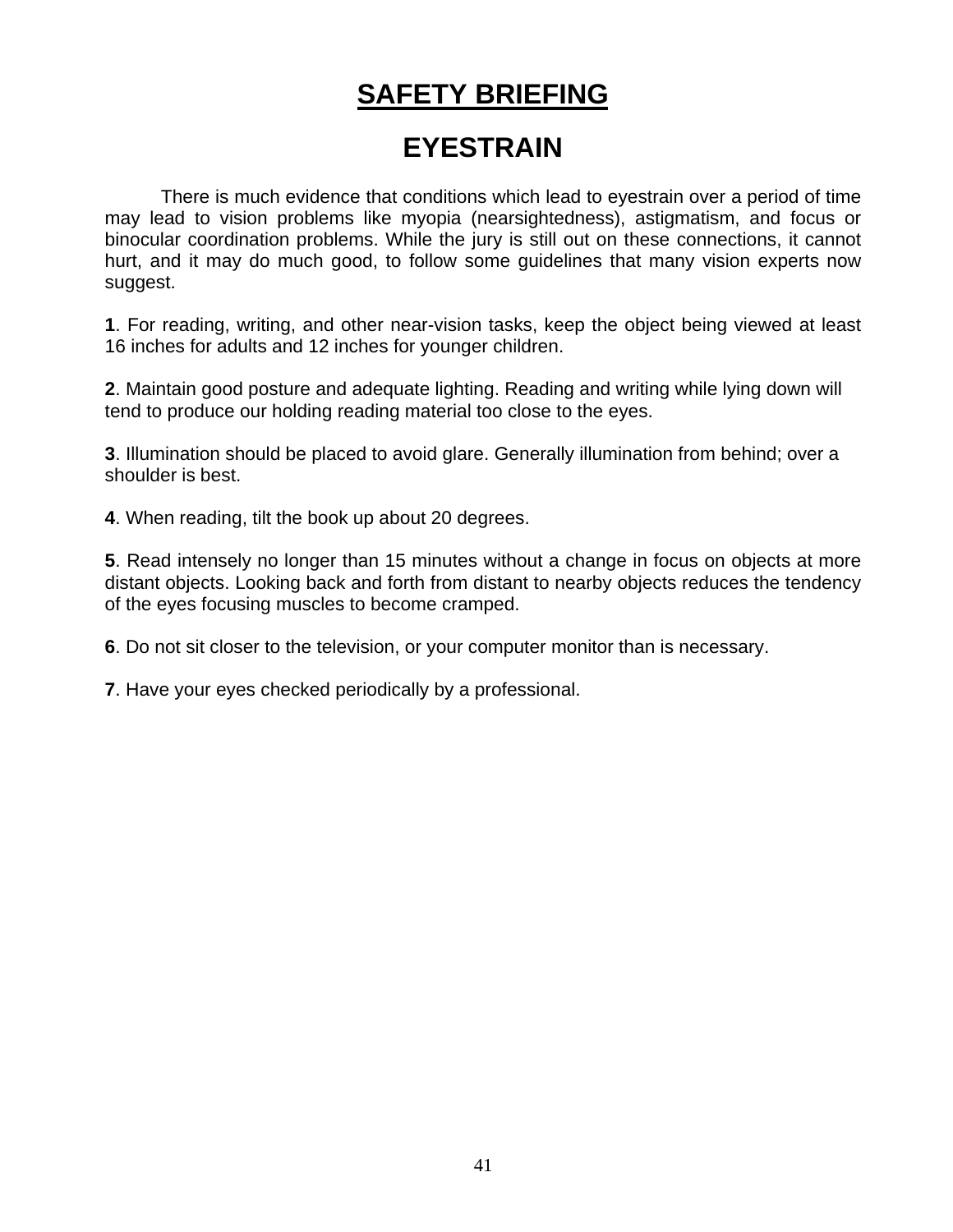# SAFETY BRIEFING

## EYESTRAIN

There is much evidence that conditions which lead to eyestrain over a period of time may lead to vision problems like myopia (nearsightedness), astigmatism, and focus or binocular coordination problems. While the jury is still out on these connections, it cannot hurt, and it may do much good, to follow some guidelines that many vision experts now suggest.

**1**. For reading, writing, and other near-vision tasks, keep the object being viewed at least 16 inches for adults and 12 inches for younger children.

**2**. Maintain good posture and adequate lighting. Reading and writing while lying down will tend to produce our holding reading material too close to the eyes.

**3**. Illumination should be placed to avoid glare. Generally illumination from behind; over a shoulder is best.

**4**. When reading, tilt the book up about 20 degrees.

**5**. Read intensely no longer than 15 minutes without a change in focus on objects at more distant objects. Looking back and forth from distant to nearby objects reduces the tendency of the eyes focusing muscles to become cramped.

**6**. Do not sit closer to the television, or your computer monitor than is necessary.

**7**. Have your eyes checked periodically by a professional.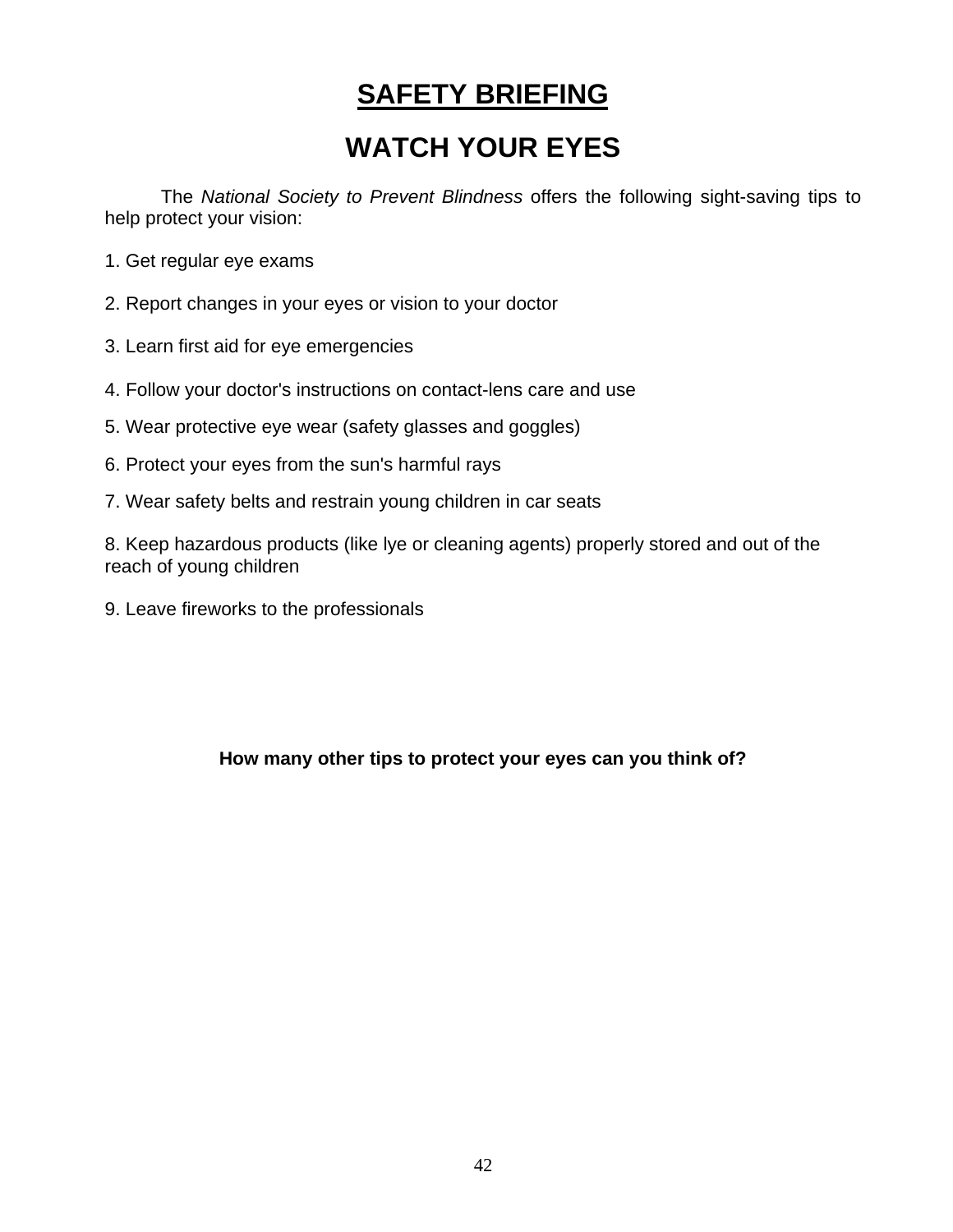# SAFETY BRIEFING

## WATCH YOUR EYES

The *National Society to Prevent Blindness* offers the following sight-saving tips to help protect your vision:

1. Get regular eye exams
2. Report changes in your eyes or vision to your doctor
3. Learn first aid for eye emergencies
4. Follow your doctor's instructions on contact-lens care and use
5. Wear protective eye wear (safety glasses and goggles)
6. Protect your eyes from the sun's harmful rays
7. Wear safety belts and restrain young children in car seats
8. Keep hazardous products (like lye or cleaning agents) properly stored and out of the reach of young children
9. Leave fireworks to the professionals

**How many other tips to protect your eyes can you think of?**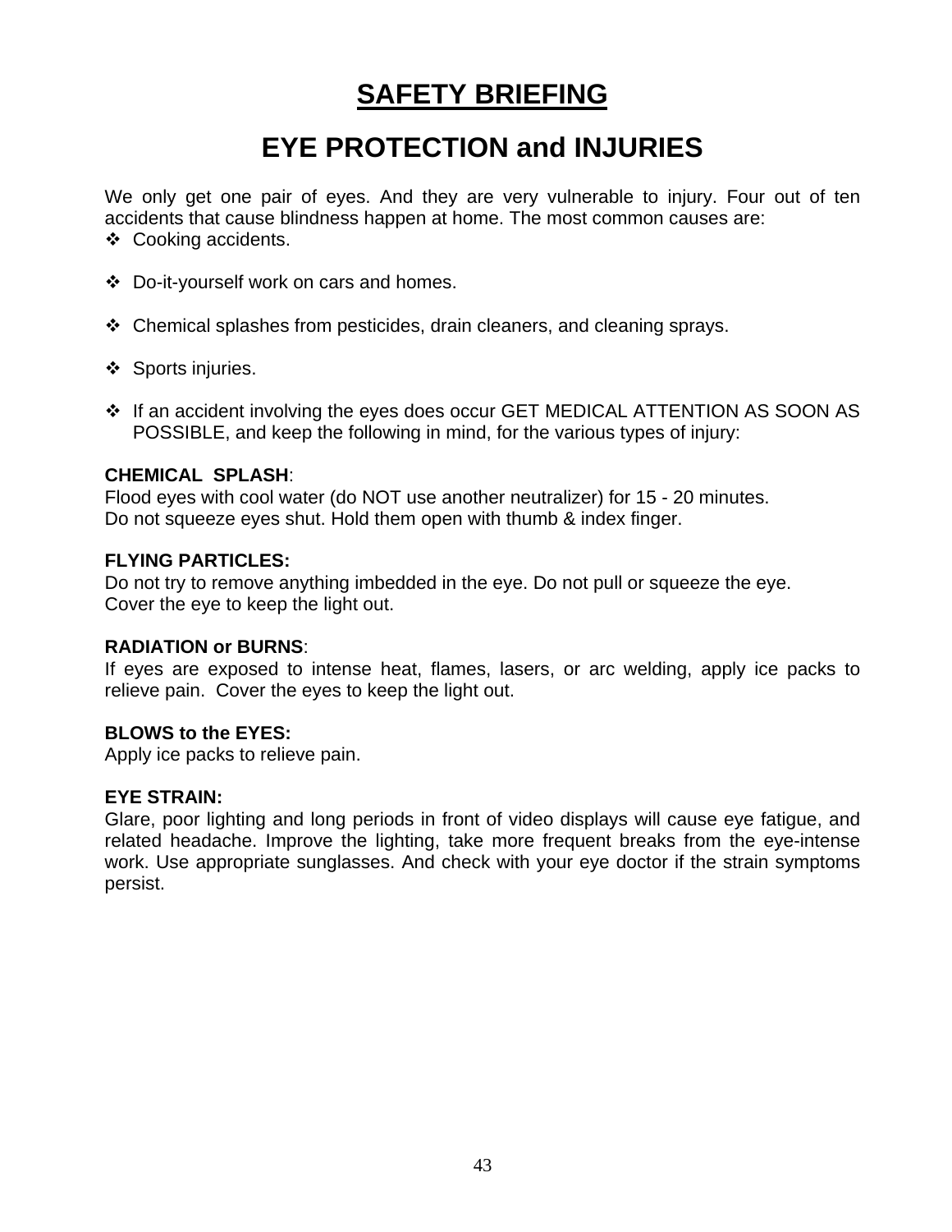# SAFETY BRIEFING

## EYE PROTECTION and INJURIES

We only get one pair of eyes. And they are very vulnerable to injury. Four out of ten accidents that cause blindness happen at home. The most common causes are:

- Cooking accidents.
- Do-it-yourself work on cars and homes.
- Chemical splashes from pesticides, drain cleaners, and cleaning sprays.
- Sports injuries.
- If an accident involving the eyes does occur GET MEDICAL ATTENTION AS SOON AS POSSIBLE, and keep the following in mind, for the various types of injury:

**CHEMICAL SPLASH**:
Flood eyes with cool water (do NOT use another neutralizer) for 15 - 20 minutes.
Do not squeeze eyes shut. Hold them open with thumb & index finger.

**FLYING PARTICLES:**
Do not try to remove anything imbedded in the eye. Do not pull or squeeze the eye.
Cover the eye to keep the light out.

**RADIATION or BURNS**:
If eyes are exposed to intense heat, flames, lasers, or arc welding, apply ice packs to relieve pain. Cover the eyes to keep the light out.

**BLOWS to the EYES:**
Apply ice packs to relieve pain.

**EYE STRAIN:**
Glare, poor lighting and long periods in front of video displays will cause eye fatigue, and related headache. Improve the lighting, take more frequent breaks from the eye-intense work. Use appropriate sunglasses. And check with your eye doctor if the strain symptoms persist.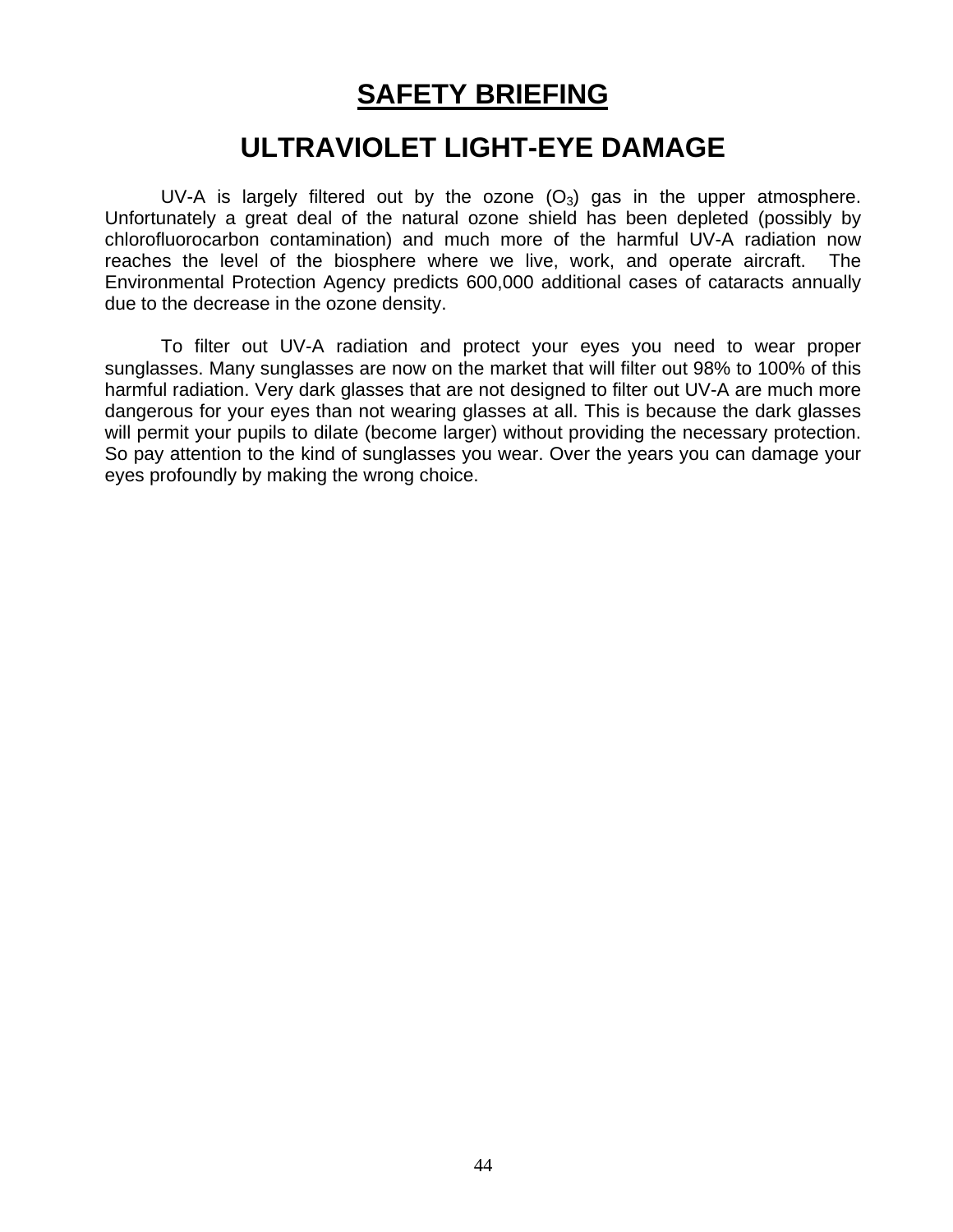# SAFETY BRIEFING

## ULTRAVIOLET LIGHT-EYE DAMAGE

UV-A is largely filtered out by the ozone ($O_3$) gas in the upper atmosphere. Unfortunately a great deal of the natural ozone shield has been depleted (possibly by chlorofluorocarbon contamination) and much more of the harmful UV-A radiation now reaches the level of the biosphere where we live, work, and operate aircraft. The Environmental Protection Agency predicts 600,000 additional cases of cataracts annually due to the decrease in the ozone density.

To filter out UV-A radiation and protect your eyes you need to wear proper sunglasses. Many sunglasses are now on the market that will filter out 98% to 100% of this harmful radiation. Very dark glasses that are not designed to filter out UV-A are much more dangerous for your eyes than not wearing glasses at all. This is because the dark glasses will permit your pupils to dilate (become larger) without providing the necessary protection. So pay attention to the kind of sunglasses you wear. Over the years you can damage your eyes profoundly by making the wrong choice.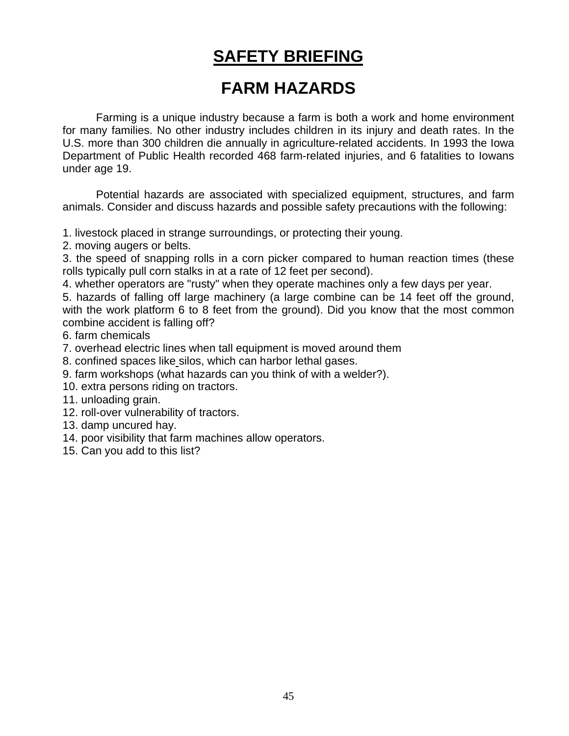# SAFETY BRIEFING

## FARM HAZARDS

Farming is a unique industry because a farm is both a work and home environment for many families. No other industry includes children in its injury and death rates. In the U.S. more than 300 children die annually in agriculture-related accidents. In 1993 the Iowa Department of Public Health recorded 468 farm-related injuries, and 6 fatalities to Iowans under age 19.

Potential hazards are associated with specialized equipment, structures, and farm animals. Consider and discuss hazards and possible safety precautions with the following:

1. livestock placed in strange surroundings, or protecting their young.
2. moving augers or belts.
3. the speed of snapping rolls in a corn picker compared to human reaction times (these rolls typically pull corn stalks in at a rate of 12 feet per second).
4. whether operators are "rusty" when they operate machines only a few days per year.
5. hazards of falling off large machinery (a large combine can be 14 feet off the ground, with the work platform 6 to 8 feet from the ground). Did you know that the most common combine accident is falling off?
6. farm chemicals
7. overhead electric lines when tall equipment is moved around them
8. confined spaces like silos, which can harbor lethal gases.
9. farm workshops (what hazards can you think of with a welder?).
10. extra persons riding on tractors.
11. unloading grain.
12. roll-over vulnerability of tractors.
13. damp uncured hay.
14. poor visibility that farm machines allow operators.
15. Can you add to this list?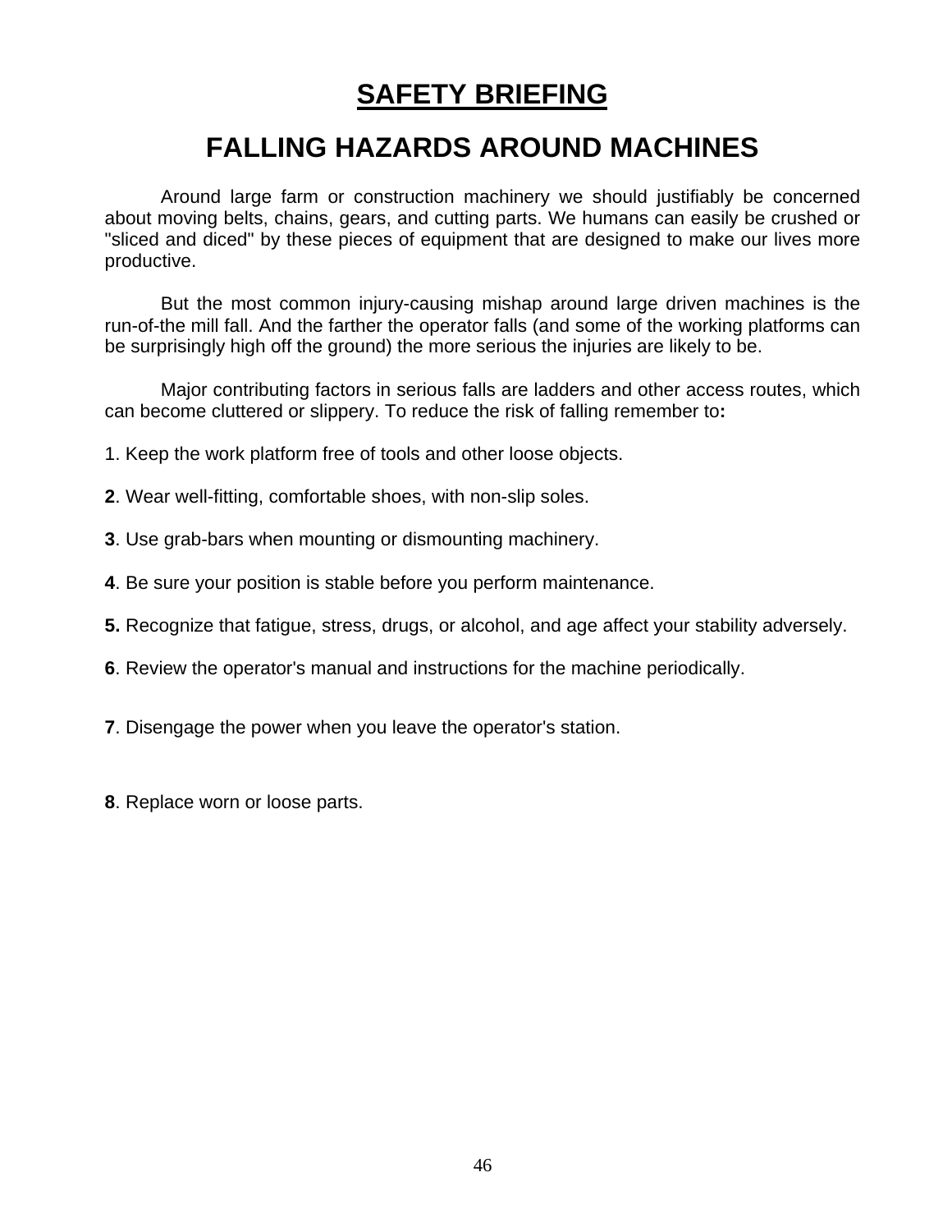# SAFETY BRIEFING

## FALLING HAZARDS AROUND MACHINES

Around large farm or construction machinery we should justifiably be concerned about moving belts, chains, gears, and cutting parts. We humans can easily be crushed or "sliced and diced" by these pieces of equipment that are designed to make our lives more productive.

But the most common injury-causing mishap around large driven machines is the run-of-the mill fall. And the farther the operator falls (and some of the working platforms can be surprisingly high off the ground) the more serious the injuries are likely to be.

Major contributing factors in serious falls are ladders and other access routes, which can become cluttered or slippery. To reduce the risk of falling remember to**:**

1. Keep the work platform free of tools and other loose objects.

**2**. Wear well-fitting, comfortable shoes, with non-slip soles.

**3**. Use grab-bars when mounting or dismounting machinery.

**4**. Be sure your position is stable before you perform maintenance.

**5.** Recognize that fatigue, stress, drugs, or alcohol, and age affect your stability adversely.

**6**. Review the operator's manual and instructions for the machine periodically.

**7**. Disengage the power when you leave the operator's station.

**8**. Replace worn or loose parts.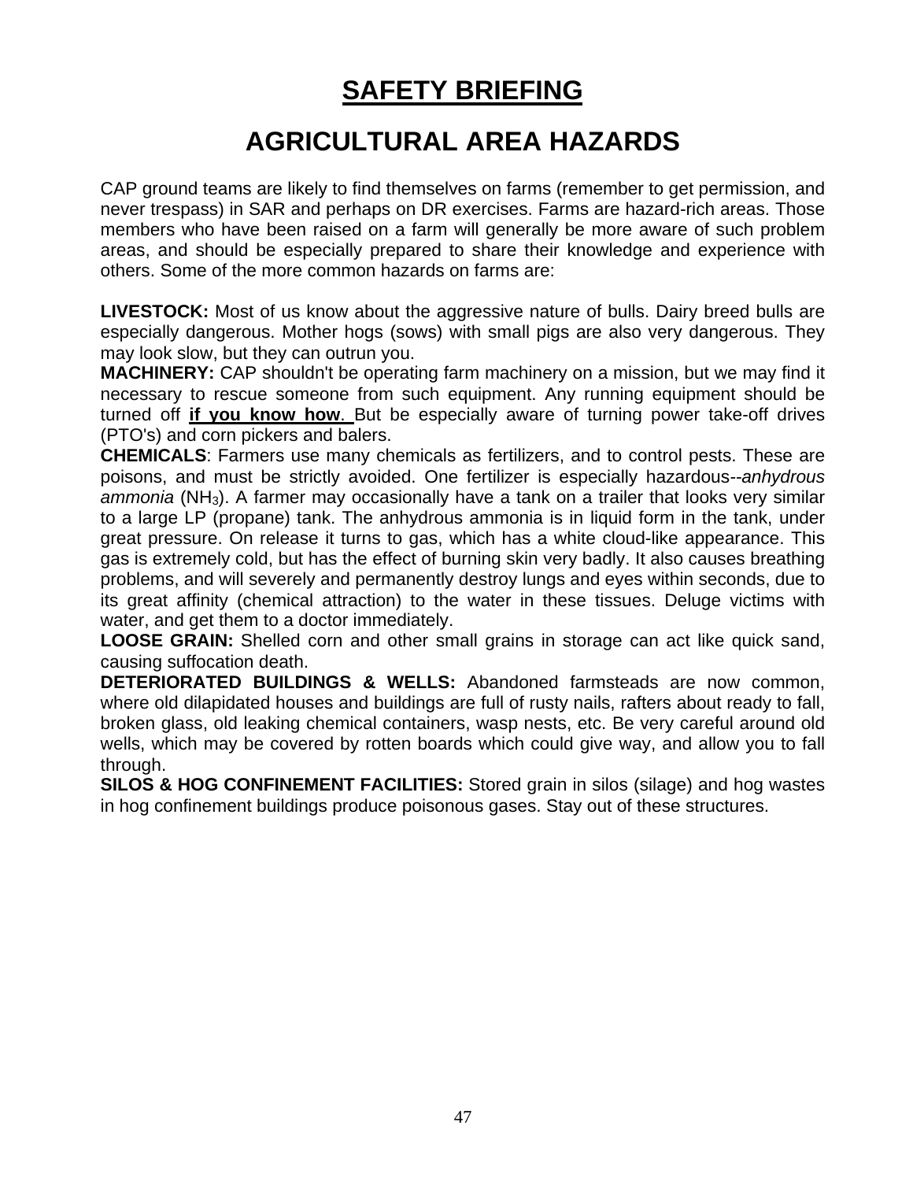# <u>SAFETY BRIEFING</u>

# AGRICULTURAL AREA HAZARDS

CAP ground teams are likely to find themselves on farms (remember to get permission, and never trespass) in SAR and perhaps on DR exercises. Farms are hazard-rich areas. Those members who have been raised on a farm will generally be more aware of such problem areas, and should be especially prepared to share their knowledge and experience with others. Some of the more common hazards on farms are:

**LIVESTOCK:** Most of us know about the aggressive nature of bulls. Dairy breed bulls are especially dangerous. Mother hogs (sows) with small pigs are also very dangerous. They may look slow, but they can outrun you.

**MACHINERY:** CAP shouldn't be operating farm machinery on a mission, but we may find it necessary to rescue someone from such equipment. Any running equipment should be turned off **<u>if you know how</u>**. But be especially aware of turning power take-off drives (PTO's) and corn pickers and balers.

**CHEMICALS**: Farmers use many chemicals as fertilizers, and to control pests. These are poisons, and must be strictly avoided. One fertilizer is especially hazardous--*anhydrous ammonia* ($NH_3$). A farmer may occasionally have a tank on a trailer that looks very similar to a large LP (propane) tank. The anhydrous ammonia is in liquid form in the tank, under great pressure. On release it turns to gas, which has a white cloud-like appearance. This gas is extremely cold, but has the effect of burning skin very badly. It also causes breathing problems, and will severely and permanently destroy lungs and eyes within seconds, due to its great affinity (chemical attraction) to the water in these tissues. Deluge victims with water, and get them to a doctor immediately.

**LOOSE GRAIN:** Shelled corn and other small grains in storage can act like quick sand, causing suffocation death.

**DETERIORATED BUILDINGS & WELLS:** Abandoned farmsteads are now common, where old dilapidated houses and buildings are full of rusty nails, rafters about ready to fall, broken glass, old leaking chemical containers, wasp nests, etc. Be very careful around old wells, which may be covered by rotten boards which could give way, and allow you to fall through.

**SILOS & HOG CONFINEMENT FACILITIES:** Stored grain in silos (silage) and hog wastes in hog confinement buildings produce poisonous gases. Stay out of these structures.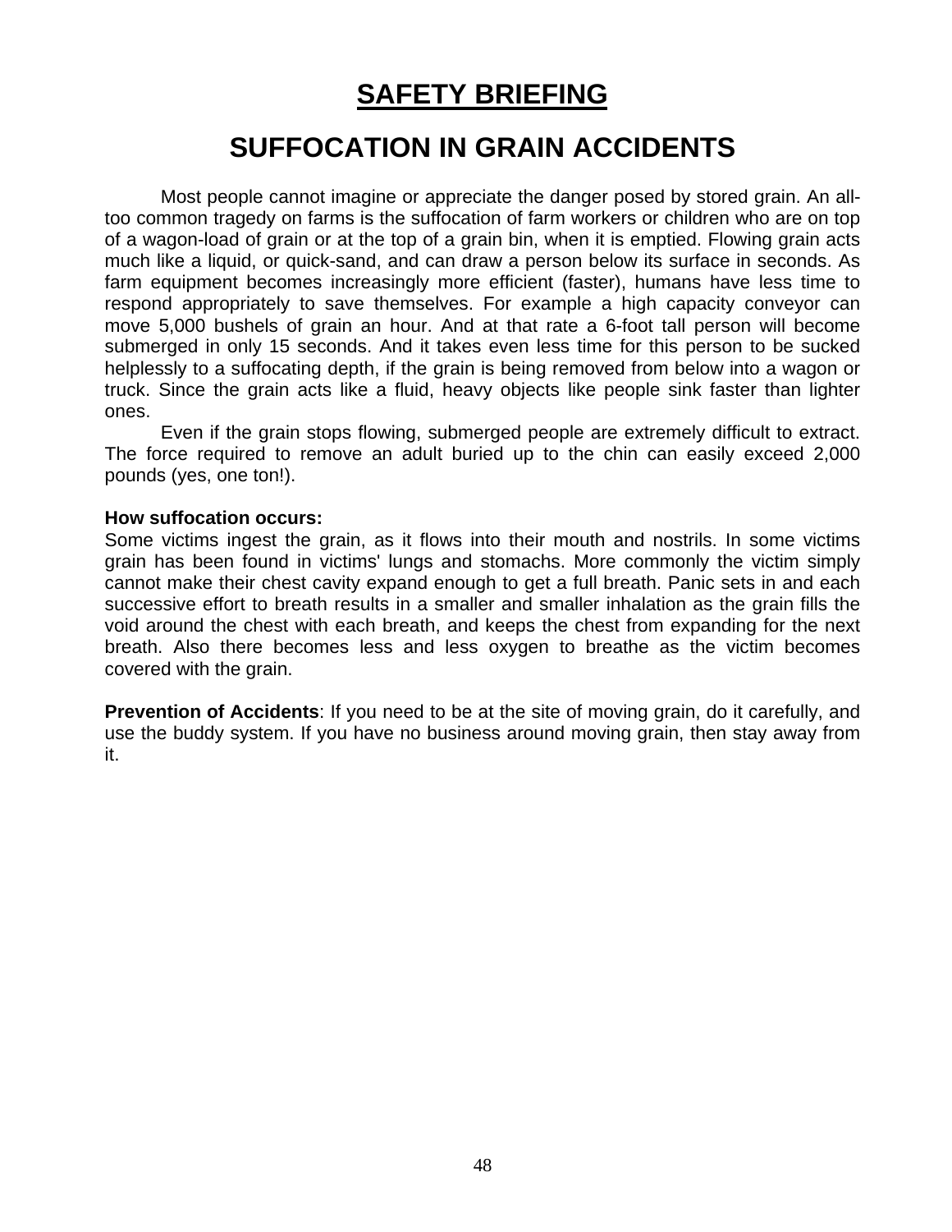# SAFETY BRIEFING

## SUFFOCATION IN GRAIN ACCIDENTS

Most people cannot imagine or appreciate the danger posed by stored grain. An all-too common tragedy on farms is the suffocation of farm workers or children who are on top of a wagon-load of grain or at the top of a grain bin, when it is emptied. Flowing grain acts much like a liquid, or quick-sand, and can draw a person below its surface in seconds. As farm equipment becomes increasingly more efficient (faster), humans have less time to respond appropriately to save themselves. For example a high capacity conveyor can move 5,000 bushels of grain an hour. And at that rate a 6-foot tall person will become submerged in only 15 seconds. And it takes even less time for this person to be sucked helplessly to a suffocating depth, if the grain is being removed from below into a wagon or truck. Since the grain acts like a fluid, heavy objects like people sink faster than lighter ones.

Even if the grain stops flowing, submerged people are extremely difficult to extract. The force required to remove an adult buried up to the chin can easily exceed 2,000 pounds (yes, one ton!).

**How suffocation occurs:**

Some victims ingest the grain, as it flows into their mouth and nostrils. In some victims grain has been found in victims' lungs and stomachs. More commonly the victim simply cannot make their chest cavity expand enough to get a full breath. Panic sets in and each successive effort to breath results in a smaller and smaller inhalation as the grain fills the void around the chest with each breath, and keeps the chest from expanding for the next breath. Also there becomes less and less oxygen to breathe as the victim becomes covered with the grain.

**Prevention of Accidents**: If you need to be at the site of moving grain, do it carefully, and use the buddy system. If you have no business around moving grain, then stay away from it.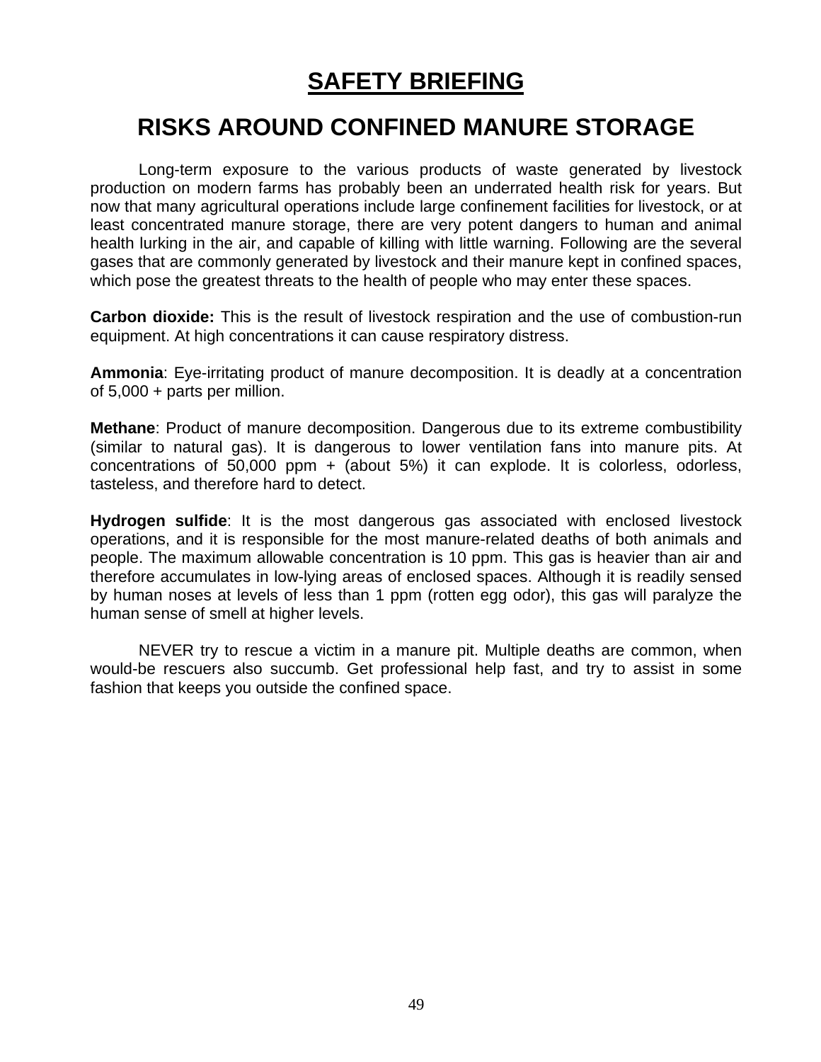# SAFETY BRIEFING

## RISKS AROUND CONFINED MANURE STORAGE

Long-term exposure to the various products of waste generated by livestock production on modern farms has probably been an underrated health risk for years. But now that many agricultural operations include large confinement facilities for livestock, or at least concentrated manure storage, there are very potent dangers to human and animal health lurking in the air, and capable of killing with little warning. Following are the several gases that are commonly generated by livestock and their manure kept in confined spaces, which pose the greatest threats to the health of people who may enter these spaces.

**Carbon dioxide:** This is the result of livestock respiration and the use of combustion-run equipment. At high concentrations it can cause respiratory distress.

**Ammonia**: Eye-irritating product of manure decomposition. It is deadly at a concentration of 5,000 + parts per million.

**Methane**: Product of manure decomposition. Dangerous due to its extreme combustibility (similar to natural gas). It is dangerous to lower ventilation fans into manure pits. At concentrations of 50,000 ppm + (about 5%) it can explode. It is colorless, odorless, tasteless, and therefore hard to detect.

**Hydrogen sulfide**: It is the most dangerous gas associated with enclosed livestock operations, and it is responsible for the most manure-related deaths of both animals and people. The maximum allowable concentration is 10 ppm. This gas is heavier than air and therefore accumulates in low-lying areas of enclosed spaces. Although it is readily sensed by human noses at levels of less than 1 ppm (rotten egg odor), this gas will paralyze the human sense of smell at higher levels.

NEVER try to rescue a victim in a manure pit. Multiple deaths are common, when would-be rescuers also succumb. Get professional help fast, and try to assist in some fashion that keeps you outside the confined space.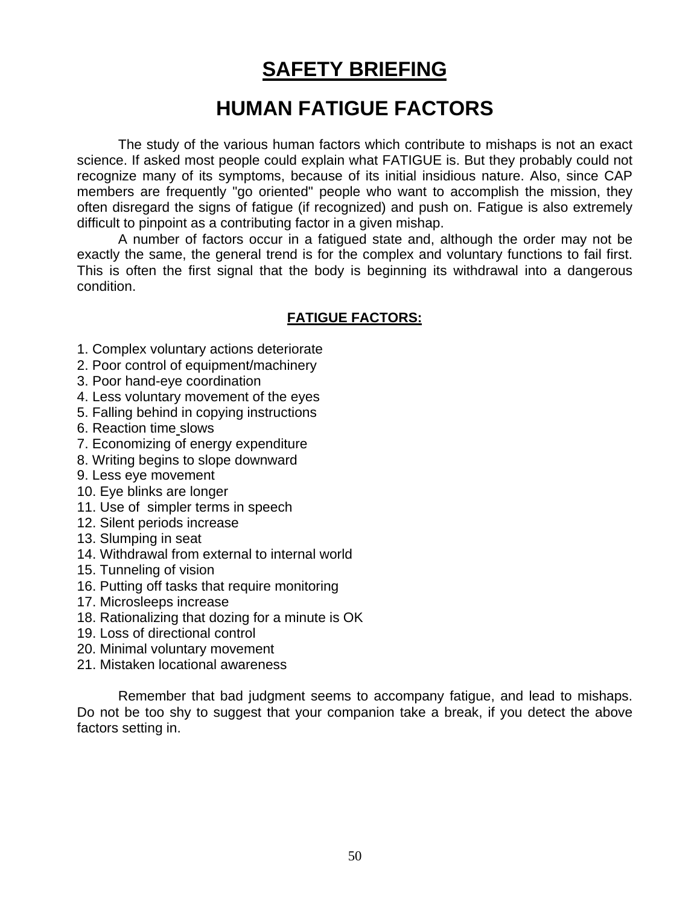# SAFETY BRIEFING

## HUMAN FATIGUE FACTORS

The study of the various human factors which contribute to mishaps is not an exact science. If asked most people could explain what FATIGUE is. But they probably could not recognize many of its symptoms, because of its initial insidious nature. Also, since CAP members are frequently "go oriented" people who want to accomplish the mission, they often disregard the signs of fatigue (if recognized) and push on. Fatigue is also extremely difficult to pinpoint as a contributing factor in a given mishap.

A number of factors occur in a fatigued state and, although the order may not be exactly the same, the general trend is for the complex and voluntary functions to fail first. This is often the first signal that the body is beginning its withdrawal into a dangerous condition.

### FATIGUE FACTORS:

1. Complex voluntary actions deteriorate
2. Poor control of equipment/machinery
3. Poor hand-eye coordination
4. Less voluntary movement of the eyes
5. Falling behind in copying instructions
6. Reaction time slows
7. Economizing of energy expenditure
8. Writing begins to slope downward
9. Less eye movement
10. Eye blinks are longer
11. Use of simpler terms in speech
12. Silent periods increase
13. Slumping in seat
14. Withdrawal from external to internal world
15. Tunneling of vision
16. Putting off tasks that require monitoring
17. Microsleeps increase
18. Rationalizing that dozing for a minute is OK
19. Loss of directional control
20. Minimal voluntary movement
21. Mistaken locational awareness

Remember that bad judgment seems to accompany fatigue, and lead to mishaps. Do not be too shy to suggest that your companion take a break, if you detect the above factors setting in.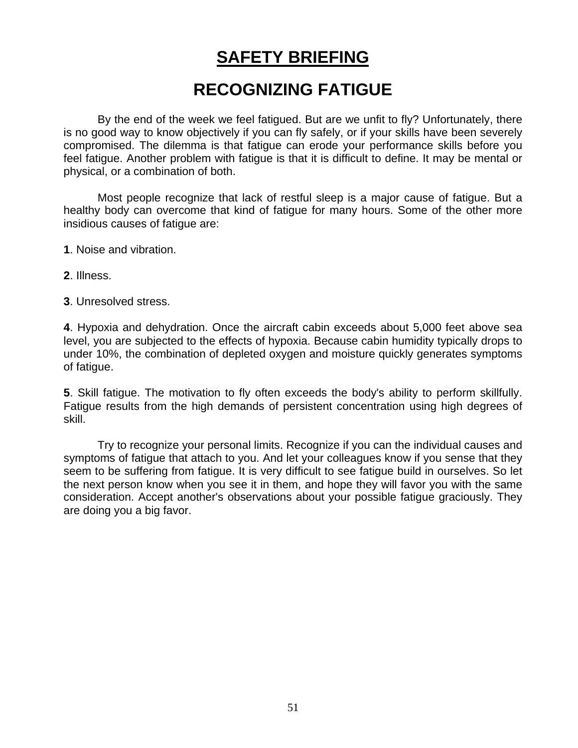# SAFETY BRIEFING

## RECOGNIZING FATIGUE

By the end of the week we feel fatigued. But are we unfit to fly? Unfortunately, there is no good way to know objectively if you can fly safely, or if your skills have been severely compromised. The dilemma is that fatigue can erode your performance skills before you feel fatigue. Another problem with fatigue is that it is difficult to define. It may be mental or physical, or a combination of both.

Most people recognize that lack of restful sleep is a major cause of fatigue. But a healthy body can overcome that kind of fatigue for many hours. Some of the other more insidious causes of fatigue are:

**1**. Noise and vibration.

**2**. Illness.

**3**. Unresolved stress.

**4**. Hypoxia and dehydration. Once the aircraft cabin exceeds about 5,000 feet above sea level, you are subjected to the effects of hypoxia. Because cabin humidity typically drops to under 10%, the combination of depleted oxygen and moisture quickly generates symptoms of fatigue.

**5**. Skill fatigue. The motivation to fly often exceeds the body's ability to perform skillfully. Fatigue results from the high demands of persistent concentration using high degrees of skill.

Try to recognize your personal limits. Recognize if you can the individual causes and symptoms of fatigue that attach to you. And let your colleagues know if you sense that they seem to be suffering from fatigue. It is very difficult to see fatigue build in ourselves. So let the next person know when you see it in them, and hope they will favor you with the same consideration. Accept another's observations about your possible fatigue graciously. They are doing you a big favor.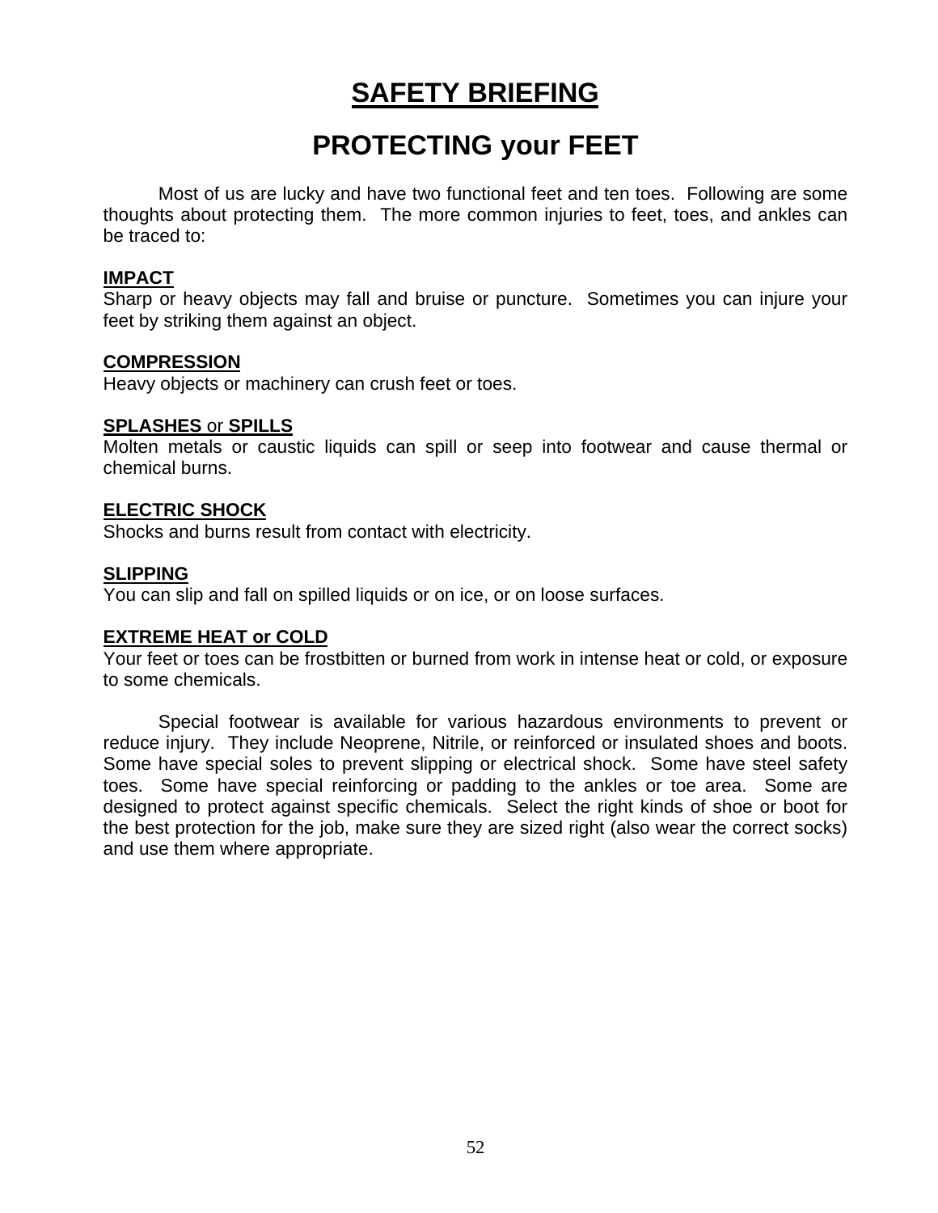# SAFETY BRIEFING

## PROTECTING your FEET

Most of us are lucky and have two functional feet and ten toes. Following are some thoughts about protecting them. The more common injuries to feet, toes, and ankles can be traced to:

**IMPACT**
Sharp or heavy objects may fall and bruise or puncture. Sometimes you can injure your feet by striking them against an object.

**COMPRESSION**
Heavy objects or machinery can crush feet or toes.

**SPLASHES** or **SPILLS**
Molten metals or caustic liquids can spill or seep into footwear and cause thermal or chemical burns.

**ELECTRIC SHOCK**
Shocks and burns result from contact with electricity.

**SLIPPING**
You can slip and fall on spilled liquids or on ice, or on loose surfaces.

**EXTREME HEAT or COLD**
Your feet or toes can be frostbitten or burned from work in intense heat or cold, or exposure to some chemicals.

Special footwear is available for various hazardous environments to prevent or reduce injury. They include Neoprene, Nitrile, or reinforced or insulated shoes and boots. Some have special soles to prevent slipping or electrical shock. Some have steel safety toes. Some have special reinforcing or padding to the ankles or toe area. Some are designed to protect against specific chemicals. Select the right kinds of shoe or boot for the best protection for the job, make sure they are sized right (also wear the correct socks) and use them where appropriate.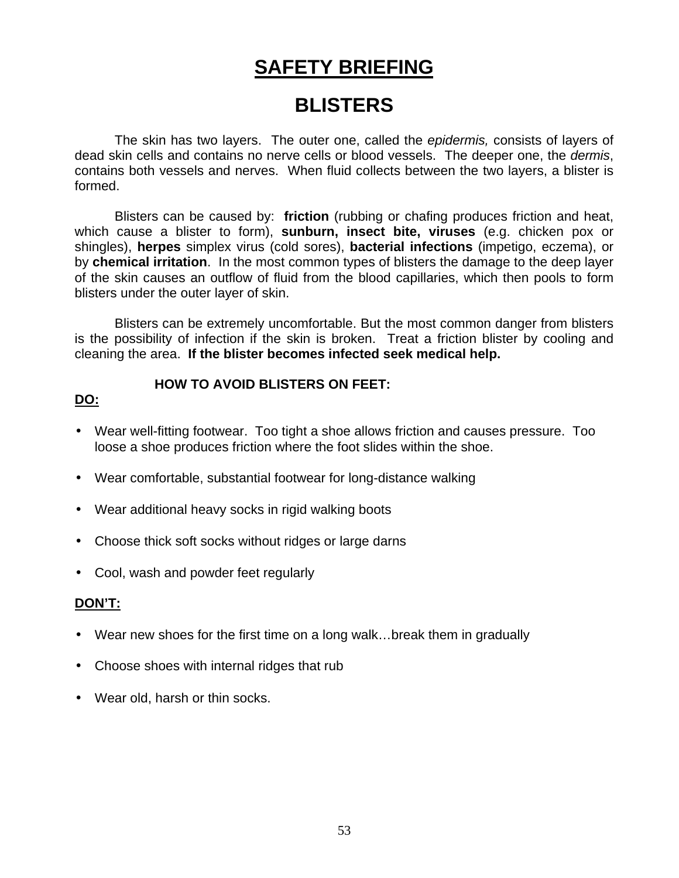# SAFETY BRIEFING

## BLISTERS

The skin has two layers. The outer one, called the *epidermis,* consists of layers of dead skin cells and contains no nerve cells or blood vessels. The deeper one, the *dermis*, contains both vessels and nerves. When fluid collects between the two layers, a blister is formed.

Blisters can be caused by: **friction** (rubbing or chafing produces friction and heat, which cause a blister to form), **sunburn, insect bite, viruses** (e.g. chicken pox or shingles), **herpes** simplex virus (cold sores), **bacterial infections** (impetigo, eczema), or by **chemical irritation**. In the most common types of blisters the damage to the deep layer of the skin causes an outflow of fluid from the blood capillaries, which then pools to form blisters under the outer layer of skin.

Blisters can be extremely uncomfortable. But the most common danger from blisters is the possibility of infection if the skin is broken. Treat a friction blister by cooling and cleaning the area. **If the blister becomes infected seek medical help.**

### HOW TO AVOID BLISTERS ON FEET:

**DO:**

- Wear well-fitting footwear. Too tight a shoe allows friction and causes pressure. Too loose a shoe produces friction where the foot slides within the shoe.
- Wear comfortable, substantial footwear for long-distance walking
- Wear additional heavy socks in rigid walking boots
- Choose thick soft socks without ridges or large darns
- Cool, wash and powder feet regularly

**DON'T:**

- Wear new shoes for the first time on a long walk…break them in gradually
- Choose shoes with internal ridges that rub
- Wear old, harsh or thin socks.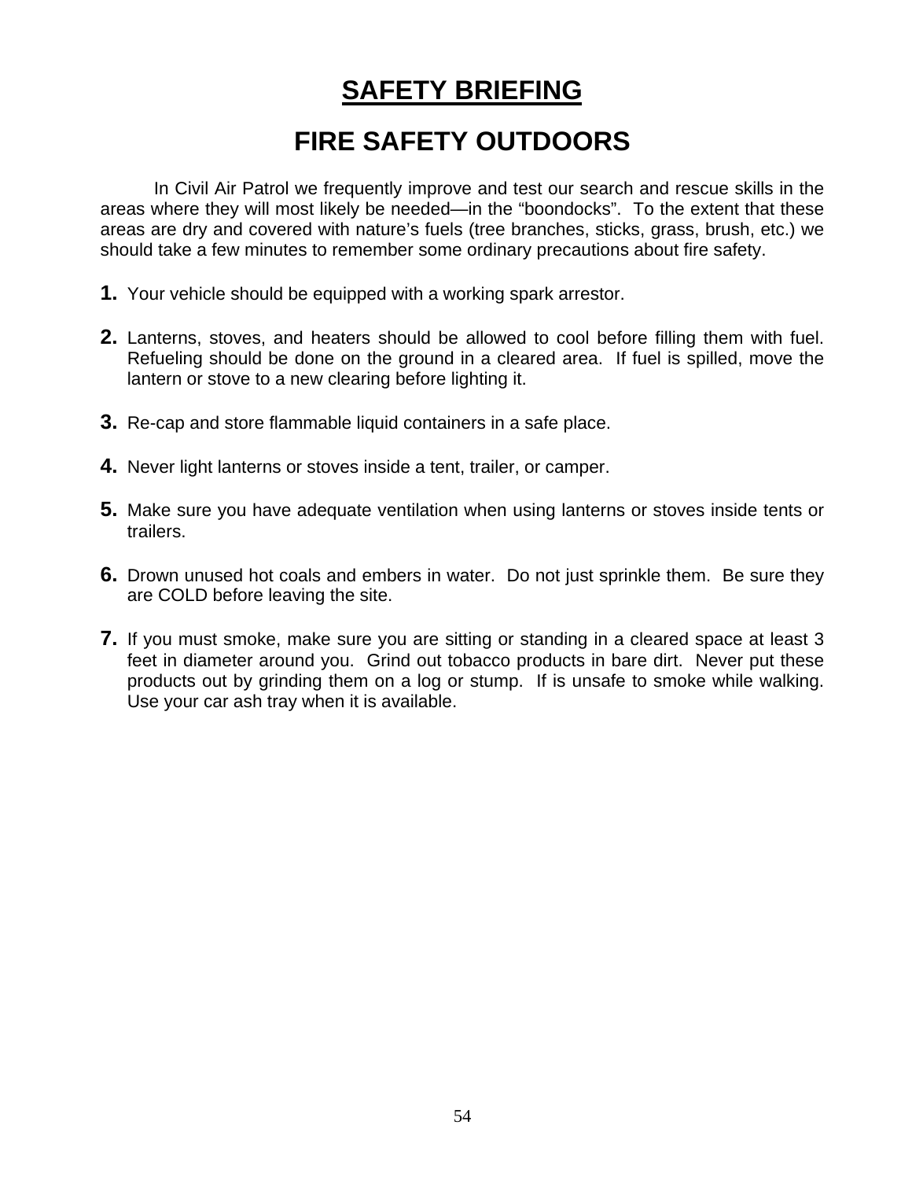# SAFETY BRIEFING

## FIRE SAFETY OUTDOORS

In Civil Air Patrol we frequently improve and test our search and rescue skills in the areas where they will most likely be needed—in the “boondocks”. To the extent that these areas are dry and covered with nature’s fuels (tree branches, sticks, grass, brush, etc.) we should take a few minutes to remember some ordinary precautions about fire safety.

**1.** Your vehicle should be equipped with a working spark arrestor.

**2.** Lanterns, stoves, and heaters should be allowed to cool before filling them with fuel. Refueling should be done on the ground in a cleared area. If fuel is spilled, move the lantern or stove to a new clearing before lighting it.

**3.** Re-cap and store flammable liquid containers in a safe place.

**4.** Never light lanterns or stoves inside a tent, trailer, or camper.

**5.** Make sure you have adequate ventilation when using lanterns or stoves inside tents or trailers.

**6.** Drown unused hot coals and embers in water. Do not just sprinkle them. Be sure they are COLD before leaving the site.

**7.** If you must smoke, make sure you are sitting or standing in a cleared space at least 3 feet in diameter around you. Grind out tobacco products in bare dirt. Never put these products out by grinding them on a log or stump. If is unsafe to smoke while walking. Use your car ash tray when it is available.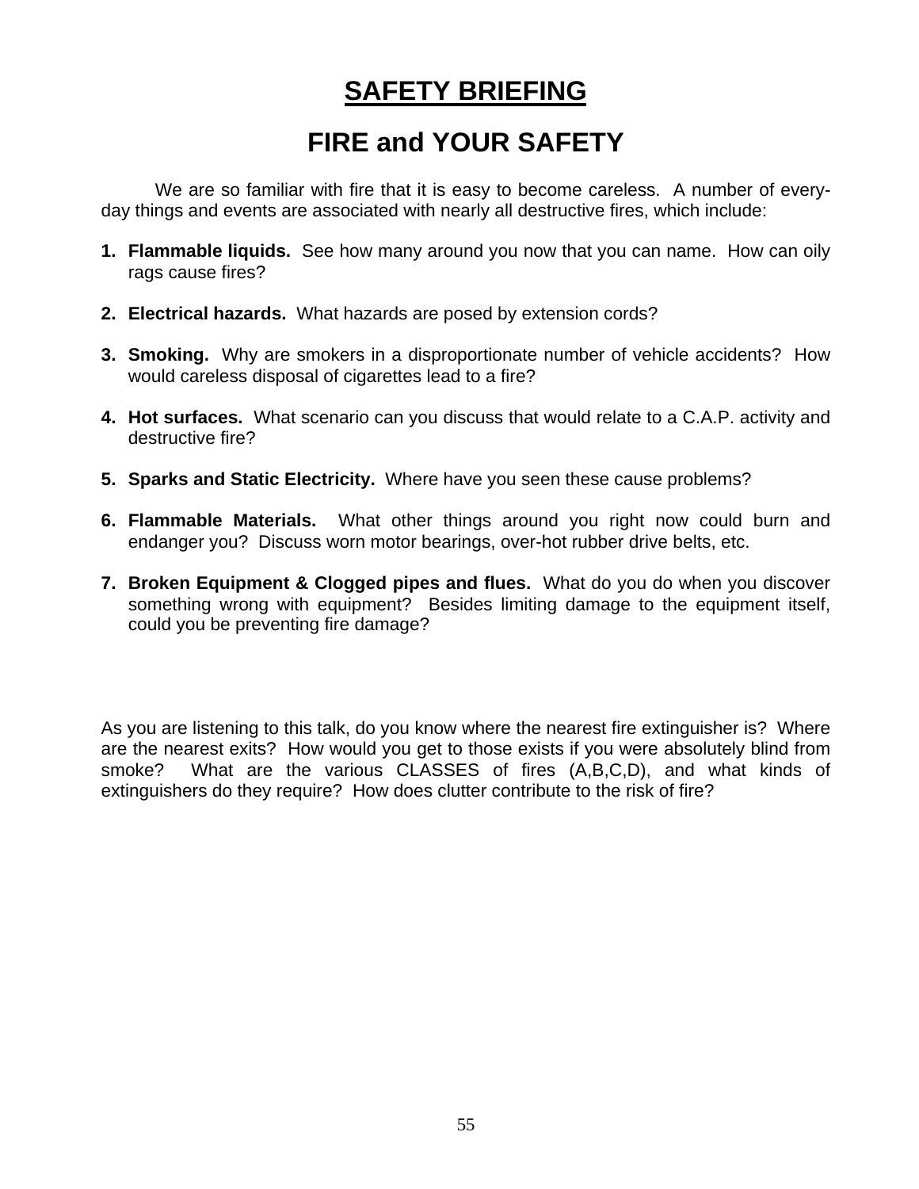# SAFETY BRIEFING

## FIRE and YOUR SAFETY

We are so familiar with fire that it is easy to become careless. A number of every-day things and events are associated with nearly all destructive fires, which include:

1. **Flammable liquids.** See how many around you now that you can name. How can oily rags cause fires?

2. **Electrical hazards.** What hazards are posed by extension cords?

3. **Smoking.** Why are smokers in a disproportionate number of vehicle accidents? How would careless disposal of cigarettes lead to a fire?

4. **Hot surfaces.** What scenario can you discuss that would relate to a C.A.P. activity and destructive fire?

5. **Sparks and Static Electricity.** Where have you seen these cause problems?

6. **Flammable Materials.** What other things around you right now could burn and endanger you? Discuss worn motor bearings, over-hot rubber drive belts, etc.

7. **Broken Equipment & Clogged pipes and flues.** What do you do when you discover something wrong with equipment? Besides limiting damage to the equipment itself, could you be preventing fire damage?

As you are listening to this talk, do you know where the nearest fire extinguisher is? Where are the nearest exits? How would you get to those exists if you were absolutely blind from smoke? What are the various CLASSES of fires (A,B,C,D), and what kinds of extinguishers do they require? How does clutter contribute to the risk of fire?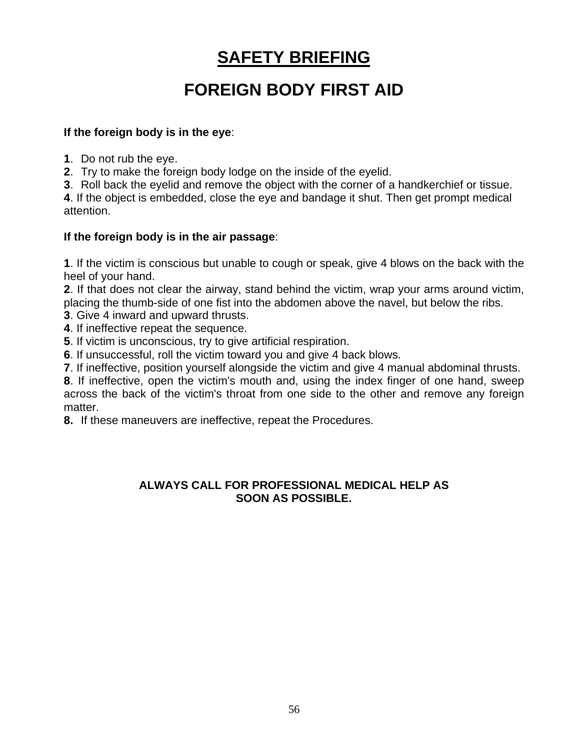# SAFETY BRIEFING

## FOREIGN BODY FIRST AID

**If the foreign body is in the eye**:

**1**. Do not rub the eye.
**2**. Try to make the foreign body lodge on the inside of the eyelid.
**3**. Roll back the eyelid and remove the object with the corner of a handkerchief or tissue.
**4**. If the object is embedded, close the eye and bandage it shut. Then get prompt medical attention.

**If the foreign body is in the air passage**:

**1**. If the victim is conscious but unable to cough or speak, give 4 blows on the back with the heel of your hand.
**2**. If that does not clear the airway, stand behind the victim, wrap your arms around victim, placing the thumb-side of one fist into the abdomen above the navel, but below the ribs.
**3**. Give 4 inward and upward thrusts.
**4**. If ineffective repeat the sequence.
**5**. If victim is unconscious, try to give artificial respiration.
**6**. If unsuccessful, roll the victim toward you and give 4 back blows.
**7**. If ineffective, position yourself alongside the victim and give 4 manual abdominal thrusts.
**8**. If ineffective, open the victim's mouth and, using the index finger of one hand, sweep across the back of the victim's throat from one side to the other and remove any foreign matter.
**8.** If these maneuvers are ineffective, repeat the Procedures.

**ALWAYS CALL FOR PROFESSIONAL MEDICAL HELP AS SOON AS POSSIBLE.**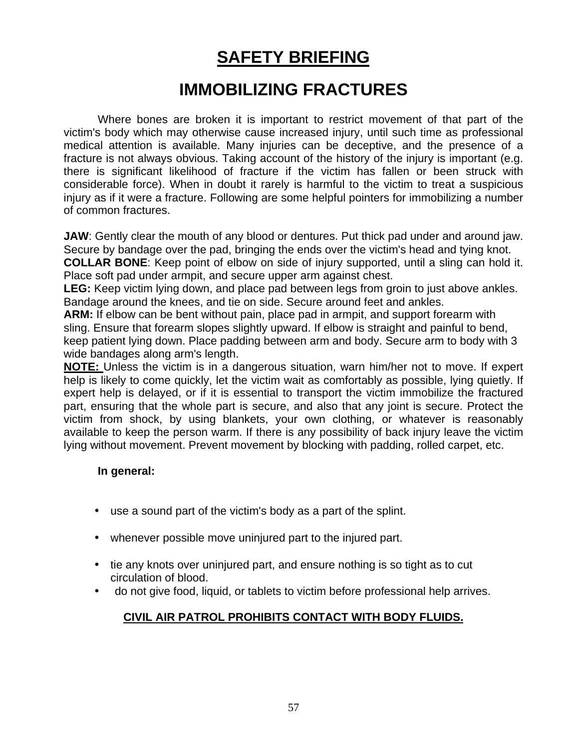# SAFETY BRIEFING

## IMMOBILIZING FRACTURES

Where bones are broken it is important to restrict movement of that part of the victim's body which may otherwise cause increased injury, until such time as professional medical attention is available. Many injuries can be deceptive, and the presence of a fracture is not always obvious. Taking account of the history of the injury is important (e.g. there is significant likelihood of fracture if the victim has fallen or been struck with considerable force). When in doubt it rarely is harmful to the victim to treat a suspicious injury as if it were a fracture. Following are some helpful pointers for immobilizing a number of common fractures.

**JAW**: Gently clear the mouth of any blood or dentures. Put thick pad under and around jaw. Secure by bandage over the pad, bringing the ends over the victim's head and tying knot.
**COLLAR BONE**: Keep point of elbow on side of injury supported, until a sling can hold it. Place soft pad under armpit, and secure upper arm against chest.
**LEG:** Keep victim lying down, and place pad between legs from groin to just above ankles. Bandage around the knees, and tie on side. Secure around feet and ankles.
**ARM:** If elbow can be bent without pain, place pad in armpit, and support forearm with sling. Ensure that forearm slopes slightly upward. If elbow is straight and painful to bend, keep patient lying down. Place padding between arm and body. Secure arm to body with 3 wide bandages along arm's length.
**NOTE:** Unless the victim is in a dangerous situation, warn him/her not to move. If expert help is likely to come quickly, let the victim wait as comfortably as possible, lying quietly. If expert help is delayed, or if it is essential to transport the victim immobilize the fractured part, ensuring that the whole part is secure, and also that any joint is secure. Protect the victim from shock, by using blankets, your own clothing, or whatever is reasonably available to keep the person warm. If there is any possibility of back injury leave the victim lying without movement. Prevent movement by blocking with padding, rolled carpet, etc.

**In general:**

- use a sound part of the victim's body as a part of the splint.
- whenever possible move uninjured part to the injured part.
- tie any knots over uninjured part, and ensure nothing is so tight as to cut circulation of blood.
- do not give food, liquid, or tablets to victim before professional help arrives.

**CIVIL AIR PATROL PROHIBITS CONTACT WITH BODY FLUIDS.**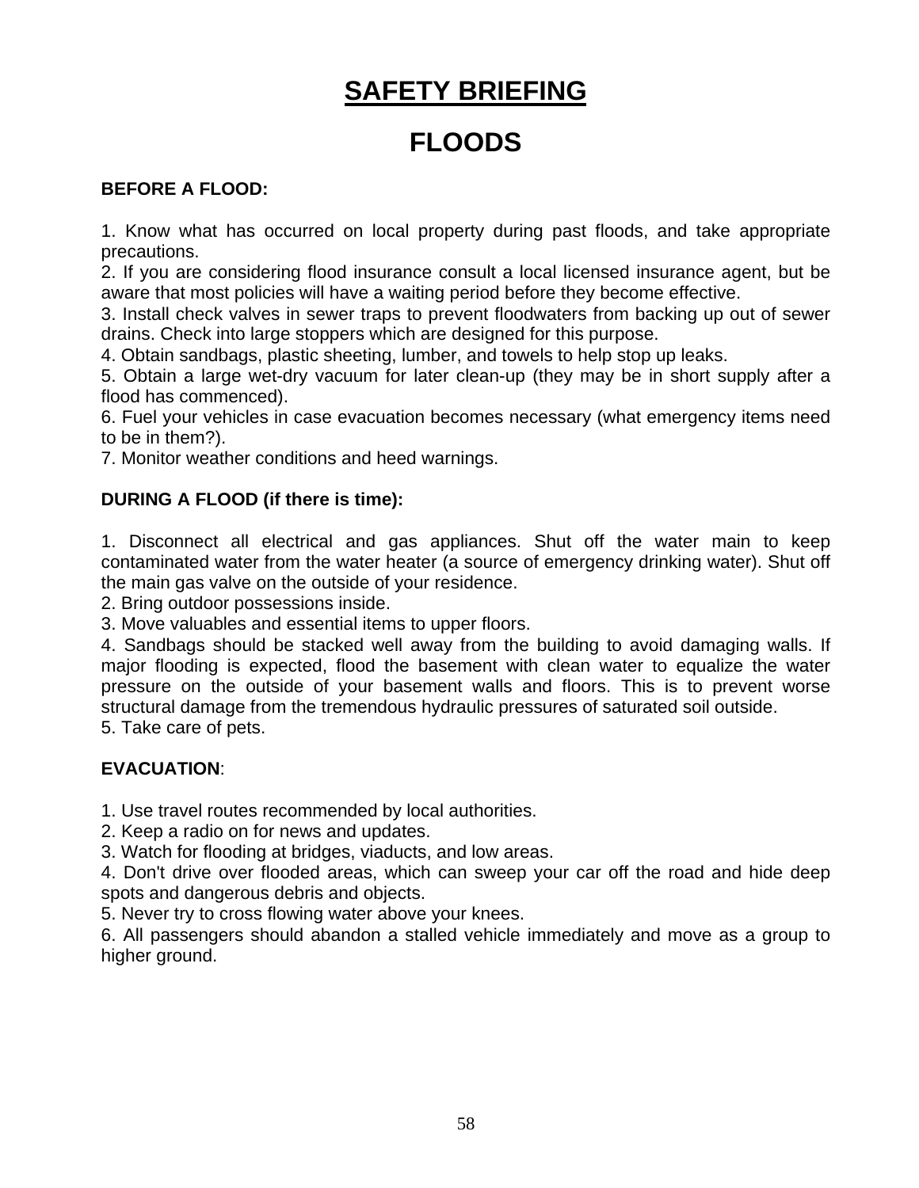# SAFETY BRIEFING

# FLOODS

**BEFORE A FLOOD:**

1. Know what has occurred on local property during past floods, and take appropriate precautions.
2. If you are considering flood insurance consult a local licensed insurance agent, but be aware that most policies will have a waiting period before they become effective.
3. Install check valves in sewer traps to prevent floodwaters from backing up out of sewer drains. Check into large stoppers which are designed for this purpose.
4. Obtain sandbags, plastic sheeting, lumber, and towels to help stop up leaks.
5. Obtain a large wet-dry vacuum for later clean-up (they may be in short supply after a flood has commenced).
6. Fuel your vehicles in case evacuation becomes necessary (what emergency items need to be in them?).
7. Monitor weather conditions and heed warnings.

**DURING A FLOOD (if there is time):**

1. Disconnect all electrical and gas appliances. Shut off the water main to keep contaminated water from the water heater (a source of emergency drinking water). Shut off the main gas valve on the outside of your residence.
2. Bring outdoor possessions inside.
3. Move valuables and essential items to upper floors.
4. Sandbags should be stacked well away from the building to avoid damaging walls. If major flooding is expected, flood the basement with clean water to equalize the water pressure on the outside of your basement walls and floors. This is to prevent worse structural damage from the tremendous hydraulic pressures of saturated soil outside.
5. Take care of pets.

**EVACUATION**:

1. Use travel routes recommended by local authorities.
2. Keep a radio on for news and updates.
3. Watch for flooding at bridges, viaducts, and low areas.
4. Don't drive over flooded areas, which can sweep your car off the road and hide deep spots and dangerous debris and objects.
5. Never try to cross flowing water above your knees.
6. All passengers should abandon a stalled vehicle immediately and move as a group to higher ground.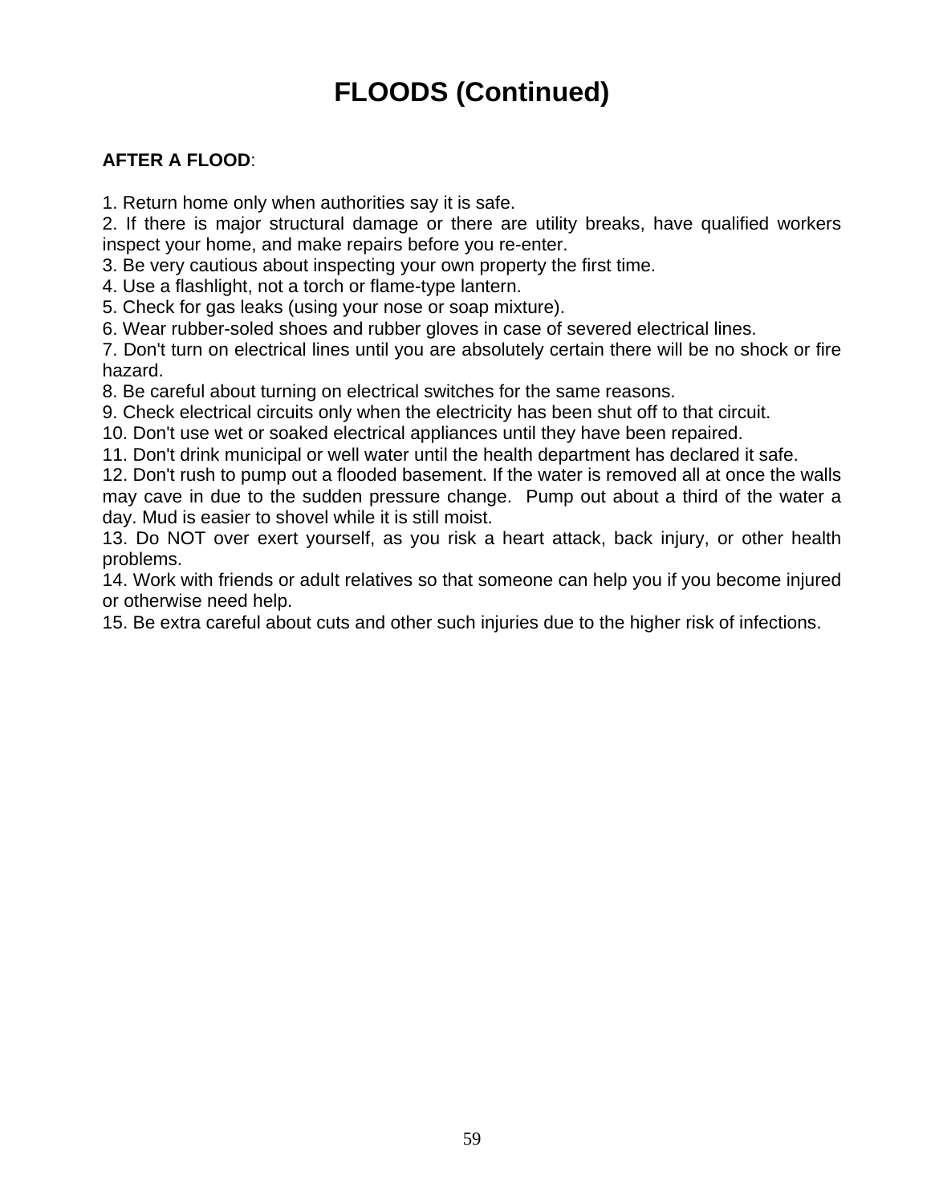# FLOODS (Continued)

**AFTER A FLOOD**:

1. Return home only when authorities say it is safe.
2. If there is major structural damage or there are utility breaks, have qualified workers inspect your home, and make repairs before you re-enter.
3. Be very cautious about inspecting your own property the first time.
4. Use a flashlight, not a torch or flame-type lantern.
5. Check for gas leaks (using your nose or soap mixture).
6. Wear rubber-soled shoes and rubber gloves in case of severed electrical lines.
7. Don't turn on electrical lines until you are absolutely certain there will be no shock or fire hazard.
8. Be careful about turning on electrical switches for the same reasons.
9. Check electrical circuits only when the electricity has been shut off to that circuit.
10. Don't use wet or soaked electrical appliances until they have been repaired.
11. Don't drink municipal or well water until the health department has declared it safe.
12. Don't rush to pump out a flooded basement. If the water is removed all at once the walls may cave in due to the sudden pressure change. Pump out about a third of the water a day. Mud is easier to shovel while it is still moist.
13. Do NOT over exert yourself, as you risk a heart attack, back injury, or other health problems.
14. Work with friends or adult relatives so that someone can help you if you become injured or otherwise need help.
15. Be extra careful about cuts and other such injuries due to the higher risk of infections.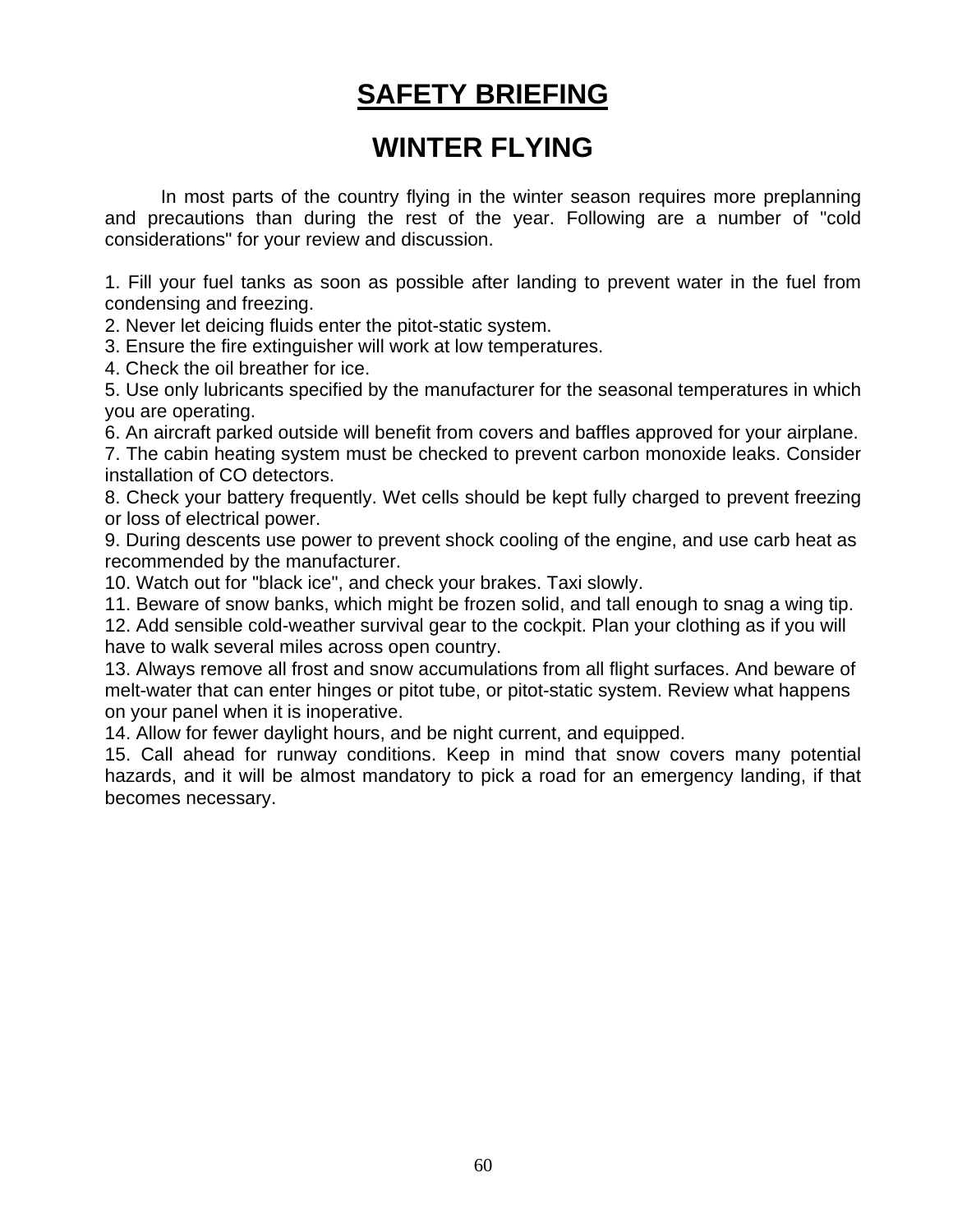# SAFETY BRIEFING

## WINTER FLYING

In most parts of the country flying in the winter season requires more preplanning and precautions than during the rest of the year. Following are a number of "cold considerations" for your review and discussion.

1. Fill your fuel tanks as soon as possible after landing to prevent water in the fuel from condensing and freezing.
2. Never let deicing fluids enter the pitot-static system.
3. Ensure the fire extinguisher will work at low temperatures.
4. Check the oil breather for ice.
5. Use only lubricants specified by the manufacturer for the seasonal temperatures in which you are operating.
6. An aircraft parked outside will benefit from covers and baffles approved for your airplane.
7. The cabin heating system must be checked to prevent carbon monoxide leaks. Consider installation of CO detectors.
8. Check your battery frequently. Wet cells should be kept fully charged to prevent freezing or loss of electrical power.
9. During descents use power to prevent shock cooling of the engine, and use carb heat as recommended by the manufacturer.
10. Watch out for "black ice", and check your brakes. Taxi slowly.
11. Beware of snow banks, which might be frozen solid, and tall enough to snag a wing tip.
12. Add sensible cold-weather survival gear to the cockpit. Plan your clothing as if you will have to walk several miles across open country.
13. Always remove all frost and snow accumulations from all flight surfaces. And beware of melt-water that can enter hinges or pitot tube, or pitot-static system. Review what happens on your panel when it is inoperative.
14. Allow for fewer daylight hours, and be night current, and equipped.
15. Call ahead for runway conditions. Keep in mind that snow covers many potential hazards, and it will be almost mandatory to pick a road for an emergency landing, if that becomes necessary.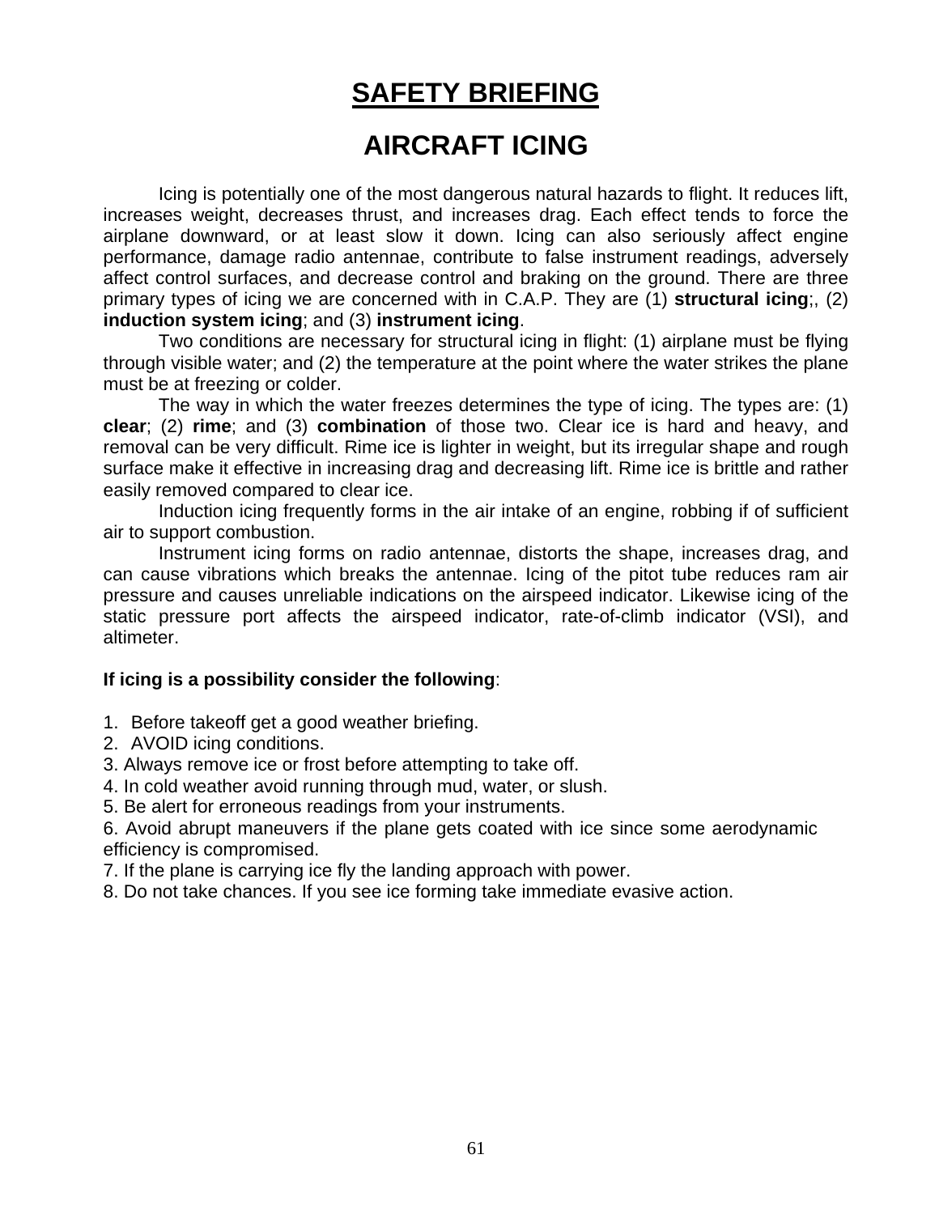# SAFETY BRIEFING

## AIRCRAFT ICING

Icing is potentially one of the most dangerous natural hazards to flight. It reduces lift, increases weight, decreases thrust, and increases drag. Each effect tends to force the airplane downward, or at least slow it down. Icing can also seriously affect engine performance, damage radio antennae, contribute to false instrument readings, adversely affect control surfaces, and decrease control and braking on the ground. There are three primary types of icing we are concerned with in C.A.P. They are (1) **structural icing**;, (2) **induction system icing**; and (3) **instrument icing**.

Two conditions are necessary for structural icing in flight: (1) airplane must be flying through visible water; and (2) the temperature at the point where the water strikes the plane must be at freezing or colder.

The way in which the water freezes determines the type of icing. The types are: (1) **clear**; (2) **rime**; and (3) **combination** of those two. Clear ice is hard and heavy, and removal can be very difficult. Rime ice is lighter in weight, but its irregular shape and rough surface make it effective in increasing drag and decreasing lift. Rime ice is brittle and rather easily removed compared to clear ice.

Induction icing frequently forms in the air intake of an engine, robbing if of sufficient air to support combustion.

Instrument icing forms on radio antennae, distorts the shape, increases drag, and can cause vibrations which breaks the antennae. Icing of the pitot tube reduces ram air pressure and causes unreliable indications on the airspeed indicator. Likewise icing of the static pressure port affects the airspeed indicator, rate-of-climb indicator (VSI), and altimeter.

**If icing is a possibility consider the following**:

1. Before takeoff get a good weather briefing.
2. AVOID icing conditions.
3. Always remove ice or frost before attempting to take off.
4. In cold weather avoid running through mud, water, or slush.
5. Be alert for erroneous readings from your instruments.
6. Avoid abrupt maneuvers if the plane gets coated with ice since some aerodynamic efficiency is compromised.
7. If the plane is carrying ice fly the landing approach with power.
8. Do not take chances. If you see ice forming take immediate evasive action.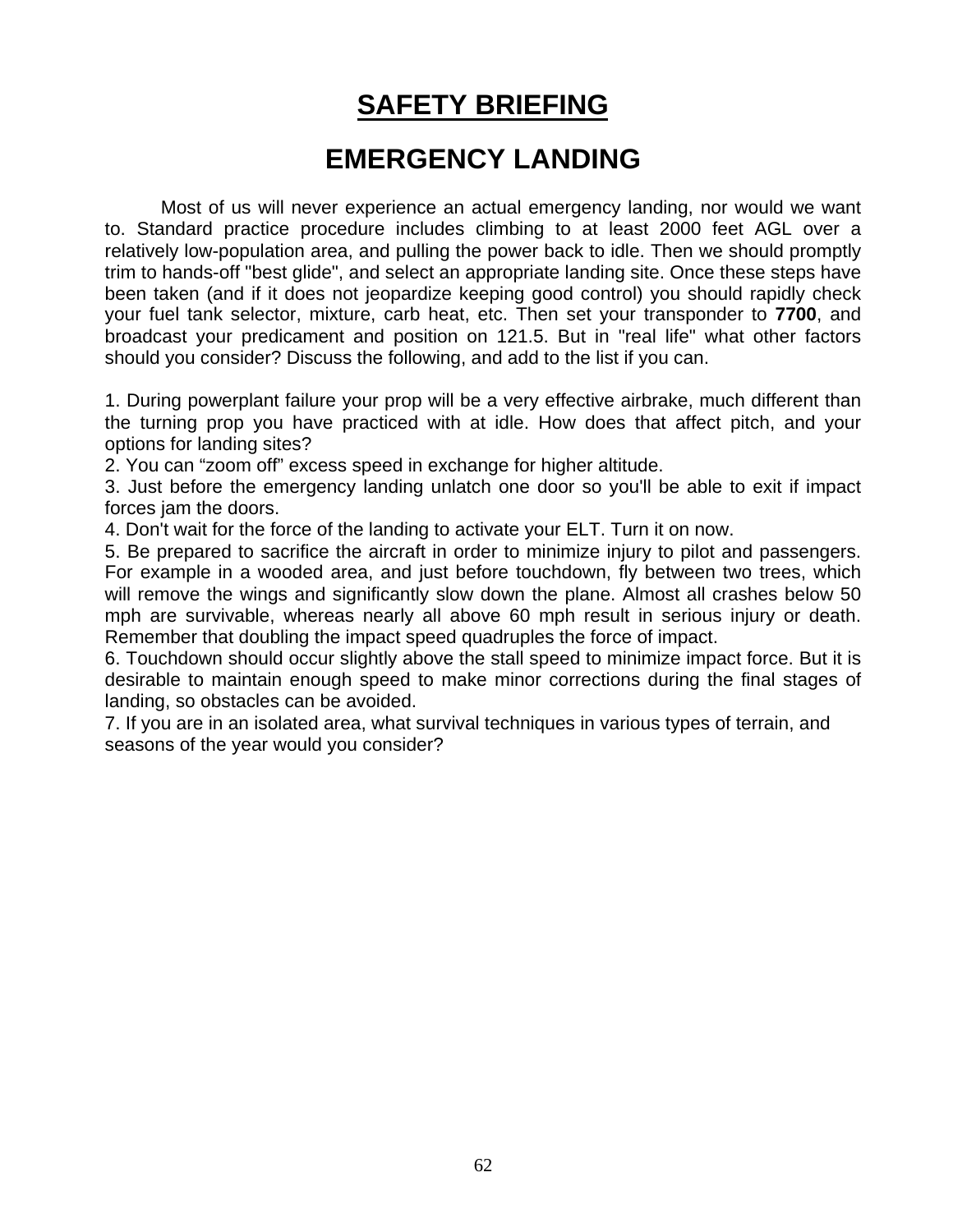# SAFETY BRIEFING

## EMERGENCY LANDING

Most of us will never experience an actual emergency landing, nor would we want to. Standard practice procedure includes climbing to at least 2000 feet AGL over a relatively low-population area, and pulling the power back to idle. Then we should promptly trim to hands-off "best glide", and select an appropriate landing site. Once these steps have been taken (and if it does not jeopardize keeping good control) you should rapidly check your fuel tank selector, mixture, carb heat, etc. Then set your transponder to **7700**, and broadcast your predicament and position on 121.5. But in "real life" what other factors should you consider? Discuss the following, and add to the list if you can.

1. During powerplant failure your prop will be a very effective airbrake, much different than the turning prop you have practiced with at idle. How does that affect pitch, and your options for landing sites?
2. You can "zoom off" excess speed in exchange for higher altitude.
3. Just before the emergency landing unlatch one door so you'll be able to exit if impact forces jam the doors.
4. Don't wait for the force of the landing to activate your ELT. Turn it on now.
5. Be prepared to sacrifice the aircraft in order to minimize injury to pilot and passengers. For example in a wooded area, and just before touchdown, fly between two trees, which will remove the wings and significantly slow down the plane. Almost all crashes below 50 mph are survivable, whereas nearly all above 60 mph result in serious injury or death. Remember that doubling the impact speed quadruples the force of impact.
6. Touchdown should occur slightly above the stall speed to minimize impact force. But it is desirable to maintain enough speed to make minor corrections during the final stages of landing, so obstacles can be avoided.
7. If you are in an isolated area, what survival techniques in various types of terrain, and seasons of the year would you consider?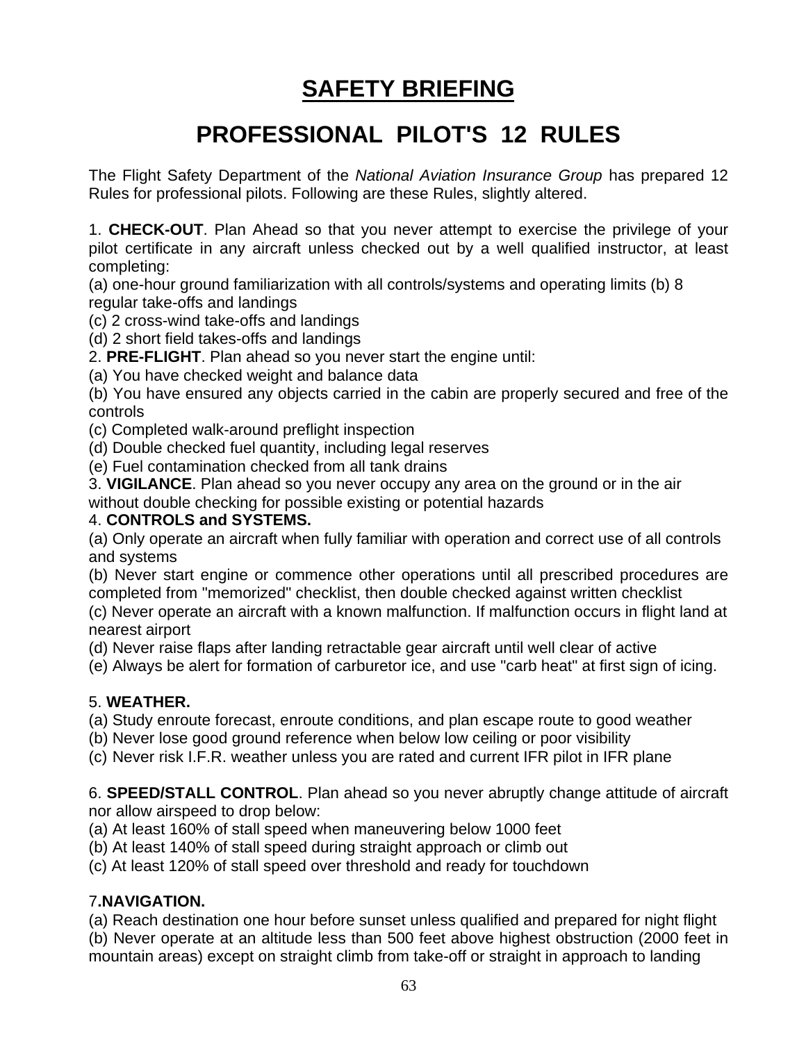# SAFETY BRIEFING

## PROFESSIONAL PILOT'S 12 RULES

The Flight Safety Department of the *National Aviation Insurance Group* has prepared 12 Rules for professional pilots. Following are these Rules, slightly altered.

1. **CHECK-OUT**. Plan Ahead so that you never attempt to exercise the privilege of your pilot certificate in any aircraft unless checked out by a well qualified instructor, at least completing:
(a) one-hour ground familiarization with all controls/systems and operating limits (b) 8 regular take-offs and landings
(c) 2 cross-wind take-offs and landings
(d) 2 short field takes-offs and landings

2. **PRE-FLIGHT**. Plan ahead so you never start the engine until:
(a) You have checked weight and balance data
(b) You have ensured any objects carried in the cabin are properly secured and free of the controls
(c) Completed walk-around preflight inspection
(d) Double checked fuel quantity, including legal reserves
(e) Fuel contamination checked from all tank drains

3. **VIGILANCE**. Plan ahead so you never occupy any area on the ground or in the air without double checking for possible existing or potential hazards

4. **CONTROLS and SYSTEMS.**
(a) Only operate an aircraft when fully familiar with operation and correct use of all controls and systems
(b) Never start engine or commence other operations until all prescribed procedures are completed from "memorized" checklist, then double checked against written checklist
(c) Never operate an aircraft with a known malfunction. If malfunction occurs in flight land at nearest airport
(d) Never raise flaps after landing retractable gear aircraft until well clear of active
(e) Always be alert for formation of carburetor ice, and use "carb heat" at first sign of icing.

5. **WEATHER.**
(a) Study enroute forecast, enroute conditions, and plan escape route to good weather
(b) Never lose good ground reference when below low ceiling or poor visibility
(c) Never risk I.F.R. weather unless you are rated and current IFR pilot in IFR plane

6. **SPEED/STALL CONTROL**. Plan ahead so you never abruptly change attitude of aircraft nor allow airspeed to drop below:
(a) At least 160% of stall speed when maneuvering below 1000 feet
(b) At least 140% of stall speed during straight approach or climb out
(c) At least 120% of stall speed over threshold and ready for touchdown

7. **NAVIGATION.**
(a) Reach destination one hour before sunset unless qualified and prepared for night flight
(b) Never operate at an altitude less than 500 feet above highest obstruction (2000 feet in mountain areas) except on straight climb from take-off or straight in approach to landing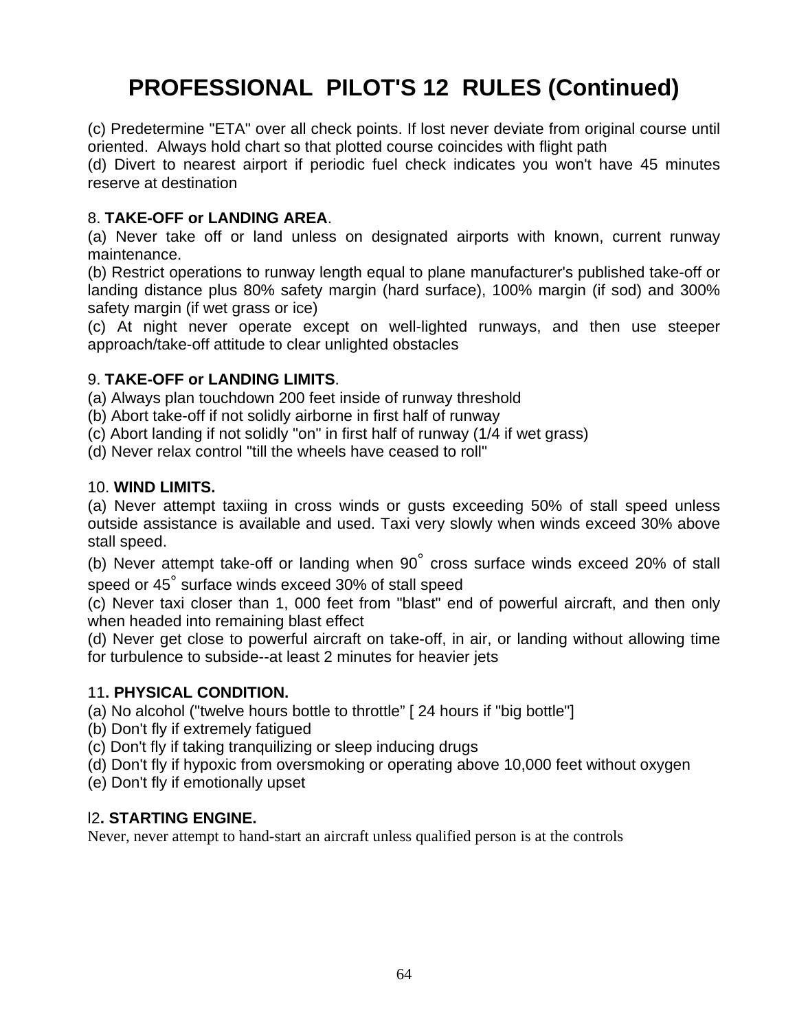# PROFESSIONAL PILOT'S 12 RULES (Continued)

(c) Predetermine "ETA" over all check points. If lost never deviate from original course until oriented. Always hold chart so that plotted course coincides with flight path
(d) Divert to nearest airport if periodic fuel check indicates you won't have 45 minutes reserve at destination

8. **TAKE-OFF or LANDING AREA**.
(a) Never take off or land unless on designated airports with known, current runway maintenance.
(b) Restrict operations to runway length equal to plane manufacturer's published take-off or landing distance plus 80% safety margin (hard surface), 100% margin (if sod) and 300% safety margin (if wet grass or ice)
(c) At night never operate except on well-lighted runways, and then use steeper approach/take-off attitude to clear unlighted obstacles

9. **TAKE-OFF or LANDING LIMITS**.
(a) Always plan touchdown 200 feet inside of runway threshold
(b) Abort take-off if not solidly airborne in first half of runway
(c) Abort landing if not solidly "on" in first half of runway (1/4 if wet grass)
(d) Never relax control "till the wheels have ceased to roll"

10. **WIND LIMITS.**
(a) Never attempt taxiing in cross winds or gusts exceeding 50% of stall speed unless outside assistance is available and used. Taxi very slowly when winds exceed 30% above stall speed.
(b) Never attempt take-off or landing when 90° cross surface winds exceed 20% of stall speed or 45° surface winds exceed 30% of stall speed
(c) Never taxi closer than 1, 000 feet from "blast" end of powerful aircraft, and then only when headed into remaining blast effect
(d) Never get close to powerful aircraft on take-off, in air, or landing without allowing time for turbulence to subside--at least 2 minutes for heavier jets

11**. PHYSICAL CONDITION.**
(a) No alcohol ("twelve hours bottle to throttle" [ 24 hours if "big bottle"]
(b) Don't fly if extremely fatigued
(c) Don't fly if taking tranquilizing or sleep inducing drugs
(d) Don't fly if hypoxic from oversmoking or operating above 10,000 feet without oxygen
(e) Don't fly if emotionally upset

l2**. STARTING ENGINE.**
Never, never attempt to hand-start an aircraft unless qualified person is at the controls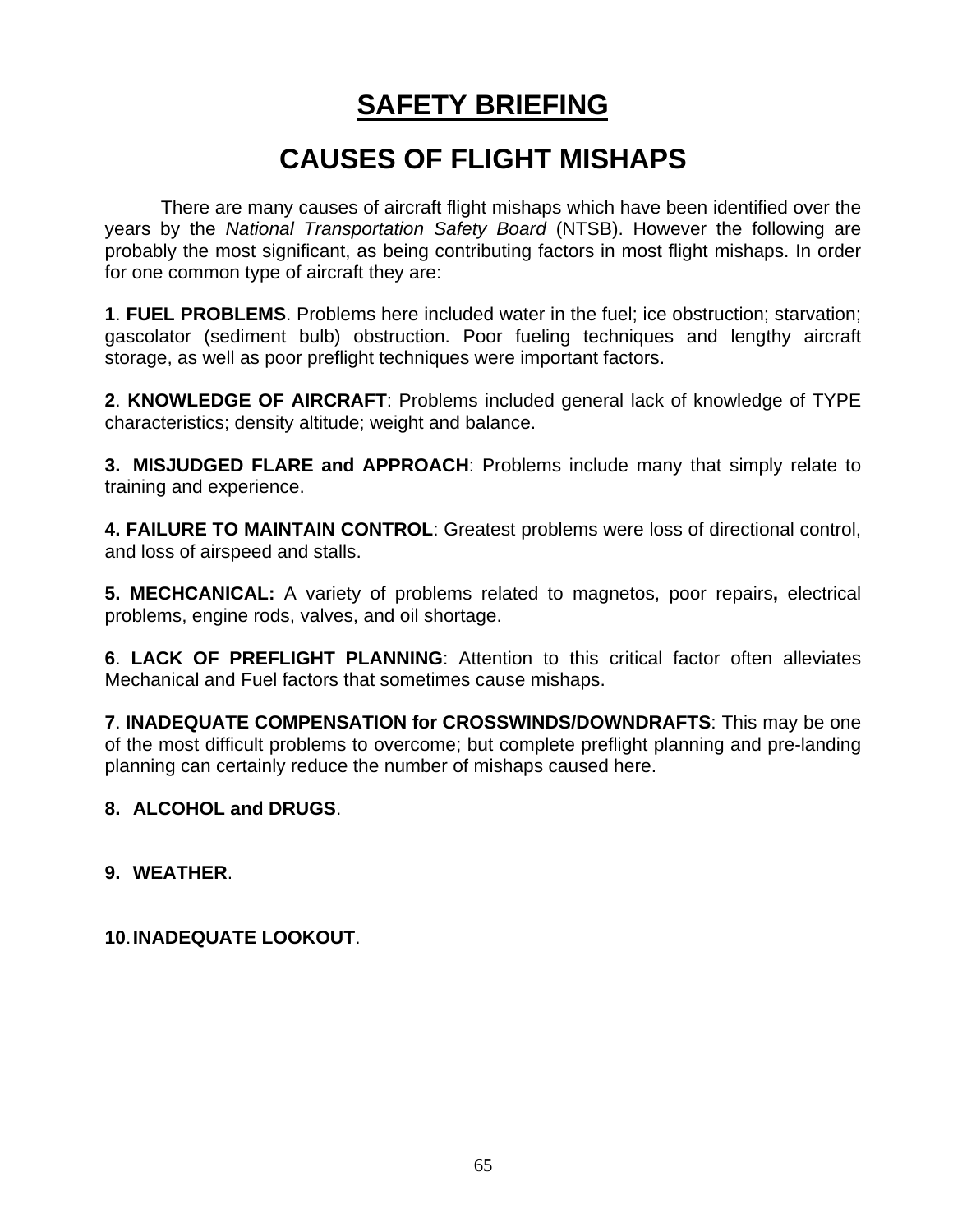# SAFETY BRIEFING

## CAUSES OF FLIGHT MISHAPS

There are many causes of aircraft flight mishaps which have been identified over the years by the *National Transportation Safety Board* (NTSB). However the following are probably the most significant, as being contributing factors in most flight mishaps. In order for one common type of aircraft they are:

**1**. **FUEL PROBLEMS**. Problems here included water in the fuel; ice obstruction; starvation; gascolator (sediment bulb) obstruction. Poor fueling techniques and lengthy aircraft storage, as well as poor preflight techniques were important factors.

**2**. **KNOWLEDGE OF AIRCRAFT**: Problems included general lack of knowledge of TYPE characteristics; density altitude; weight and balance.

**3. MISJUDGED FLARE and APPROACH**: Problems include many that simply relate to training and experience.

**4. FAILURE TO MAINTAIN CONTROL**: Greatest problems were loss of directional control, and loss of airspeed and stalls.

**5. MECHCANICAL:** A variety of problems related to magnetos, poor repairs**,** electrical problems, engine rods, valves, and oil shortage.

**6**. **LACK OF PREFLIGHT PLANNING**: Attention to this critical factor often alleviates Mechanical and Fuel factors that sometimes cause mishaps.

**7**. **INADEQUATE COMPENSATION for CROSSWINDS/DOWNDRAFTS**: This may be one of the most difficult problems to overcome; but complete preflight planning and pre-landing planning can certainly reduce the number of mishaps caused here.

**8. ALCOHOL and DRUGS**.

**9. WEATHER**.

**10**. **INADEQUATE LOOKOUT**.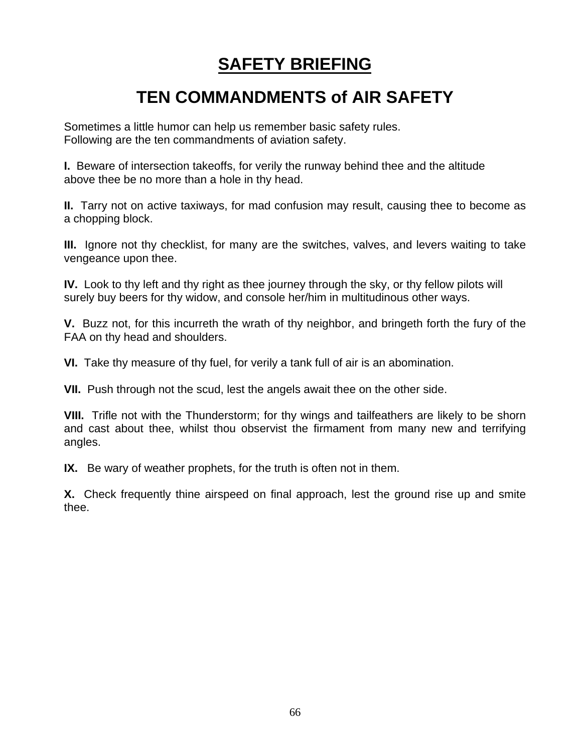# SAFETY BRIEFING

## TEN COMMANDMENTS of AIR SAFETY

Sometimes a little humor can help us remember basic safety rules.
Following are the ten commandments of aviation safety.

**I.** Beware of intersection takeoffs, for verily the runway behind thee and the altitude above thee be no more than a hole in thy head.

**II.** Tarry not on active taxiways, for mad confusion may result, causing thee to become as a chopping block.

**III.** Ignore not thy checklist, for many are the switches, valves, and levers waiting to take vengeance upon thee.

**IV.** Look to thy left and thy right as thee journey through the sky, or thy fellow pilots will surely buy beers for thy widow, and console her/him in multitudinous other ways.

**V.** Buzz not, for this incurreth the wrath of thy neighbor, and bringeth forth the fury of the FAA on thy head and shoulders.

**VI.** Take thy measure of thy fuel, for verily a tank full of air is an abomination.

**VII.** Push through not the scud, lest the angels await thee on the other side.

**VIII.** Trifle not with the Thunderstorm; for thy wings and tailfeathers are likely to be shorn and cast about thee, whilst thou observist the firmament from many new and terrifying angles.

**IX.** Be wary of weather prophets, for the truth is often not in them.

**X.** Check frequently thine airspeed on final approach, lest the ground rise up and smite thee.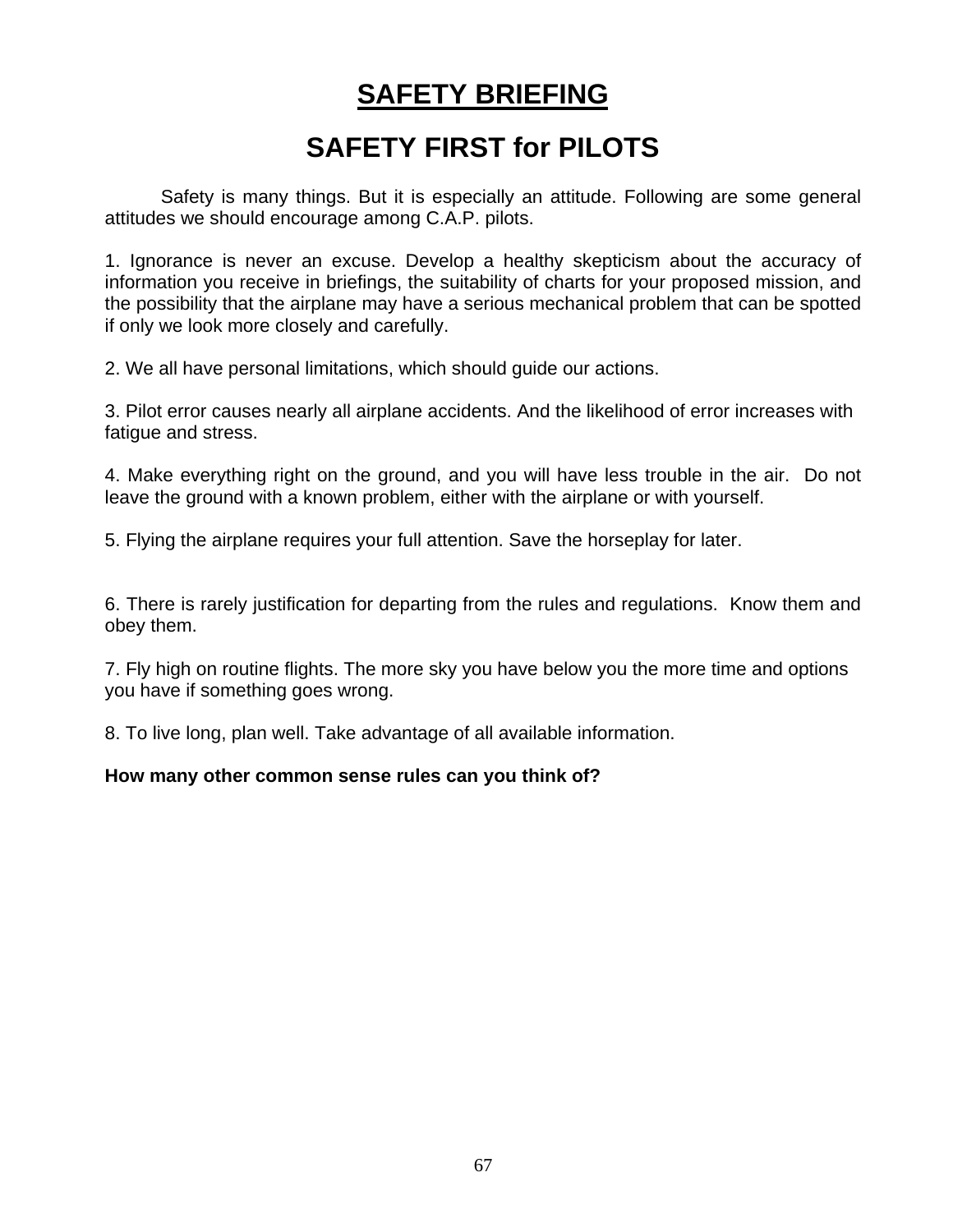# SAFETY BRIEFING

## SAFETY FIRST for PILOTS

Safety is many things. But it is especially an attitude. Following are some general attitudes we should encourage among C.A.P. pilots.

1. Ignorance is never an excuse. Develop a healthy skepticism about the accuracy of information you receive in briefings, the suitability of charts for your proposed mission, and the possibility that the airplane may have a serious mechanical problem that can be spotted if only we look more closely and carefully.

2. We all have personal limitations, which should guide our actions.

3. Pilot error causes nearly all airplane accidents. And the likelihood of error increases with fatigue and stress.

4. Make everything right on the ground, and you will have less trouble in the air. Do not leave the ground with a known problem, either with the airplane or with yourself.

5. Flying the airplane requires your full attention. Save the horseplay for later.

6. There is rarely justification for departing from the rules and regulations. Know them and obey them.

7. Fly high on routine flights. The more sky you have below you the more time and options you have if something goes wrong.

8. To live long, plan well. Take advantage of all available information.

**How many other common sense rules can you think of?**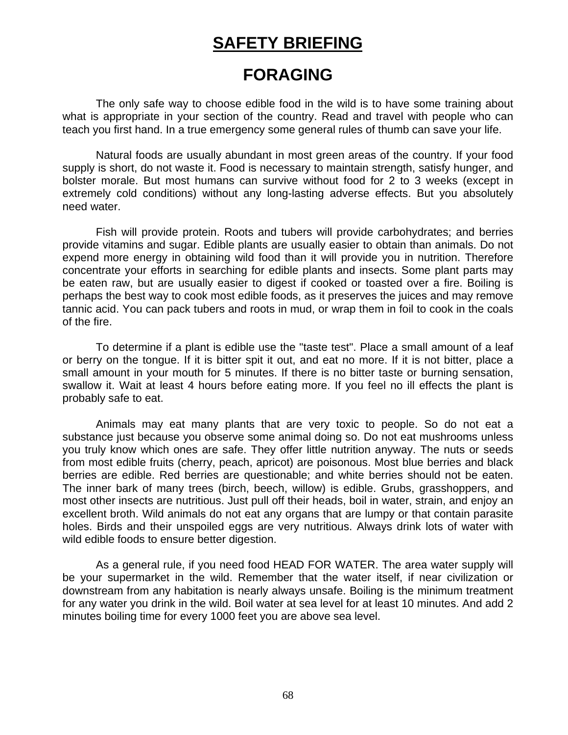# SAFETY BRIEFING

## FORAGING

The only safe way to choose edible food in the wild is to have some training about what is appropriate in your section of the country. Read and travel with people who can teach you first hand. In a true emergency some general rules of thumb can save your life.

Natural foods are usually abundant in most green areas of the country. If your food supply is short, do not waste it. Food is necessary to maintain strength, satisfy hunger, and bolster morale. But most humans can survive without food for 2 to 3 weeks (except in extremely cold conditions) without any long-lasting adverse effects. But you absolutely need water.

Fish will provide protein. Roots and tubers will provide carbohydrates; and berries provide vitamins and sugar. Edible plants are usually easier to obtain than animals. Do not expend more energy in obtaining wild food than it will provide you in nutrition. Therefore concentrate your efforts in searching for edible plants and insects. Some plant parts may be eaten raw, but are usually easier to digest if cooked or toasted over a fire. Boiling is perhaps the best way to cook most edible foods, as it preserves the juices and may remove tannic acid. You can pack tubers and roots in mud, or wrap them in foil to cook in the coals of the fire.

To determine if a plant is edible use the "taste test". Place a small amount of a leaf or berry on the tongue. If it is bitter spit it out, and eat no more. If it is not bitter, place a small amount in your mouth for 5 minutes. If there is no bitter taste or burning sensation, swallow it. Wait at least 4 hours before eating more. If you feel no ill effects the plant is probably safe to eat.

Animals may eat many plants that are very toxic to people. So do not eat a substance just because you observe some animal doing so. Do not eat mushrooms unless you truly know which ones are safe. They offer little nutrition anyway. The nuts or seeds from most edible fruits (cherry, peach, apricot) are poisonous. Most blue berries and black berries are edible. Red berries are questionable; and white berries should not be eaten. The inner bark of many trees (birch, beech, willow) is edible. Grubs, grasshoppers, and most other insects are nutritious. Just pull off their heads, boil in water, strain, and enjoy an excellent broth. Wild animals do not eat any organs that are lumpy or that contain parasite holes. Birds and their unspoiled eggs are very nutritious. Always drink lots of water with wild edible foods to ensure better digestion.

As a general rule, if you need food HEAD FOR WATER. The area water supply will be your supermarket in the wild. Remember that the water itself, if near civilization or downstream from any habitation is nearly always unsafe. Boiling is the minimum treatment for any water you drink in the wild. Boil water at sea level for at least 10 minutes. And add 2 minutes boiling time for every 1000 feet you are above sea level.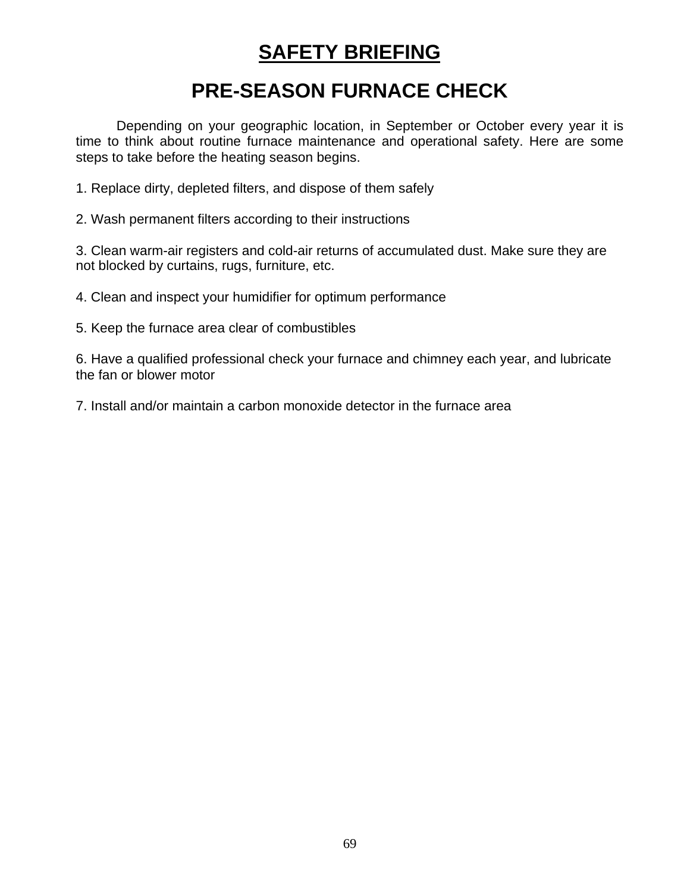# SAFETY BRIEFING

## PRE-SEASON FURNACE CHECK

Depending on your geographic location, in September or October every year it is time to think about routine furnace maintenance and operational safety. Here are some steps to take before the heating season begins.

1. Replace dirty, depleted filters, and dispose of them safely

2. Wash permanent filters according to their instructions

3. Clean warm-air registers and cold-air returns of accumulated dust. Make sure they are not blocked by curtains, rugs, furniture, etc.

4. Clean and inspect your humidifier for optimum performance

5. Keep the furnace area clear of combustibles

6. Have a qualified professional check your furnace and chimney each year, and lubricate the fan or blower motor

7. Install and/or maintain a carbon monoxide detector in the furnace area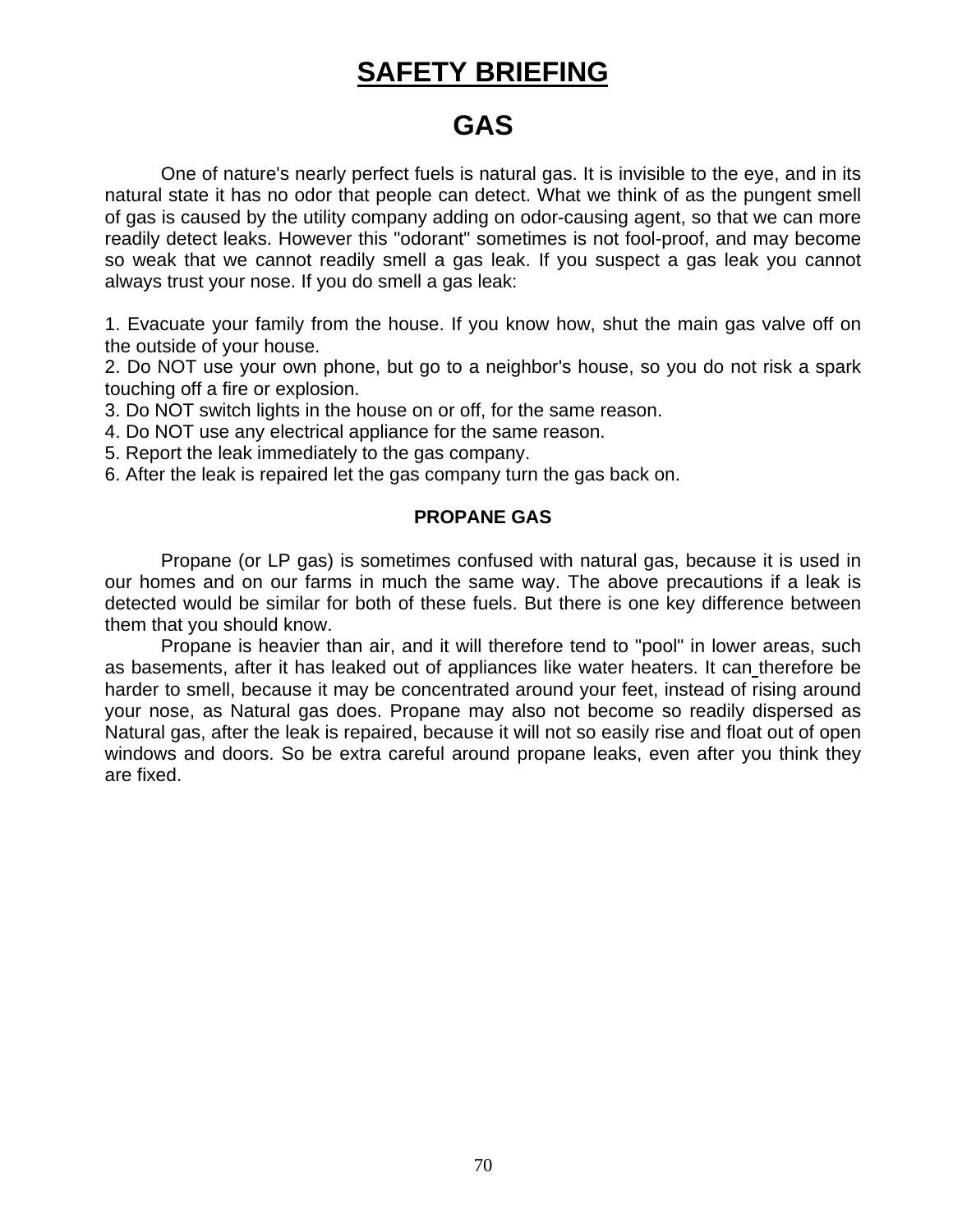# SAFETY BRIEFING

## GAS

One of nature's nearly perfect fuels is natural gas. It is invisible to the eye, and in its natural state it has no odor that people can detect. What we think of as the pungent smell of gas is caused by the utility company adding on odor-causing agent, so that we can more readily detect leaks. However this "odorant" sometimes is not fool-proof, and may become so weak that we cannot readily smell a gas leak. If you suspect a gas leak you cannot always trust your nose. If you do smell a gas leak:

1. Evacuate your family from the house. If you know how, shut the main gas valve off on the outside of your house.
2. Do NOT use your own phone, but go to a neighbor's house, so you do not risk a spark touching off a fire or explosion.
3. Do NOT switch lights in the house on or off, for the same reason.
4. Do NOT use any electrical appliance for the same reason.
5. Report the leak immediately to the gas company.
6. After the leak is repaired let the gas company turn the gas back on.

### PROPANE GAS

Propane (or LP gas) is sometimes confused with natural gas, because it is used in our homes and on our farms in much the same way. The above precautions if a leak is detected would be similar for both of these fuels. But there is one key difference between them that you should know.

Propane is heavier than air, and it will therefore tend to "pool" in lower areas, such as basements, after it has leaked out of appliances like water heaters. It can therefore be harder to smell, because it may be concentrated around your feet, instead of rising around your nose, as Natural gas does. Propane may also not become so readily dispersed as Natural gas, after the leak is repaired, because it will not so easily rise and float out of open windows and doors. So be extra careful around propane leaks, even after you think they are fixed.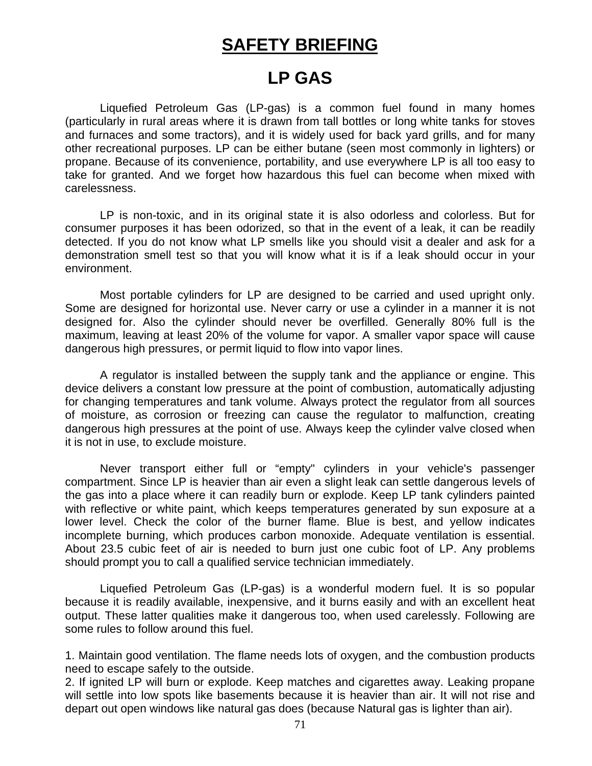# SAFETY BRIEFING

## LP GAS

Liquefied Petroleum Gas (LP-gas) is a common fuel found in many homes (particularly in rural areas where it is drawn from tall bottles or long white tanks for stoves and furnaces and some tractors), and it is widely used for back yard grills, and for many other recreational purposes. LP can be either butane (seen most commonly in lighters) or propane. Because of its convenience, portability, and use everywhere LP is all too easy to take for granted. And we forget how hazardous this fuel can become when mixed with carelessness.

LP is non-toxic, and in its original state it is also odorless and colorless. But for consumer purposes it has been odorized, so that in the event of a leak, it can be readily detected. If you do not know what LP smells like you should visit a dealer and ask for a demonstration smell test so that you will know what it is if a leak should occur in your environment.

Most portable cylinders for LP are designed to be carried and used upright only. Some are designed for horizontal use. Never carry or use a cylinder in a manner it is not designed for. Also the cylinder should never be overfilled. Generally 80% full is the maximum, leaving at least 20% of the volume for vapor. A smaller vapor space will cause dangerous high pressures, or permit liquid to flow into vapor lines.

A regulator is installed between the supply tank and the appliance or engine. This device delivers a constant low pressure at the point of combustion, automatically adjusting for changing temperatures and tank volume. Always protect the regulator from all sources of moisture, as corrosion or freezing can cause the regulator to malfunction, creating dangerous high pressures at the point of use. Always keep the cylinder valve closed when it is not in use, to exclude moisture.

Never transport either full or “empty" cylinders in your vehicle's passenger compartment. Since LP is heavier than air even a slight leak can settle dangerous levels of the gas into a place where it can readily burn or explode. Keep LP tank cylinders painted with reflective or white paint, which keeps temperatures generated by sun exposure at a lower level. Check the color of the burner flame. Blue is best, and yellow indicates incomplete burning, which produces carbon monoxide. Adequate ventilation is essential. About 23.5 cubic feet of air is needed to burn just one cubic foot of LP. Any problems should prompt you to call a qualified service technician immediately.

Liquefied Petroleum Gas (LP-gas) is a wonderful modern fuel. It is so popular because it is readily available, inexpensive, and it burns easily and with an excellent heat output. These latter qualities make it dangerous too, when used carelessly. Following are some rules to follow around this fuel.

1. Maintain good ventilation. The flame needs lots of oxygen, and the combustion products need to escape safely to the outside.
2. If ignited LP will burn or explode. Keep matches and cigarettes away. Leaking propane will settle into low spots like basements because it is heavier than air. It will not rise and depart out open windows like natural gas does (because Natural gas is lighter than air).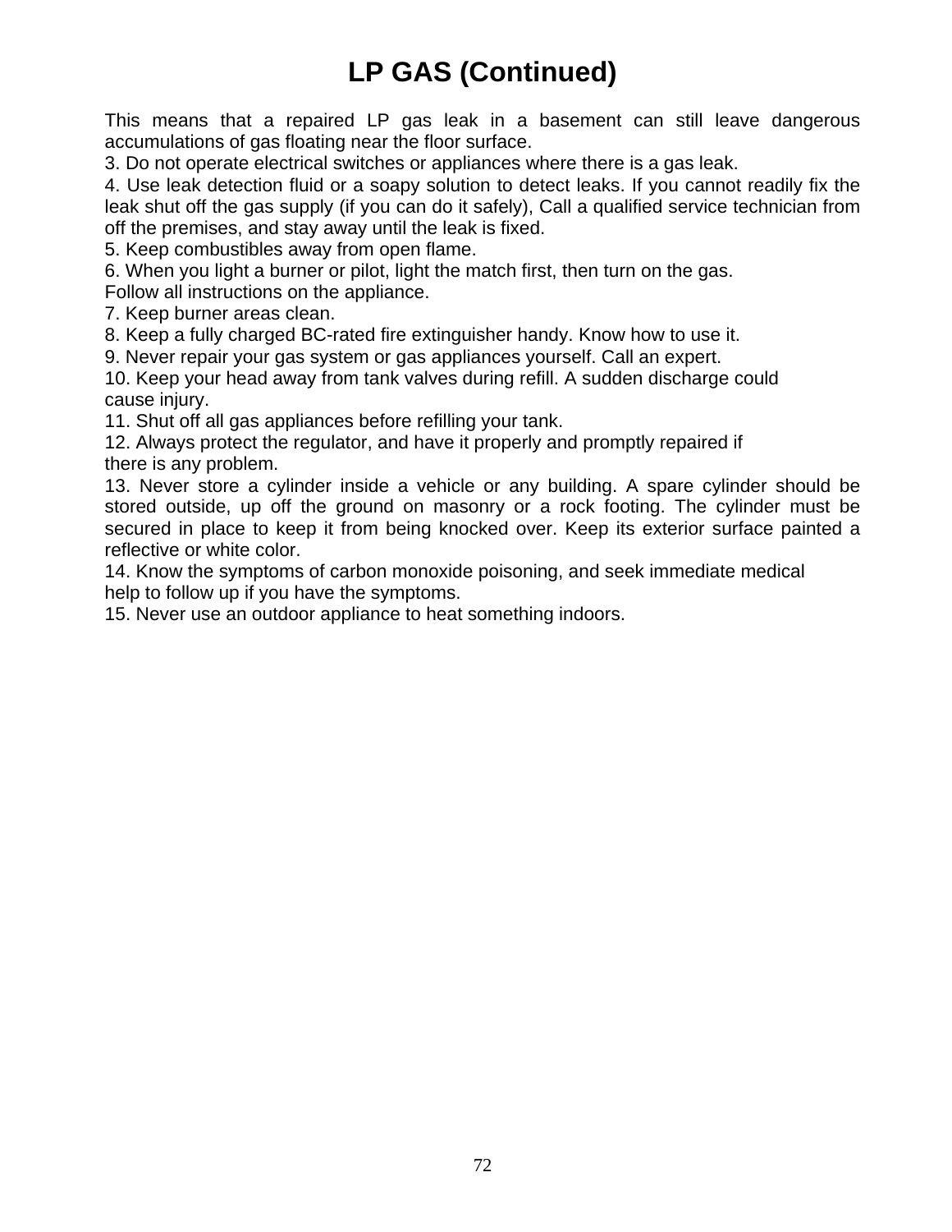# LP GAS (Continued)

This means that a repaired LP gas leak in a basement can still leave dangerous accumulations of gas floating near the floor surface.

3. Do not operate electrical switches or appliances where there is a gas leak.
4. Use leak detection fluid or a soapy solution to detect leaks. If you cannot readily fix the leak shut off the gas supply (if you can do it safely), Call a qualified service technician from off the premises, and stay away until the leak is fixed.
5. Keep combustibles away from open flame.
6. When you light a burner or pilot, light the match first, then turn on the gas.
Follow all instructions on the appliance.
7. Keep burner areas clean.
8. Keep a fully charged BC-rated fire extinguisher handy. Know how to use it.
9. Never repair your gas system or gas appliances yourself. Call an expert.
10. Keep your head away from tank valves during refill. A sudden discharge could cause injury.
11. Shut off all gas appliances before refilling your tank.
12. Always protect the regulator, and have it properly and promptly repaired if there is any problem.
13. Never store a cylinder inside a vehicle or any building. A spare cylinder should be stored outside, up off the ground on masonry or a rock footing. The cylinder must be secured in place to keep it from being knocked over. Keep its exterior surface painted a reflective or white color.
14. Know the symptoms of carbon monoxide poisoning, and seek immediate medical help to follow up if you have the symptoms.
15. Never use an outdoor appliance to heat something indoors.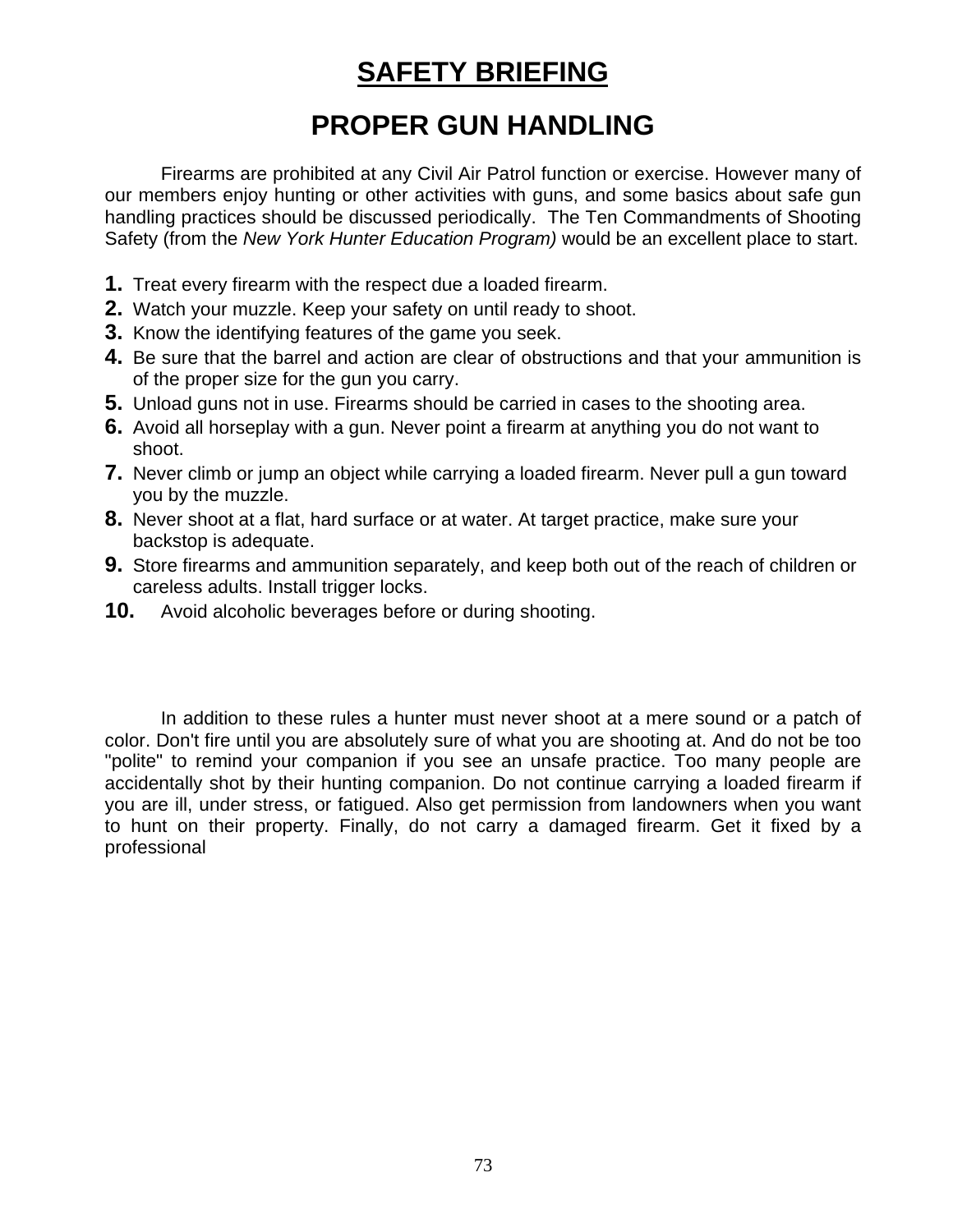# SAFETY BRIEFING

## PROPER GUN HANDLING

Firearms are prohibited at any Civil Air Patrol function or exercise. However many of our members enjoy hunting or other activities with guns, and some basics about safe gun handling practices should be discussed periodically. The Ten Commandments of Shooting Safety (from the *New York Hunter Education Program)* would be an excellent place to start.

1. Treat every firearm with the respect due a loaded firearm.
2. Watch your muzzle. Keep your safety on until ready to shoot.
3. Know the identifying features of the game you seek.
4. Be sure that the barrel and action are clear of obstructions and that your ammunition is of the proper size for the gun you carry.
5. Unload guns not in use. Firearms should be carried in cases to the shooting area.
6. Avoid all horseplay with a gun. Never point a firearm at anything you do not want to shoot.
7. Never climb or jump an object while carrying a loaded firearm. Never pull a gun toward you by the muzzle.
8. Never shoot at a flat, hard surface or at water. At target practice, make sure your backstop is adequate.
9. Store firearms and ammunition separately, and keep both out of the reach of children or careless adults. Install trigger locks.
10. Avoid alcoholic beverages before or during shooting.

In addition to these rules a hunter must never shoot at a mere sound or a patch of color. Don't fire until you are absolutely sure of what you are shooting at. And do not be too "polite" to remind your companion if you see an unsafe practice. Too many people are accidentally shot by their hunting companion. Do not continue carrying a loaded firearm if you are ill, under stress, or fatigued. Also get permission from landowners when you want to hunt on their property. Finally, do not carry a damaged firearm. Get it fixed by a professional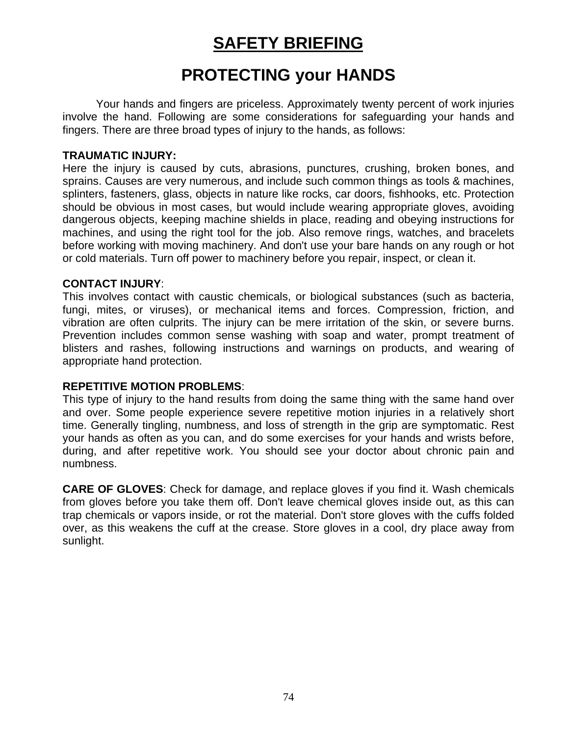# SAFETY BRIEFING

## PROTECTING your HANDS

Your hands and fingers are priceless. Approximately twenty percent of work injuries involve the hand. Following are some considerations for safeguarding your hands and fingers. There are three broad types of injury to the hands, as follows:

**TRAUMATIC INJURY:**
Here the injury is caused by cuts, abrasions, punctures, crushing, broken bones, and sprains. Causes are very numerous, and include such common things as tools & machines, splinters, fasteners, glass, objects in nature like rocks, car doors, fishhooks, etc. Protection should be obvious in most cases, but would include wearing appropriate gloves, avoiding dangerous objects, keeping machine shields in place, reading and obeying instructions for machines, and using the right tool for the job. Also remove rings, watches, and bracelets before working with moving machinery. And don't use your bare hands on any rough or hot or cold materials. Turn off power to machinery before you repair, inspect, or clean it.

**CONTACT INJURY**:
This involves contact with caustic chemicals, or biological substances (such as bacteria, fungi, mites, or viruses), or mechanical items and forces. Compression, friction, and vibration are often culprits. The injury can be mere irritation of the skin, or severe burns. Prevention includes common sense washing with soap and water, prompt treatment of blisters and rashes, following instructions and warnings on products, and wearing of appropriate hand protection.

**REPETITIVE MOTION PROBLEMS**:
This type of injury to the hand results from doing the same thing with the same hand over and over. Some people experience severe repetitive motion injuries in a relatively short time. Generally tingling, numbness, and loss of strength in the grip are symptomatic. Rest your hands as often as you can, and do some exercises for your hands and wrists before, during, and after repetitive work. You should see your doctor about chronic pain and numbness.

**CARE OF GLOVES**: Check for damage, and replace gloves if you find it. Wash chemicals from gloves before you take them off. Don't leave chemical gloves inside out, as this can trap chemicals or vapors inside, or rot the material. Don't store gloves with the cuffs folded over, as this weakens the cuff at the crease. Store gloves in a cool, dry place away from sunlight.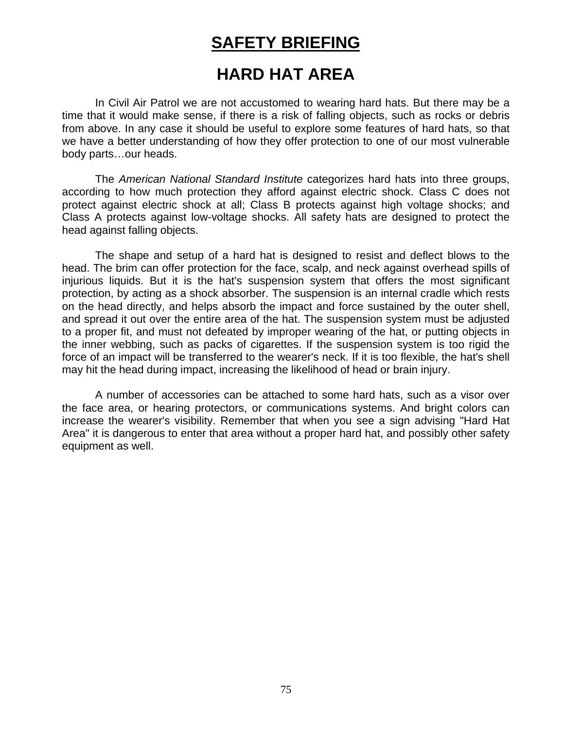# SAFETY BRIEFING

## HARD HAT AREA

In Civil Air Patrol we are not accustomed to wearing hard hats. But there may be a time that it would make sense, if there is a risk of falling objects, such as rocks or debris from above. In any case it should be useful to explore some features of hard hats, so that we have a better understanding of how they offer protection to one of our most vulnerable body parts…our heads.

The *American National Standard Institute* categorizes hard hats into three groups, according to how much protection they afford against electric shock. Class C does not protect against electric shock at all; Class B protects against high voltage shocks; and Class A protects against low-voltage shocks. All safety hats are designed to protect the head against falling objects.

The shape and setup of a hard hat is designed to resist and deflect blows to the head. The brim can offer protection for the face, scalp, and neck against overhead spills of injurious liquids. But it is the hat's suspension system that offers the most significant protection, by acting as a shock absorber. The suspension is an internal cradle which rests on the head directly, and helps absorb the impact and force sustained by the outer shell, and spread it out over the entire area of the hat. The suspension system must be adjusted to a proper fit, and must not defeated by improper wearing of the hat, or putting objects in the inner webbing, such as packs of cigarettes. If the suspension system is too rigid the force of an impact will be transferred to the wearer's neck. If it is too flexible, the hat's shell may hit the head during impact, increasing the likelihood of head or brain injury.

A number of accessories can be attached to some hard hats, such as a visor over the face area, or hearing protectors, or communications systems. And bright colors can increase the wearer's visibility. Remember that when you see a sign advising "Hard Hat Area" it is dangerous to enter that area without a proper hard hat, and possibly other safety equipment as well.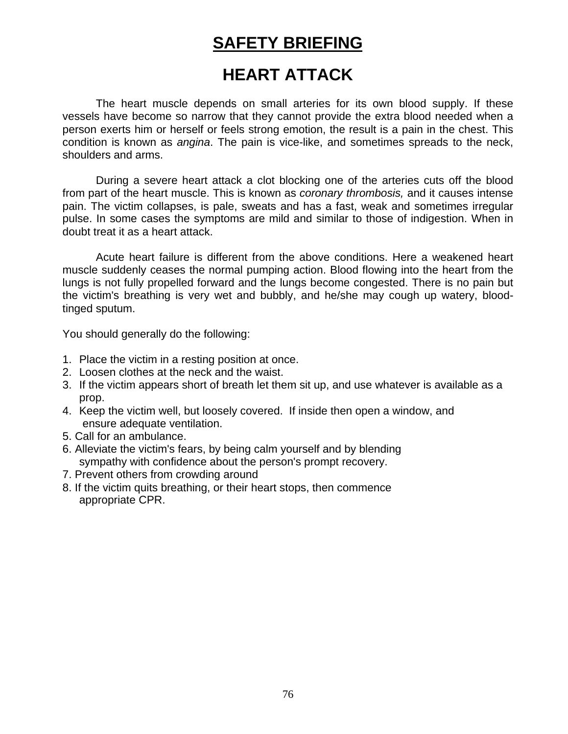# SAFETY BRIEFING

## HEART ATTACK

The heart muscle depends on small arteries for its own blood supply. If these vessels have become so narrow that they cannot provide the extra blood needed when a person exerts him or herself or feels strong emotion, the result is a pain in the chest. This condition is known as *angina*. The pain is vice-like, and sometimes spreads to the neck, shoulders and arms.

During a severe heart attack a clot blocking one of the arteries cuts off the blood from part of the heart muscle. This is known as *coronary thrombosis,* and it causes intense pain. The victim collapses, is pale, sweats and has a fast, weak and sometimes irregular pulse. In some cases the symptoms are mild and similar to those of indigestion. When in doubt treat it as a heart attack.

Acute heart failure is different from the above conditions. Here a weakened heart muscle suddenly ceases the normal pumping action. Blood flowing into the heart from the lungs is not fully propelled forward and the lungs become congested. There is no pain but the victim's breathing is very wet and bubbly, and he/she may cough up watery, blood-tinged sputum.

You should generally do the following:

1. Place the victim in a resting position at once.
2. Loosen clothes at the neck and the waist.
3. If the victim appears short of breath let them sit up, and use whatever is available as a prop.
4. Keep the victim well, but loosely covered. If inside then open a window, and ensure adequate ventilation.
5. Call for an ambulance.
6. Alleviate the victim's fears, by being calm yourself and by blending sympathy with confidence about the person's prompt recovery.
7. Prevent others from crowding around
8. If the victim quits breathing, or their heart stops, then commence appropriate CPR.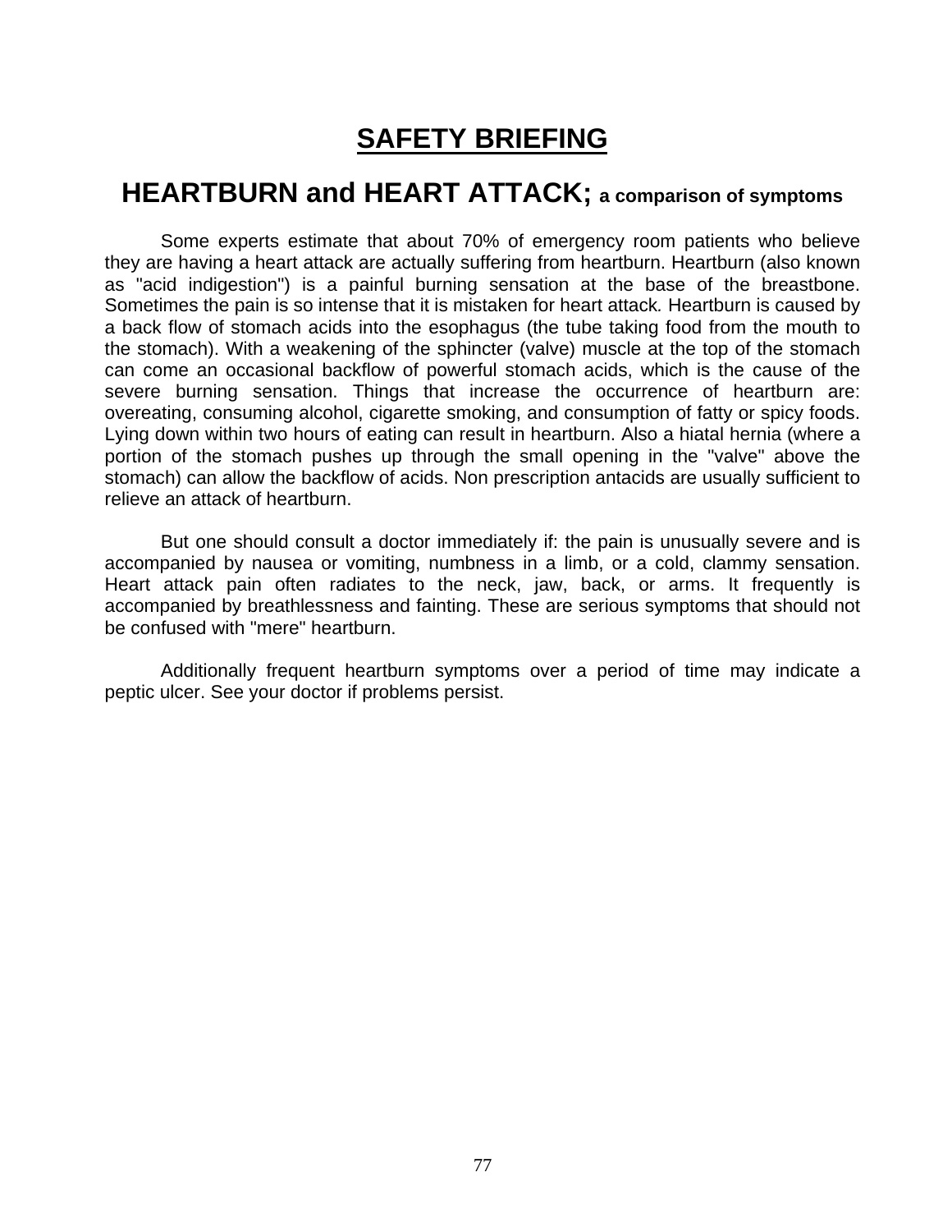# SAFETY BRIEFING

## HEARTBURN and HEART ATTACK; a comparison of symptoms

Some experts estimate that about 70% of emergency room patients who believe they are having a heart attack are actually suffering from heartburn. Heartburn (also known as "acid indigestion") is a painful burning sensation at the base of the breastbone. Sometimes the pain is so intense that it is mistaken for heart attack. Heartburn is caused by a back flow of stomach acids into the esophagus (the tube taking food from the mouth to the stomach). With a weakening of the sphincter (valve) muscle at the top of the stomach can come an occasional backflow of powerful stomach acids, which is the cause of the severe burning sensation. Things that increase the occurrence of heartburn are: overeating, consuming alcohol, cigarette smoking, and consumption of fatty or spicy foods. Lying down within two hours of eating can result in heartburn. Also a hiatal hernia (where a portion of the stomach pushes up through the small opening in the "valve" above the stomach) can allow the backflow of acids. Non prescription antacids are usually sufficient to relieve an attack of heartburn.

But one should consult a doctor immediately if: the pain is unusually severe and is accompanied by nausea or vomiting, numbness in a limb, or a cold, clammy sensation. Heart attack pain often radiates to the neck, jaw, back, or arms. It frequently is accompanied by breathlessness and fainting. These are serious symptoms that should not be confused with "mere" heartburn.

Additionally frequent heartburn symptoms over a period of time may indicate a peptic ulcer. See your doctor if problems persist.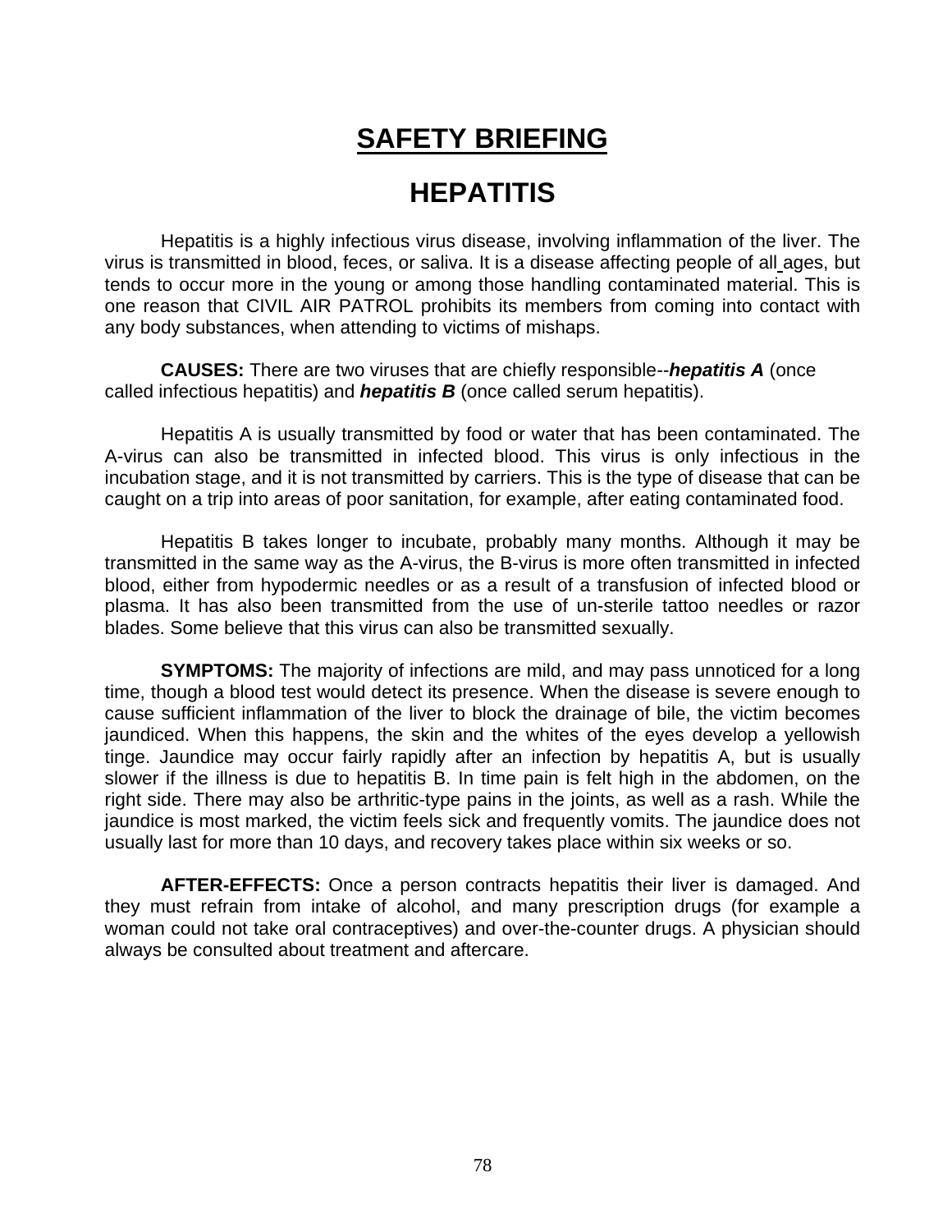# SAFETY BRIEFING

## HEPATITIS

Hepatitis is a highly infectious virus disease, involving inflammation of the liver. The virus is transmitted in blood, feces, or saliva. It is a disease affecting people of all ages, but tends to occur more in the young or among those handling contaminated material. This is one reason that CIVIL AIR PATROL prohibits its members from coming into contact with any body substances, when attending to victims of mishaps.

**CAUSES:** There are two viruses that are chiefly responsible--***hepatitis A*** (once called infectious hepatitis) and ***hepatitis B*** (once called serum hepatitis).

Hepatitis A is usually transmitted by food or water that has been contaminated. The A-virus can also be transmitted in infected blood. This virus is only infectious in the incubation stage, and it is not transmitted by carriers. This is the type of disease that can be caught on a trip into areas of poor sanitation, for example, after eating contaminated food.

Hepatitis B takes longer to incubate, probably many months. Although it may be transmitted in the same way as the A-virus, the B-virus is more often transmitted in infected blood, either from hypodermic needles or as a result of a transfusion of infected blood or plasma. It has also been transmitted from the use of un-sterile tattoo needles or razor blades. Some believe that this virus can also be transmitted sexually.

**SYMPTOMS:** The majority of infections are mild, and may pass unnoticed for a long time, though a blood test would detect its presence. When the disease is severe enough to cause sufficient inflammation of the liver to block the drainage of bile, the victim becomes jaundiced. When this happens, the skin and the whites of the eyes develop a yellowish tinge. Jaundice may occur fairly rapidly after an infection by hepatitis A, but is usually slower if the illness is due to hepatitis B. In time pain is felt high in the abdomen, on the right side. There may also be arthritic-type pains in the joints, as well as a rash. While the jaundice is most marked, the victim feels sick and frequently vomits. The jaundice does not usually last for more than 10 days, and recovery takes place within six weeks or so.

**AFTER-EFFECTS:** Once a person contracts hepatitis their liver is damaged. And they must refrain from intake of alcohol, and many prescription drugs (for example a woman could not take oral contraceptives) and over-the-counter drugs. A physician should always be consulted about treatment and aftercare.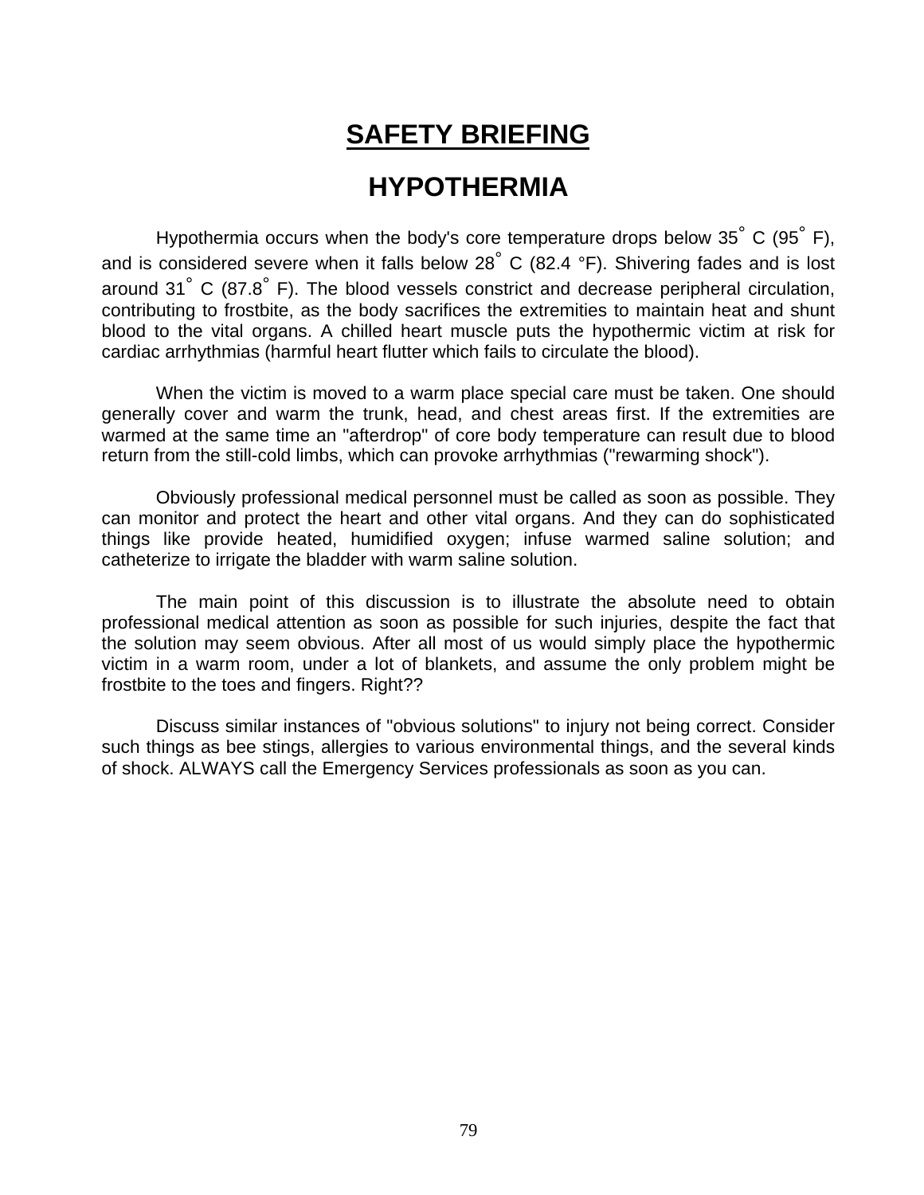# SAFETY BRIEFING

## HYPOTHERMIA

Hypothermia occurs when the body's core temperature drops below 35° C (95° F), and is considered severe when it falls below 28° C (82.4 °F). Shivering fades and is lost around 31° C (87.8° F). The blood vessels constrict and decrease peripheral circulation, contributing to frostbite, as the body sacrifices the extremities to maintain heat and shunt blood to the vital organs. A chilled heart muscle puts the hypothermic victim at risk for cardiac arrhythmias (harmful heart flutter which fails to circulate the blood).

When the victim is moved to a warm place special care must be taken. One should generally cover and warm the trunk, head, and chest areas first. If the extremities are warmed at the same time an "afterdrop" of core body temperature can result due to blood return from the still-cold limbs, which can provoke arrhythmias ("rewarming shock").

Obviously professional medical personnel must be called as soon as possible. They can monitor and protect the heart and other vital organs. And they can do sophisticated things like provide heated, humidified oxygen; infuse warmed saline solution; and catheterize to irrigate the bladder with warm saline solution.

The main point of this discussion is to illustrate the absolute need to obtain professional medical attention as soon as possible for such injuries, despite the fact that the solution may seem obvious. After all most of us would simply place the hypothermic victim in a warm room, under a lot of blankets, and assume the only problem might be frostbite to the toes and fingers. Right??

Discuss similar instances of "obvious solutions" to injury not being correct. Consider such things as bee stings, allergies to various environmental things, and the several kinds of shock. ALWAYS call the Emergency Services professionals as soon as you can.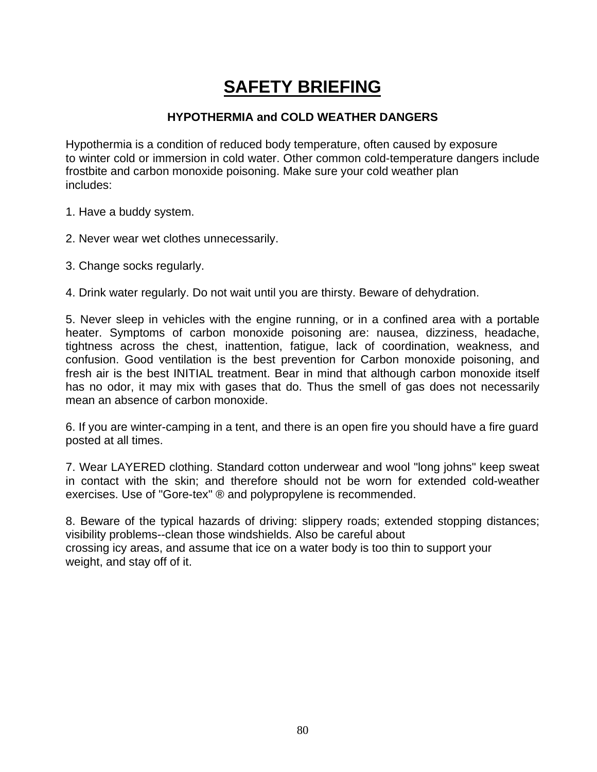# SAFETY BRIEFING

### HYPOTHERMIA and COLD WEATHER DANGERS

Hypothermia is a condition of reduced body temperature, often caused by exposure to winter cold or immersion in cold water. Other common cold-temperature dangers include frostbite and carbon monoxide poisoning. Make sure your cold weather plan includes:

1. Have a buddy system.

2. Never wear wet clothes unnecessarily.

3. Change socks regularly.

4. Drink water regularly. Do not wait until you are thirsty. Beware of dehydration.

5. Never sleep in vehicles with the engine running, or in a confined area with a portable heater. Symptoms of carbon monoxide poisoning are: nausea, dizziness, headache, tightness across the chest, inattention, fatigue, lack of coordination, weakness, and confusion. Good ventilation is the best prevention for Carbon monoxide poisoning, and fresh air is the best INITIAL treatment. Bear in mind that although carbon monoxide itself has no odor, it may mix with gases that do. Thus the smell of gas does not necessarily mean an absence of carbon monoxide.

6. If you are winter-camping in a tent, and there is an open fire you should have a fire guard posted at all times.

7. Wear LAYERED clothing. Standard cotton underwear and wool "long johns" keep sweat in contact with the skin; and therefore should not be worn for extended cold-weather exercises. Use of "Gore-tex" ® and polypropylene is recommended.

8. Beware of the typical hazards of driving: slippery roads; extended stopping distances; visibility problems--clean those windshields. Also be careful about crossing icy areas, and assume that ice on a water body is too thin to support your weight, and stay off of it.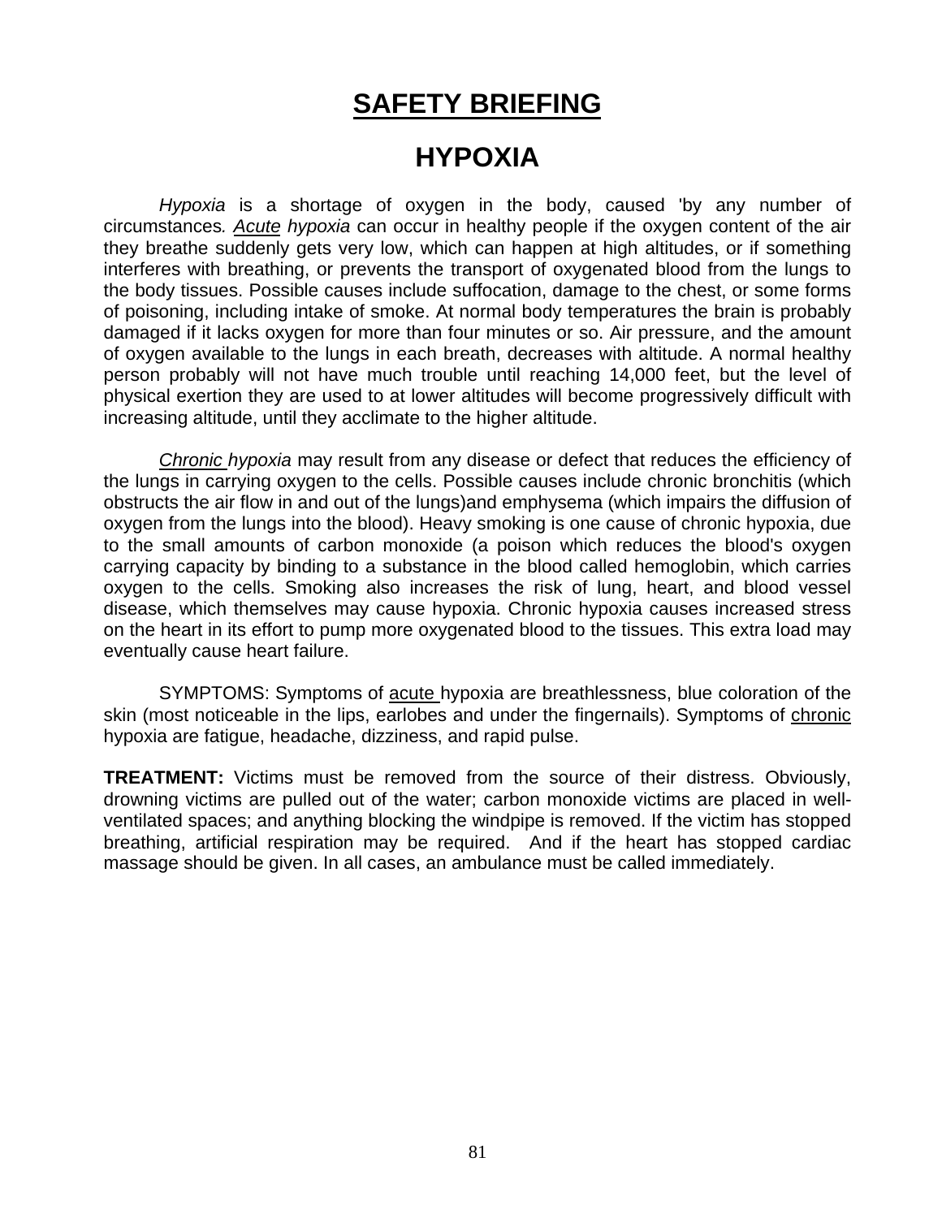# SAFETY BRIEFING

## HYPOXIA

*Hypoxia* is a shortage of oxygen in the body, caused 'by any number of circumstances. *Acute hypoxia* can occur in healthy people if the oxygen content of the air they breathe suddenly gets very low, which can happen at high altitudes, or if something interferes with breathing, or prevents the transport of oxygenated blood from the lungs to the body tissues. Possible causes include suffocation, damage to the chest, or some forms of poisoning, including intake of smoke. At normal body temperatures the brain is probably damaged if it lacks oxygen for more than four minutes or so. Air pressure, and the amount of oxygen available to the lungs in each breath, decreases with altitude. A normal healthy person probably will not have much trouble until reaching 14,000 feet, but the level of physical exertion they are used to at lower altitudes will become progressively difficult with increasing altitude, until they acclimate to the higher altitude.

*Chronic hypoxia* may result from any disease or defect that reduces the efficiency of the lungs in carrying oxygen to the cells. Possible causes include chronic bronchitis (which obstructs the air flow in and out of the lungs)and emphysema (which impairs the diffusion of oxygen from the lungs into the blood). Heavy smoking is one cause of chronic hypoxia, due to the small amounts of carbon monoxide (a poison which reduces the blood's oxygen carrying capacity by binding to a substance in the blood called hemoglobin, which carries oxygen to the cells. Smoking also increases the risk of lung, heart, and blood vessel disease, which themselves may cause hypoxia. Chronic hypoxia causes increased stress on the heart in its effort to pump more oxygenated blood to the tissues. This extra load may eventually cause heart failure.

SYMPTOMS: Symptoms of acute hypoxia are breathlessness, blue coloration of the skin (most noticeable in the lips, earlobes and under the fingernails). Symptoms of chronic hypoxia are fatigue, headache, dizziness, and rapid pulse.

**TREATMENT:** Victims must be removed from the source of their distress. Obviously, drowning victims are pulled out of the water; carbon monoxide victims are placed in well-ventilated spaces; and anything blocking the windpipe is removed. If the victim has stopped breathing, artificial respiration may be required. And if the heart has stopped cardiac massage should be given. In all cases, an ambulance must be called immediately.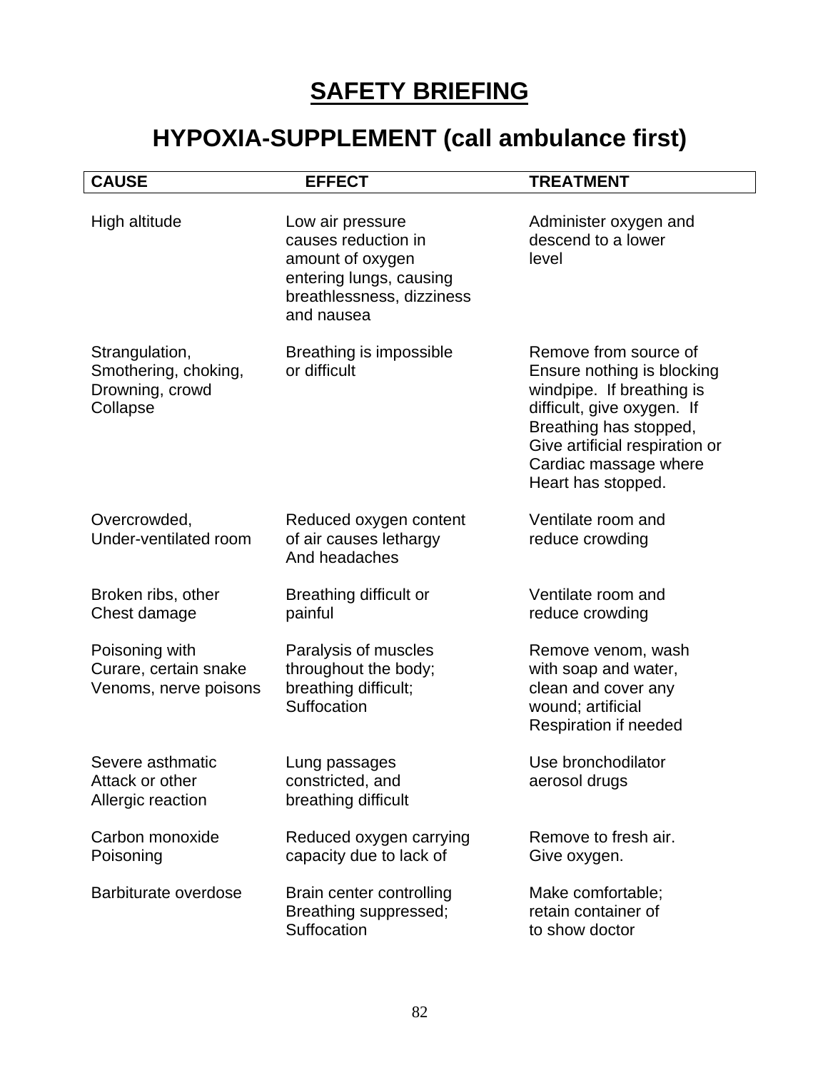# SAFETY BRIEFING

## HYPOXIA-SUPPLEMENT (call ambulance first)

| CAUSE | EFFECT | TREATMENT |
|---|---|---|
| High altitude | Low air pressure causes reduction in amount of oxygen entering lungs, causing breathlessness, dizziness and nausea | Administer oxygen and descend to a lower level |
| Strangulation, Smothering, choking, Drowning, crowd Collapse | Breathing is impossible or difficult | Remove from source of Ensure nothing is blocking windpipe. If breathing is difficult, give oxygen. If Breathing has stopped, Give artificial respiration or Cardiac massage where Heart has stopped. |
| Overcrowded, Under-ventilated room | Reduced oxygen content of air causes lethargy And headaches | Ventilate room and reduce crowding |
| Broken ribs, other Chest damage | Breathing difficult or painful | Ventilate room and reduce crowding |
| Poisoning with Curare, certain snake Venoms, nerve poisons | Paralysis of muscles throughout the body; breathing difficult; Suffocation | Remove venom, wash with soap and water, clean and cover any wound; artificial Respiration if needed |
| Severe asthmatic Attack or other Allergic reaction | Lung passages constricted, and breathing difficult | Use bronchodilator aerosol drugs |
| Carbon monoxide Poisoning | Reduced oxygen carrying capacity due to lack of | Remove to fresh air. Give oxygen. |
| Barbiturate overdose | Brain center controlling Breathing suppressed; Suffocation | Make comfortable; retain container of to show doctor |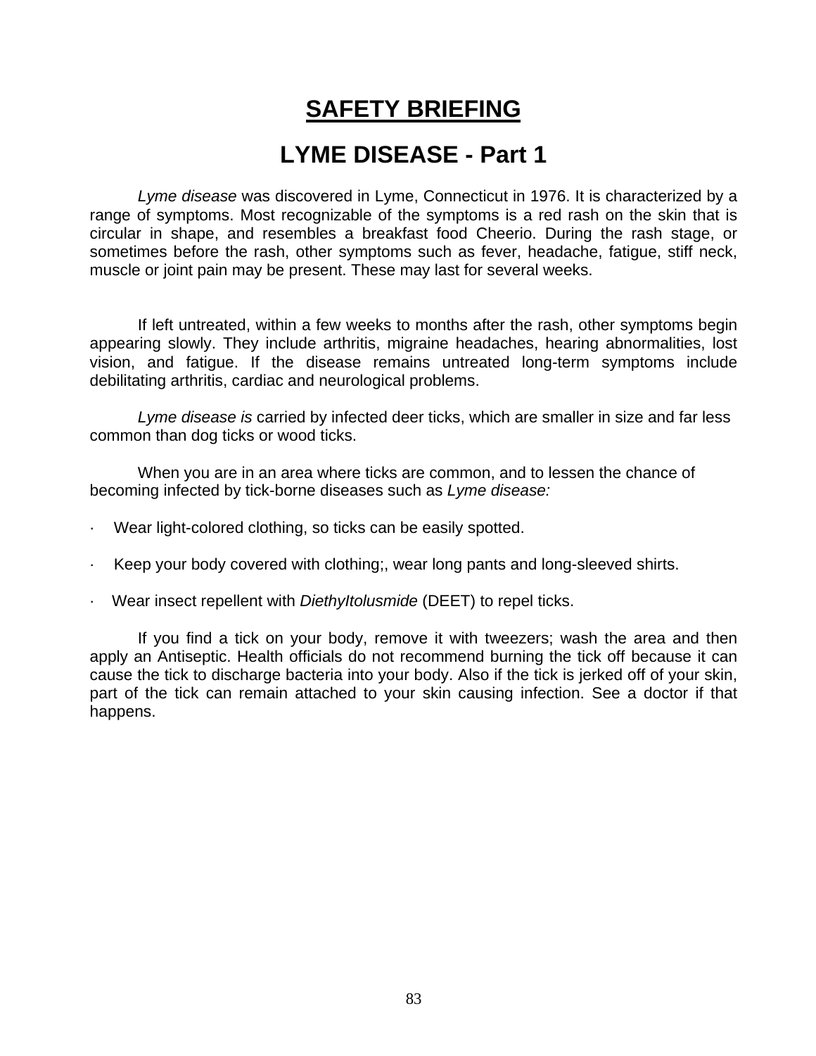# SAFETY BRIEFING

## LYME DISEASE - Part 1

*Lyme disease* was discovered in Lyme, Connecticut in 1976. It is characterized by a range of symptoms. Most recognizable of the symptoms is a red rash on the skin that is circular in shape, and resembles a breakfast food Cheerio. During the rash stage, or sometimes before the rash, other symptoms such as fever, headache, fatigue, stiff neck, muscle or joint pain may be present. These may last for several weeks.

If left untreated, within a few weeks to months after the rash, other symptoms begin appearing slowly. They include arthritis, migraine headaches, hearing abnormalities, lost vision, and fatigue. If the disease remains untreated long-term symptoms include debilitating arthritis, cardiac and neurological problems.

*Lyme disease is* carried by infected deer ticks, which are smaller in size and far less common than dog ticks or wood ticks.

When you are in an area where ticks are common, and to lessen the chance of becoming infected by tick-borne diseases such as *Lyme disease:*

- Wear light-colored clothing, so ticks can be easily spotted.
- Keep your body covered with clothing;, wear long pants and long-sleeved shirts.
- Wear insect repellent with *DiethyItolusmide* (DEET) to repel ticks.

If you find a tick on your body, remove it with tweezers; wash the area and then apply an Antiseptic. Health officials do not recommend burning the tick off because it can cause the tick to discharge bacteria into your body. Also if the tick is jerked off of your skin, part of the tick can remain attached to your skin causing infection. See a doctor if that happens.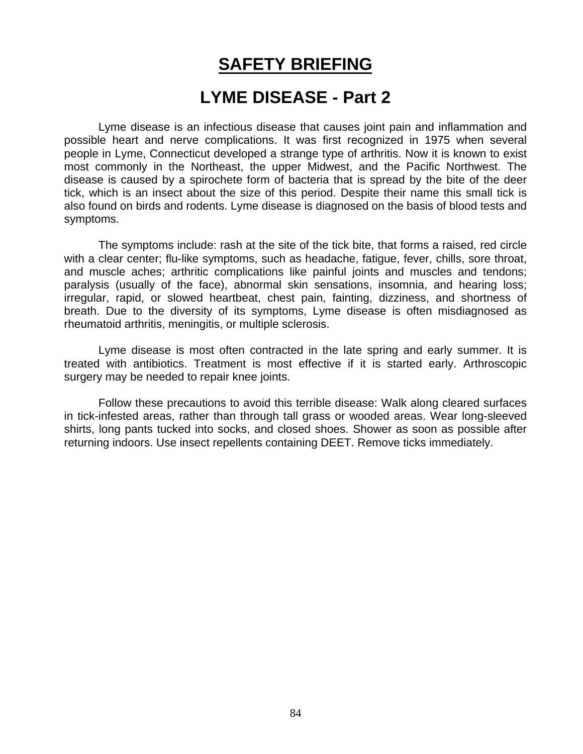# SAFETY BRIEFING

## LYME DISEASE - Part 2

Lyme disease is an infectious disease that causes joint pain and inflammation and possible heart and nerve complications. It was first recognized in 1975 when several people in Lyme, Connecticut developed a strange type of arthritis. Now it is known to exist most commonly in the Northeast, the upper Midwest, and the Pacific Northwest. The disease is caused by a spirochete form of bacteria that is spread by the bite of the deer tick, which is an insect about the size of this period. Despite their name this small tick is also found on birds and rodents. Lyme disease is diagnosed on the basis of blood tests and symptoms.

The symptoms include: rash at the site of the tick bite, that forms a raised, red circle with a clear center; flu-like symptoms, such as headache, fatigue, fever, chills, sore throat, and muscle aches; arthritic complications like painful joints and muscles and tendons; paralysis (usually of the face), abnormal skin sensations, insomnia, and hearing loss; irregular, rapid, or slowed heartbeat, chest pain, fainting, dizziness, and shortness of breath. Due to the diversity of its symptoms, Lyme disease is often misdiagnosed as rheumatoid arthritis, meningitis, or multiple sclerosis.

Lyme disease is most often contracted in the late spring and early summer. It is treated with antibiotics. Treatment is most effective if it is started early. Arthroscopic surgery may be needed to repair knee joints.

Follow these precautions to avoid this terrible disease: Walk along cleared surfaces in tick-infested areas, rather than through tall grass or wooded areas. Wear long-sleeved shirts, long pants tucked into socks, and closed shoes. Shower as soon as possible after returning indoors. Use insect repellents containing DEET. Remove ticks immediately.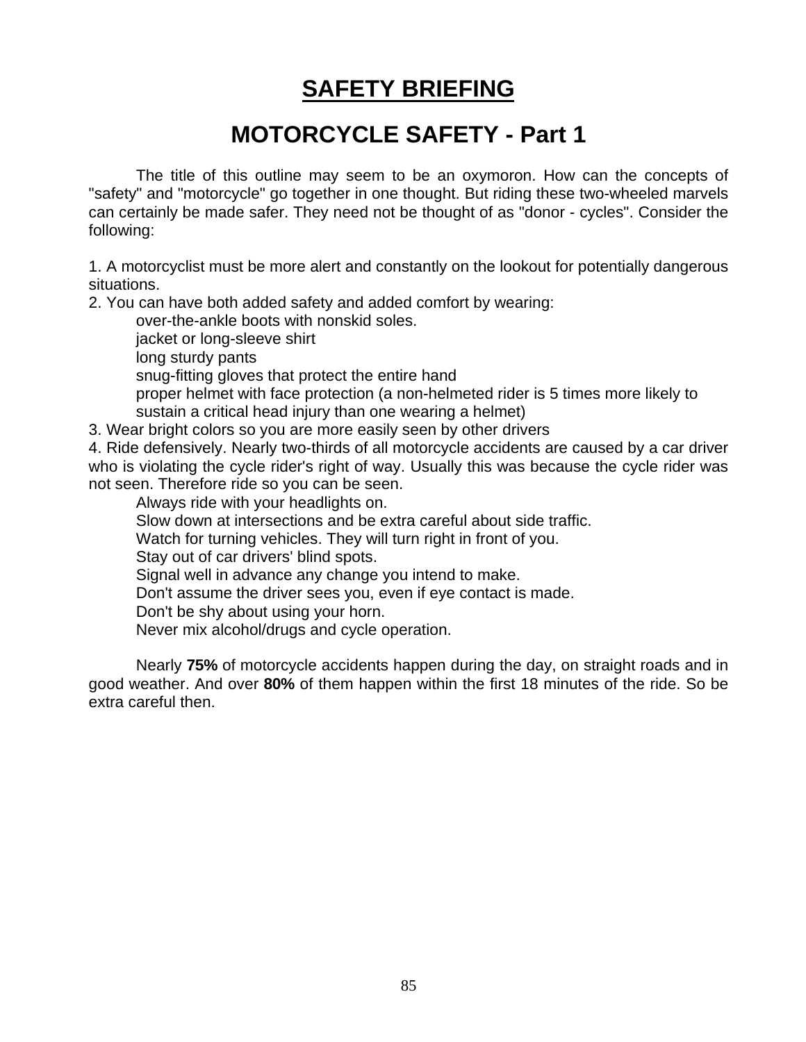# SAFETY BRIEFING

## MOTORCYCLE SAFETY - Part 1

The title of this outline may seem to be an oxymoron. How can the concepts of "safety" and "motorcycle" go together in one thought. But riding these two-wheeled marvels can certainly be made safer. They need not be thought of as "donor - cycles". Consider the following:

1. A motorcyclist must be more alert and constantly on the lookout for potentially dangerous situations.
2. You can have both added safety and added comfort by wearing:
    - over-the-ankle boots with nonskid soles.
    - jacket or long-sleeve shirt
    - long sturdy pants
    - snug-fitting gloves that protect the entire hand
    - proper helmet with face protection (a non-helmeted rider is 5 times more likely to sustain a critical head injury than one wearing a helmet)
3. Wear bright colors so you are more easily seen by other drivers
4. Ride defensively. Nearly two-thirds of all motorcycle accidents are caused by a car driver who is violating the cycle rider's right of way. Usually this was because the cycle rider was not seen. Therefore ride so you can be seen.
    - Always ride with your headlights on.
    - Slow down at intersections and be extra careful about side traffic.
    - Watch for turning vehicles. They will turn right in front of you.
    - Stay out of car drivers' blind spots.
    - Signal well in advance any change you intend to make.
    - Don't assume the driver sees you, even if eye contact is made.
    - Don't be shy about using your horn.
    - Never mix alcohol/drugs and cycle operation.

Nearly **75%** of motorcycle accidents happen during the day, on straight roads and in good weather. And over **80%** of them happen within the first 18 minutes of the ride. So be extra careful then.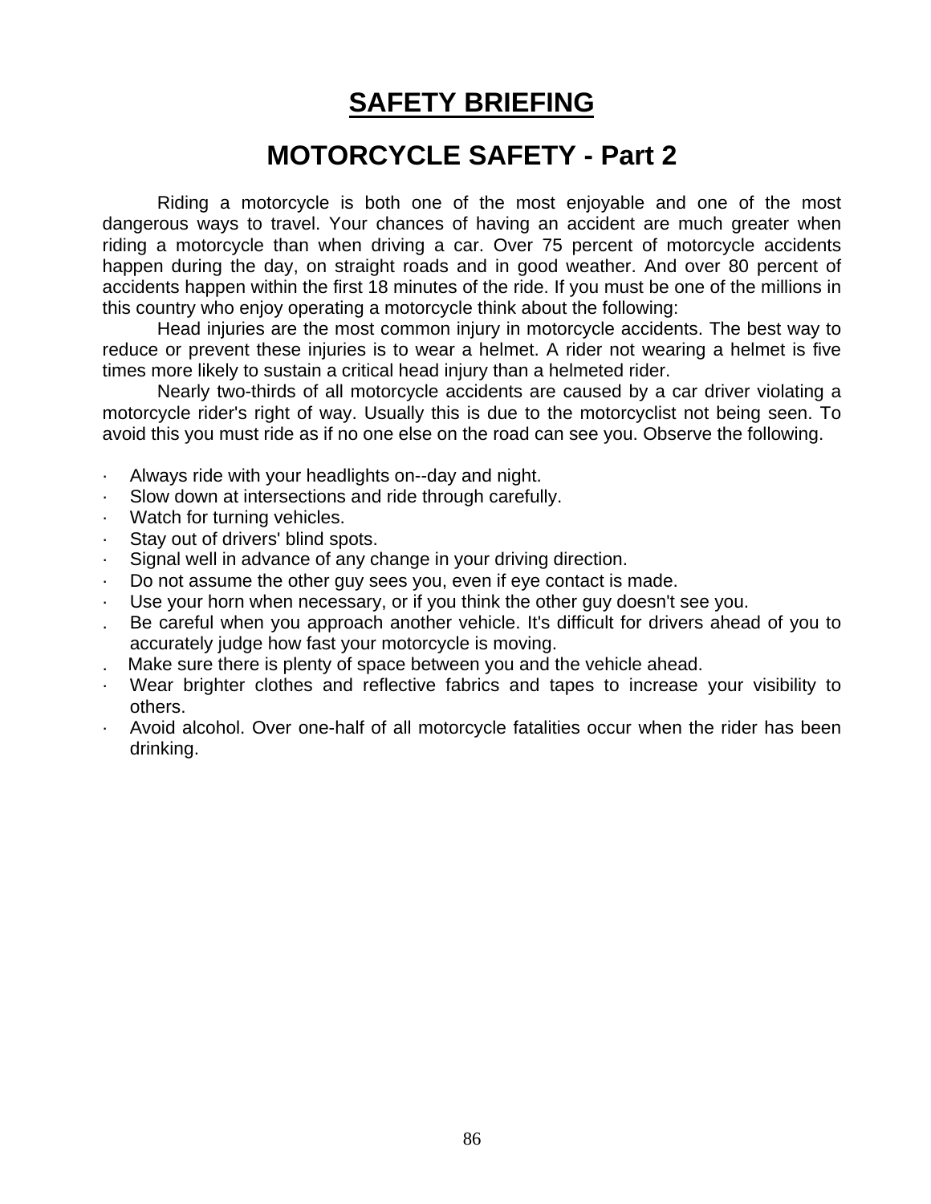# SAFETY BRIEFING

## MOTORCYCLE SAFETY - Part 2

Riding a motorcycle is both one of the most enjoyable and one of the most dangerous ways to travel. Your chances of having an accident are much greater when riding a motorcycle than when driving a car. Over 75 percent of motorcycle accidents happen during the day, on straight roads and in good weather. And over 80 percent of accidents happen within the first 18 minutes of the ride. If you must be one of the millions in this country who enjoy operating a motorcycle think about the following:

Head injuries are the most common injury in motorcycle accidents. The best way to reduce or prevent these injuries is to wear a helmet. A rider not wearing a helmet is five times more likely to sustain a critical head injury than a helmeted rider.

Nearly two-thirds of all motorcycle accidents are caused by a car driver violating a motorcycle rider's right of way. Usually this is due to the motorcyclist not being seen. To avoid this you must ride as if no one else on the road can see you. Observe the following.

- Always ride with your headlights on--day and night.
- Slow down at intersections and ride through carefully.
- Watch for turning vehicles.
- Stay out of drivers' blind spots.
- Signal well in advance of any change in your driving direction.
- Do not assume the other guy sees you, even if eye contact is made.
- Use your horn when necessary, or if you think the other guy doesn't see you.
- Be careful when you approach another vehicle. It's difficult for drivers ahead of you to accurately judge how fast your motorcycle is moving.
- Make sure there is plenty of space between you and the vehicle ahead.
- Wear brighter clothes and reflective fabrics and tapes to increase your visibility to others.
- Avoid alcohol. Over one-half of all motorcycle fatalities occur when the rider has been drinking.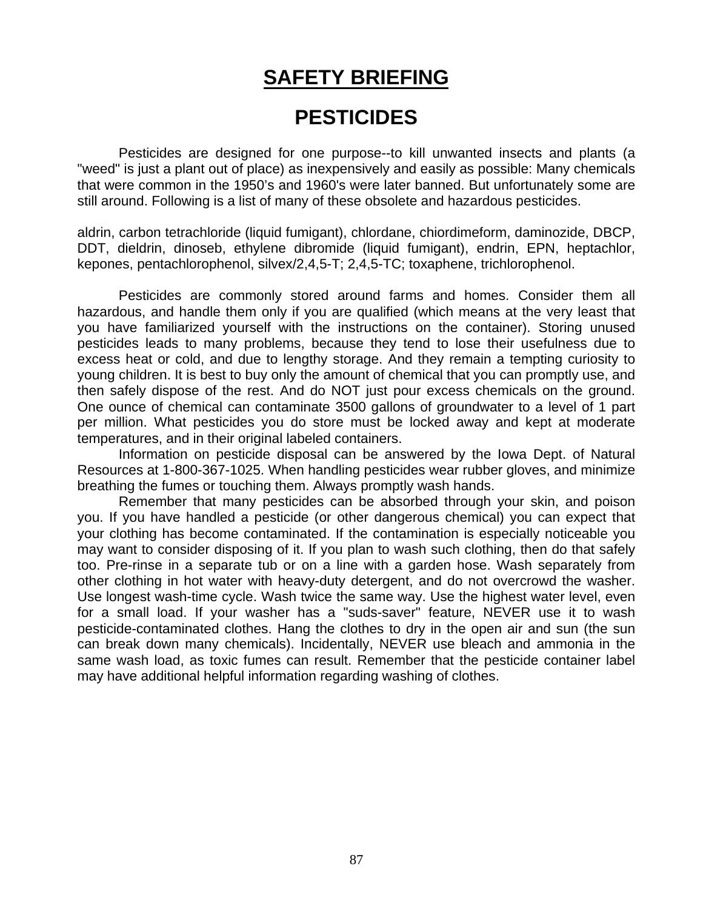# SAFETY BRIEFING

## PESTICIDES

Pesticides are designed for one purpose--to kill unwanted insects and plants (a "weed" is just a plant out of place) as inexpensively and easily as possible: Many chemicals that were common in the 1950's and 1960's were later banned. But unfortunately some are still around. Following is a list of many of these obsolete and hazardous pesticides.

aldrin, carbon tetrachloride (liquid fumigant), chlordane, chiordimeform, daminozide, DBCP, DDT, dieldrin, dinoseb, ethylene dibromide (liquid fumigant), endrin, EPN, heptachlor, kepones, pentachlorophenol, silvex/2,4,5-T; 2,4,5-TC; toxaphene, trichlorophenol.

Pesticides are commonly stored around farms and homes. Consider them all hazardous, and handle them only if you are qualified (which means at the very least that you have familiarized yourself with the instructions on the container). Storing unused pesticides leads to many problems, because they tend to lose their usefulness due to excess heat or cold, and due to lengthy storage. And they remain a tempting curiosity to young children. It is best to buy only the amount of chemical that you can promptly use, and then safely dispose of the rest. And do NOT just pour excess chemicals on the ground. One ounce of chemical can contaminate 3500 gallons of groundwater to a level of 1 part per million. What pesticides you do store must be locked away and kept at moderate temperatures, and in their original labeled containers.

Information on pesticide disposal can be answered by the Iowa Dept. of Natural Resources at 1-800-367-1025. When handling pesticides wear rubber gloves, and minimize breathing the fumes or touching them. Always promptly wash hands.

Remember that many pesticides can be absorbed through your skin, and poison you. If you have handled a pesticide (or other dangerous chemical) you can expect that your clothing has become contaminated. If the contamination is especially noticeable you may want to consider disposing of it. If you plan to wash such clothing, then do that safely too. Pre-rinse in a separate tub or on a line with a garden hose. Wash separately from other clothing in hot water with heavy-duty detergent, and do not overcrowd the washer. Use longest wash-time cycle. Wash twice the same way. Use the highest water level, even for a small load. If your washer has a "suds-saver" feature, NEVER use it to wash pesticide-contaminated clothes. Hang the clothes to dry in the open air and sun (the sun can break down many chemicals). Incidentally, NEVER use bleach and ammonia in the same wash load, as toxic fumes can result. Remember that the pesticide container label may have additional helpful information regarding washing of clothes.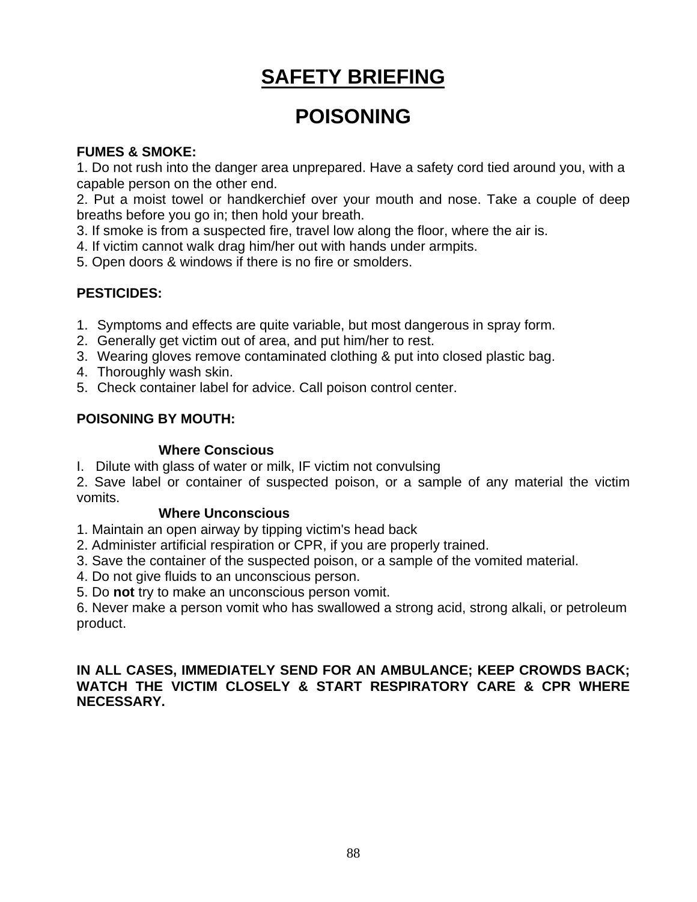# SAFETY BRIEFING

## POISONING

**FUMES & SMOKE:**

1. Do not rush into the danger area unprepared. Have a safety cord tied around you, with a capable person on the other end.
2. Put a moist towel or handkerchief over your mouth and nose. Take a couple of deep breaths before you go in; then hold your breath.
3. If smoke is from a suspected fire, travel low along the floor, where the air is.
4. If victim cannot walk drag him/her out with hands under armpits.
5. Open doors & windows if there is no fire or smolders.

**PESTICIDES:**

1. Symptoms and effects are quite variable, but most dangerous in spray form.
2. Generally get victim out of area, and put him/her to rest.
3. Wearing gloves remove contaminated clothing & put into closed plastic bag.
4. Thoroughly wash skin.
5. Check container label for advice. Call poison control center.

**POISONING BY MOUTH:**

**Where Conscious**

I. Dilute with glass of water or milk, IF victim not convulsing

2. Save label or container of suspected poison, or a sample of any material the victim vomits.

**Where Unconscious**

1. Maintain an open airway by tipping victim's head back
2. Administer artificial respiration or CPR, if you are properly trained.
3. Save the container of the suspected poison, or a sample of the vomited material.
4. Do not give fluids to an unconscious person.
5. Do **not** try to make an unconscious person vomit.
6. Never make a person vomit who has swallowed a strong acid, strong alkali, or petroleum product.

**IN ALL CASES, IMMEDIATELY SEND FOR AN AMBULANCE; KEEP CROWDS BACK; WATCH THE VICTIM CLOSELY & START RESPIRATORY CARE & CPR WHERE NECESSARY.**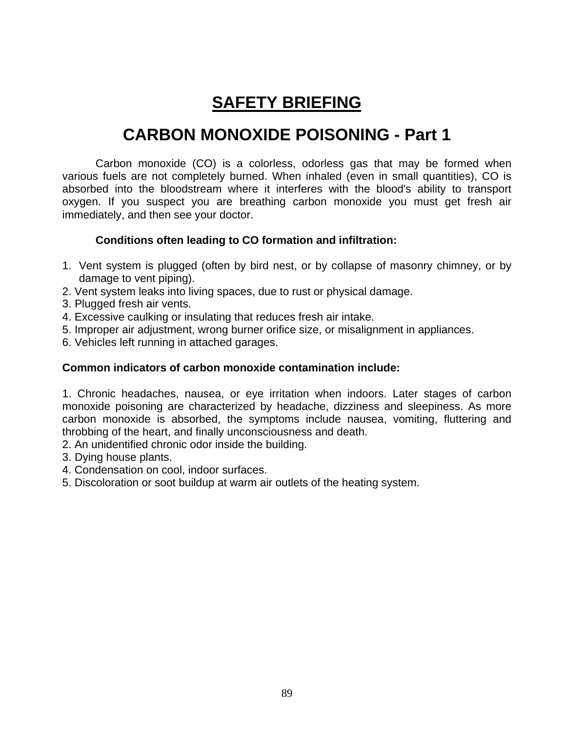# SAFETY BRIEFING

## CARBON MONOXIDE POISONING - Part 1

Carbon monoxide (CO) is a colorless, odorless gas that may be formed when various fuels are not completely burned. When inhaled (even in small quantities), CO is absorbed into the bloodstream where it interferes with the blood's ability to transport oxygen. If you suspect you are breathing carbon monoxide you must get fresh air immediately, and then see your doctor.

**Conditions often leading to CO formation and infiltration:**

1. Vent system is plugged (often by bird nest, or by collapse of masonry chimney, or by damage to vent piping).
2. Vent system leaks into living spaces, due to rust or physical damage.
3. Plugged fresh air vents.
4. Excessive caulking or insulating that reduces fresh air intake.
5. Improper air adjustment, wrong burner orifice size, or misalignment in appliances.
6. Vehicles left running in attached garages.

**Common indicators of carbon monoxide contamination include:**

1. Chronic headaches, nausea, or eye irritation when indoors. Later stages of carbon monoxide poisoning are characterized by headache, dizziness and sleepiness. As more carbon monoxide is absorbed, the symptoms include nausea, vomiting, fluttering and throbbing of the heart, and finally unconsciousness and death.
2. An unidentified chronic odor inside the building.
3. Dying house plants.
4. Condensation on cool, indoor surfaces.
5. Discoloration or soot buildup at warm air outlets of the heating system.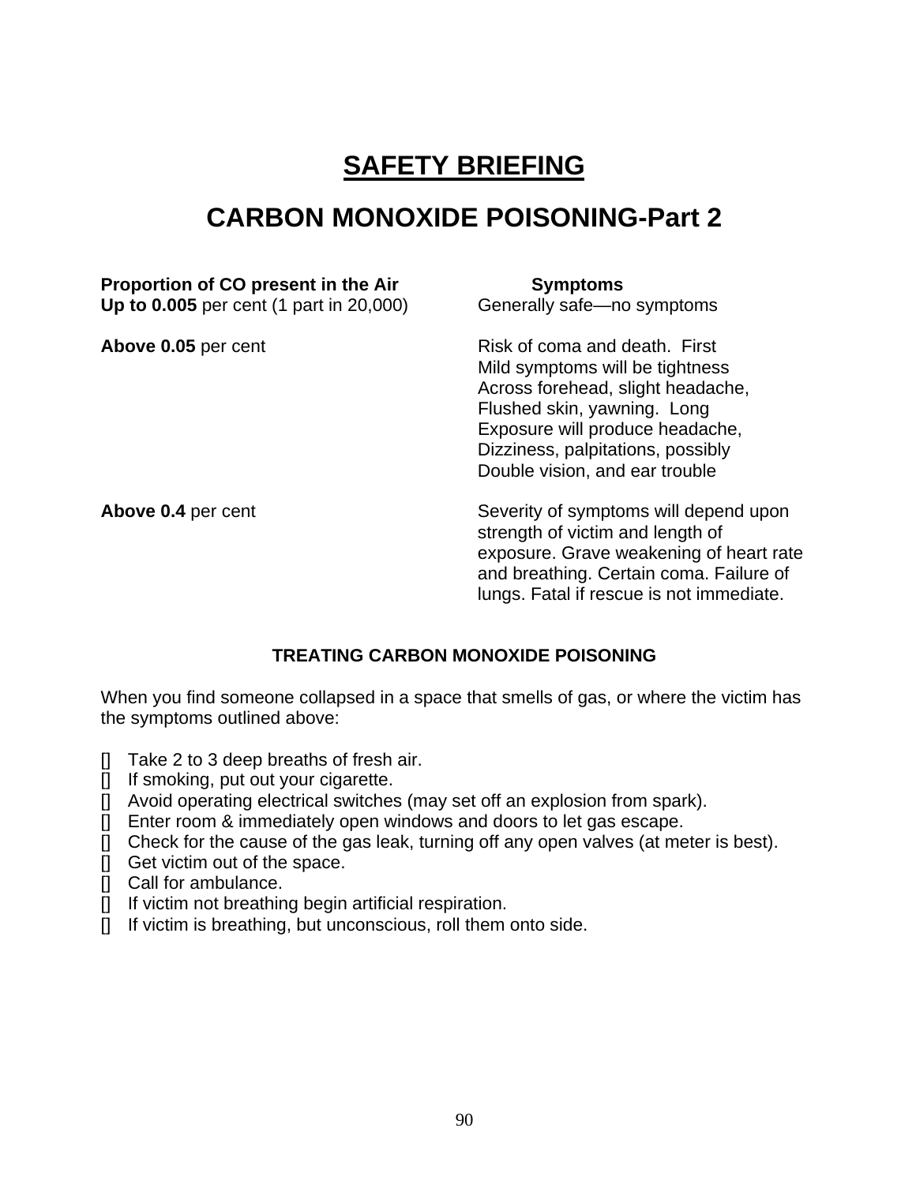# SAFETY BRIEFING

## CARBON MONOXIDE POISONING-Part 2

| Proportion of CO present in the Air | Symptoms |
| --- | --- |
| **Up to 0.005** per cent (1 part in 20,000) | Generally safe—no symptoms |
| **Above 0.05** per cent | Risk of coma and death. First Mild symptoms will be tightness Across forehead, slight headache, Flushed skin, yawning. Long Exposure will produce headache, Dizziness, palpitations, possibly Double vision, and ear trouble |
| **Above 0.4** per cent | Severity of symptoms will depend upon strength of victim and length of exposure. Grave weakening of heart rate and breathing. Certain coma. Failure of lungs. Fatal if rescue is not immediate. |

### TREATING CARBON MONOXIDE POISONING

When you find someone collapsed in a space that smells of gas, or where the victim has the symptoms outlined above:

- [] Take 2 to 3 deep breaths of fresh air.
- [] If smoking, put out your cigarette.
- [] Avoid operating electrical switches (may set off an explosion from spark).
- [] Enter room & immediately open windows and doors to let gas escape.
- [] Check for the cause of the gas leak, turning off any open valves (at meter is best).
- [] Get victim out of the space.
- [] Call for ambulance.
- [] If victim not breathing begin artificial respiration.
- [] If victim is breathing, but unconscious, roll them onto side.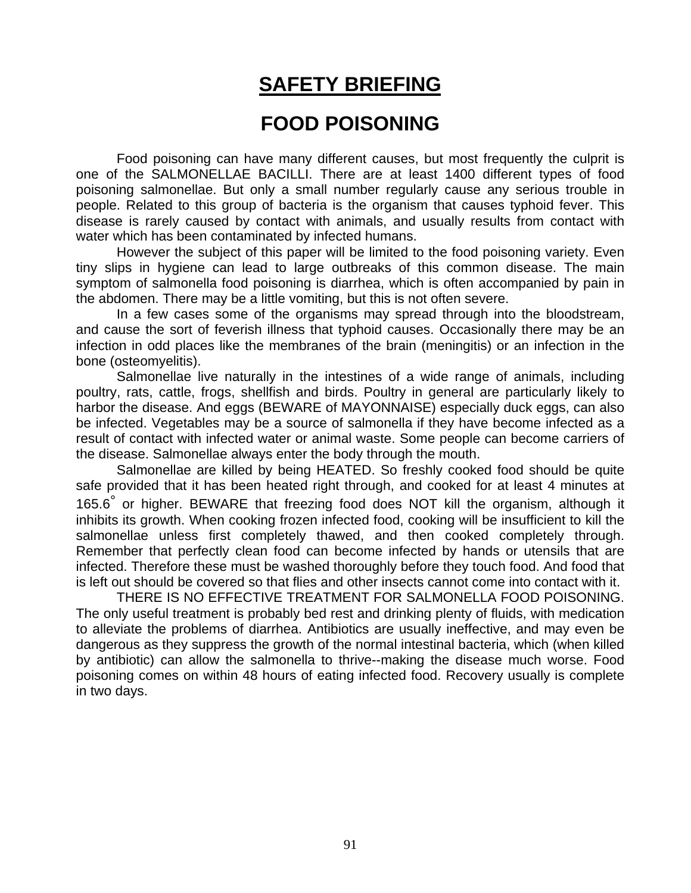# <u>SAFETY BRIEFING</u>

## FOOD POISONING

Food poisoning can have many different causes, but most frequently the culprit is one of the SALMONELLAE BACILLI. There are at least 1400 different types of food poisoning salmonellae. But only a small number regularly cause any serious trouble in people. Related to this group of bacteria is the organism that causes typhoid fever. This disease is rarely caused by contact with animals, and usually results from contact with water which has been contaminated by infected humans.

However the subject of this paper will be limited to the food poisoning variety. Even tiny slips in hygiene can lead to large outbreaks of this common disease. The main symptom of salmonella food poisoning is diarrhea, which is often accompanied by pain in the abdomen. There may be a little vomiting, but this is not often severe.

In a few cases some of the organisms may spread through into the bloodstream, and cause the sort of feverish illness that typhoid causes. Occasionally there may be an infection in odd places like the membranes of the brain (meningitis) or an infection in the bone (osteomyelitis).

Salmonellae live naturally in the intestines of a wide range of animals, including poultry, rats, cattle, frogs, shellfish and birds. Poultry in general are particularly likely to harbor the disease. And eggs (BEWARE of MAYONNAISE) especially duck eggs, can also be infected. Vegetables may be a source of salmonella if they have become infected as a result of contact with infected water or animal waste. Some people can become carriers of the disease. Salmonellae always enter the body through the mouth.

Salmonellae are killed by being HEATED. So freshly cooked food should be quite safe provided that it has been heated right through, and cooked for at least 4 minutes at 165.6° or higher. BEWARE that freezing food does NOT kill the organism, although it inhibits its growth. When cooking frozen infected food, cooking will be insufficient to kill the salmonellae unless first completely thawed, and then cooked completely through. Remember that perfectly clean food can become infected by hands or utensils that are infected. Therefore these must be washed thoroughly before they touch food. And food that is left out should be covered so that flies and other insects cannot come into contact with it.

THERE IS NO EFFECTIVE TREATMENT FOR SALMONELLA FOOD POISONING. The only useful treatment is probably bed rest and drinking plenty of fluids, with medication to alleviate the problems of diarrhea. Antibiotics are usually ineffective, and may even be dangerous as they suppress the growth of the normal intestinal bacteria, which (when killed by antibiotic) can allow the salmonella to thrive--making the disease much worse. Food poisoning comes on within 48 hours of eating infected food. Recovery usually is complete in two days.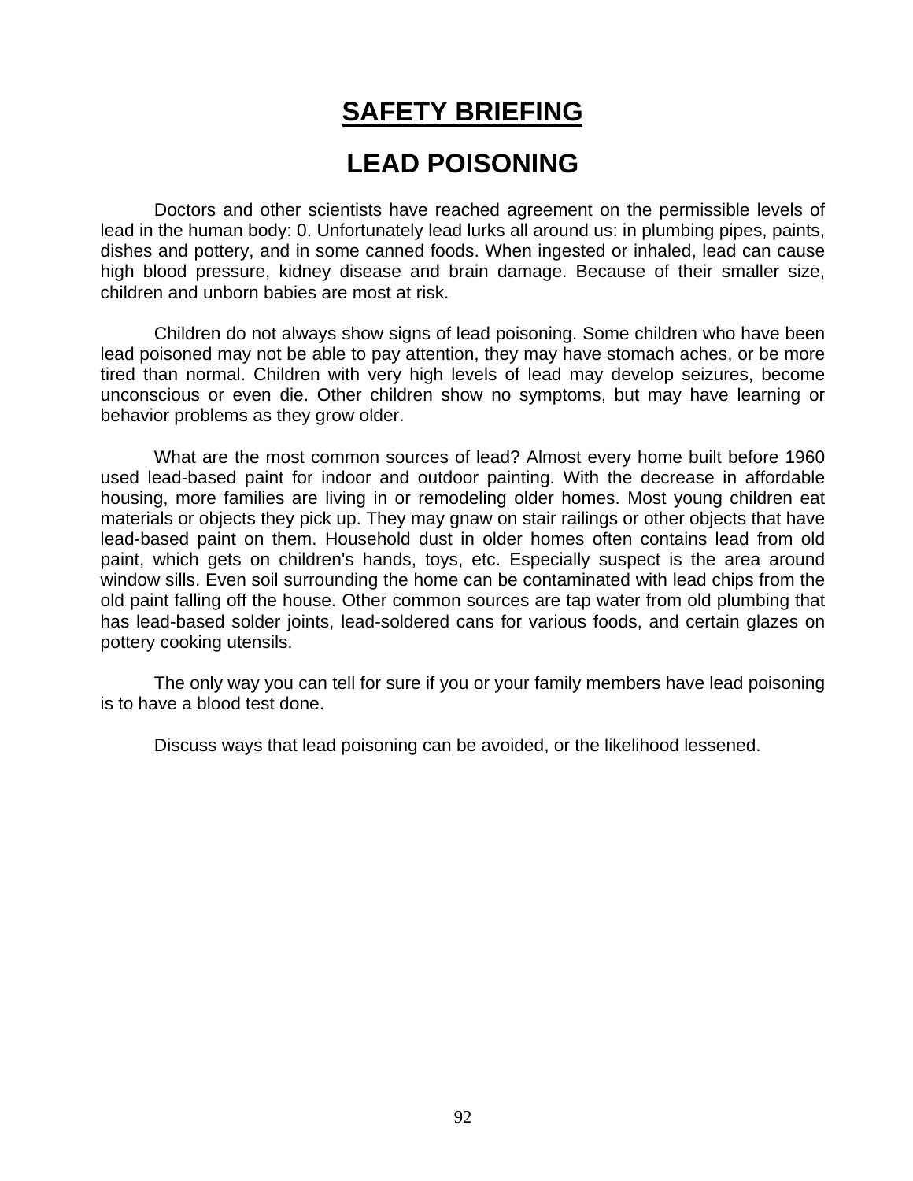# SAFETY BRIEFING

## LEAD POISONING

Doctors and other scientists have reached agreement on the permissible levels of lead in the human body: 0. Unfortunately lead lurks all around us: in plumbing pipes, paints, dishes and pottery, and in some canned foods. When ingested or inhaled, lead can cause high blood pressure, kidney disease and brain damage. Because of their smaller size, children and unborn babies are most at risk.

Children do not always show signs of lead poisoning. Some children who have been lead poisoned may not be able to pay attention, they may have stomach aches, or be more tired than normal. Children with very high levels of lead may develop seizures, become unconscious or even die. Other children show no symptoms, but may have learning or behavior problems as they grow older.

What are the most common sources of lead? Almost every home built before 1960 used lead-based paint for indoor and outdoor painting. With the decrease in affordable housing, more families are living in or remodeling older homes. Most young children eat materials or objects they pick up. They may gnaw on stair railings or other objects that have lead-based paint on them. Household dust in older homes often contains lead from old paint, which gets on children's hands, toys, etc. Especially suspect is the area around window sills. Even soil surrounding the home can be contaminated with lead chips from the old paint falling off the house. Other common sources are tap water from old plumbing that has lead-based solder joints, lead-soldered cans for various foods, and certain glazes on pottery cooking utensils.

The only way you can tell for sure if you or your family members have lead poisoning is to have a blood test done.

Discuss ways that lead poisoning can be avoided, or the likelihood lessened.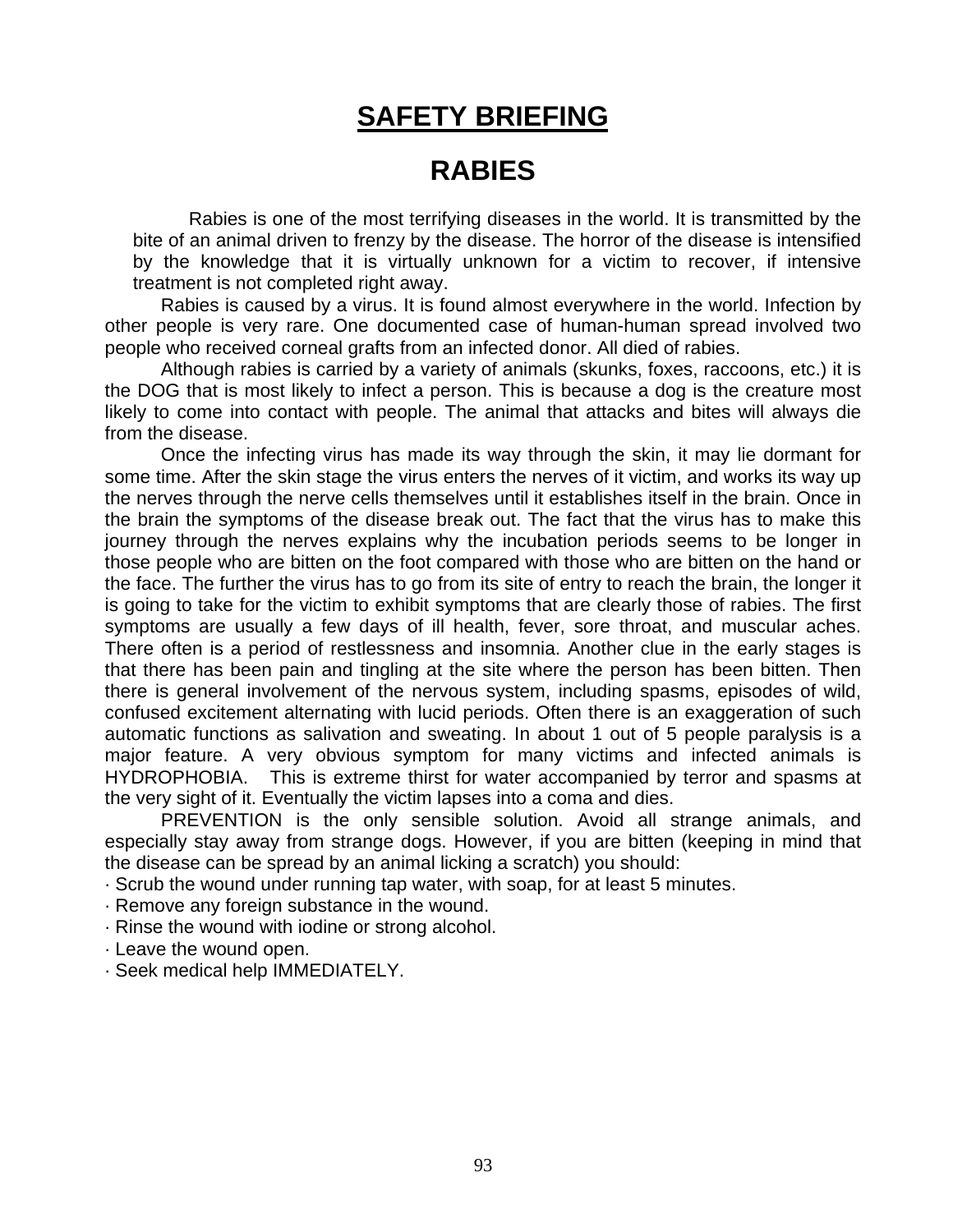# SAFETY BRIEFING

## RABIES

Rabies is one of the most terrifying diseases in the world. It is transmitted by the bite of an animal driven to frenzy by the disease. The horror of the disease is intensified by the knowledge that it is virtually unknown for a victim to recover, if intensive treatment is not completed right away.

Rabies is caused by a virus. It is found almost everywhere in the world. Infection by other people is very rare. One documented case of human-human spread involved two people who received corneal grafts from an infected donor. All died of rabies.

Although rabies is carried by a variety of animals (skunks, foxes, raccoons, etc.) it is the DOG that is most likely to infect a person. This is because a dog is the creature most likely to come into contact with people. The animal that attacks and bites will always die from the disease.

Once the infecting virus has made its way through the skin, it may lie dormant for some time. After the skin stage the virus enters the nerves of it victim, and works its way up the nerves through the nerve cells themselves until it establishes itself in the brain. Once in the brain the symptoms of the disease break out. The fact that the virus has to make this journey through the nerves explains why the incubation periods seems to be longer in those people who are bitten on the foot compared with those who are bitten on the hand or the face. The further the virus has to go from its site of entry to reach the brain, the longer it is going to take for the victim to exhibit symptoms that are clearly those of rabies. The first symptoms are usually a few days of ill health, fever, sore throat, and muscular aches. There often is a period of restlessness and insomnia. Another clue in the early stages is that there has been pain and tingling at the site where the person has been bitten. Then there is general involvement of the nervous system, including spasms, episodes of wild, confused excitement alternating with lucid periods. Often there is an exaggeration of such automatic functions as salivation and sweating. In about 1 out of 5 people paralysis is a major feature. A very obvious symptom for many victims and infected animals is HYDROPHOBIA. This is extreme thirst for water accompanied by terror and spasms at the very sight of it. Eventually the victim lapses into a coma and dies.

PREVENTION is the only sensible solution. Avoid all strange animals, and especially stay away from strange dogs. However, if you are bitten (keeping in mind that the disease can be spread by an animal licking a scratch) you should:

- Scrub the wound under running tap water, with soap, for at least 5 minutes.
- Remove any foreign substance in the wound.
- Rinse the wound with iodine or strong alcohol.
- Leave the wound open.
- Seek medical help IMMEDIATELY.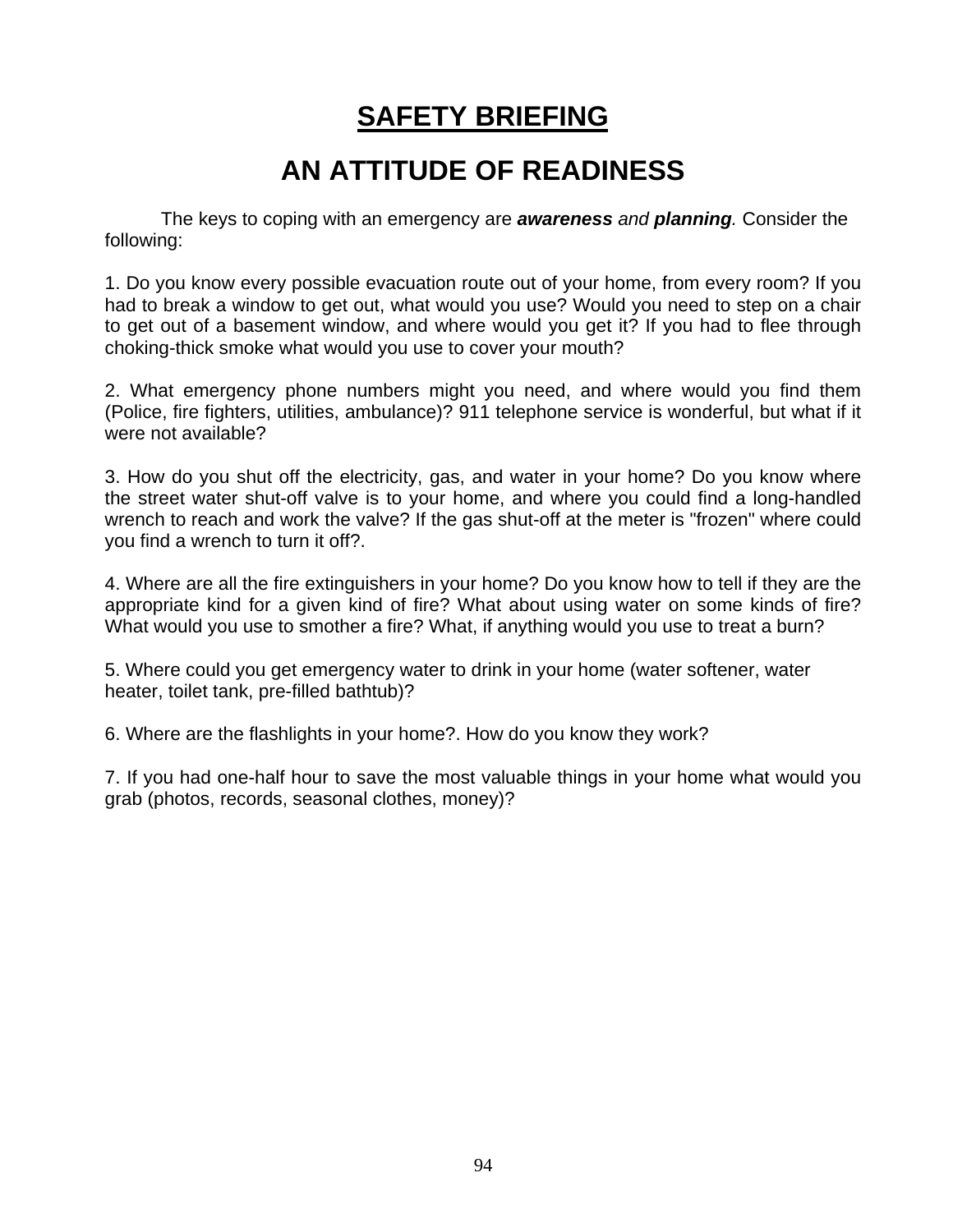# SAFETY BRIEFING

## AN ATTITUDE OF READINESS

The keys to coping with an emergency are ***awareness*** *and* ***planning***. Consider the following:

1. Do you know every possible evacuation route out of your home, from every room? If you had to break a window to get out, what would you use? Would you need to step on a chair to get out of a basement window, and where would you get it? If you had to flee through choking-thick smoke what would you use to cover your mouth?

2. What emergency phone numbers might you need, and where would you find them (Police, fire fighters, utilities, ambulance)? 911 telephone service is wonderful, but what if it were not available?

3. How do you shut off the electricity, gas, and water in your home? Do you know where the street water shut-off valve is to your home, and where you could find a long-handled wrench to reach and work the valve? If the gas shut-off at the meter is "frozen" where could you find a wrench to turn it off?.

4. Where are all the fire extinguishers in your home? Do you know how to tell if they are the appropriate kind for a given kind of fire? What about using water on some kinds of fire? What would you use to smother a fire? What, if anything would you use to treat a burn?

5. Where could you get emergency water to drink in your home (water softener, water heater, toilet tank, pre-filled bathtub)?

6. Where are the flashlights in your home?. How do you know they work?

7. If you had one-half hour to save the most valuable things in your home what would you grab (photos, records, seasonal clothes, money)?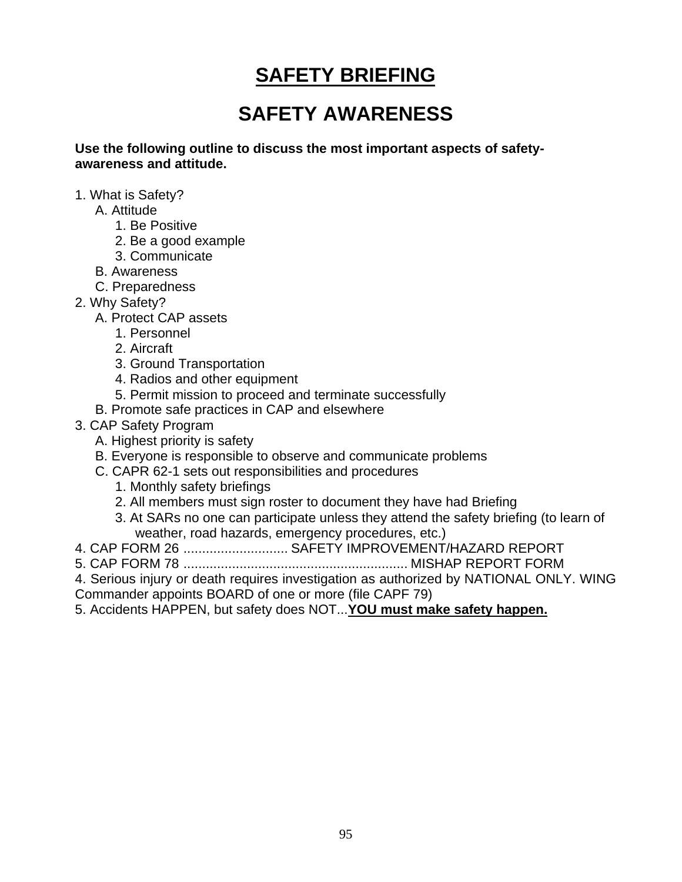# SAFETY BRIEFING

## SAFETY AWARENESS

**Use the following outline to discuss the most important aspects of safety-awareness and attitude.**

1. What is Safety?
   - A. Attitude
     - 1. Be Positive
     - 2. Be a good example
     - 3. Communicate
   - B. Awareness
   - C. Preparedness
2. Why Safety?
   - A. Protect CAP assets
     - 1. Personnel
     - 2. Aircraft
     - 3. Ground Transportation
     - 4. Radios and other equipment
     - 5. Permit mission to proceed and terminate successfully
   - B. Promote safe practices in CAP and elsewhere
3. CAP Safety Program
   - A. Highest priority is safety
   - B. Everyone is responsible to observe and communicate problems
   - C. CAPR 62-1 sets out responsibilities and procedures
     - 1. Monthly safety briefings
     - 2. All members must sign roster to document they have had Briefing
     - 3. At SARs no one can participate unless they attend the safety briefing (to learn of weather, road hazards, emergency procedures, etc.)

4. CAP FORM 26 ............................ SAFETY IMPROVEMENT/HAZARD REPORT

5. CAP FORM 78 ........................................................... MISHAP REPORT FORM

4. Serious injury or death requires investigation as authorized by NATIONAL ONLY. WING Commander appoints BOARD of one or more (file CAPF 79)

5. Accidents HAPPEN, but safety does NOT...**YOU must make safety happen.**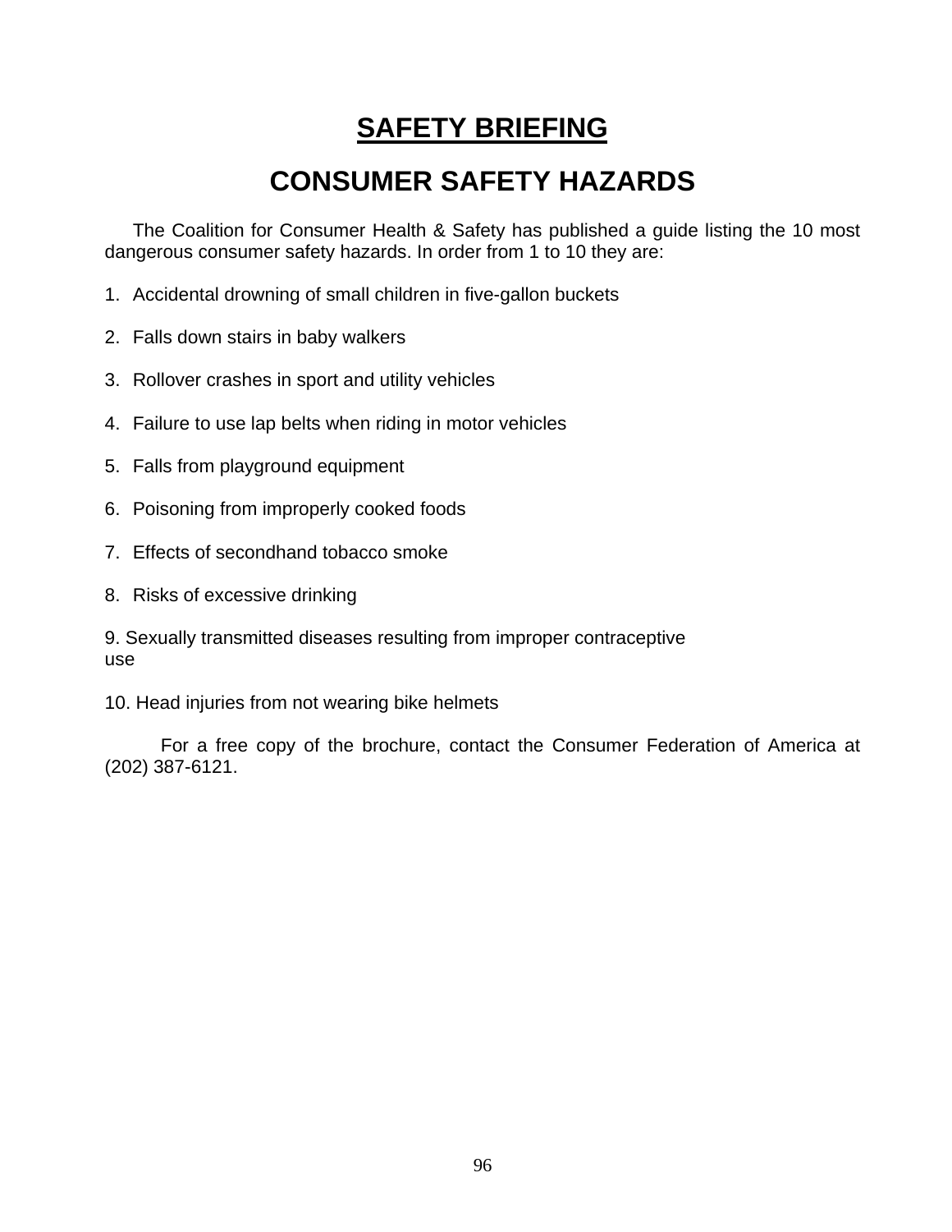# SAFETY BRIEFING

## CONSUMER SAFETY HAZARDS

The Coalition for Consumer Health & Safety has published a guide listing the 10 most dangerous consumer safety hazards. In order from 1 to 10 they are:

1. Accidental drowning of small children in five-gallon buckets
2. Falls down stairs in baby walkers
3. Rollover crashes in sport and utility vehicles
4. Failure to use lap belts when riding in motor vehicles
5. Falls from playground equipment
6. Poisoning from improperly cooked foods
7. Effects of secondhand tobacco smoke
8. Risks of excessive drinking
9. Sexually transmitted diseases resulting from improper contraceptive use
10. Head injuries from not wearing bike helmets

For a free copy of the brochure, contact the Consumer Federation of America at (202) 387-6121.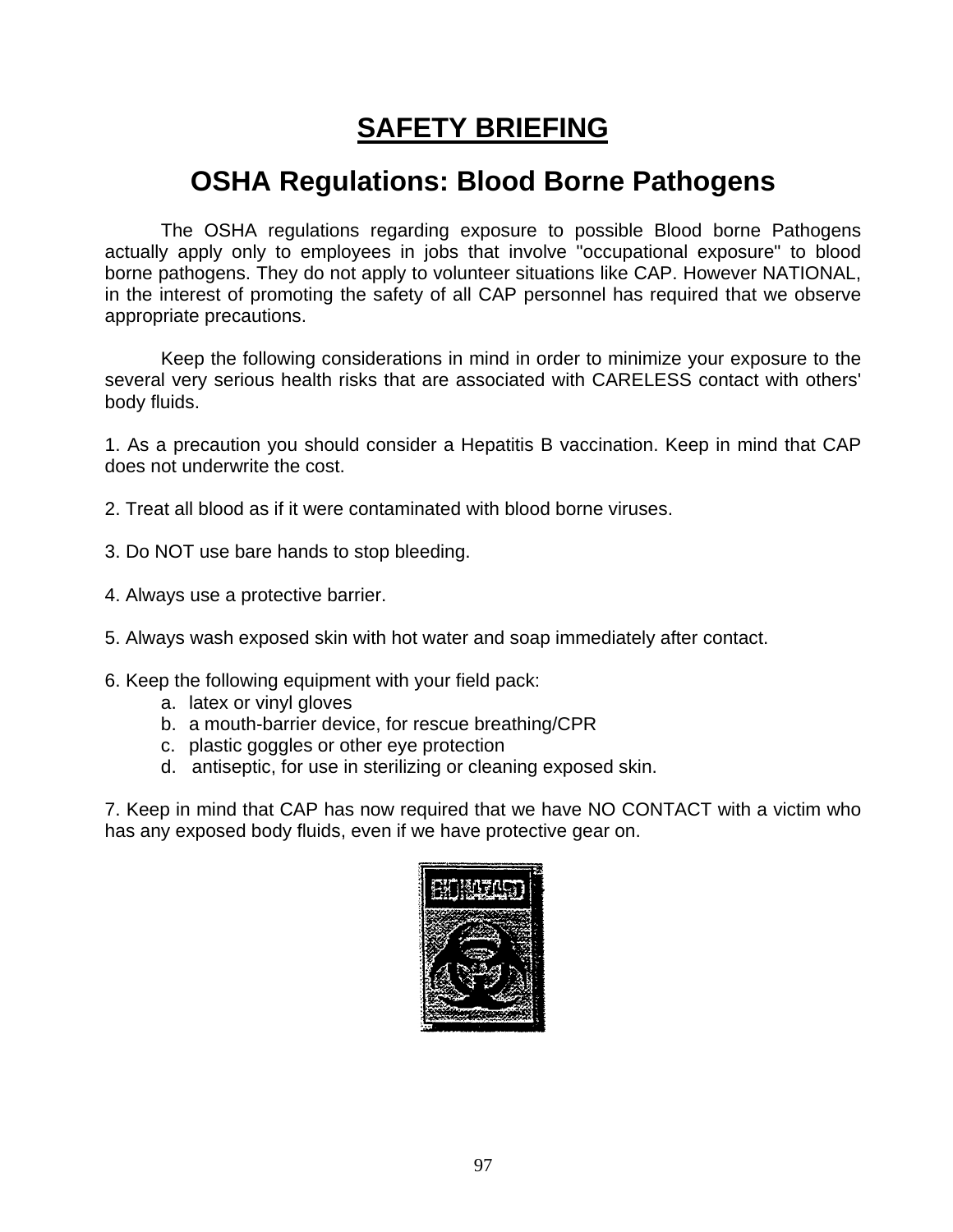# SAFETY BRIEFING

## OSHA Regulations: Blood Borne Pathogens

The OSHA regulations regarding exposure to possible Blood borne Pathogens actually apply only to employees in jobs that involve "occupational exposure" to blood borne pathogens. They do not apply to volunteer situations like CAP. However NATIONAL, in the interest of promoting the safety of all CAP personnel has required that we observe appropriate precautions.

Keep the following considerations in mind in order to minimize your exposure to the several very serious health risks that are associated with CARELESS contact with others' body fluids.

1. As a precaution you should consider a Hepatitis B vaccination. Keep in mind that CAP does not underwrite the cost.

2. Treat all blood as if it were contaminated with blood borne viruses.

3. Do NOT use bare hands to stop bleeding.

4. Always use a protective barrier.

5. Always wash exposed skin with hot water and soap immediately after contact.

6. Keep the following equipment with your field pack:
   a. latex or vinyl gloves
   b. a mouth-barrier device, for rescue breathing/CPR
   c. plastic goggles or other eye protection
   d. antiseptic, for use in sterilizing or cleaning exposed skin.

7. Keep in mind that CAP has now required that we have NO CONTACT with a victim who has any exposed body fluids, even if we have protective gear on.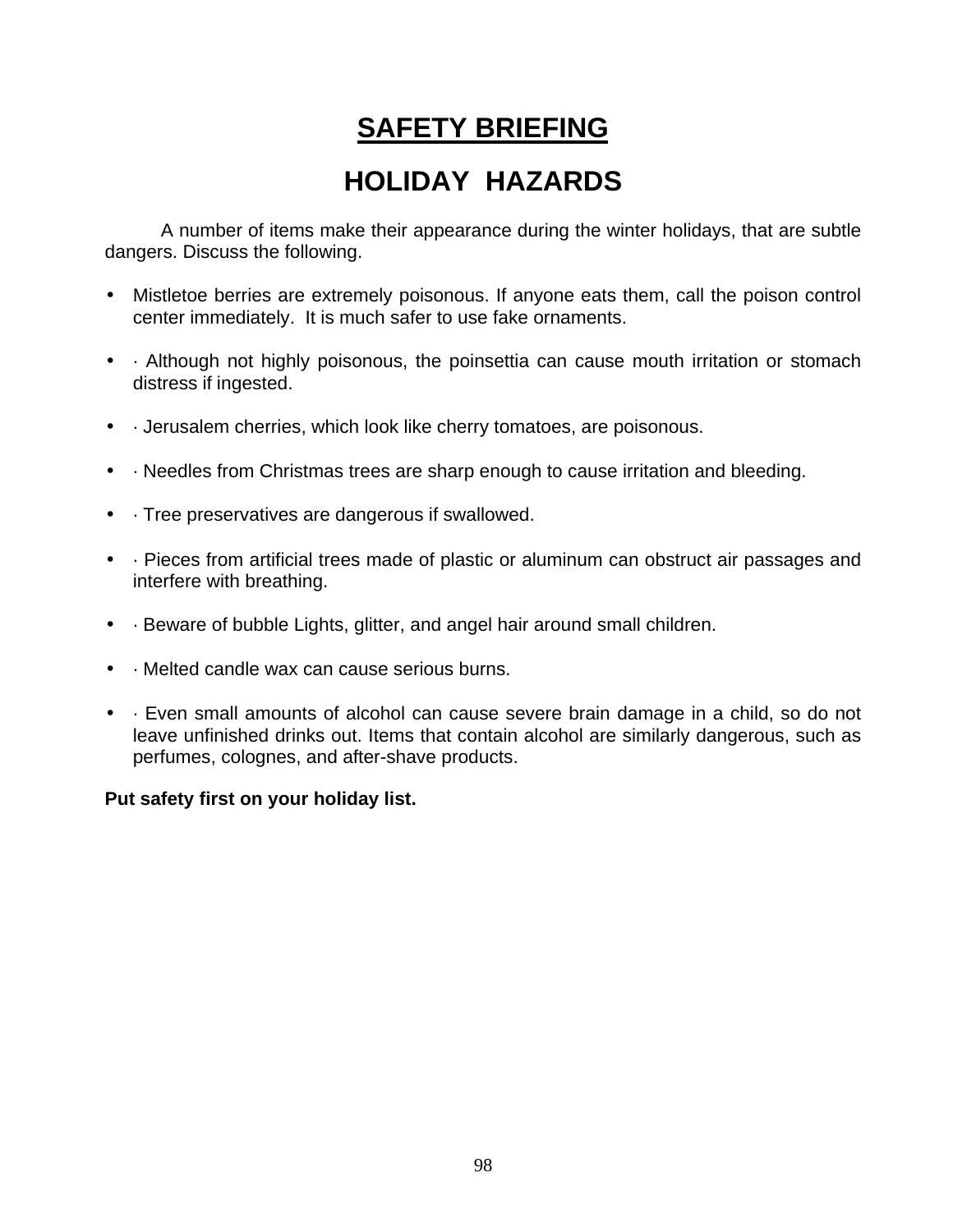# SAFETY BRIEFING

## HOLIDAY HAZARDS

A number of items make their appearance during the winter holidays, that are subtle dangers. Discuss the following.

- Mistletoe berries are extremely poisonous. If anyone eats them, call the poison control center immediately. It is much safer to use fake ornaments.
- · Although not highly poisonous, the poinsettia can cause mouth irritation or stomach distress if ingested.
- · Jerusalem cherries, which look like cherry tomatoes, are poisonous.
- · Needles from Christmas trees are sharp enough to cause irritation and bleeding.
- · Tree preservatives are dangerous if swallowed.
- · Pieces from artificial trees made of plastic or aluminum can obstruct air passages and interfere with breathing.
- · Beware of bubble Lights, glitter, and angel hair around small children.
- · Melted candle wax can cause serious burns.
- · Even small amounts of alcohol can cause severe brain damage in a child, so do not leave unfinished drinks out. Items that contain alcohol are similarly dangerous, such as perfumes, colognes, and after-shave products.

**Put safety first on your holiday list.**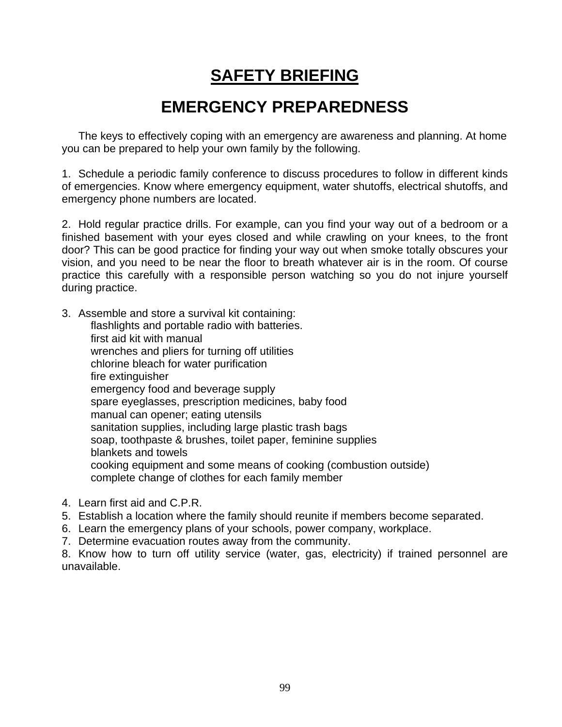# SAFETY BRIEFING

## EMERGENCY PREPAREDNESS

The keys to effectively coping with an emergency are awareness and planning. At home you can be prepared to help your own family by the following.

1. Schedule a periodic family conference to discuss procedures to follow in different kinds of emergencies. Know where emergency equipment, water shutoffs, electrical shutoffs, and emergency phone numbers are located.

2. Hold regular practice drills. For example, can you find your way out of a bedroom or a finished basement with your eyes closed and while crawling on your knees, to the front door? This can be good practice for finding your way out when smoke totally obscures your vision, and you need to be near the floor to breath whatever air is in the room. Of course practice this carefully with a responsible person watching so you do not injure yourself during practice.

3. Assemble and store a survival kit containing:
   - flashlights and portable radio with batteries.
   - first aid kit with manual
   - wrenches and pliers for turning off utilities
   - chlorine bleach for water purification
   - fire extinguisher
   - emergency food and beverage supply
   - spare eyeglasses, prescription medicines, baby food
   - manual can opener; eating utensils
   - sanitation supplies, including large plastic trash bags
   - soap, toothpaste & brushes, toilet paper, feminine supplies
   - blankets and towels
   - cooking equipment and some means of cooking (combustion outside)
   - complete change of clothes for each family member

4. Learn first aid and C.P.R.
5. Establish a location where the family should reunite if members become separated.
6. Learn the emergency plans of your schools, power company, workplace.
7. Determine evacuation routes away from the community.
8. Know how to turn off utility service (water, gas, electricity) if trained personnel are unavailable.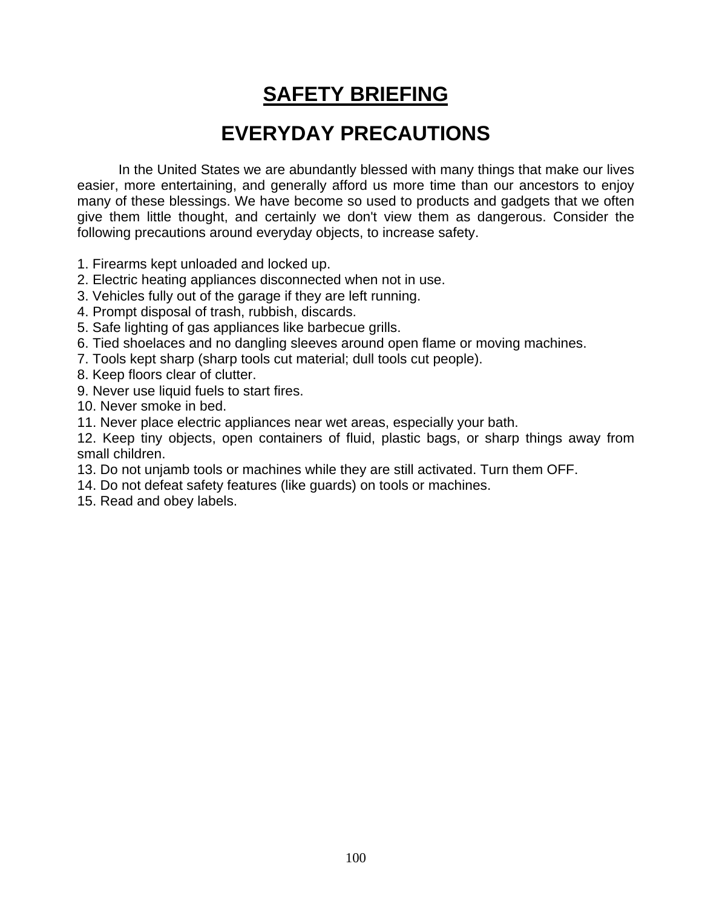# SAFETY BRIEFING

## EVERYDAY PRECAUTIONS

In the United States we are abundantly blessed with many things that make our lives easier, more entertaining, and generally afford us more time than our ancestors to enjoy many of these blessings. We have become so used to products and gadgets that we often give them little thought, and certainly we don't view them as dangerous. Consider the following precautions around everyday objects, to increase safety.

1. Firearms kept unloaded and locked up.
2. Electric heating appliances disconnected when not in use.
3. Vehicles fully out of the garage if they are left running.
4. Prompt disposal of trash, rubbish, discards.
5. Safe lighting of gas appliances like barbecue grills.
6. Tied shoelaces and no dangling sleeves around open flame or moving machines.
7. Tools kept sharp (sharp tools cut material; dull tools cut people).
8. Keep floors clear of clutter.
9. Never use liquid fuels to start fires.
10. Never smoke in bed.
11. Never place electric appliances near wet areas, especially your bath.
12. Keep tiny objects, open containers of fluid, plastic bags, or sharp things away from small children.
13. Do not unjamb tools or machines while they are still activated. Turn them OFF.
14. Do not defeat safety features (like guards) on tools or machines.
15. Read and obey labels.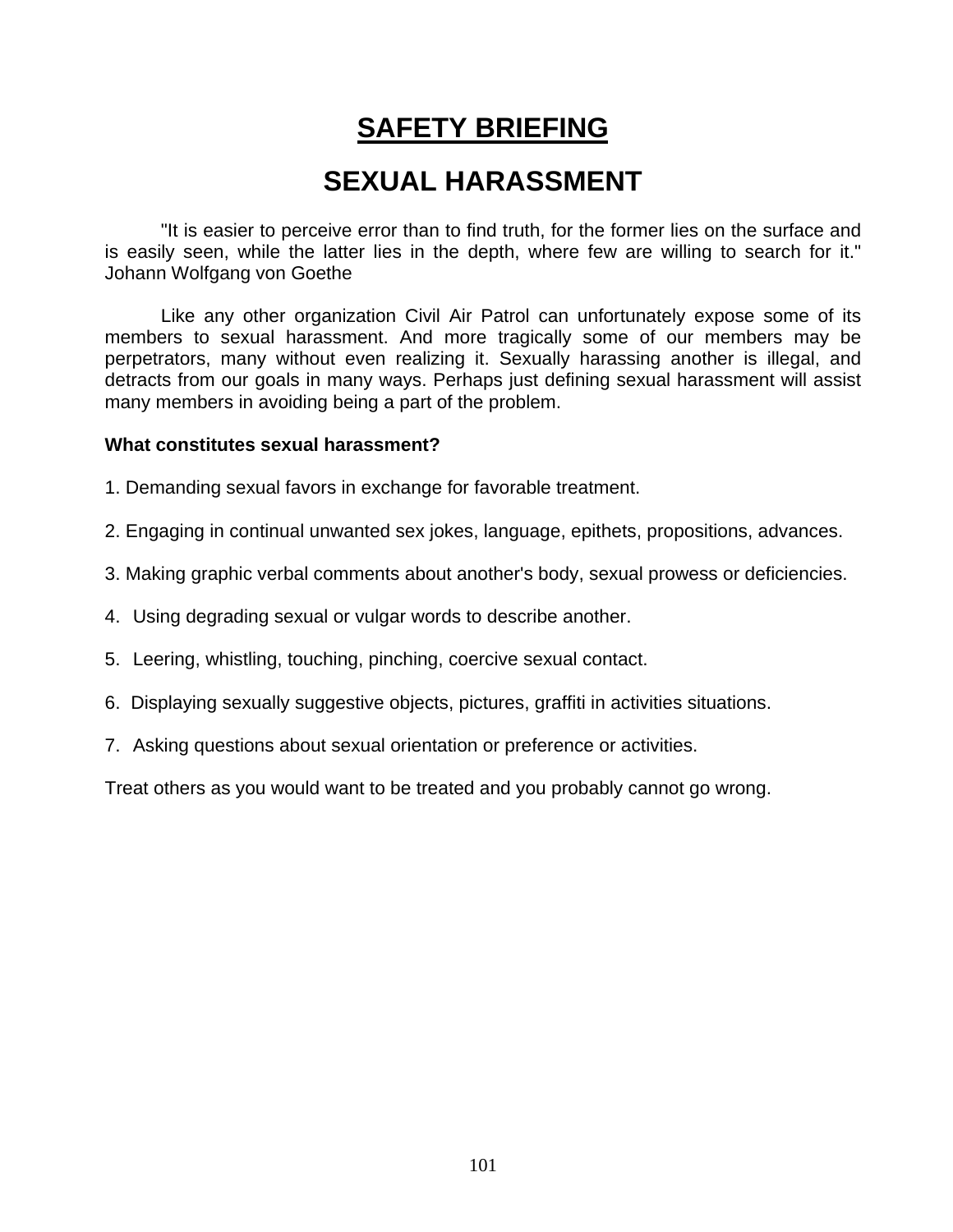# SAFETY BRIEFING

## SEXUAL HARASSMENT

"It is easier to perceive error than to find truth, for the former lies on the surface and is easily seen, while the latter lies in the depth, where few are willing to search for it." Johann Wolfgang von Goethe

Like any other organization Civil Air Patrol can unfortunately expose some of its members to sexual harassment. And more tragically some of our members may be perpetrators, many without even realizing it. Sexually harassing another is illegal, and detracts from our goals in many ways. Perhaps just defining sexual harassment will assist many members in avoiding being a part of the problem.

**What constitutes sexual harassment?**

1. Demanding sexual favors in exchange for favorable treatment.

2. Engaging in continual unwanted sex jokes, language, epithets, propositions, advances.

3. Making graphic verbal comments about another's body, sexual prowess or deficiencies.

4. Using degrading sexual or vulgar words to describe another.

5. Leering, whistling, touching, pinching, coercive sexual contact.

6. Displaying sexually suggestive objects, pictures, graffiti in activities situations.

7. Asking questions about sexual orientation or preference or activities.

Treat others as you would want to be treated and you probably cannot go wrong.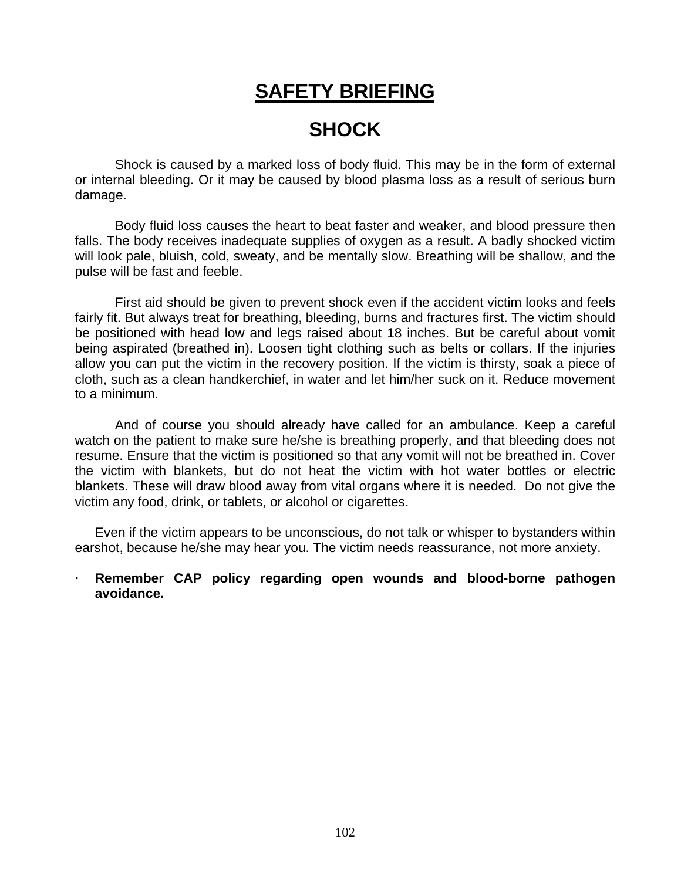# SAFETY BRIEFING

## SHOCK

Shock is caused by a marked loss of body fluid. This may be in the form of external or internal bleeding. Or it may be caused by blood plasma loss as a result of serious burn damage.

Body fluid loss causes the heart to beat faster and weaker, and blood pressure then falls. The body receives inadequate supplies of oxygen as a result. A badly shocked victim will look pale, bluish, cold, sweaty, and be mentally slow. Breathing will be shallow, and the pulse will be fast and feeble.

First aid should be given to prevent shock even if the accident victim looks and feels fairly fit. But always treat for breathing, bleeding, burns and fractures first. The victim should be positioned with head low and legs raised about 18 inches. But be careful about vomit being aspirated (breathed in). Loosen tight clothing such as belts or collars. If the injuries allow you can put the victim in the recovery position. If the victim is thirsty, soak a piece of cloth, such as a clean handkerchief, in water and let him/her suck on it. Reduce movement to a minimum.

And of course you should already have called for an ambulance. Keep a careful watch on the patient to make sure he/she is breathing properly, and that bleeding does not resume. Ensure that the victim is positioned so that any vomit will not be breathed in. Cover the victim with blankets, but do not heat the victim with hot water bottles or electric blankets. These will draw blood away from vital organs where it is needed. Do not give the victim any food, drink, or tablets, or alcohol or cigarettes.

Even if the victim appears to be unconscious, do not talk or whisper to bystanders within earshot, because he/she may hear you. The victim needs reassurance, not more anxiety.

- **Remember CAP policy regarding open wounds and blood-borne pathogen avoidance.**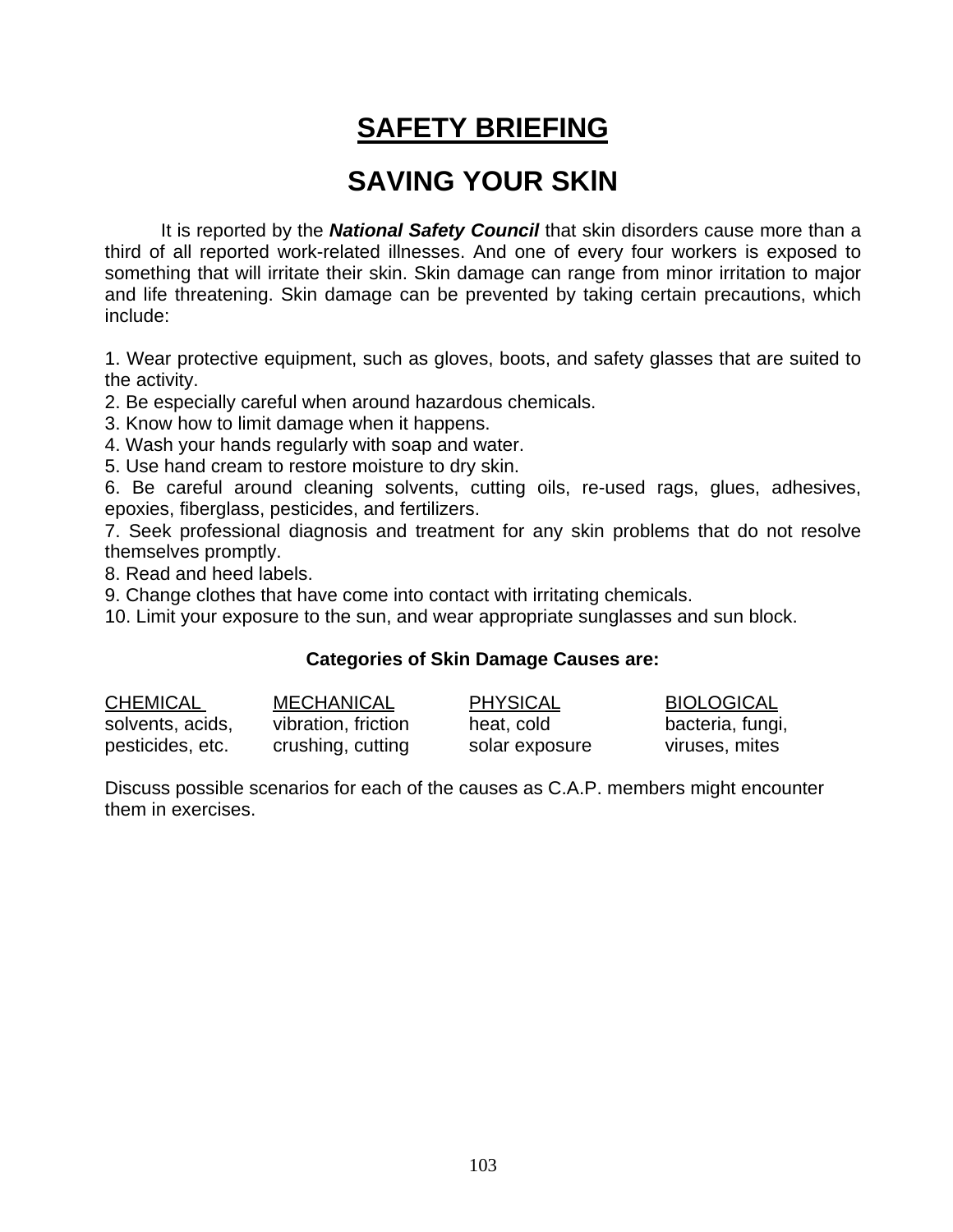# SAFETY BRIEFING

## SAVING YOUR SKIN

It is reported by the ***National Safety Council*** that skin disorders cause more than a third of all reported work-related illnesses. And one of every four workers is exposed to something that will irritate their skin. Skin damage can range from minor irritation to major and life threatening. Skin damage can be prevented by taking certain precautions, which include:

1. Wear protective equipment, such as gloves, boots, and safety glasses that are suited to the activity.
2. Be especially careful when around hazardous chemicals.
3. Know how to limit damage when it happens.
4. Wash your hands regularly with soap and water.
5. Use hand cream to restore moisture to dry skin.
6. Be careful around cleaning solvents, cutting oils, re-used rags, glues, adhesives, epoxies, fiberglass, pesticides, and fertilizers.
7. Seek professional diagnosis and treatment for any skin problems that do not resolve themselves promptly.
8. Read and heed labels.
9. Change clothes that have come into contact with irritating chemicals.
10. Limit your exposure to the sun, and wear appropriate sunglasses and sun block.

**Categories of Skin Damage Causes are:**

| CHEMICAL | MECHANICAL | PHYSICAL | BIOLOGICAL |
|---|---|---|---|
| solvents, acids, | vibration, friction | heat, cold | bacteria, fungi, |
| pesticides, etc. | crushing, cutting | solar exposure | viruses, mites |

Discuss possible scenarios for each of the causes as C.A.P. members might encounter them in exercises.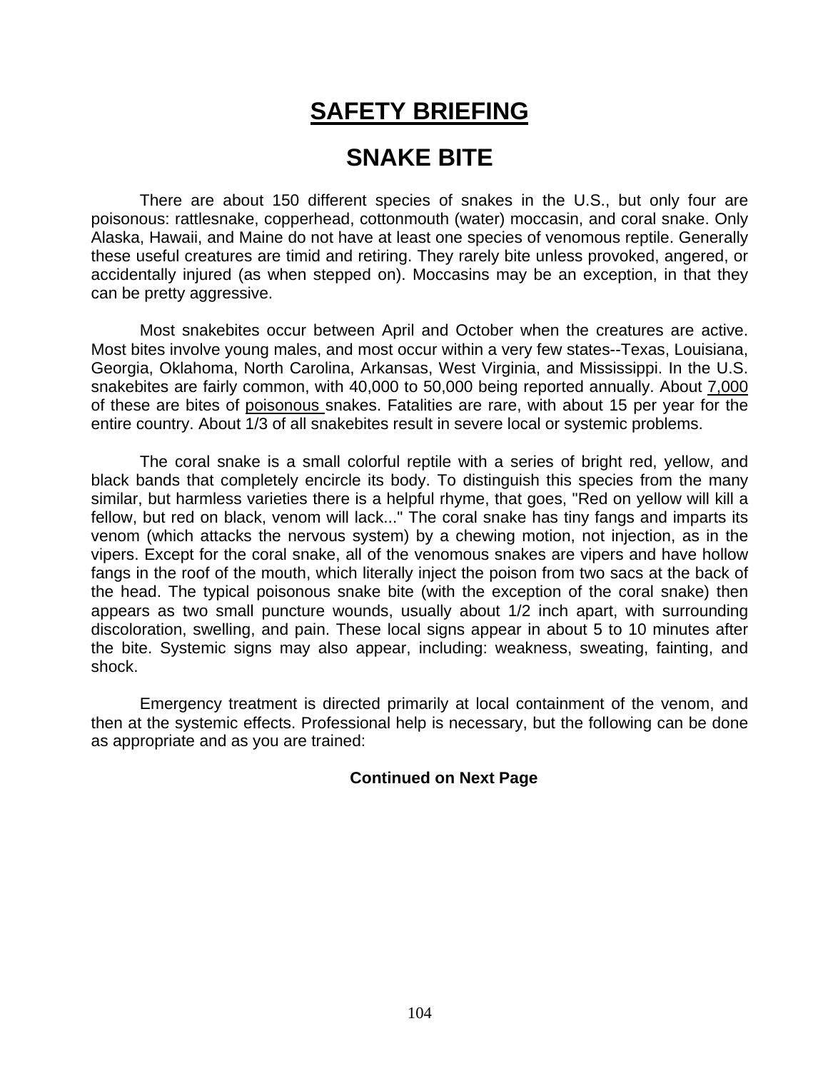# SAFETY BRIEFING

## SNAKE BITE

There are about 150 different species of snakes in the U.S., but only four are poisonous: rattlesnake, copperhead, cottonmouth (water) moccasin, and coral snake. Only Alaska, Hawaii, and Maine do not have at least one species of venomous reptile. Generally these useful creatures are timid and retiring. They rarely bite unless provoked, angered, or accidentally injured (as when stepped on). Moccasins may be an exception, in that they can be pretty aggressive.

Most snakebites occur between April and October when the creatures are active. Most bites involve young males, and most occur within a very few states--Texas, Louisiana, Georgia, Oklahoma, North Carolina, Arkansas, West Virginia, and Mississippi. In the U.S. snakebites are fairly common, with 40,000 to 50,000 being reported annually. About 7,000 of these are bites of poisonous snakes. Fatalities are rare, with about 15 per year for the entire country. About 1/3 of all snakebites result in severe local or systemic problems.

The coral snake is a small colorful reptile with a series of bright red, yellow, and black bands that completely encircle its body. To distinguish this species from the many similar, but harmless varieties there is a helpful rhyme, that goes, "Red on yellow will kill a fellow, but red on black, venom will lack..." The coral snake has tiny fangs and imparts its venom (which attacks the nervous system) by a chewing motion, not injection, as in the vipers. Except for the coral snake, all of the venomous snakes are vipers and have hollow fangs in the roof of the mouth, which literally inject the poison from two sacs at the back of the head. The typical poisonous snake bite (with the exception of the coral snake) then appears as two small puncture wounds, usually about 1/2 inch apart, with surrounding discoloration, swelling, and pain. These local signs appear in about 5 to 10 minutes after the bite. Systemic signs may also appear, including: weakness, sweating, fainting, and shock.

Emergency treatment is directed primarily at local containment of the venom, and then at the systemic effects. Professional help is necessary, but the following can be done as appropriate and as you are trained:

**Continued on Next Page**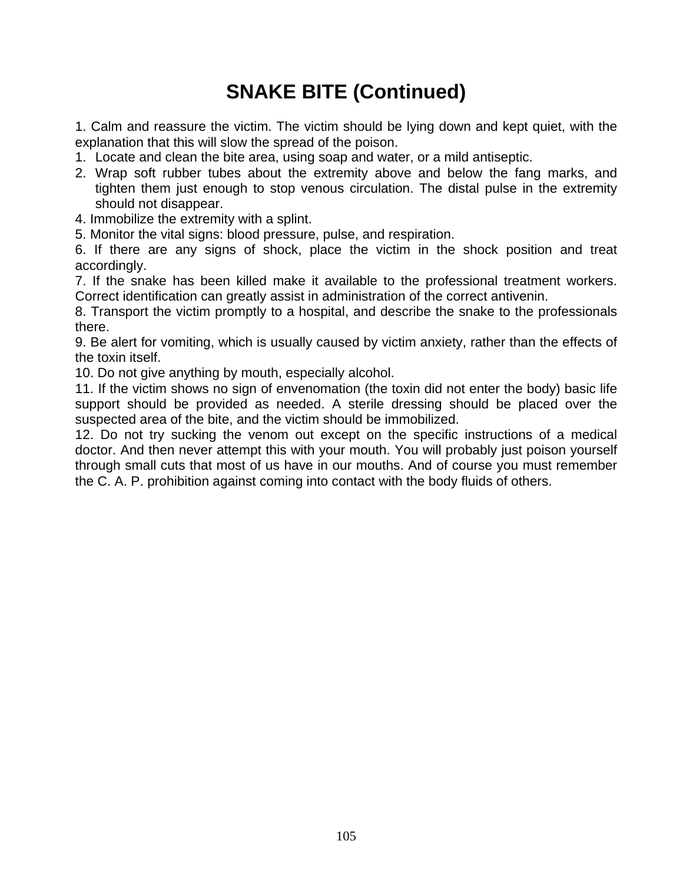# SNAKE BITE (Continued)

1. Calm and reassure the victim. The victim should be lying down and kept quiet, with the explanation that this will slow the spread of the poison.

1. Locate and clean the bite area, using soap and water, or a mild antiseptic.
2. Wrap soft rubber tubes about the extremity above and below the fang marks, and tighten them just enough to stop venous circulation. The distal pulse in the extremity should not disappear.

4. Immobilize the extremity with a splint.

5. Monitor the vital signs: blood pressure, pulse, and respiration.

6. If there are any signs of shock, place the victim in the shock position and treat accordingly.

7. If the snake has been killed make it available to the professional treatment workers. Correct identification can greatly assist in administration of the correct antivenin.

8. Transport the victim promptly to a hospital, and describe the snake to the professionals there.

9. Be alert for vomiting, which is usually caused by victim anxiety, rather than the effects of the toxin itself.

10. Do not give anything by mouth, especially alcohol.

11. If the victim shows no sign of envenomation (the toxin did not enter the body) basic life support should be provided as needed. A sterile dressing should be placed over the suspected area of the bite, and the victim should be immobilized.

12. Do not try sucking the venom out except on the specific instructions of a medical doctor. And then never attempt this with your mouth. You will probably just poison yourself through small cuts that most of us have in our mouths. And of course you must remember the C. A. P. prohibition against coming into contact with the body fluids of others.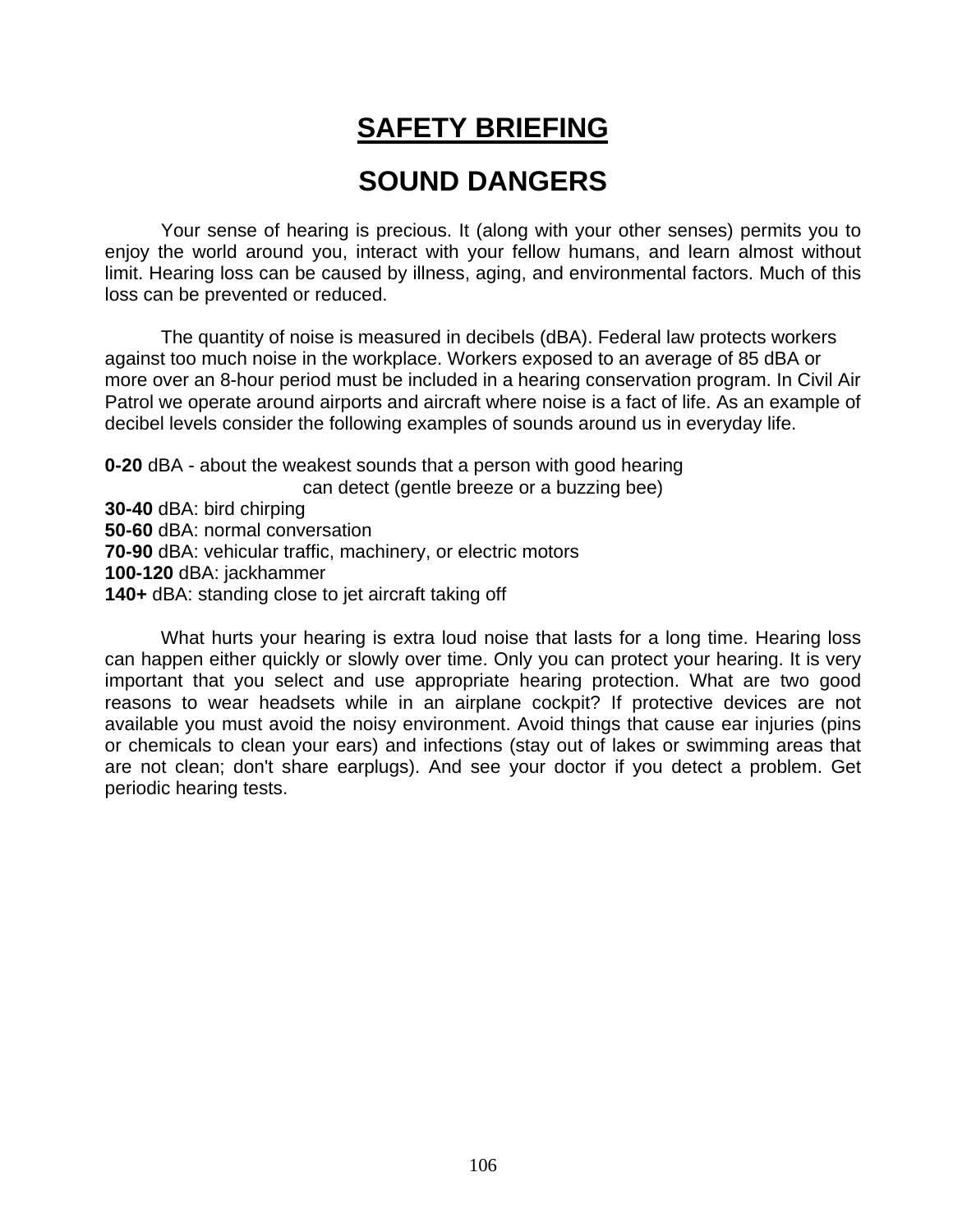# SAFETY BRIEFING

## SOUND DANGERS

Your sense of hearing is precious. It (along with your other senses) permits you to enjoy the world around you, interact with your fellow humans, and learn almost without limit. Hearing loss can be caused by illness, aging, and environmental factors. Much of this loss can be prevented or reduced.

The quantity of noise is measured in decibels (dBA). Federal law protects workers against too much noise in the workplace. Workers exposed to an average of 85 dBA or more over an 8-hour period must be included in a hearing conservation program. In Civil Air Patrol we operate around airports and aircraft where noise is a fact of life. As an example of decibel levels consider the following examples of sounds around us in everyday life.

**0-20** dBA - about the weakest sounds that a person with good hearing can detect (gentle breeze or a buzzing bee)
**30-40** dBA: bird chirping
**50-60** dBA: normal conversation
**70-90** dBA: vehicular traffic, machinery, or electric motors
**100-120** dBA: jackhammer
**140+** dBA: standing close to jet aircraft taking off

What hurts your hearing is extra loud noise that lasts for a long time. Hearing loss can happen either quickly or slowly over time. Only you can protect your hearing. It is very important that you select and use appropriate hearing protection. What are two good reasons to wear headsets while in an airplane cockpit? If protective devices are not available you must avoid the noisy environment. Avoid things that cause ear injuries (pins or chemicals to clean your ears) and infections (stay out of lakes or swimming areas that are not clean; don't share earplugs). And see your doctor if you detect a problem. Get periodic hearing tests.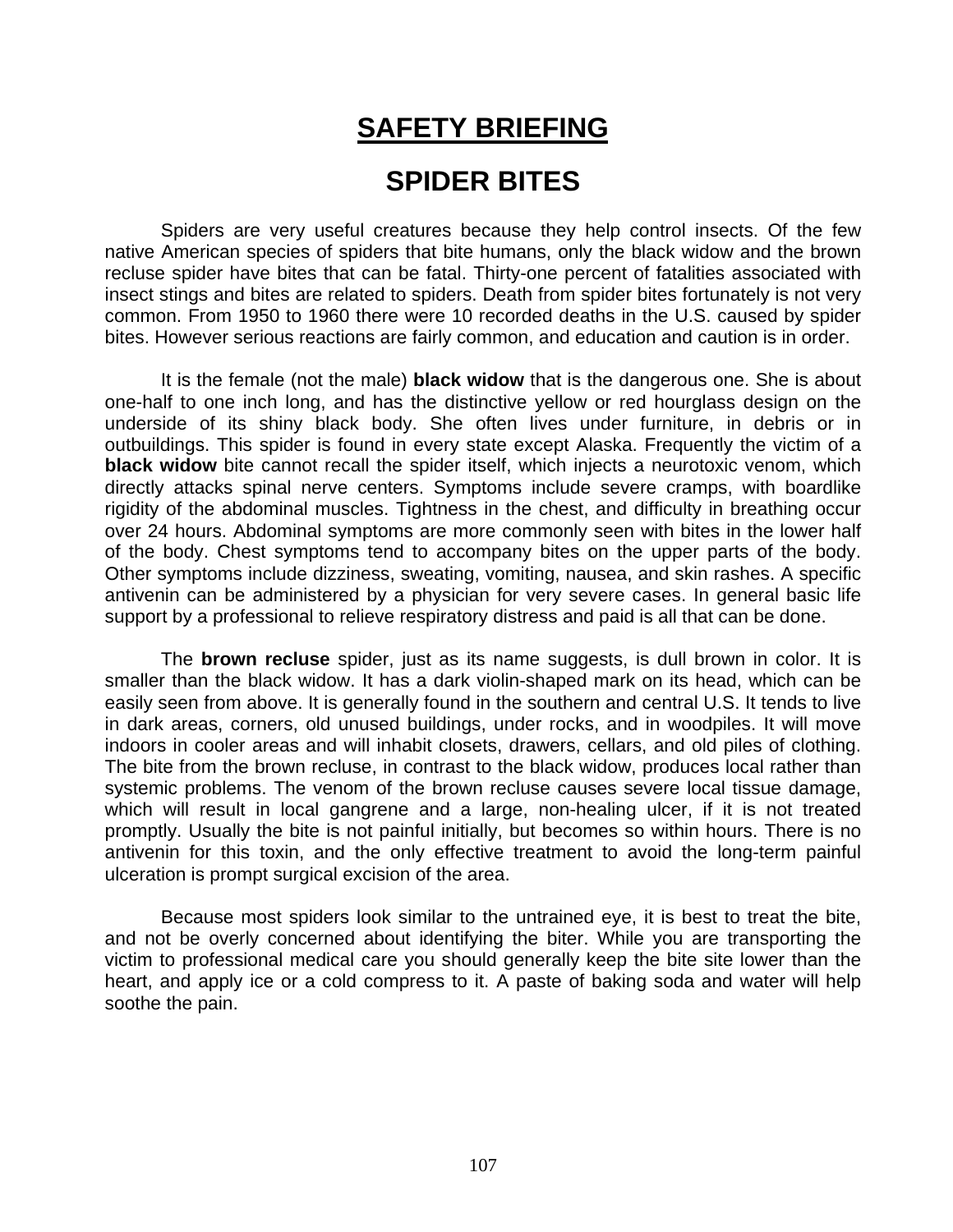# SAFETY BRIEFING

## SPIDER BITES

Spiders are very useful creatures because they help control insects. Of the few native American species of spiders that bite humans, only the black widow and the brown recluse spider have bites that can be fatal. Thirty-one percent of fatalities associated with insect stings and bites are related to spiders. Death from spider bites fortunately is not very common. From 1950 to 1960 there were 10 recorded deaths in the U.S. caused by spider bites. However serious reactions are fairly common, and education and caution is in order.

It is the female (not the male) **black widow** that is the dangerous one. She is about one-half to one inch long, and has the distinctive yellow or red hourglass design on the underside of its shiny black body. She often lives under furniture, in debris or in outbuildings. This spider is found in every state except Alaska. Frequently the victim of a **black widow** bite cannot recall the spider itself, which injects a neurotoxic venom, which directly attacks spinal nerve centers. Symptoms include severe cramps, with boardlike rigidity of the abdominal muscles. Tightness in the chest, and difficulty in breathing occur over 24 hours. Abdominal symptoms are more commonly seen with bites in the lower half of the body. Chest symptoms tend to accompany bites on the upper parts of the body. Other symptoms include dizziness, sweating, vomiting, nausea, and skin rashes. A specific antivenin can be administered by a physician for very severe cases. In general basic life support by a professional to relieve respiratory distress and paid is all that can be done.

The **brown recluse** spider, just as its name suggests, is dull brown in color. It is smaller than the black widow. It has a dark violin-shaped mark on its head, which can be easily seen from above. It is generally found in the southern and central U.S. It tends to live in dark areas, corners, old unused buildings, under rocks, and in woodpiles. It will move indoors in cooler areas and will inhabit closets, drawers, cellars, and old piles of clothing. The bite from the brown recluse, in contrast to the black widow, produces local rather than systemic problems. The venom of the brown recluse causes severe local tissue damage, which will result in local gangrene and a large, non-healing ulcer, if it is not treated promptly. Usually the bite is not painful initially, but becomes so within hours. There is no antivenin for this toxin, and the only effective treatment to avoid the long-term painful ulceration is prompt surgical excision of the area.

Because most spiders look similar to the untrained eye, it is best to treat the bite, and not be overly concerned about identifying the biter. While you are transporting the victim to professional medical care you should generally keep the bite site lower than the heart, and apply ice or a cold compress to it. A paste of baking soda and water will help soothe the pain.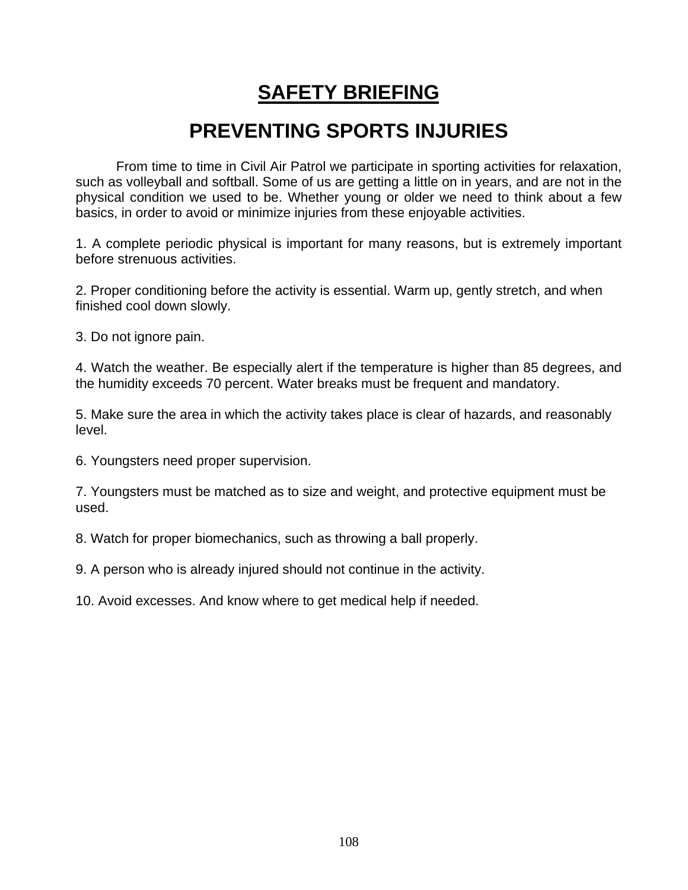# SAFETY BRIEFING

## PREVENTING SPORTS INJURIES

From time to time in Civil Air Patrol we participate in sporting activities for relaxation, such as volleyball and softball. Some of us are getting a little on in years, and are not in the physical condition we used to be. Whether young or older we need to think about a few basics, in order to avoid or minimize injuries from these enjoyable activities.

1. A complete periodic physical is important for many reasons, but is extremely important before strenuous activities.

2. Proper conditioning before the activity is essential. Warm up, gently stretch, and when finished cool down slowly.

3. Do not ignore pain.

4. Watch the weather. Be especially alert if the temperature is higher than 85 degrees, and the humidity exceeds 70 percent. Water breaks must be frequent and mandatory.

5. Make sure the area in which the activity takes place is clear of hazards, and reasonably level.

6. Youngsters need proper supervision.

7. Youngsters must be matched as to size and weight, and protective equipment must be used.

8. Watch for proper biomechanics, such as throwing a ball properly.

9. A person who is already injured should not continue in the activity.

10. Avoid excesses. And know where to get medical help if needed.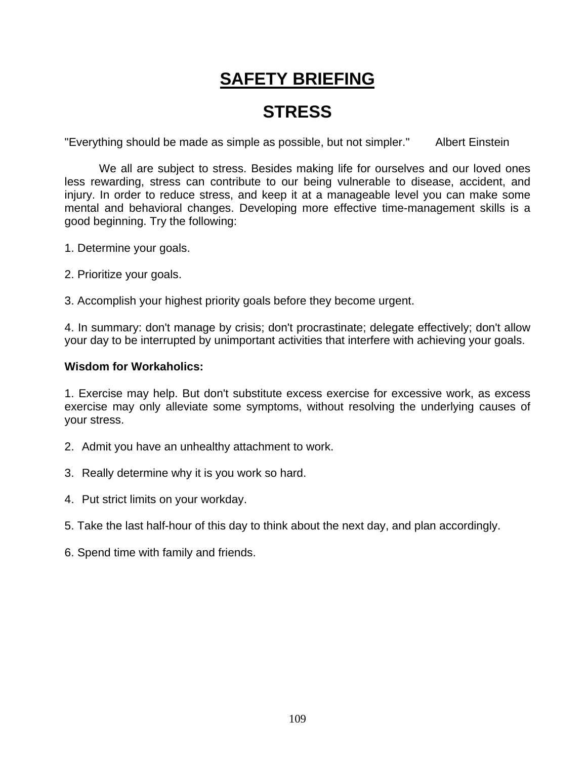# SAFETY BRIEFING

## STRESS

"Everything should be made as simple as possible, but not simpler." Albert Einstein

We all are subject to stress. Besides making life for ourselves and our loved ones less rewarding, stress can contribute to our being vulnerable to disease, accident, and injury. In order to reduce stress, and keep it at a manageable level you can make some mental and behavioral changes. Developing more effective time-management skills is a good beginning. Try the following:

1. Determine your goals.

2. Prioritize your goals.

3. Accomplish your highest priority goals before they become urgent.

4. In summary: don't manage by crisis; don't procrastinate; delegate effectively; don't allow your day to be interrupted by unimportant activities that interfere with achieving your goals.

**Wisdom for Workaholics:**

1. Exercise may help. But don't substitute excess exercise for excessive work, as excess exercise may only alleviate some symptoms, without resolving the underlying causes of your stress.

2. Admit you have an unhealthy attachment to work.

3. Really determine why it is you work so hard.

4. Put strict limits on your workday.

5. Take the last half-hour of this day to think about the next day, and plan accordingly.

6. Spend time with family and friends.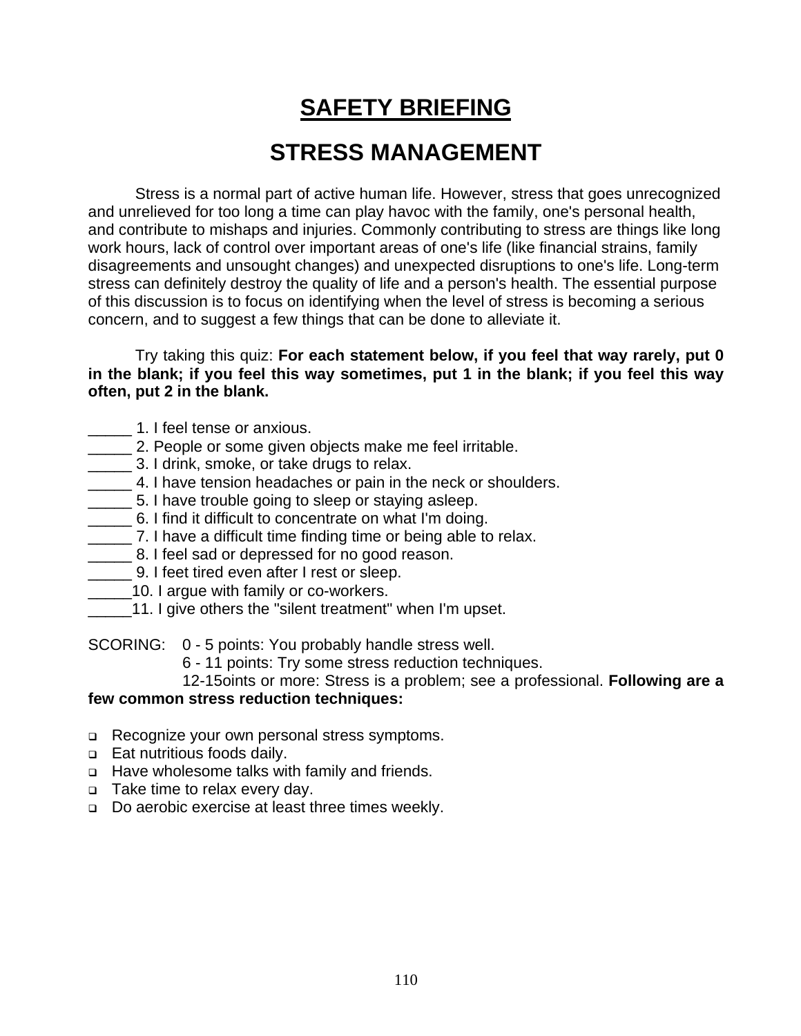# SAFETY BRIEFING

## STRESS MANAGEMENT

Stress is a normal part of active human life. However, stress that goes unrecognized and unrelieved for too long a time can play havoc with the family, one's personal health, and contribute to mishaps and injuries. Commonly contributing to stress are things like long work hours, lack of control over important areas of one's life (like financial strains, family disagreements and unsought changes) and unexpected disruptions to one's life. Long-term stress can definitely destroy the quality of life and a person's health. The essential purpose of this discussion is to focus on identifying when the level of stress is becoming a serious concern, and to suggest a few things that can be done to alleviate it.

Try taking this quiz: **For each statement below, if you feel that way rarely, put 0 in the blank; if you feel this way sometimes, put 1 in the blank; if you feel this way often, put 2 in the blank.**

_____ 1. I feel tense or anxious.
_____ 2. People or some given objects make me feel irritable.
_____ 3. I drink, smoke, or take drugs to relax.
_____ 4. I have tension headaches or pain in the neck or shoulders.
_____ 5. I have trouble going to sleep or staying asleep.
_____ 6. I find it difficult to concentrate on what I'm doing.
_____ 7. I have a difficult time finding time or being able to relax.
_____ 8. I feel sad or depressed for no good reason.
_____ 9. I feet tired even after I rest or sleep.
_____10. I argue with family or co-workers.
_____11. I give others the "silent treatment" when I'm upset.

SCORING: 0 - 5 points: You probably handle stress well.
6 - 11 points: Try some stress reduction techniques.
12-15oints or more: Stress is a problem; see a professional. **Following are a few common stress reduction techniques:**

- Recognize your own personal stress symptoms.
- Eat nutritious foods daily.
- Have wholesome talks with family and friends.
- Take time to relax every day.
- Do aerobic exercise at least three times weekly.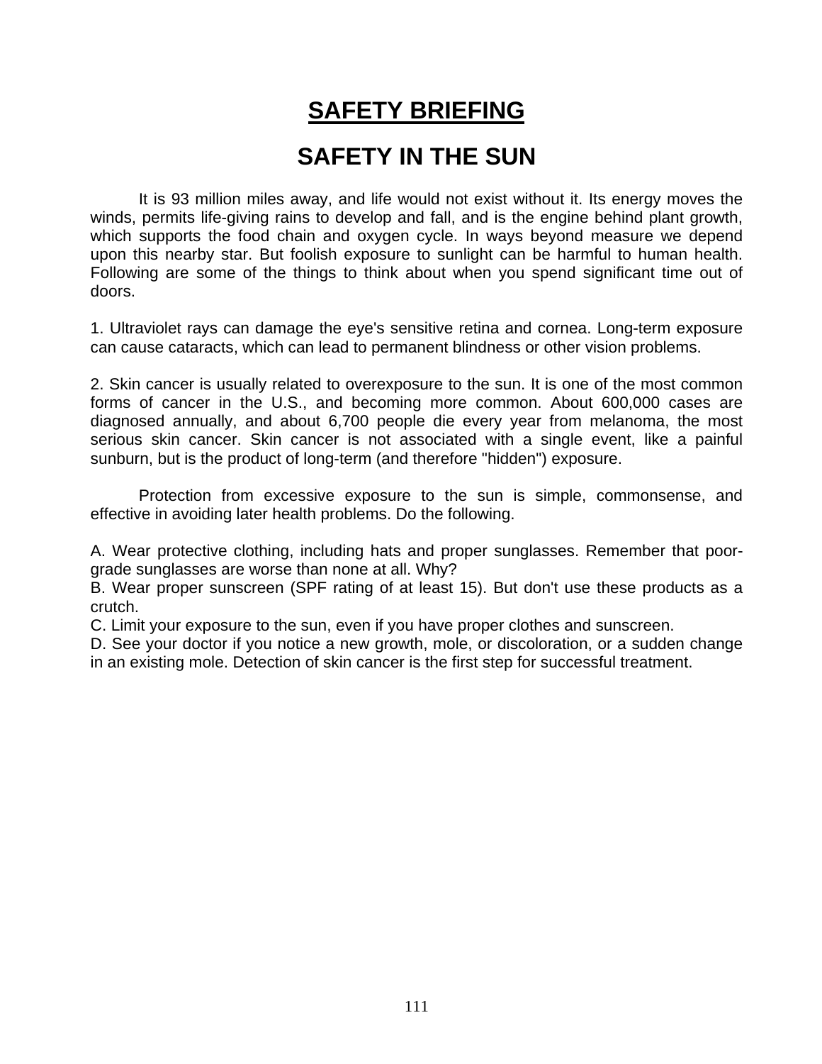# SAFETY BRIEFING

## SAFETY IN THE SUN

It is 93 million miles away, and life would not exist without it. Its energy moves the winds, permits life-giving rains to develop and fall, and is the engine behind plant growth, which supports the food chain and oxygen cycle. In ways beyond measure we depend upon this nearby star. But foolish exposure to sunlight can be harmful to human health. Following are some of the things to think about when you spend significant time out of doors.

1. Ultraviolet rays can damage the eye's sensitive retina and cornea. Long-term exposure can cause cataracts, which can lead to permanent blindness or other vision problems.

2. Skin cancer is usually related to overexposure to the sun. It is one of the most common forms of cancer in the U.S., and becoming more common. About 600,000 cases are diagnosed annually, and about 6,700 people die every year from melanoma, the most serious skin cancer. Skin cancer is not associated with a single event, like a painful sunburn, but is the product of long-term (and therefore "hidden") exposure.

Protection from excessive exposure to the sun is simple, commonsense, and effective in avoiding later health problems. Do the following.

A. Wear protective clothing, including hats and proper sunglasses. Remember that poor-grade sunglasses are worse than none at all. Why?
B. Wear proper sunscreen (SPF rating of at least 15). But don't use these products as a crutch.
C. Limit your exposure to the sun, even if you have proper clothes and sunscreen.
D. See your doctor if you notice a new growth, mole, or discoloration, or a sudden change in an existing mole. Detection of skin cancer is the first step for successful treatment.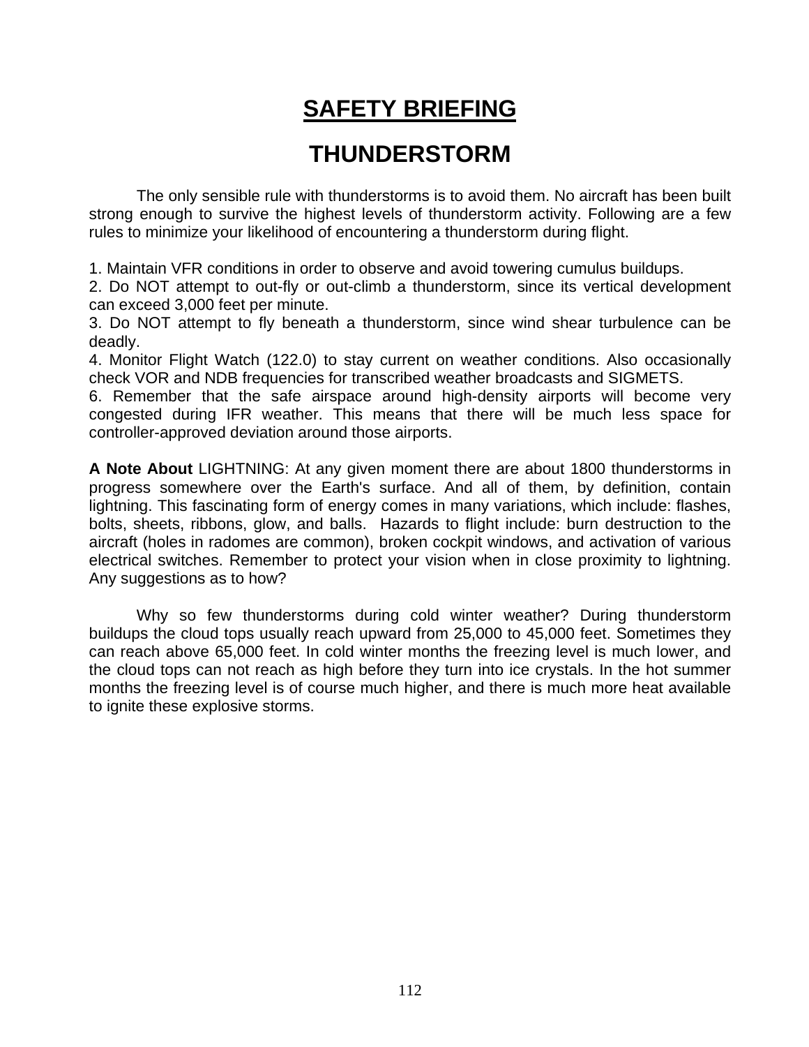# SAFETY BRIEFING

## THUNDERSTORM

The only sensible rule with thunderstorms is to avoid them. No aircraft has been built strong enough to survive the highest levels of thunderstorm activity. Following are a few rules to minimize your likelihood of encountering a thunderstorm during flight.

1. Maintain VFR conditions in order to observe and avoid towering cumulus buildups.
2. Do NOT attempt to out-fly or out-climb a thunderstorm, since its vertical development can exceed 3,000 feet per minute.
3. Do NOT attempt to fly beneath a thunderstorm, since wind shear turbulence can be deadly.
4. Monitor Flight Watch (122.0) to stay current on weather conditions. Also occasionally check VOR and NDB frequencies for transcribed weather broadcasts and SIGMETS.
6. Remember that the safe airspace around high-density airports will become very congested during IFR weather. This means that there will be much less space for controller-approved deviation around those airports.

**A Note About** LIGHTNING: At any given moment there are about 1800 thunderstorms in progress somewhere over the Earth's surface. And all of them, by definition, contain lightning. This fascinating form of energy comes in many variations, which include: flashes, bolts, sheets, ribbons, glow, and balls. Hazards to flight include: burn destruction to the aircraft (holes in radomes are common), broken cockpit windows, and activation of various electrical switches. Remember to protect your vision when in close proximity to lightning. Any suggestions as to how?

Why so few thunderstorms during cold winter weather? During thunderstorm buildups the cloud tops usually reach upward from 25,000 to 45,000 feet. Sometimes they can reach above 65,000 feet. In cold winter months the freezing level is much lower, and the cloud tops can not reach as high before they turn into ice crystals. In the hot summer months the freezing level is of course much higher, and there is much more heat available to ignite these explosive storms.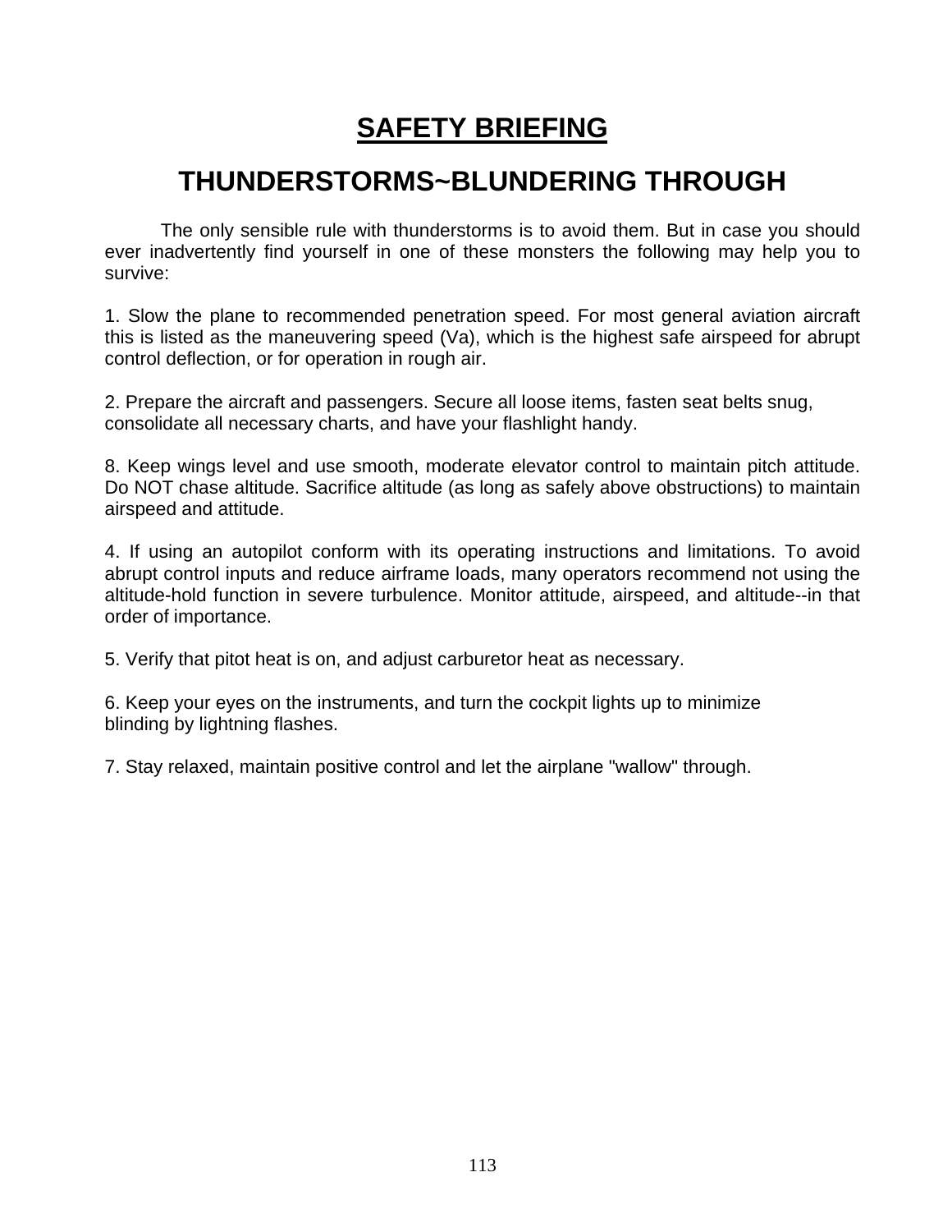# SAFETY BRIEFING

## THUNDERSTORMS~BLUNDERING THROUGH

The only sensible rule with thunderstorms is to avoid them. But in case you should ever inadvertently find yourself in one of these monsters the following may help you to survive:

1. Slow the plane to recommended penetration speed. For most general aviation aircraft this is listed as the maneuvering speed (Va), which is the highest safe airspeed for abrupt control deflection, or for operation in rough air.

2. Prepare the aircraft and passengers. Secure all loose items, fasten seat belts snug, consolidate all necessary charts, and have your flashlight handy.

8. Keep wings level and use smooth, moderate elevator control to maintain pitch attitude. Do NOT chase altitude. Sacrifice altitude (as long as safely above obstructions) to maintain airspeed and attitude.

4. If using an autopilot conform with its operating instructions and limitations. To avoid abrupt control inputs and reduce airframe loads, many operators recommend not using the altitude-hold function in severe turbulence. Monitor attitude, airspeed, and altitude--in that order of importance.

5. Verify that pitot heat is on, and adjust carburetor heat as necessary.

6. Keep your eyes on the instruments, and turn the cockpit lights up to minimize blinding by lightning flashes.

7. Stay relaxed, maintain positive control and let the airplane "wallow" through.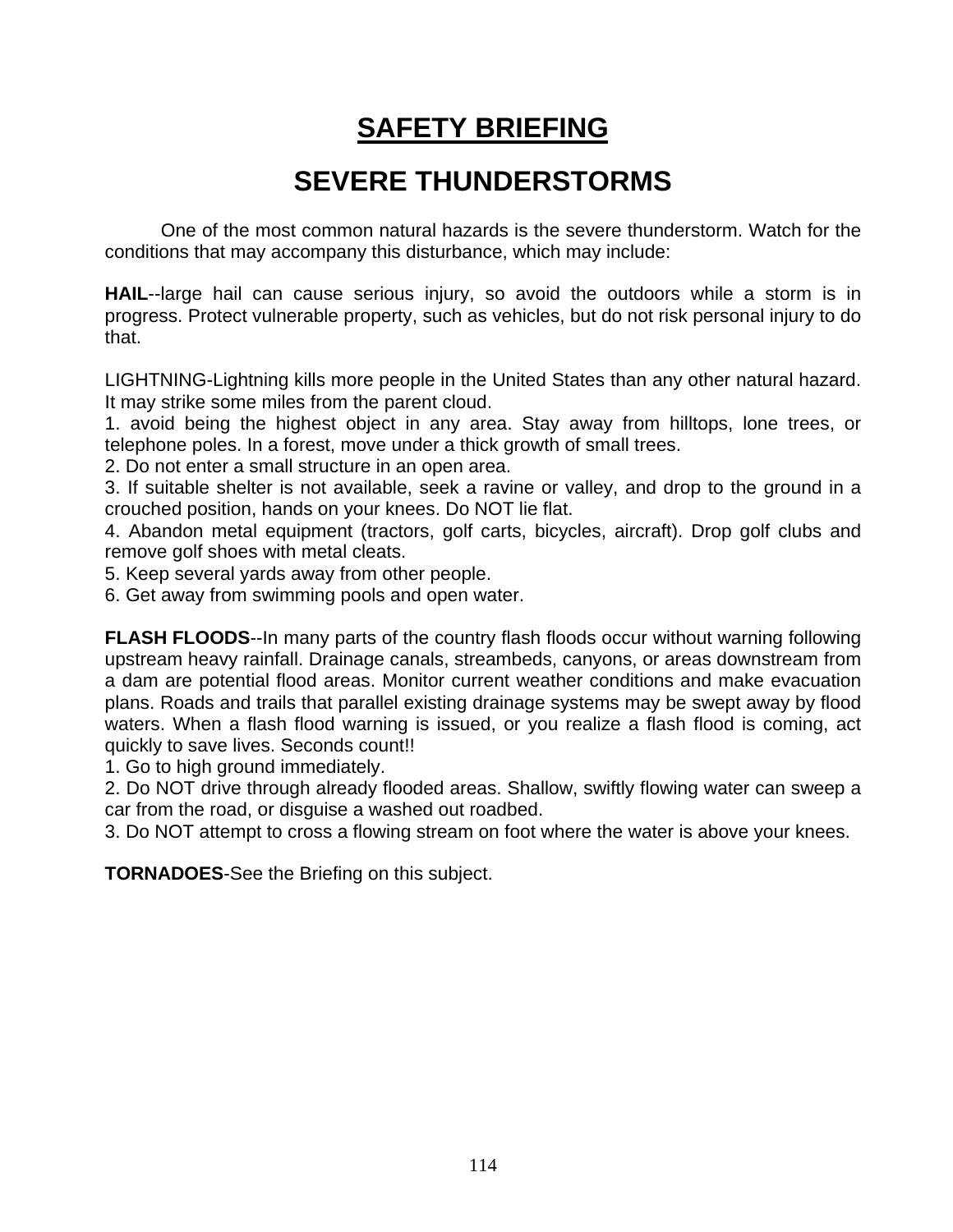# SAFETY BRIEFING

## SEVERE THUNDERSTORMS

One of the most common natural hazards is the severe thunderstorm. Watch for the conditions that may accompany this disturbance, which may include:

**HAIL**--large hail can cause serious injury, so avoid the outdoors while a storm is in progress. Protect vulnerable property, such as vehicles, but do not risk personal injury to do that.

LIGHTNING-Lightning kills more people in the United States than any other natural hazard. It may strike some miles from the parent cloud.

1. avoid being the highest object in any area. Stay away from hilltops, lone trees, or telephone poles. In a forest, move under a thick growth of small trees.
2. Do not enter a small structure in an open area.
3. If suitable shelter is not available, seek a ravine or valley, and drop to the ground in a crouched position, hands on your knees. Do NOT lie flat.
4. Abandon metal equipment (tractors, golf carts, bicycles, aircraft). Drop golf clubs and remove golf shoes with metal cleats.
5. Keep several yards away from other people.
6. Get away from swimming pools and open water.

**FLASH FLOODS**--In many parts of the country flash floods occur without warning following upstream heavy rainfall. Drainage canals, streambeds, canyons, or areas downstream from a dam are potential flood areas. Monitor current weather conditions and make evacuation plans. Roads and trails that parallel existing drainage systems may be swept away by flood waters. When a flash flood warning is issued, or you realize a flash flood is coming, act quickly to save lives. Seconds count!!

1. Go to high ground immediately.
2. Do NOT drive through already flooded areas. Shallow, swiftly flowing water can sweep a car from the road, or disguise a washed out roadbed.
3. Do NOT attempt to cross a flowing stream on foot where the water is above your knees.

**TORNADOES**-See the Briefing on this subject.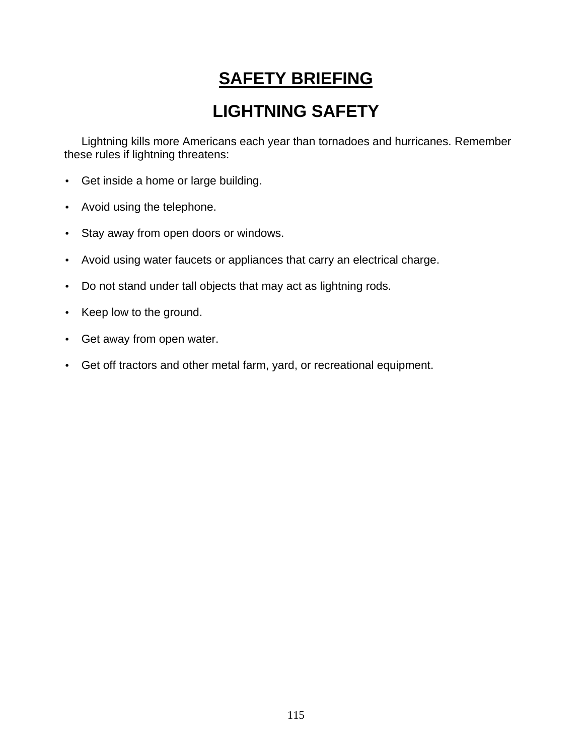# SAFETY BRIEFING

## LIGHTNING SAFETY

Lightning kills more Americans each year than tornadoes and hurricanes. Remember these rules if lightning threatens:

- Get inside a home or large building.
- Avoid using the telephone.
- Stay away from open doors or windows.
- Avoid using water faucets or appliances that carry an electrical charge.
- Do not stand under tall objects that may act as lightning rods.
- Keep low to the ground.
- Get away from open water.
- Get off tractors and other metal farm, yard, or recreational equipment.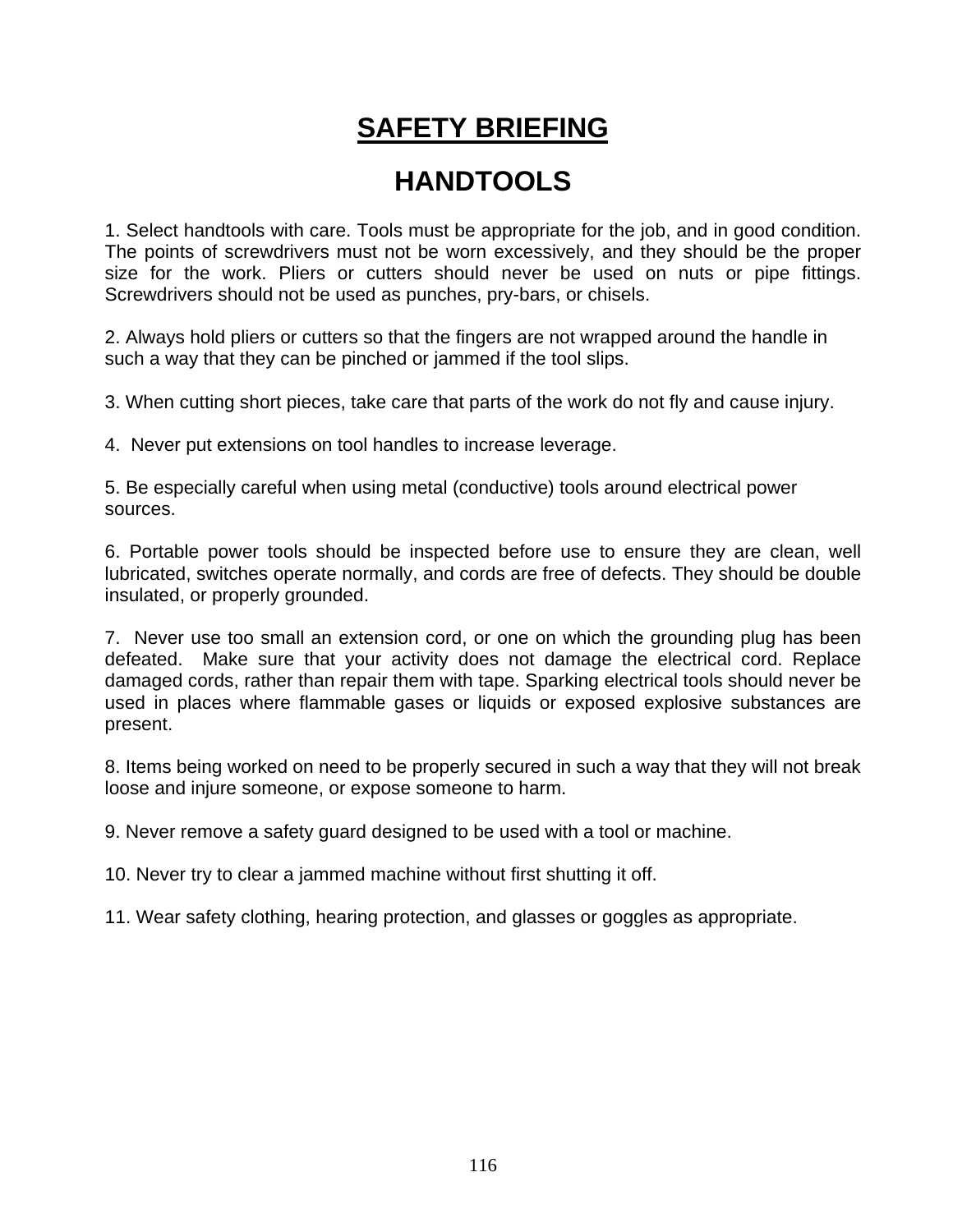# SAFETY BRIEFING

## HANDTOOLS

1. Select handtools with care. Tools must be appropriate for the job, and in good condition. The points of screwdrivers must not be worn excessively, and they should be the proper size for the work. Pliers or cutters should never be used on nuts or pipe fittings. Screwdrivers should not be used as punches, pry-bars, or chisels.

2. Always hold pliers or cutters so that the fingers are not wrapped around the handle in such a way that they can be pinched or jammed if the tool slips.

3. When cutting short pieces, take care that parts of the work do not fly and cause injury.

4. Never put extensions on tool handles to increase leverage.

5. Be especially careful when using metal (conductive) tools around electrical power sources.

6. Portable power tools should be inspected before use to ensure they are clean, well lubricated, switches operate normally, and cords are free of defects. They should be double insulated, or properly grounded.

7. Never use too small an extension cord, or one on which the grounding plug has been defeated. Make sure that your activity does not damage the electrical cord. Replace damaged cords, rather than repair them with tape. Sparking electrical tools should never be used in places where flammable gases or liquids or exposed explosive substances are present.

8. Items being worked on need to be properly secured in such a way that they will not break loose and injure someone, or expose someone to harm.

9. Never remove a safety guard designed to be used with a tool or machine.

10. Never try to clear a jammed machine without first shutting it off.

11. Wear safety clothing, hearing protection, and glasses or goggles as appropriate.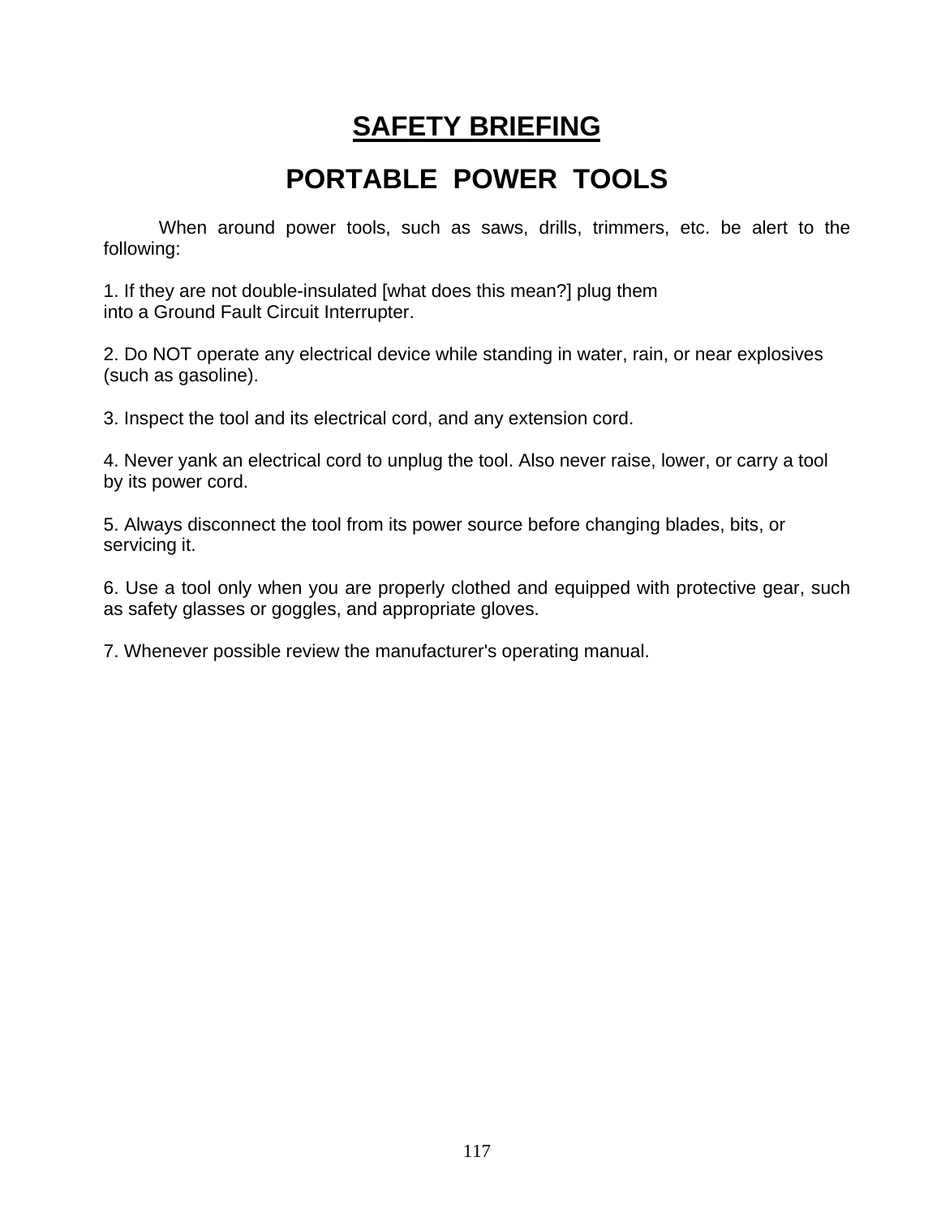# SAFETY BRIEFING

## PORTABLE POWER TOOLS

When around power tools, such as saws, drills, trimmers, etc. be alert to the following:

1. If they are not double-insulated [what does this mean?] plug them into a Ground Fault Circuit Interrupter.

2. Do NOT operate any electrical device while standing in water, rain, or near explosives (such as gasoline).

3. Inspect the tool and its electrical cord, and any extension cord.

4. Never yank an electrical cord to unplug the tool. Also never raise, lower, or carry a tool by its power cord.

5. Always disconnect the tool from its power source before changing blades, bits, or servicing it.

6. Use a tool only when you are properly clothed and equipped with protective gear, such as safety glasses or goggles, and appropriate gloves.

7. Whenever possible review the manufacturer's operating manual.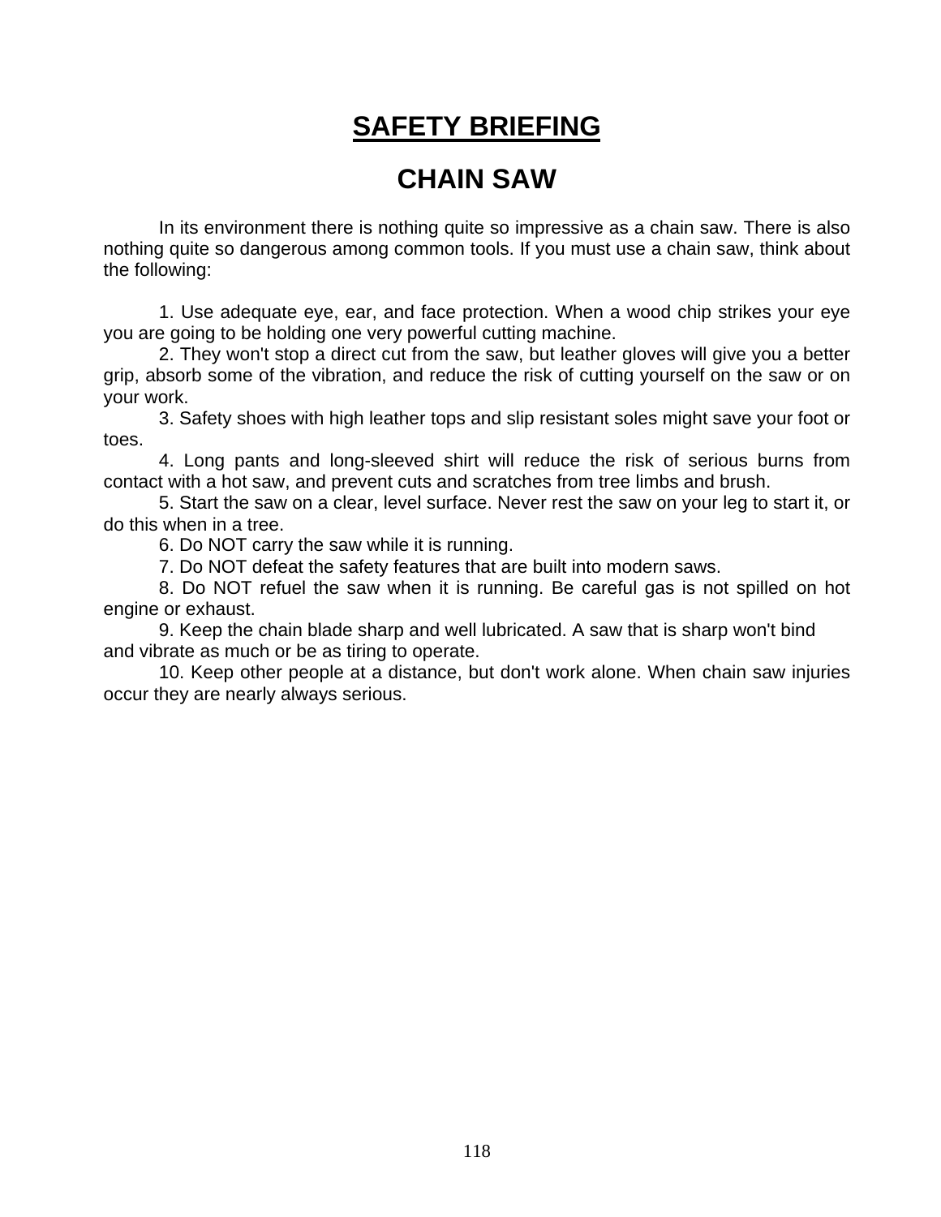# SAFETY BRIEFING

## CHAIN SAW

In its environment there is nothing quite so impressive as a chain saw. There is also nothing quite so dangerous among common tools. If you must use a chain saw, think about the following:

1. Use adequate eye, ear, and face protection. When a wood chip strikes your eye you are going to be holding one very powerful cutting machine.
2. They won't stop a direct cut from the saw, but leather gloves will give you a better grip, absorb some of the vibration, and reduce the risk of cutting yourself on the saw or on your work.
3. Safety shoes with high leather tops and slip resistant soles might save your foot or toes.
4. Long pants and long-sleeved shirt will reduce the risk of serious burns from contact with a hot saw, and prevent cuts and scratches from tree limbs and brush.
5. Start the saw on a clear, level surface. Never rest the saw on your leg to start it, or do this when in a tree.
6. Do NOT carry the saw while it is running.
7. Do NOT defeat the safety features that are built into modern saws.
8. Do NOT refuel the saw when it is running. Be careful gas is not spilled on hot engine or exhaust.
9. Keep the chain blade sharp and well lubricated. A saw that is sharp won't bind and vibrate as much or be as tiring to operate.
10. Keep other people at a distance, but don't work alone. When chain saw injuries occur they are nearly always serious.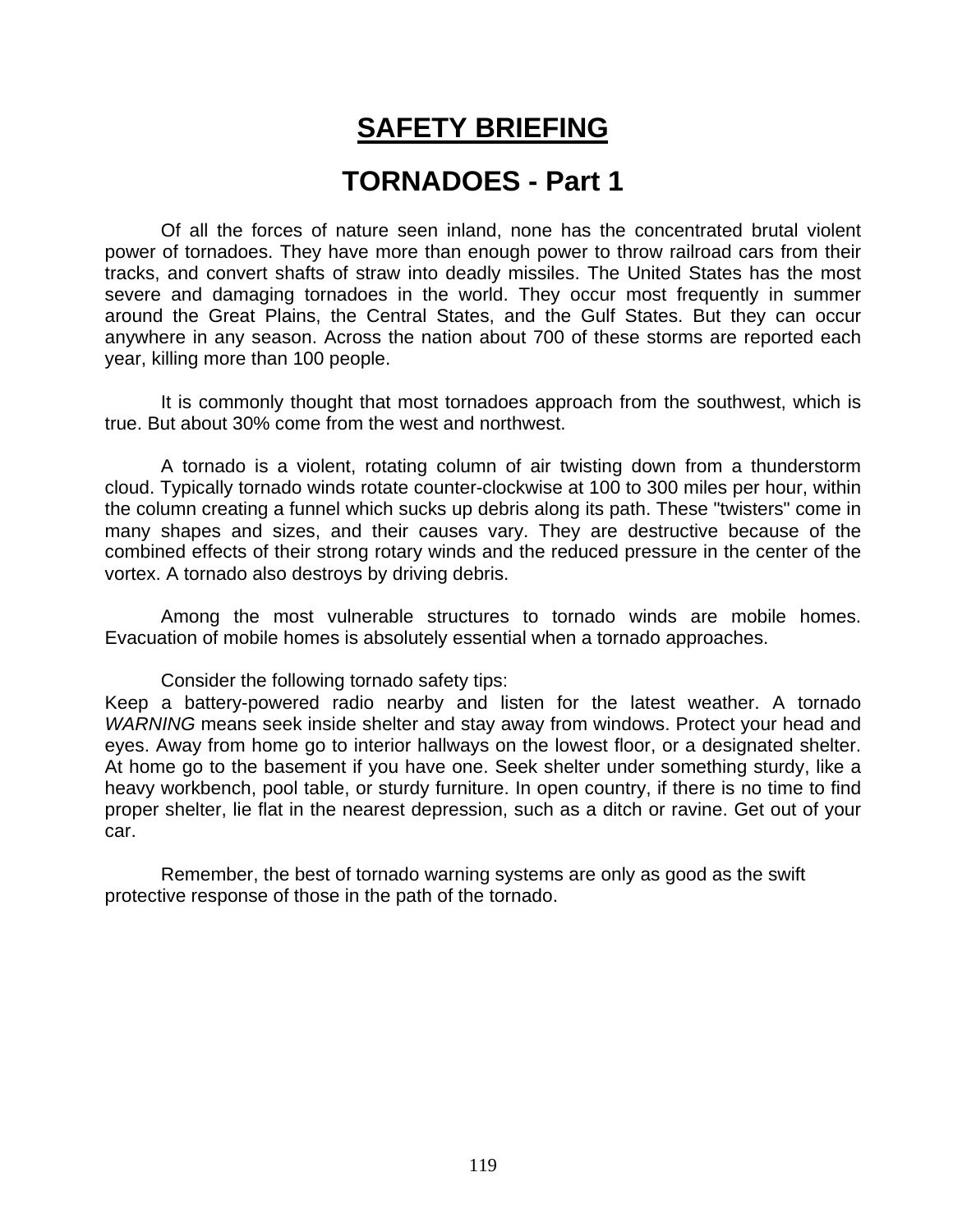# SAFETY BRIEFING

## TORNADOES - Part 1

Of all the forces of nature seen inland, none has the concentrated brutal violent power of tornadoes. They have more than enough power to throw railroad cars from their tracks, and convert shafts of straw into deadly missiles. The United States has the most severe and damaging tornadoes in the world. They occur most frequently in summer around the Great Plains, the Central States, and the Gulf States. But they can occur anywhere in any season. Across the nation about 700 of these storms are reported each year, killing more than 100 people.

It is commonly thought that most tornadoes approach from the southwest, which is true. But about 30% come from the west and northwest.

A tornado is a violent, rotating column of air twisting down from a thunderstorm cloud. Typically tornado winds rotate counter-clockwise at 100 to 300 miles per hour, within the column creating a funnel which sucks up debris along its path. These "twisters" come in many shapes and sizes, and their causes vary. They are destructive because of the combined effects of their strong rotary winds and the reduced pressure in the center of the vortex. A tornado also destroys by driving debris.

Among the most vulnerable structures to tornado winds are mobile homes. Evacuation of mobile homes is absolutely essential when a tornado approaches.

Consider the following tornado safety tips:
Keep a battery-powered radio nearby and listen for the latest weather. A tornado *WARNING* means seek inside shelter and stay away from windows. Protect your head and eyes. Away from home go to interior hallways on the lowest floor, or a designated shelter. At home go to the basement if you have one. Seek shelter under something sturdy, like a heavy workbench, pool table, or sturdy furniture. In open country, if there is no time to find proper shelter, lie flat in the nearest depression, such as a ditch or ravine. Get out of your car.

Remember, the best of tornado warning systems are only as good as the swift protective response of those in the path of the tornado.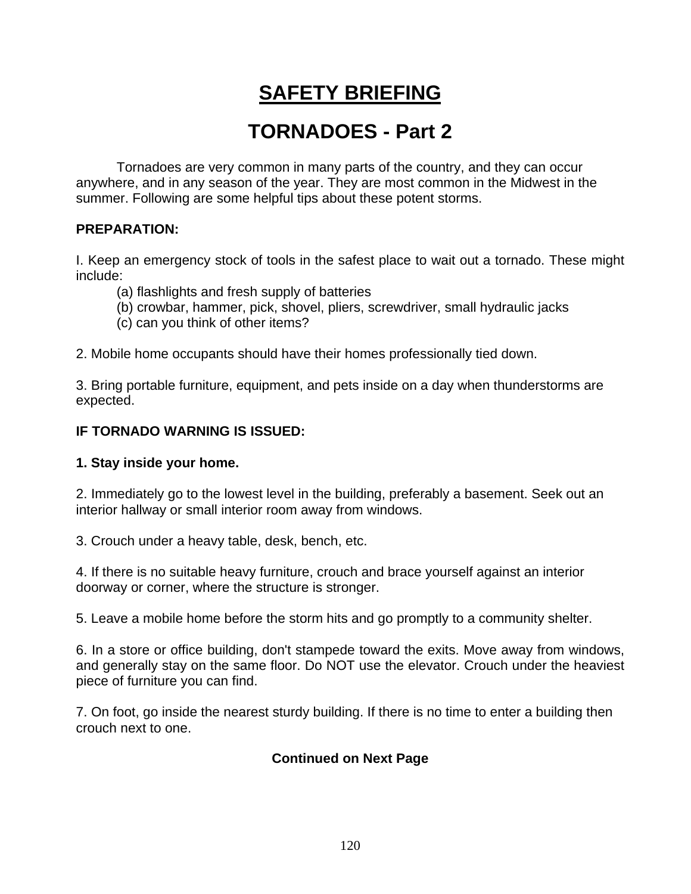# SAFETY BRIEFING

## TORNADOES - Part 2

Tornadoes are very common in many parts of the country, and they can occur anywhere, and in any season of the year. They are most common in the Midwest in the summer. Following are some helpful tips about these potent storms.

**PREPARATION:**

I. Keep an emergency stock of tools in the safest place to wait out a tornado. These might include:

(a) flashlights and fresh supply of batteries
(b) crowbar, hammer, pick, shovel, pliers, screwdriver, small hydraulic jacks
(c) can you think of other items?

2. Mobile home occupants should have their homes professionally tied down.

3. Bring portable furniture, equipment, and pets inside on a day when thunderstorms are expected.

**IF TORNADO WARNING IS ISSUED:**

**1. Stay inside your home.**

2. Immediately go to the lowest level in the building, preferably a basement. Seek out an interior hallway or small interior room away from windows.

3. Crouch under a heavy table, desk, bench, etc.

4. If there is no suitable heavy furniture, crouch and brace yourself against an interior doorway or corner, where the structure is stronger.

5. Leave a mobile home before the storm hits and go promptly to a community shelter.

6. In a store or office building, don't stampede toward the exits. Move away from windows, and generally stay on the same floor. Do NOT use the elevator. Crouch under the heaviest piece of furniture you can find.

7. On foot, go inside the nearest sturdy building. If there is no time to enter a building then crouch next to one.

**Continued on Next Page**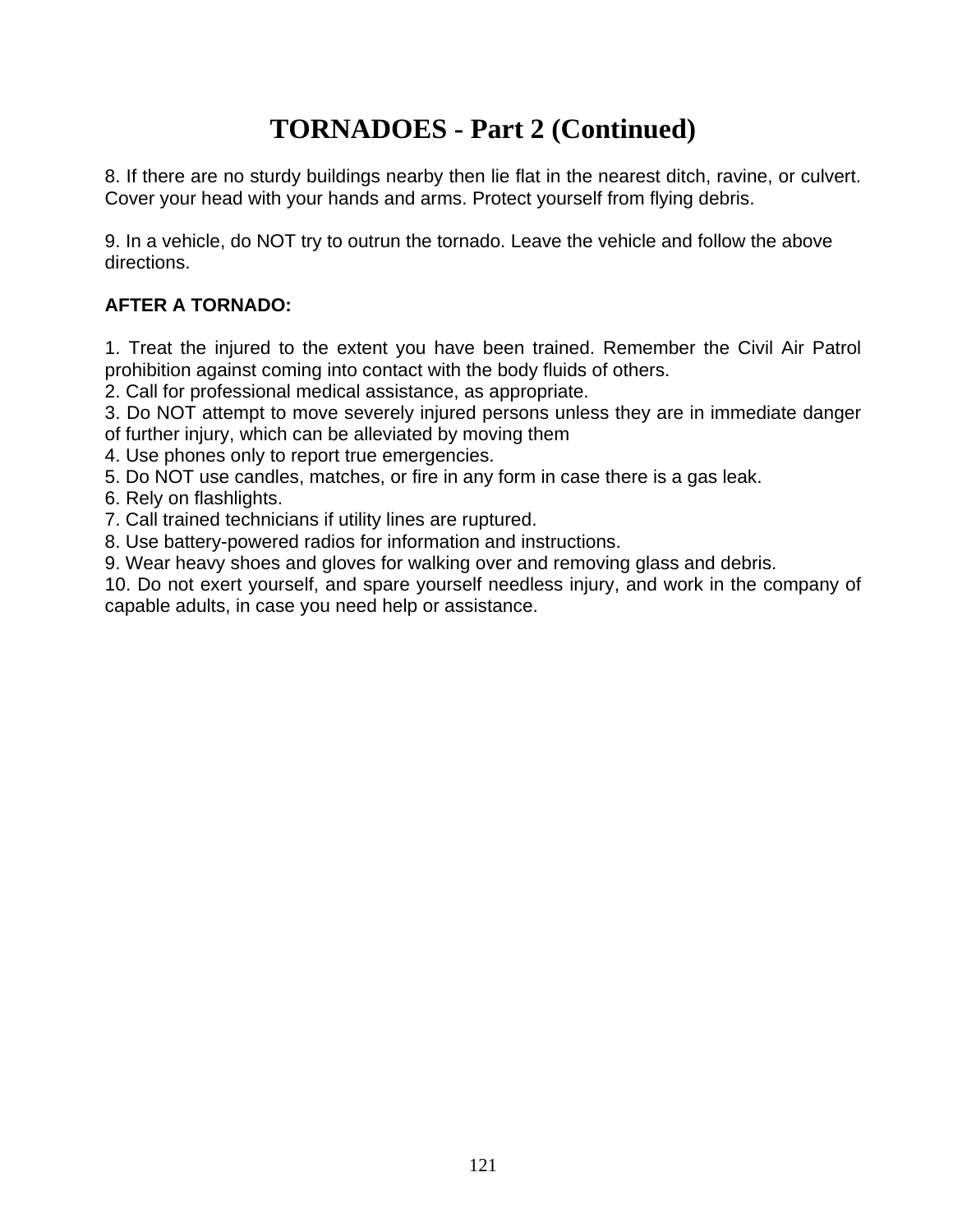# TORNADOES - Part 2 (Continued)

8. If there are no sturdy buildings nearby then lie flat in the nearest ditch, ravine, or culvert. Cover your head with your hands and arms. Protect yourself from flying debris.

9. In a vehicle, do NOT try to outrun the tornado. Leave the vehicle and follow the above directions.

**AFTER A TORNADO:**

1. Treat the injured to the extent you have been trained. Remember the Civil Air Patrol prohibition against coming into contact with the body fluids of others.
2. Call for professional medical assistance, as appropriate.
3. Do NOT attempt to move severely injured persons unless they are in immediate danger of further injury, which can be alleviated by moving them
4. Use phones only to report true emergencies.
5. Do NOT use candles, matches, or fire in any form in case there is a gas leak.
6. Rely on flashlights.
7. Call trained technicians if utility lines are ruptured.
8. Use battery-powered radios for information and instructions.
9. Wear heavy shoes and gloves for walking over and removing glass and debris.
10. Do not exert yourself, and spare yourself needless injury, and work in the company of capable adults, in case you need help or assistance.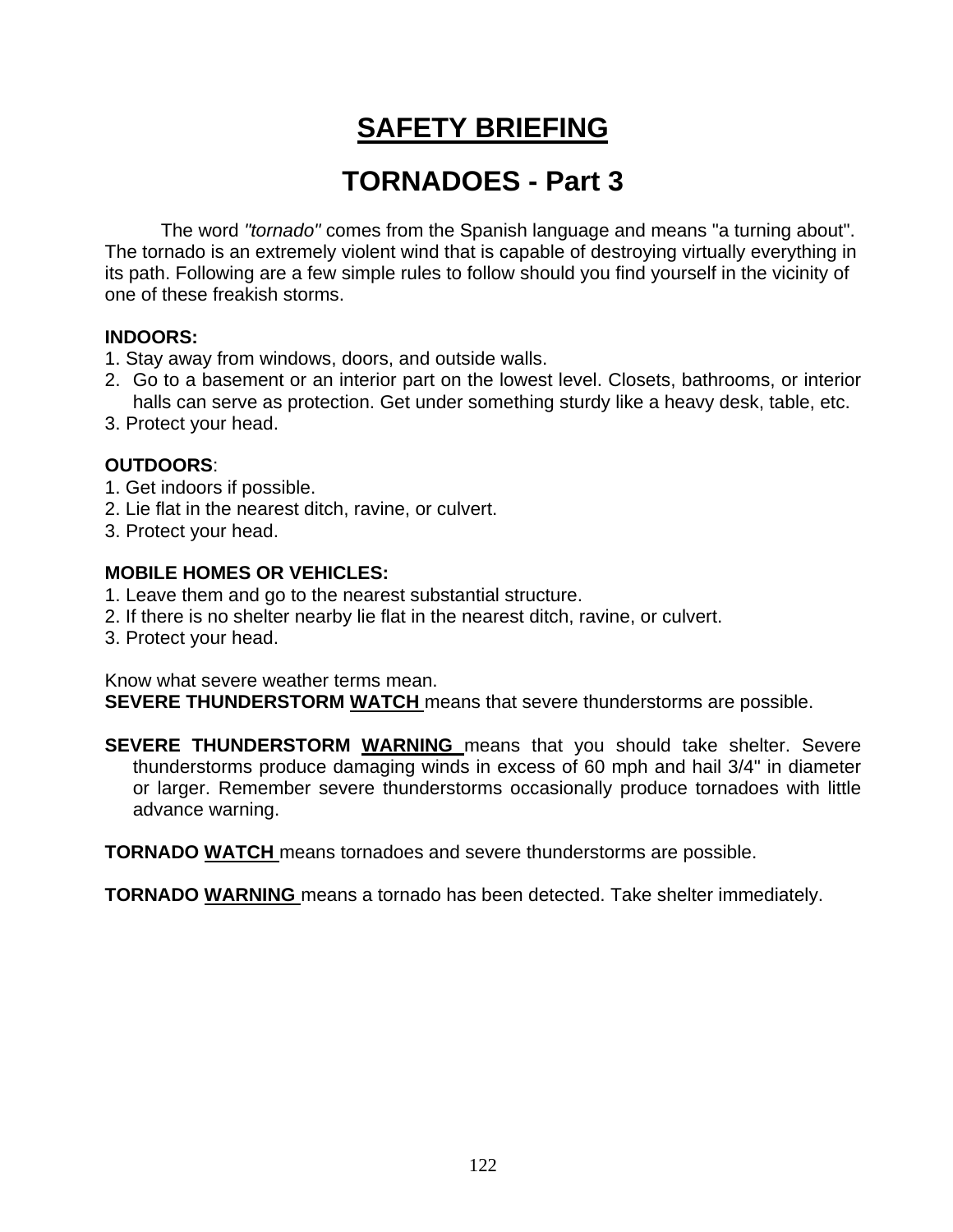# SAFETY BRIEFING

## TORNADOES - Part 3

The word *"tornado"* comes from the Spanish language and means "a turning about". The tornado is an extremely violent wind that is capable of destroying virtually everything in its path. Following are a few simple rules to follow should you find yourself in the vicinity of one of these freakish storms.

**INDOORS:**

1. Stay away from windows, doors, and outside walls.
2. Go to a basement or an interior part on the lowest level. Closets, bathrooms, or interior halls can serve as protection. Get under something sturdy like a heavy desk, table, etc.
3. Protect your head.

**OUTDOORS**:

1. Get indoors if possible.
2. Lie flat in the nearest ditch, ravine, or culvert.
3. Protect your head.

**MOBILE HOMES OR VEHICLES:**

1. Leave them and go to the nearest substantial structure.
2. If there is no shelter nearby lie flat in the nearest ditch, ravine, or culvert.
3. Protect your head.

Know what severe weather terms mean.

**SEVERE THUNDERSTORM WATCH** means that severe thunderstorms are possible.

**SEVERE THUNDERSTORM WARNING** means that you should take shelter. Severe thunderstorms produce damaging winds in excess of 60 mph and hail 3/4" in diameter or larger. Remember severe thunderstorms occasionally produce tornadoes with little advance warning.

**TORNADO WATCH** means tornadoes and severe thunderstorms are possible.

**TORNADO WARNING** means a tornado has been detected. Take shelter immediately.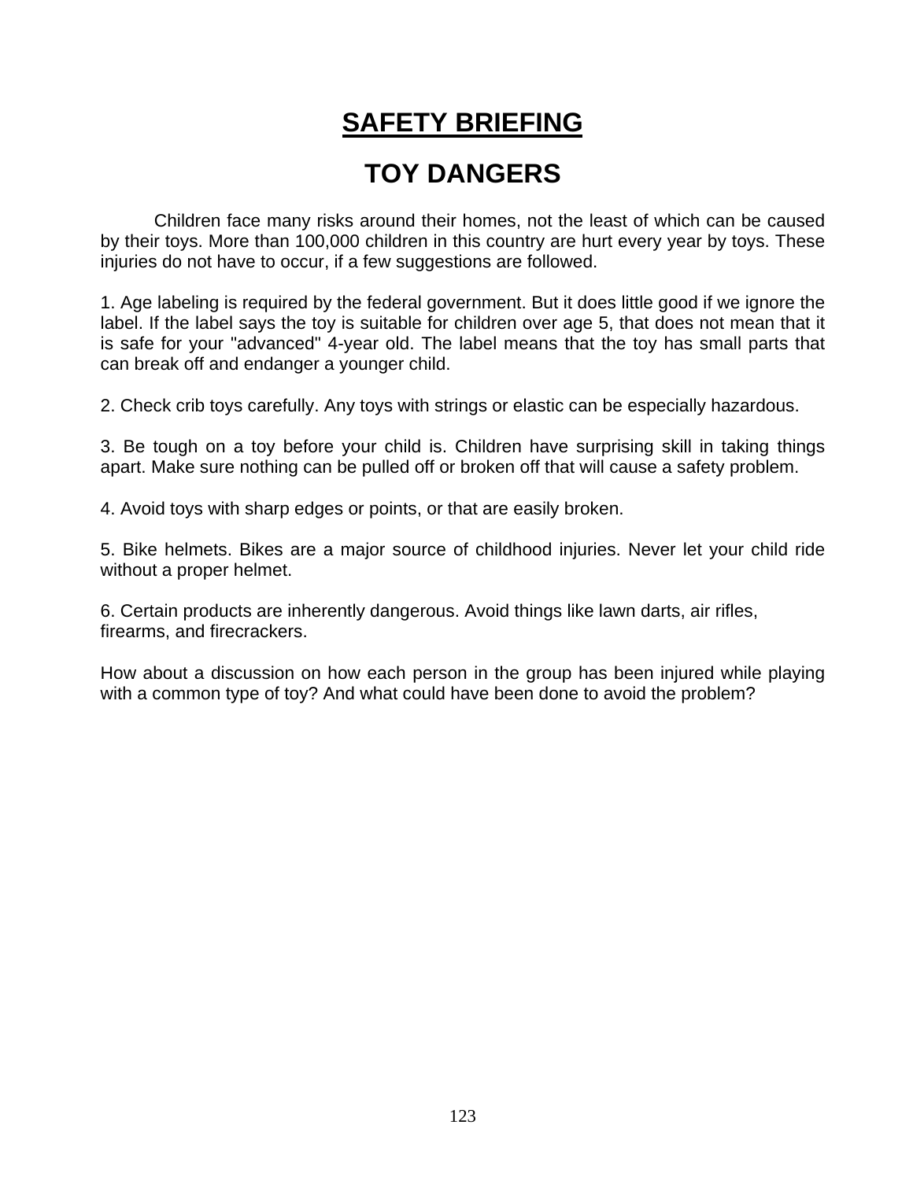# SAFETY BRIEFING

## TOY DANGERS

Children face many risks around their homes, not the least of which can be caused by their toys. More than 100,000 children in this country are hurt every year by toys. These injuries do not have to occur, if a few suggestions are followed.

1. Age labeling is required by the federal government. But it does little good if we ignore the label. If the label says the toy is suitable for children over age 5, that does not mean that it is safe for your "advanced" 4-year old. The label means that the toy has small parts that can break off and endanger a younger child.

2. Check crib toys carefully. Any toys with strings or elastic can be especially hazardous.

3. Be tough on a toy before your child is. Children have surprising skill in taking things apart. Make sure nothing can be pulled off or broken off that will cause a safety problem.

4. Avoid toys with sharp edges or points, or that are easily broken.

5. Bike helmets. Bikes are a major source of childhood injuries. Never let your child ride without a proper helmet.

6. Certain products are inherently dangerous. Avoid things like lawn darts, air rifles, firearms, and firecrackers.

How about a discussion on how each person in the group has been injured while playing with a common type of toy? And what could have been done to avoid the problem?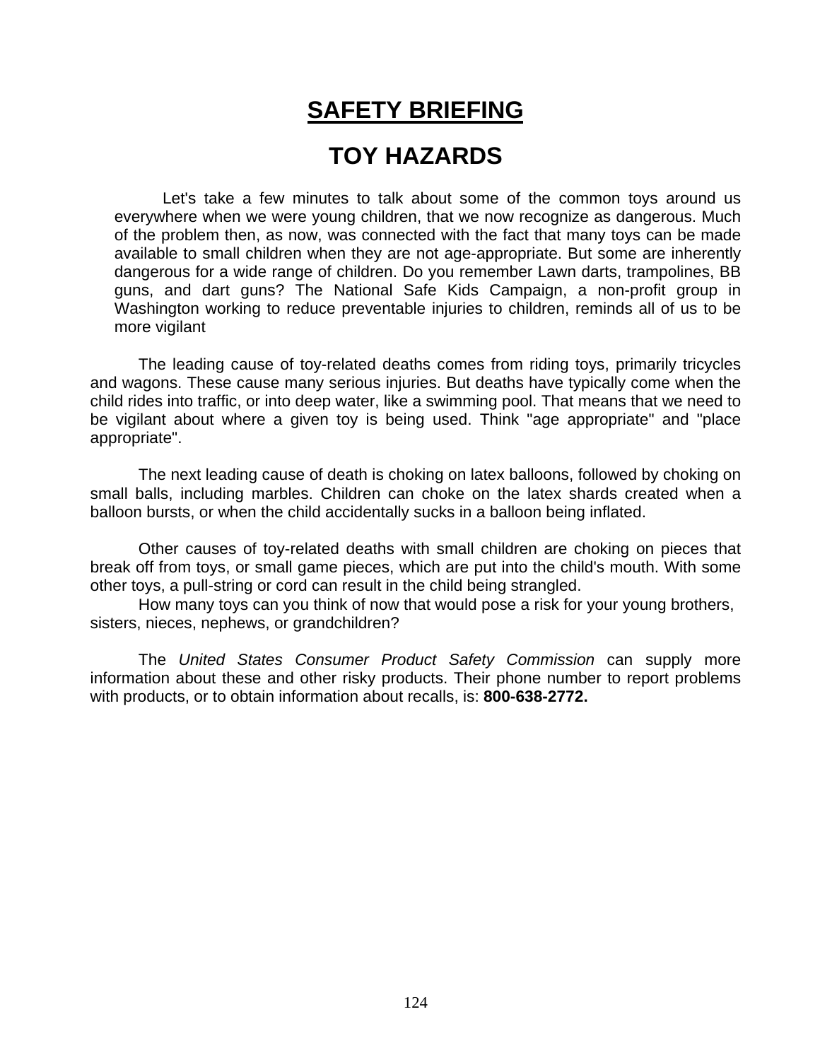# SAFETY BRIEFING

## TOY HAZARDS

Let's take a few minutes to talk about some of the common toys around us everywhere when we were young children, that we now recognize as dangerous. Much of the problem then, as now, was connected with the fact that many toys can be made available to small children when they are not age-appropriate. But some are inherently dangerous for a wide range of children. Do you remember Lawn darts, trampolines, BB guns, and dart guns? The National Safe Kids Campaign, a non-profit group in Washington working to reduce preventable injuries to children, reminds all of us to be more vigilant

The leading cause of toy-related deaths comes from riding toys, primarily tricycles and wagons. These cause many serious injuries. But deaths have typically come when the child rides into traffic, or into deep water, like a swimming pool. That means that we need to be vigilant about where a given toy is being used. Think "age appropriate" and "place appropriate".

The next leading cause of death is choking on latex balloons, followed by choking on small balls, including marbles. Children can choke on the latex shards created when a balloon bursts, or when the child accidentally sucks in a balloon being inflated.

Other causes of toy-related deaths with small children are choking on pieces that break off from toys, or small game pieces, which are put into the child's mouth. With some other toys, a pull-string or cord can result in the child being strangled.

How many toys can you think of now that would pose a risk for your young brothers, sisters, nieces, nephews, or grandchildren?

The *United States Consumer Product Safety Commission* can supply more information about these and other risky products. Their phone number to report problems with products, or to obtain information about recalls, is: **800-638-2772.**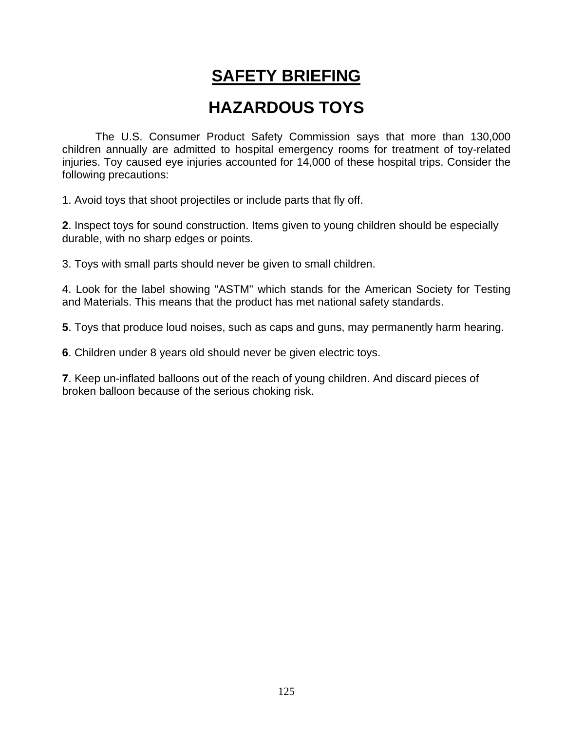# SAFETY BRIEFING

## HAZARDOUS TOYS

The U.S. Consumer Product Safety Commission says that more than 130,000 children annually are admitted to hospital emergency rooms for treatment of toy-related injuries. Toy caused eye injuries accounted for 14,000 of these hospital trips. Consider the following precautions:

1. Avoid toys that shoot projectiles or include parts that fly off.

**2**. Inspect toys for sound construction. Items given to young children should be especially durable, with no sharp edges or points.

3. Toys with small parts should never be given to small children.

4. Look for the label showing "ASTM" which stands for the American Society for Testing and Materials. This means that the product has met national safety standards.

**5**. Toys that produce loud noises, such as caps and guns, may permanently harm hearing.

**6**. Children under 8 years old should never be given electric toys.

**7**. Keep un-inflated balloons out of the reach of young children. And discard pieces of broken balloon because of the serious choking risk.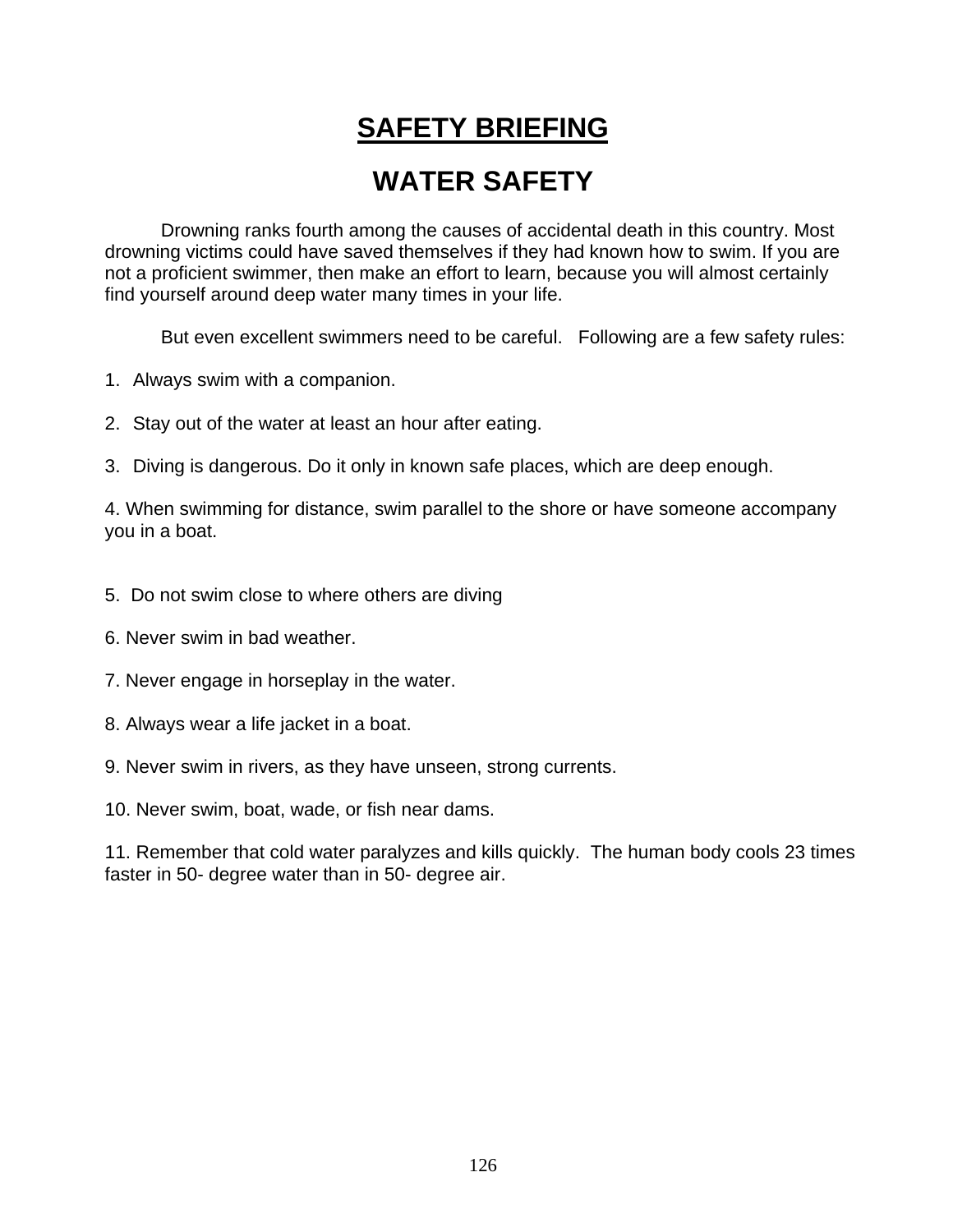# SAFETY BRIEFING

## WATER SAFETY

Drowning ranks fourth among the causes of accidental death in this country. Most drowning victims could have saved themselves if they had known how to swim. If you are not a proficient swimmer, then make an effort to learn, because you will almost certainly find yourself around deep water many times in your life.

But even excellent swimmers need to be careful. Following are a few safety rules:

1. Always swim with a companion.
2. Stay out of the water at least an hour after eating.
3. Diving is dangerous. Do it only in known safe places, which are deep enough.
4. When swimming for distance, swim parallel to the shore or have someone accompany you in a boat.
5. Do not swim close to where others are diving
6. Never swim in bad weather.
7. Never engage in horseplay in the water.
8. Always wear a life jacket in a boat.
9. Never swim in rivers, as they have unseen, strong currents.
10. Never swim, boat, wade, or fish near dams.
11. Remember that cold water paralyzes and kills quickly. The human body cools 23 times faster in 50- degree water than in 50- degree air.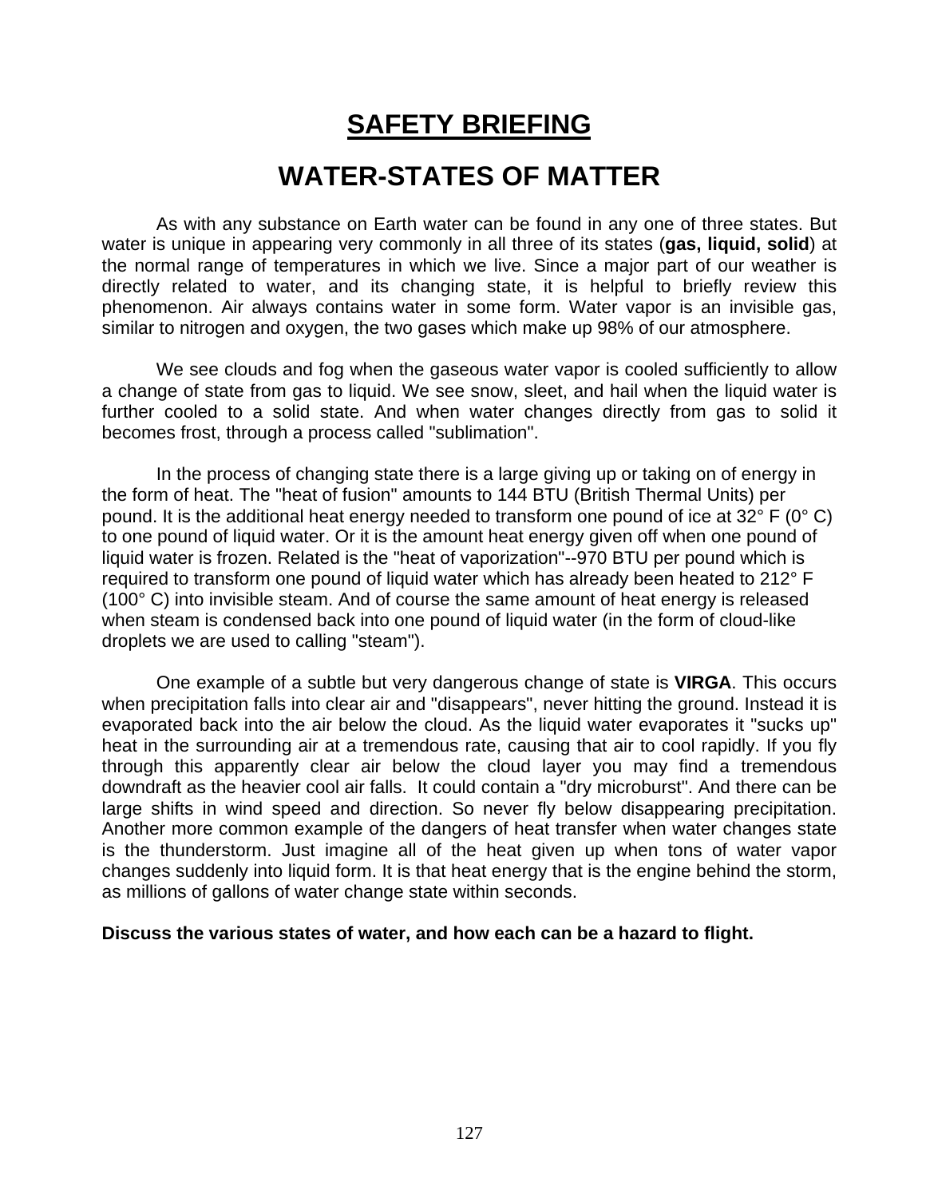# SAFETY BRIEFING

## WATER-STATES OF MATTER

As with any substance on Earth water can be found in any one of three states. But water is unique in appearing very commonly in all three of its states (**gas, liquid, solid**) at the normal range of temperatures in which we live. Since a major part of our weather is directly related to water, and its changing state, it is helpful to briefly review this phenomenon. Air always contains water in some form. Water vapor is an invisible gas, similar to nitrogen and oxygen, the two gases which make up 98% of our atmosphere.

We see clouds and fog when the gaseous water vapor is cooled sufficiently to allow a change of state from gas to liquid. We see snow, sleet, and hail when the liquid water is further cooled to a solid state. And when water changes directly from gas to solid it becomes frost, through a process called "sublimation".

In the process of changing state there is a large giving up or taking on of energy in the form of heat. The "heat of fusion" amounts to 144 BTU (British Thermal Units) per pound. It is the additional heat energy needed to transform one pound of ice at 32° F (0° C) to one pound of liquid water. Or it is the amount heat energy given off when one pound of liquid water is frozen. Related is the "heat of vaporization"--970 BTU per pound which is required to transform one pound of liquid water which has already been heated to 212° F (100° C) into invisible steam. And of course the same amount of heat energy is released when steam is condensed back into one pound of liquid water (in the form of cloud-like droplets we are used to calling "steam").

One example of a subtle but very dangerous change of state is **VIRGA**. This occurs when precipitation falls into clear air and "disappears", never hitting the ground. Instead it is evaporated back into the air below the cloud. As the liquid water evaporates it "sucks up" heat in the surrounding air at a tremendous rate, causing that air to cool rapidly. If you fly through this apparently clear air below the cloud layer you may find a tremendous downdraft as the heavier cool air falls. It could contain a "dry microburst". And there can be large shifts in wind speed and direction. So never fly below disappearing precipitation. Another more common example of the dangers of heat transfer when water changes state is the thunderstorm. Just imagine all of the heat given up when tons of water vapor changes suddenly into liquid form. It is that heat energy that is the engine behind the storm, as millions of gallons of water change state within seconds.

**Discuss the various states of water, and how each can be a hazard to flight.**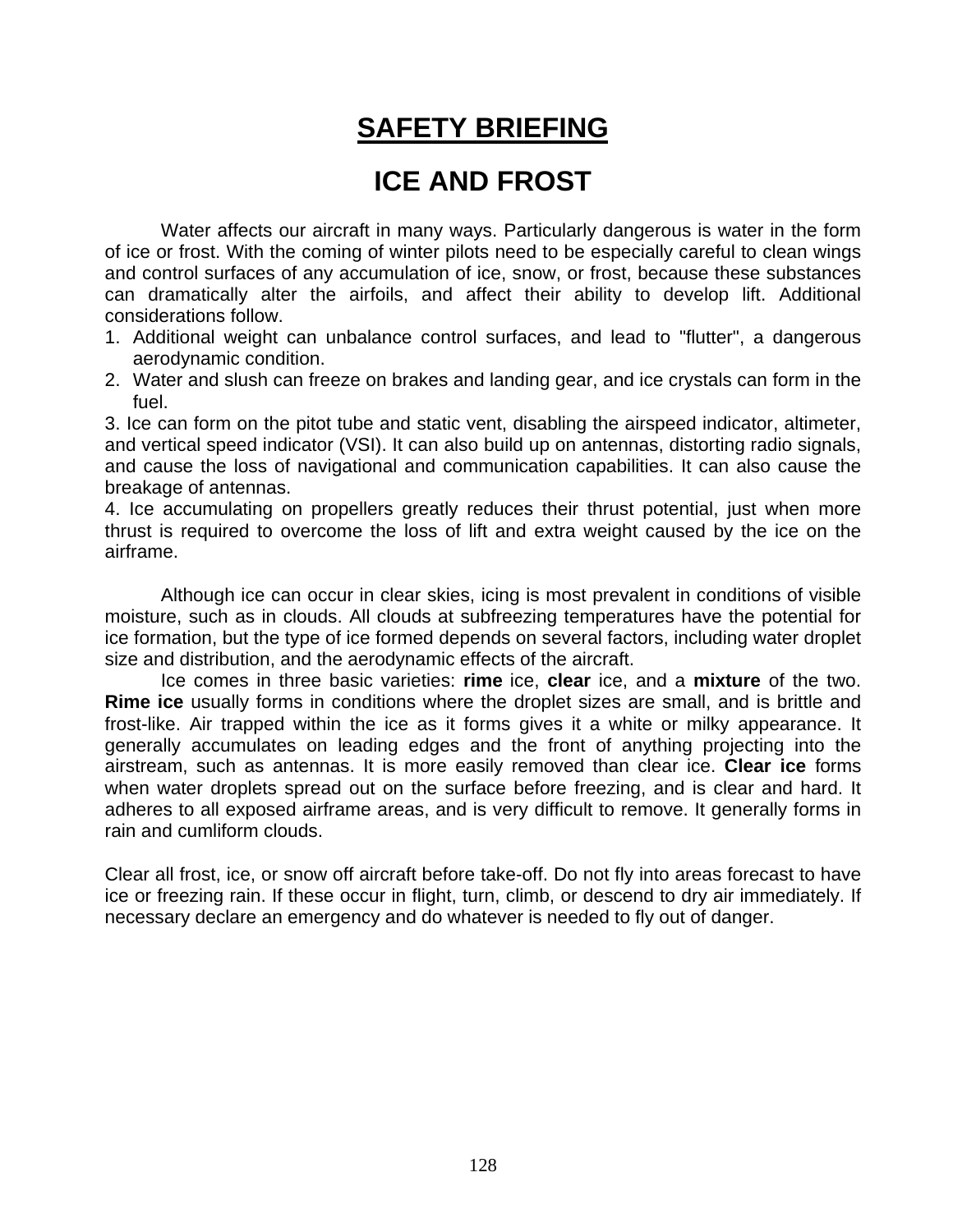# SAFETY BRIEFING

## ICE AND FROST

Water affects our aircraft in many ways. Particularly dangerous is water in the form of ice or frost. With the coming of winter pilots need to be especially careful to clean wings and control surfaces of any accumulation of ice, snow, or frost, because these substances can dramatically alter the airfoils, and affect their ability to develop lift. Additional considerations follow.

1. Additional weight can unbalance control surfaces, and lead to "flutter", a dangerous aerodynamic condition.
2. Water and slush can freeze on brakes and landing gear, and ice crystals can form in the fuel.
3. Ice can form on the pitot tube and static vent, disabling the airspeed indicator, altimeter, and vertical speed indicator (VSI). It can also build up on antennas, distorting radio signals, and cause the loss of navigational and communication capabilities. It can also cause the breakage of antennas.
4. Ice accumulating on propellers greatly reduces their thrust potential, just when more thrust is required to overcome the loss of lift and extra weight caused by the ice on the airframe.

Although ice can occur in clear skies, icing is most prevalent in conditions of visible moisture, such as in clouds. All clouds at subfreezing temperatures have the potential for ice formation, but the type of ice formed depends on several factors, including water droplet size and distribution, and the aerodynamic effects of the aircraft.

Ice comes in three basic varieties: **rime** ice, **clear** ice, and a **mixture** of the two. **Rime ice** usually forms in conditions where the droplet sizes are small, and is brittle and frost-like. Air trapped within the ice as it forms gives it a white or milky appearance. It generally accumulates on leading edges and the front of anything projecting into the airstream, such as antennas. It is more easily removed than clear ice. **Clear ice** forms when water droplets spread out on the surface before freezing, and is clear and hard. It adheres to all exposed airframe areas, and is very difficult to remove. It generally forms in rain and cumliform clouds.

Clear all frost, ice, or snow off aircraft before take-off. Do not fly into areas forecast to have ice or freezing rain. If these occur in flight, turn, climb, or descend to dry air immediately. If necessary declare an emergency and do whatever is needed to fly out of danger.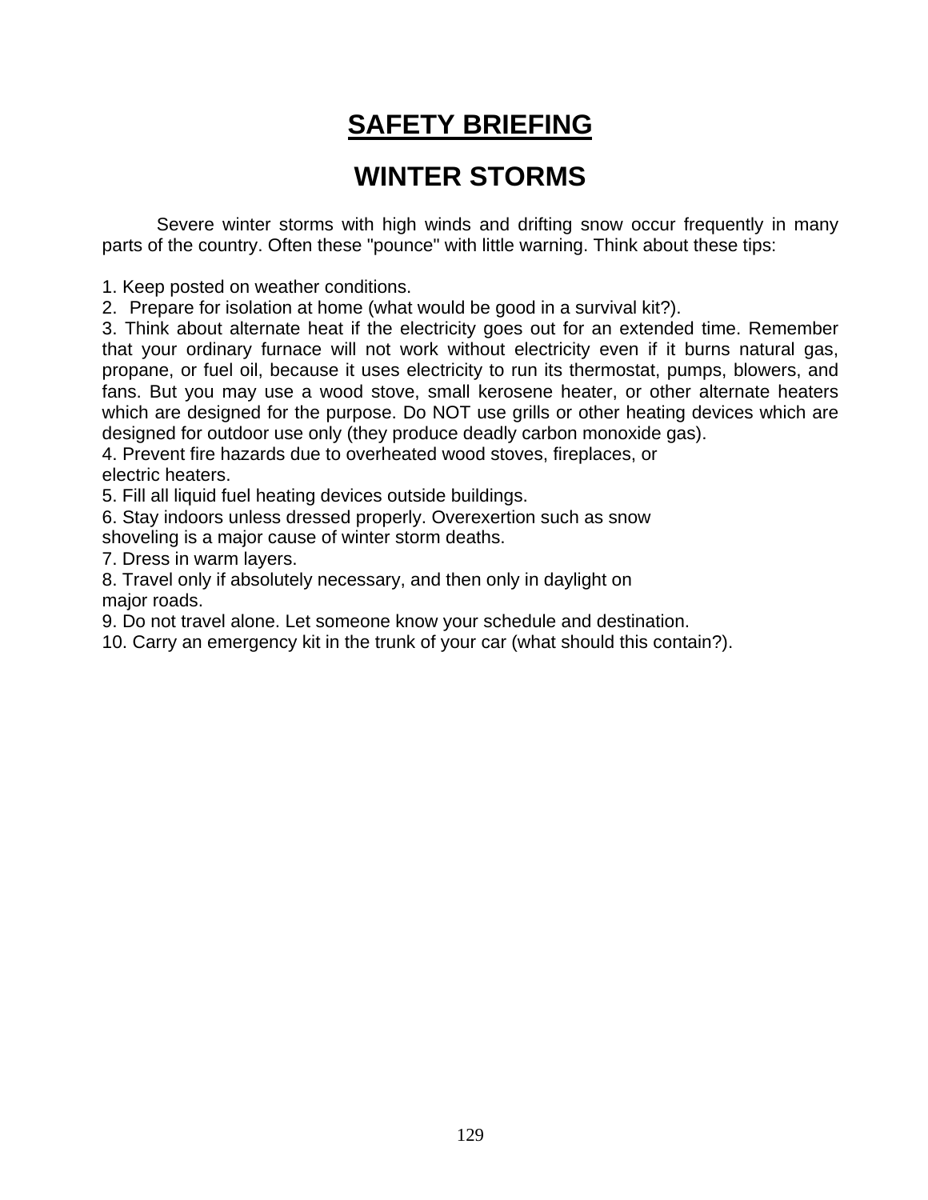# SAFETY BRIEFING

## WINTER STORMS

Severe winter storms with high winds and drifting snow occur frequently in many parts of the country. Often these "pounce" with little warning. Think about these tips:

1. Keep posted on weather conditions.
2. Prepare for isolation at home (what would be good in a survival kit?).
3. Think about alternate heat if the electricity goes out for an extended time. Remember that your ordinary furnace will not work without electricity even if it burns natural gas, propane, or fuel oil, because it uses electricity to run its thermostat, pumps, blowers, and fans. But you may use a wood stove, small kerosene heater, or other alternate heaters which are designed for the purpose. Do NOT use grills or other heating devices which are designed for outdoor use only (they produce deadly carbon monoxide gas).
4. Prevent fire hazards due to overheated wood stoves, fireplaces, or electric heaters.
5. Fill all liquid fuel heating devices outside buildings.
6. Stay indoors unless dressed properly. Overexertion such as snow shoveling is a major cause of winter storm deaths.
7. Dress in warm layers.
8. Travel only if absolutely necessary, and then only in daylight on major roads.
9. Do not travel alone. Let someone know your schedule and destination.
10. Carry an emergency kit in the trunk of your car (what should this contain?).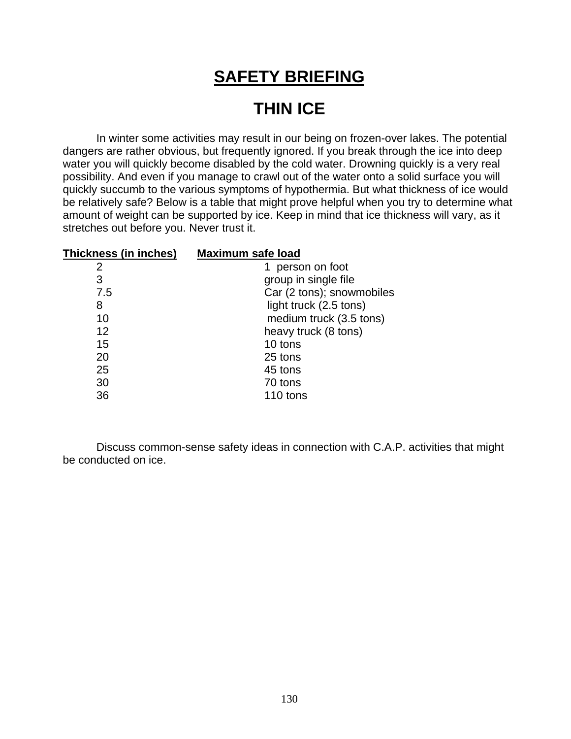# SAFETY BRIEFING

## THIN ICE

In winter some activities may result in our being on frozen-over lakes. The potential dangers are rather obvious, but frequently ignored. If you break through the ice into deep water you will quickly become disabled by the cold water. Drowning quickly is a very real possibility. And even if you manage to crawl out of the water onto a solid surface you will quickly succumb to the various symptoms of hypothermia. But what thickness of ice would be relatively safe? Below is a table that might prove helpful when you try to determine what amount of weight can be supported by ice. Keep in mind that ice thickness will vary, as it stretches out before you. Never trust it.

| Thickness (in inches) | Maximum safe load |
|---|---|
| 2 | 1 person on foot |
| 3 | group in single file |
| 7.5 | Car (2 tons); snowmobiles |
| 8 | light truck (2.5 tons) |
| 10 | medium truck (3.5 tons) |
| 12 | heavy truck (8 tons) |
| 15 | 10 tons |
| 20 | 25 tons |
| 25 | 45 tons |
| 30 | 70 tons |
| 36 | 110 tons |

Discuss common-sense safety ideas in connection with C.A.P. activities that might be conducted on ice.